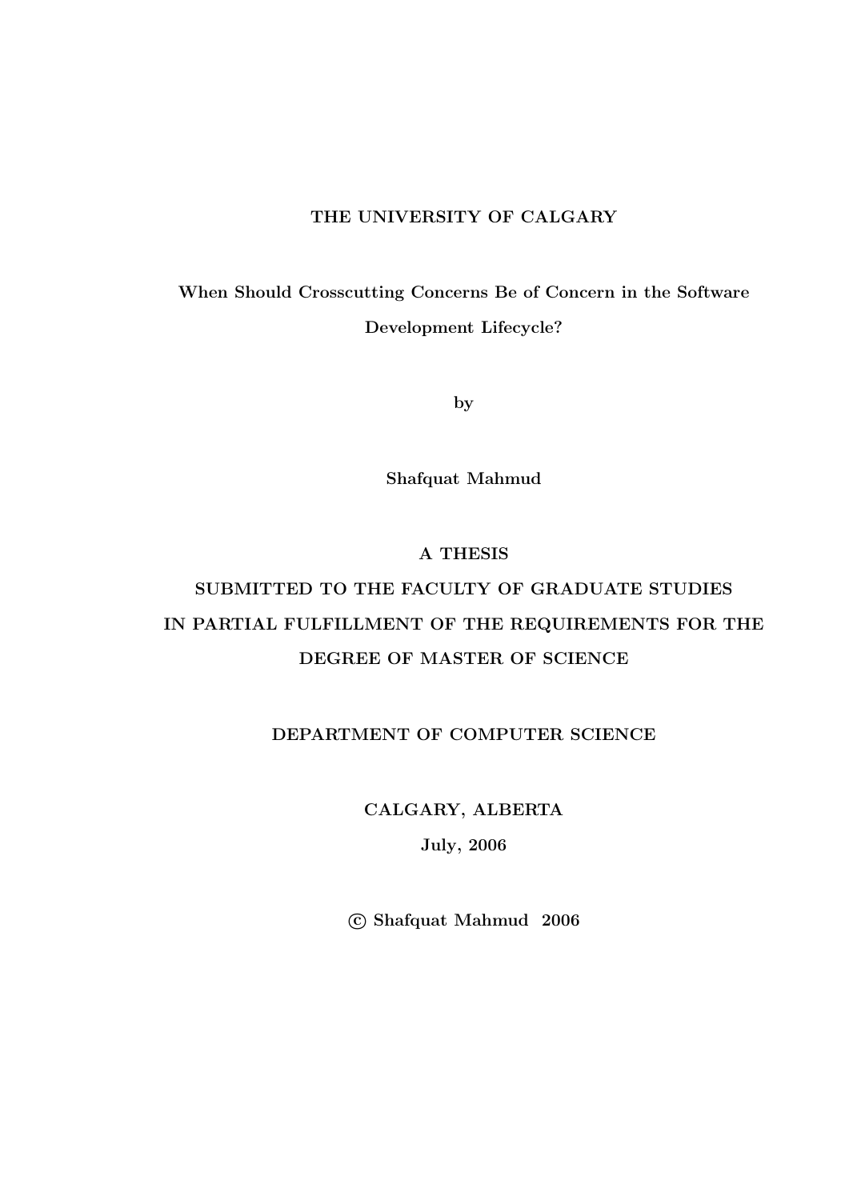**THE UNIVERSITY OF CALGARY**

# When Should Crosscutting Concerns Be of Concern in the Software Development Lifecycle?

by

**Shafquat Mahmud**

**A THESIS**

**SUBMITTED TO THE FACULTY OF GRADUATE STUDIES IN PARTIAL FULFILLMENT OF THE REQUIREMENTS FOR THE DEGREE OF MASTER OF SCIENCE**

**DEPARTMENT OF COMPUTER SCIENCE**

**CALGARY, ALBERTA**

**July, 2006**

**© Shafquat Mahmud 2006**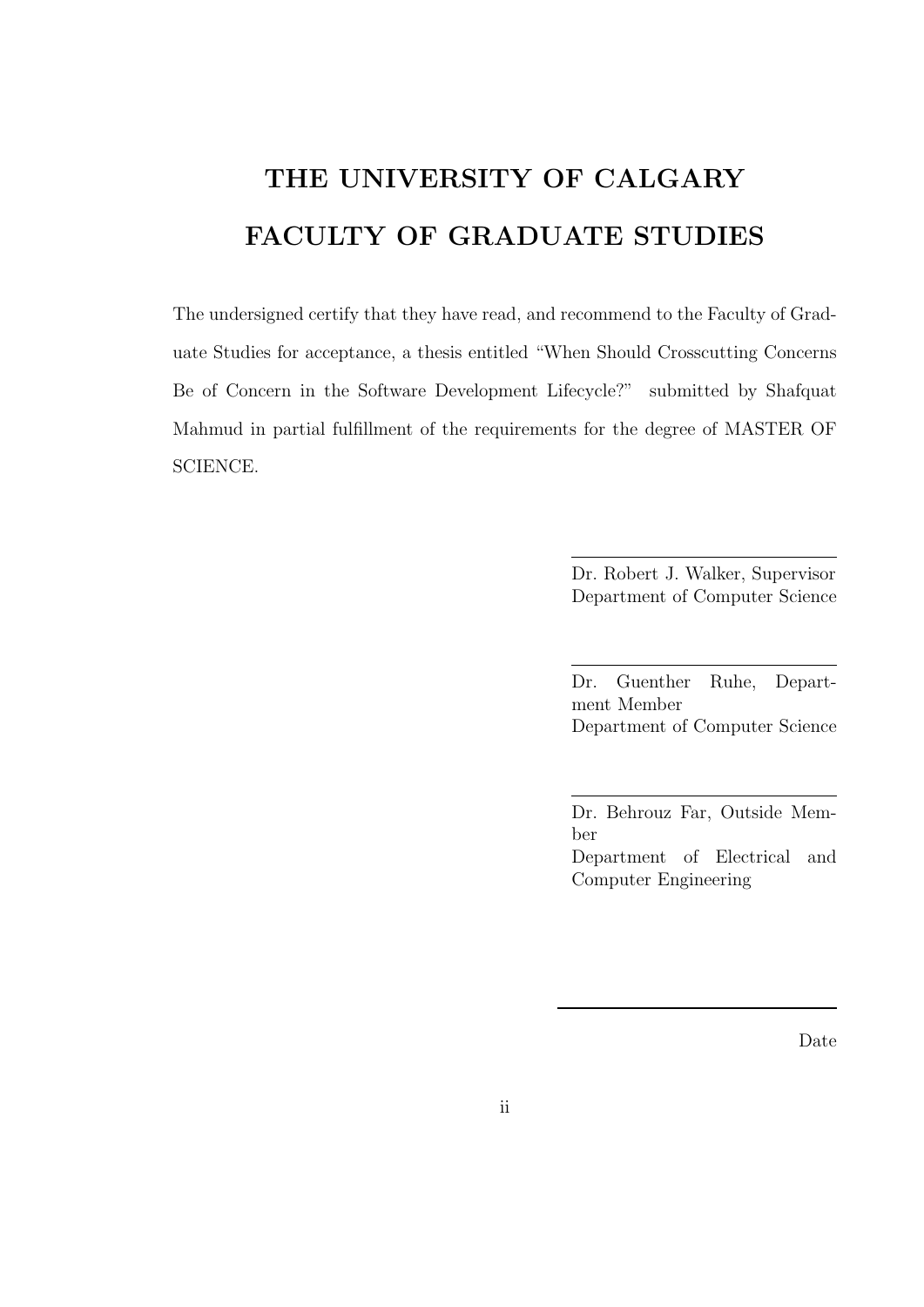# THE UNIVERSITY OF CALGARY

# FACULTY OF GRADUATE STUDIES

The undersigned certify that they have read, and recommend to the Faculty of Graduate Studies for acceptance, a thesis entitled "When Should Crosscutting Concerns Be of Concern in the Software Development Lifecycle?" submitted by Shafquat Mahmud in partial fulfillment of the requirements for the degree of MASTER OF SCIENCE.

Dr. Robert J. Walker, Supervisor
Department of Computer Science

Dr. Guenther Ruhe, Department Member
Department of Computer Science

Dr. Behrouz Far, Outside Member
Department of Electrical and Computer Engineering

Date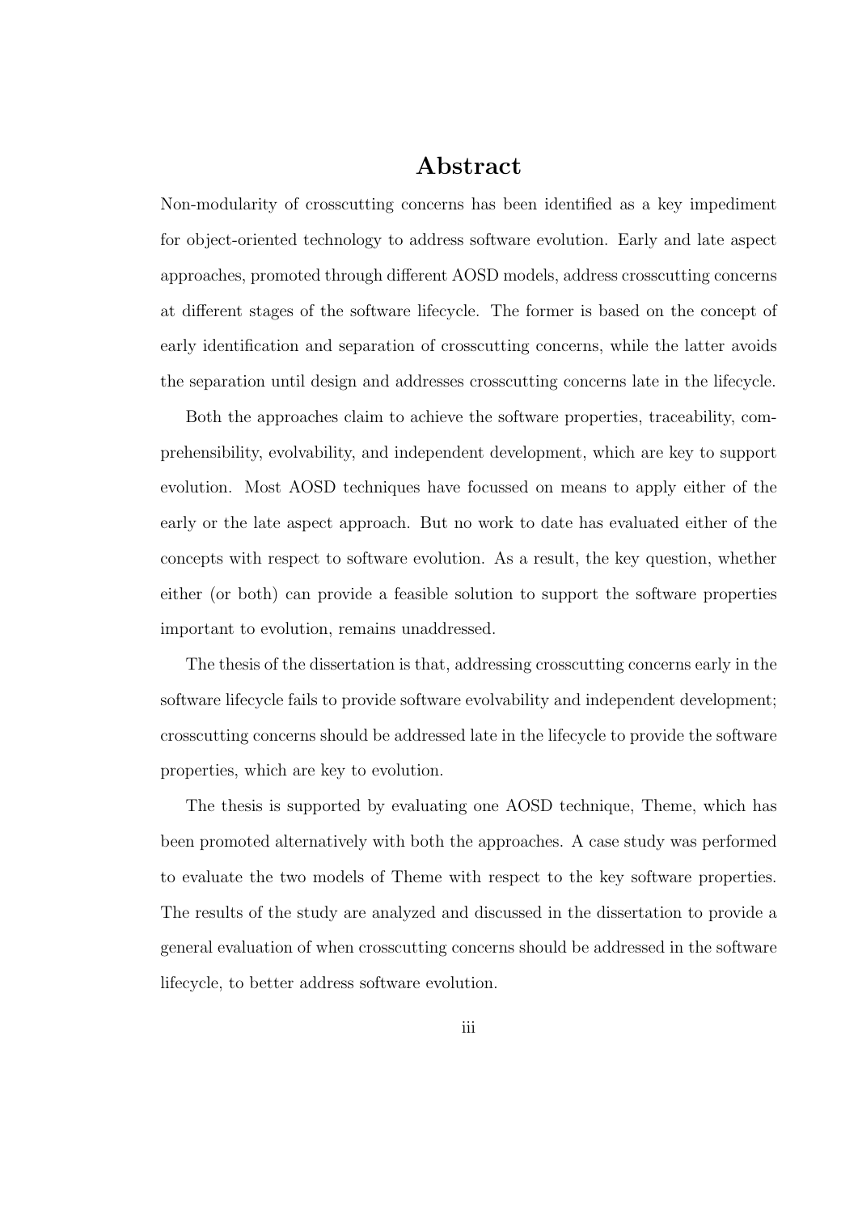# Abstract

Non-modularity of crosscutting concerns has been identified as a key impediment for object-oriented technology to address software evolution. Early and late aspect approaches, promoted through different AOSD models, address crosscutting concerns at different stages of the software lifecycle. The former is based on the concept of early identification and separation of crosscutting concerns, while the latter avoids the separation until design and addresses crosscutting concerns late in the lifecycle.

Both the approaches claim to achieve the software properties, traceability, comprehensibility, evolvability, and independent development, which are key to support evolution. Most AOSD techniques have focussed on means to apply either of the early or the late aspect approach. But no work to date has evaluated either of the concepts with respect to software evolution. As a result, the key question, whether either (or both) can provide a feasible solution to support the software properties important to evolution, remains unaddressed.

The thesis of the dissertation is that, addressing crosscutting concerns early in the software lifecycle fails to provide software evolvability and independent development; crosscutting concerns should be addressed late in the lifecycle to provide the software properties, which are key to evolution.

The thesis is supported by evaluating one AOSD technique, Theme, which has been promoted alternatively with both the approaches. A case study was performed to evaluate the two models of Theme with respect to the key software properties. The results of the study are analyzed and discussed in the dissertation to provide a general evaluation of when crosscutting concerns should be addressed in the software lifecycle, to better address software evolution.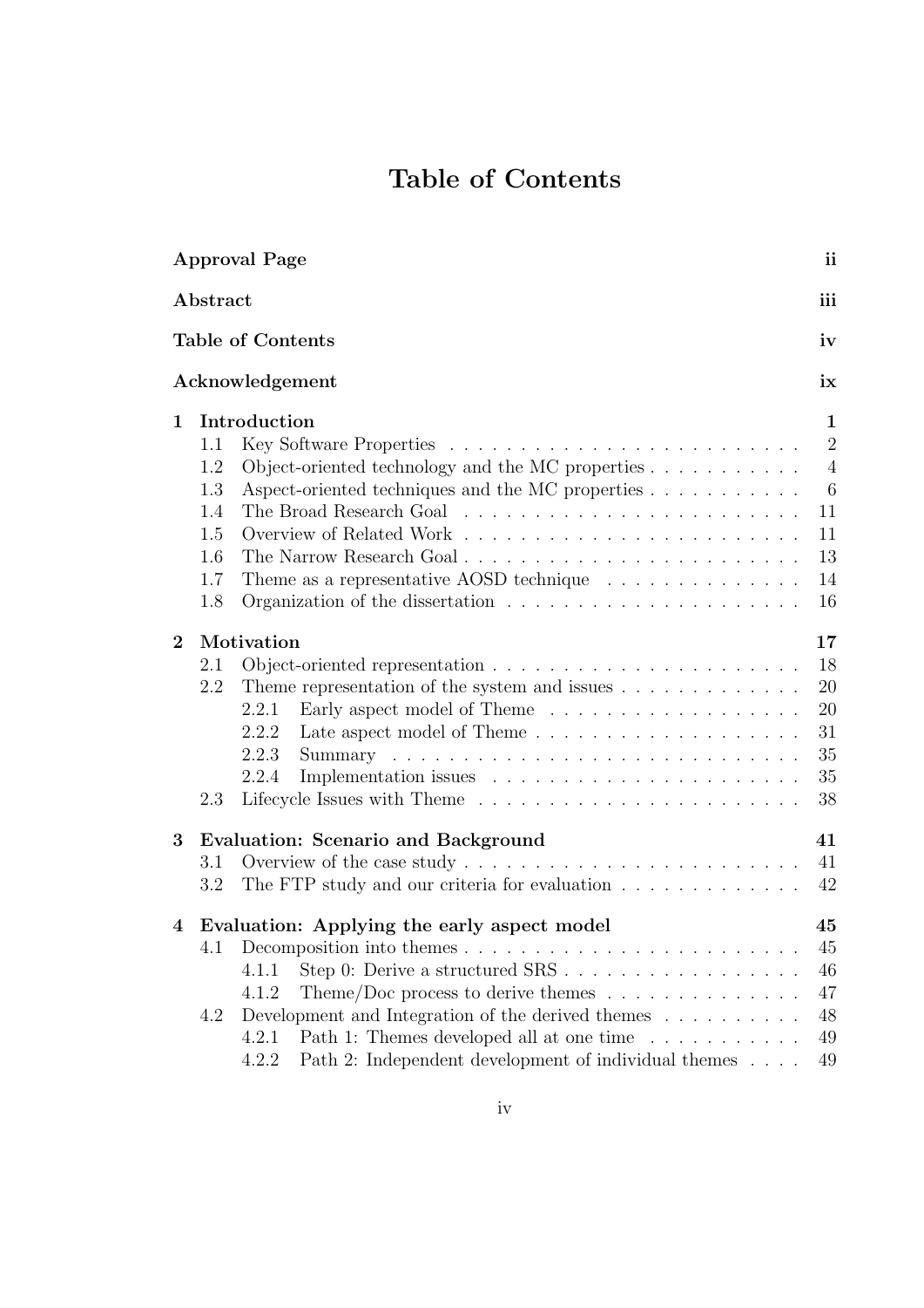# Table of Contents

| | | |
|---|---|---|
| **Approval Page** | | **ii** |
| **Abstract** | | **iii** |
| **Table of Contents** | | **iv** |
| **Acknowledgement** | | **ix** |
| **1** | **Introduction** | **1** |
| 1.1 | Key Software Properties | 2 |
| 1.2 | Object-oriented technology and the MC properties | 4 |
| 1.3 | Aspect-oriented techniques and the MC properties | 6 |
| 1.4 | The Broad Research Goal | 11 |
| 1.5 | Overview of Related Work | 11 |
| 1.6 | The Narrow Research Goal | 13 |
| 1.7 | Theme as a representative AOSD technique | 14 |
| 1.8 | Organization of the dissertation | 16 |
| **2** | **Motivation** | **17** |
| 2.1 | Object-oriented representation | 18 |
| 2.2 | Theme representation of the system and issues | 20 |
| 2.2.1 | Early aspect model of Theme | 20 |
| 2.2.2 | Late aspect model of Theme | 31 |
| 2.2.3 | Summary | 35 |
| 2.2.4 | Implementation issues | 35 |
| 2.3 | Lifecycle Issues with Theme | 38 |
| **3** | **Evaluation: Scenario and Background** | **41** |
| 3.1 | Overview of the case study | 41 |
| 3.2 | The FTP study and our criteria for evaluation | 42 |
| **4** | **Evaluation: Applying the early aspect model** | **45** |
| 4.1 | Decomposition into themes | 45 |
| 4.1.1 | Step 0: Derive a structured SRS | 46 |
| 4.1.2 | Theme/Doc process to derive themes | 47 |
| 4.2 | Development and Integration of the derived themes | 48 |
| 4.2.1 | Path 1: Themes developed all at one time | 49 |
| 4.2.2 | Path 2: Independent development of individual themes | 49 |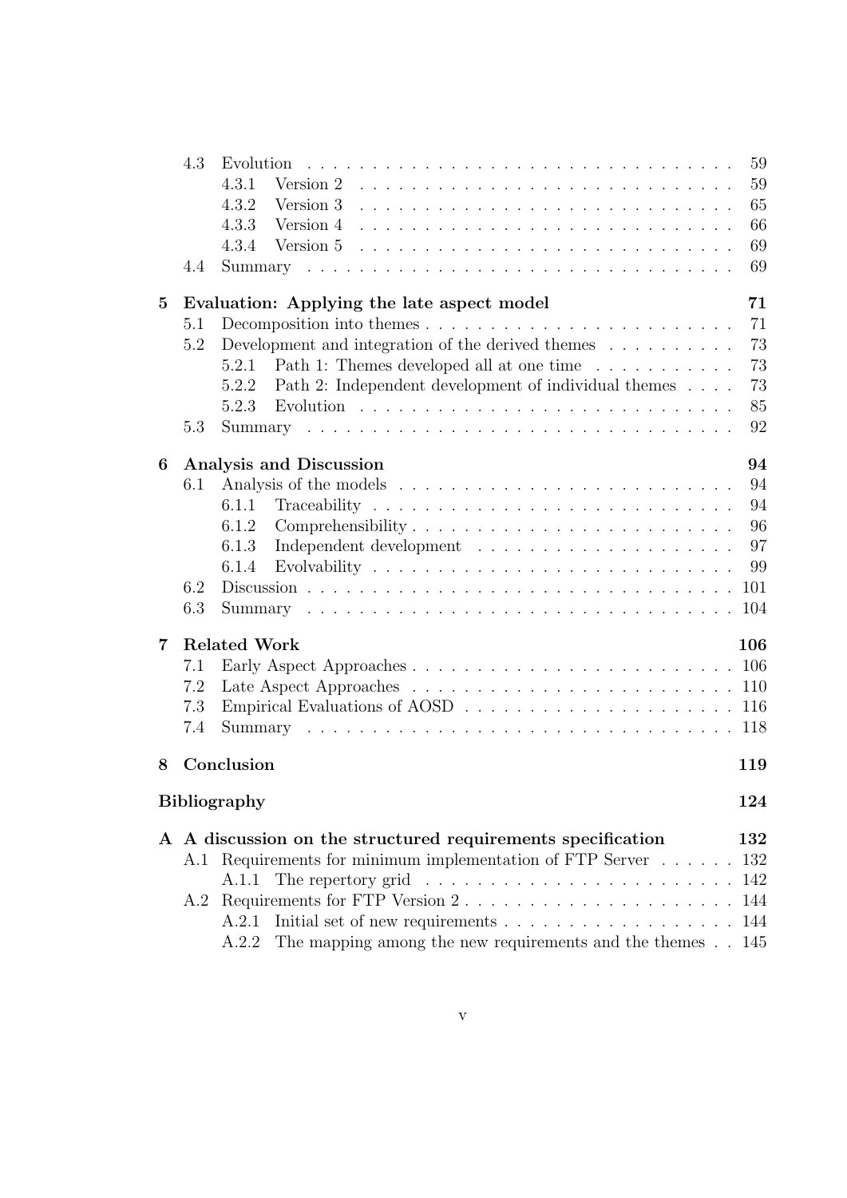- 4.3 Evolution . . . . . 59
  - 4.3.1 Version 2 . . . . . 59
  - 4.3.2 Version 3 . . . . . 65
  - 4.3.3 Version 4 . . . . . 66
  - 4.3.4 Version 5 . . . . . 69
- 4.4 Summary . . . . . 69

**5 Evaluation: Applying the late aspect model** **71**

- 5.1 Decomposition into themes . . . . . 71
- 5.2 Development and integration of the derived themes . . . . . 73
  - 5.2.1 Path 1: Themes developed all at one time . . . . . 73
  - 5.2.2 Path 2: Independent development of individual themes . . . . . 73
  - 5.2.3 Evolution . . . . . 85
- 5.3 Summary . . . . . 92

**6 Analysis and Discussion** **94**

- 6.1 Analysis of the models . . . . . 94
  - 6.1.1 Traceability . . . . . 94
  - 6.1.2 Comprehensibility . . . . . 96
  - 6.1.3 Independent development . . . . . 97
  - 6.1.4 Evolvability . . . . . 99
- 6.2 Discussion . . . . . 101
- 6.3 Summary . . . . . 104

**7 Related Work** **106**

- 7.1 Early Aspect Approaches . . . . . 106
- 7.2 Late Aspect Approaches . . . . . 110
- 7.3 Empirical Evaluations of AOSD . . . . . 116
- 7.4 Summary . . . . . 118

**8 Conclusion** **119**

**Bibliography** **124**

**A A discussion on the structured requirements specification** **132**

- A.1 Requirements for minimum implementation of FTP Server . . . . . 132
  - A.1.1 The repertory grid . . . . . 142
- A.2 Requirements for FTP Version 2 . . . . . 144
  - A.2.1 Initial set of new requirements . . . . . 144
  - A.2.2 The mapping among the new requirements and the themes . . . . . 145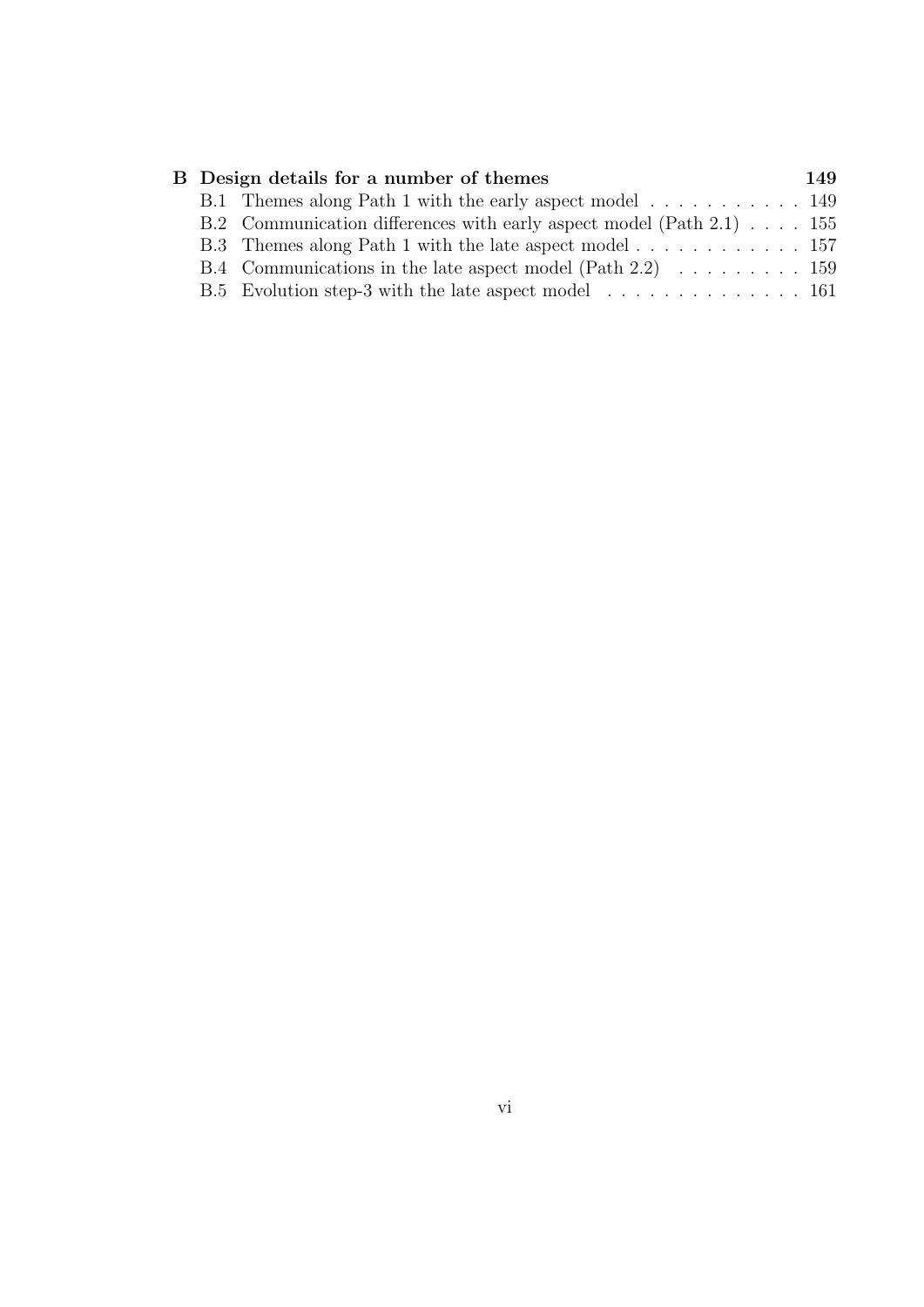**B Design details for a number of themes** 149

- B.1 Themes along Path 1 with the early aspect model . . . . . . . . . . . 149
- B.2 Communication differences with early aspect model (Path 2.1) . . . . 155
- B.3 Themes along Path 1 with the late aspect model . . . . . . . . . . . . 157
- B.4 Communications in the late aspect model (Path 2.2) . . . . . . . . . 159
- B.5 Evolution step-3 with the late aspect model . . . . . . . . . . . . . . 161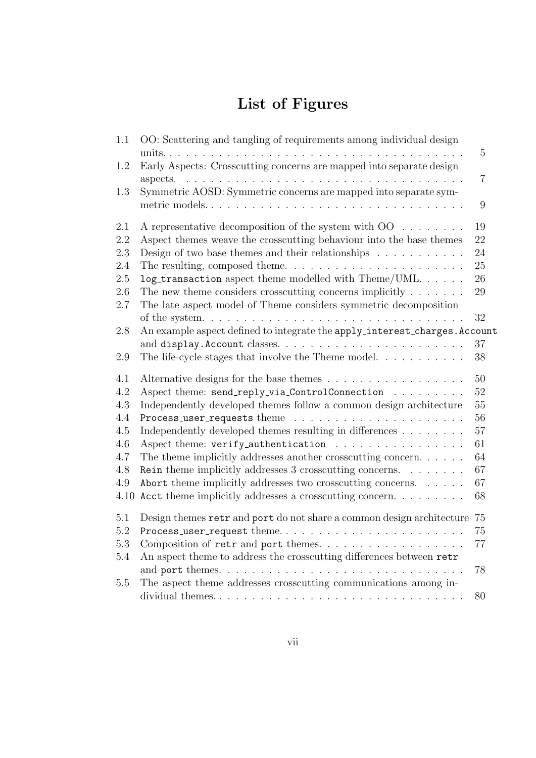# List of Figures

1.1 OO: Scattering and tangling of requirements among individual design units. . . . . 5
1.2 Early Aspects: Crosscutting concerns are mapped into separate design aspects. . . . . 7
1.3 Symmetric AOSD: Symmetric concerns are mapped into separate symmetric models. . . . . 9

2.1 A representative decomposition of the system with OO . . . . . 19
2.2 Aspect themes weave the crosscutting behaviour into the base themes 22
2.3 Design of two base themes and their relationships . . . . . 24
2.4 The resulting, composed theme. . . . . 25
2.5 `log_transaction` aspect theme modelled with Theme/UML. . . . . 26
2.6 The new theme considers crosscutting concerns implicitly . . . . . 29
2.7 The late aspect model of Theme considers symmetric decomposition of the system. . . . . 32
2.8 An example aspect defined to integrate the `apply_interest_charges.Account` and `display.Account` classes. . . . . 37
2.9 The life-cycle stages that involve the Theme model. . . . . 38

4.1 Alternative designs for the base themes . . . . . 50
4.2 Aspect theme: `send_reply_via_ControlConnection` . . . . . 52
4.3 Independently developed themes follow a common design architecture 55
4.4 `Process_user_requests` theme . . . . . 56
4.5 Independently developed themes resulting in differences . . . . . 57
4.6 Aspect theme: `verify_authentication` . . . . . 61
4.7 The theme implicitly addresses another crosscutting concern. . . . . 64
4.8 `Rein` theme implicitly addresses 3 crosscutting concerns. . . . . 67
4.9 `Abort` theme implicitly addresses two crosscutting concerns. . . . . 67
4.10 `Acct` theme implicitly addresses a crosscutting concern. . . . . 68

5.1 Design themes `retr` and `port` do not share a common design architecture 75
5.2 `Process_user_request` theme. . . . . 75
5.3 Composition of `retr` and `port` themes. . . . . 77
5.4 An aspect theme to address the crosscutting differences between `retr` and `port` themes. . . . . 78
5.5 The aspect theme addresses crosscutting communications among individual themes. . . . . 80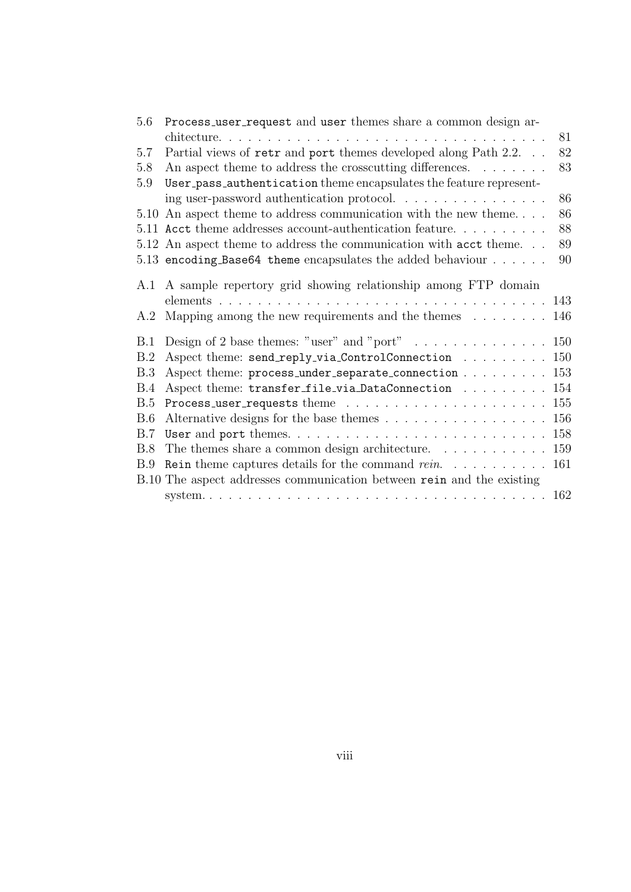5.6 `Process_user_request` and `user` themes share a common design architecture. . . . . . . . . . . . . . . . . . . . . . . . . . . . . . . . . . 81
5.7 Partial views of `retr` and `port` themes developed along Path 2.2. . . 82
5.8 An aspect theme to address the crosscutting differences. . . . . . . . 83
5.9 `User_pass_authentication` theme encapsulates the feature representing user-password authentication protocol. . . . . . . . . . . . . . . . 86
5.10 An aspect theme to address communication with the new theme. . . . 86
5.11 `Acct` theme addresses account-authentication feature. . . . . . . . . . 88
5.12 An aspect theme to address the communication with `acct` theme. . . 89
5.13 `encoding_Base64 theme` encapsulates the added behaviour . . . . . . 90

A.1 A sample repertory grid showing relationship among FTP domain elements . . . . . . . . . . . . . . . . . . . . . . . . . . . . . . . . . . 143
A.2 Mapping among the new requirements and the themes . . . . . . . . 146

B.1 Design of 2 base themes: "user" and "port" . . . . . . . . . . . . . . 150
B.2 Aspect theme: `send_reply_via_ControlConnection` . . . . . . . . . 150
B.3 Aspect theme: `process_under_separate_connection` . . . . . . . . . 153
B.4 Aspect theme: `transfer_file_via_DataConnection` . . . . . . . . . 154
B.5 `Process_user_requests` theme . . . . . . . . . . . . . . . . . . . . 155
B.6 Alternative designs for the base themes . . . . . . . . . . . . . . . . . 156
B.7 `User` and `port` themes. . . . . . . . . . . . . . . . . . . . . . . . . . 158
B.8 The themes share a common design architecture. . . . . . . . . . . . 159
B.9 `Rein` theme captures details for the command *rein*. . . . . . . . . . . 161
B.10 The aspect addresses communication between `rein` and the existing system. . . . . . . . . . . . . . . . . . . . . . . . . . . . . . . . . . . 162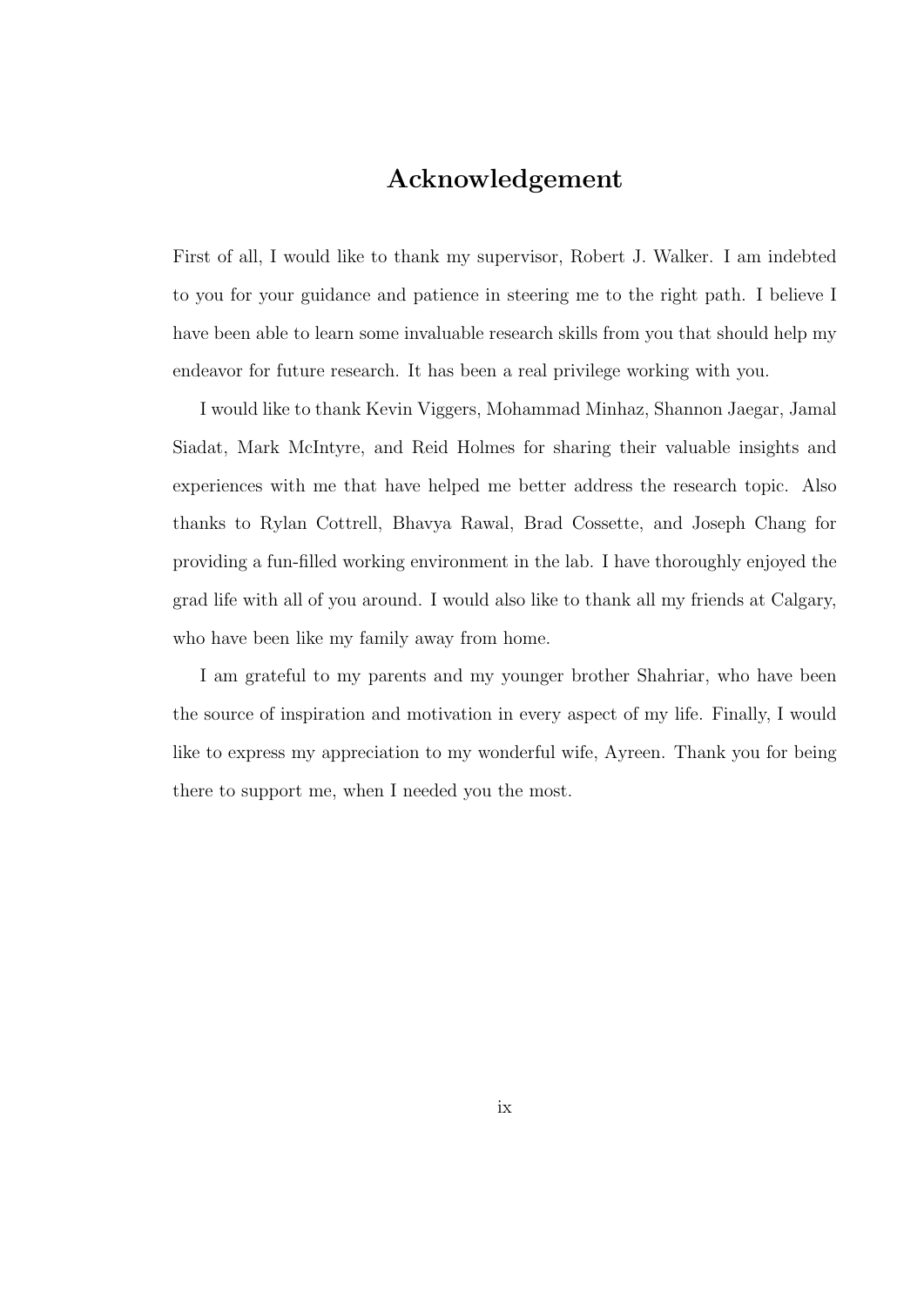# Acknowledgement

First of all, I would like to thank my supervisor, Robert J. Walker. I am indebted to you for your guidance and patience in steering me to the right path. I believe I have been able to learn some invaluable research skills from you that should help my endeavor for future research. It has been a real privilege working with you.

I would like to thank Kevin Viggers, Mohammad Minhaz, Shannon Jaegar, Jamal Siadat, Mark McIntyre, and Reid Holmes for sharing their valuable insights and experiences with me that have helped me better address the research topic. Also thanks to Rylan Cottrell, Bhavya Rawal, Brad Cossette, and Joseph Chang for providing a fun-filled working environment in the lab. I have thoroughly enjoyed the grad life with all of you around. I would also like to thank all my friends at Calgary, who have been like my family away from home.

I am grateful to my parents and my younger brother Shahriar, who have been the source of inspiration and motivation in every aspect of my life. Finally, I would like to express my appreciation to my wonderful wife, Ayreen. Thank you for being there to support me, when I needed you the most.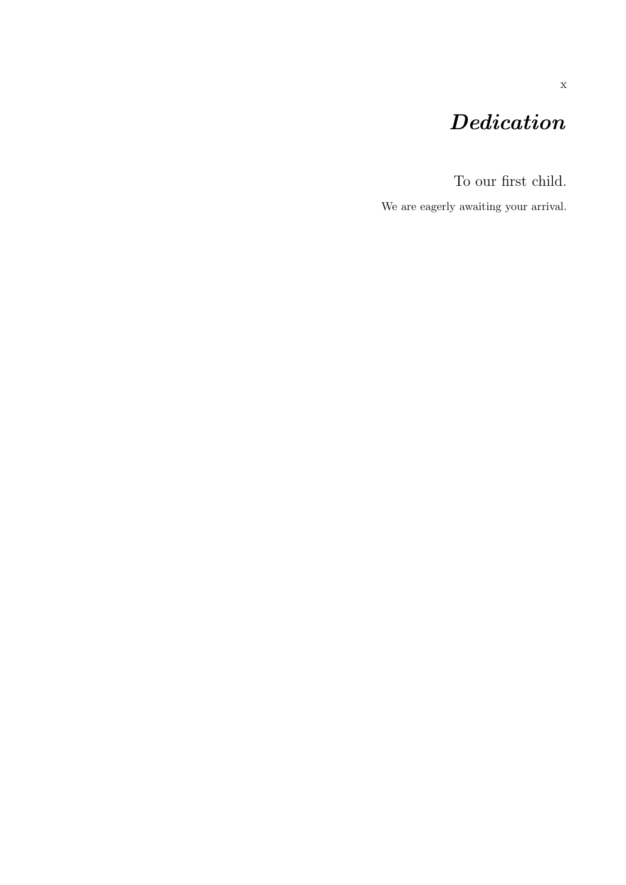# *Dedication*

To our first child.

We are eagerly awaiting your arrival.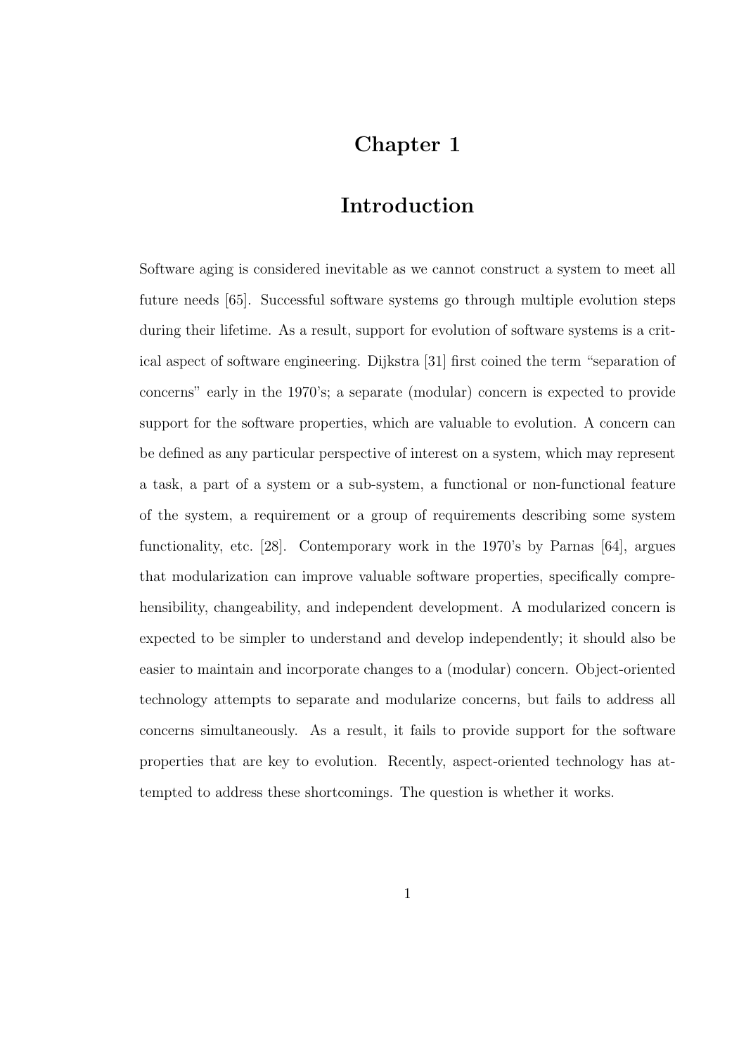# Chapter 1

# Introduction

Software aging is considered inevitable as we cannot construct a system to meet all future needs [65]. Successful software systems go through multiple evolution steps during their lifetime. As a result, support for evolution of software systems is a critical aspect of software engineering. Dijkstra [31] first coined the term "separation of concerns" early in the 1970's; a separate (modular) concern is expected to provide support for the software properties, which are valuable to evolution. A concern can be defined as any particular perspective of interest on a system, which may represent a task, a part of a system or a sub-system, a functional or non-functional feature of the system, a requirement or a group of requirements describing some system functionality, etc. [28]. Contemporary work in the 1970's by Parnas [64], argues that modularization can improve valuable software properties, specifically comprehensibility, changeability, and independent development. A modularized concern is expected to be simpler to understand and develop independently; it should also be easier to maintain and incorporate changes to a (modular) concern. Object-oriented technology attempts to separate and modularize concerns, but fails to address all concerns simultaneously. As a result, it fails to provide support for the software properties that are key to evolution. Recently, aspect-oriented technology has attempted to address these shortcomings. The question is whether it works.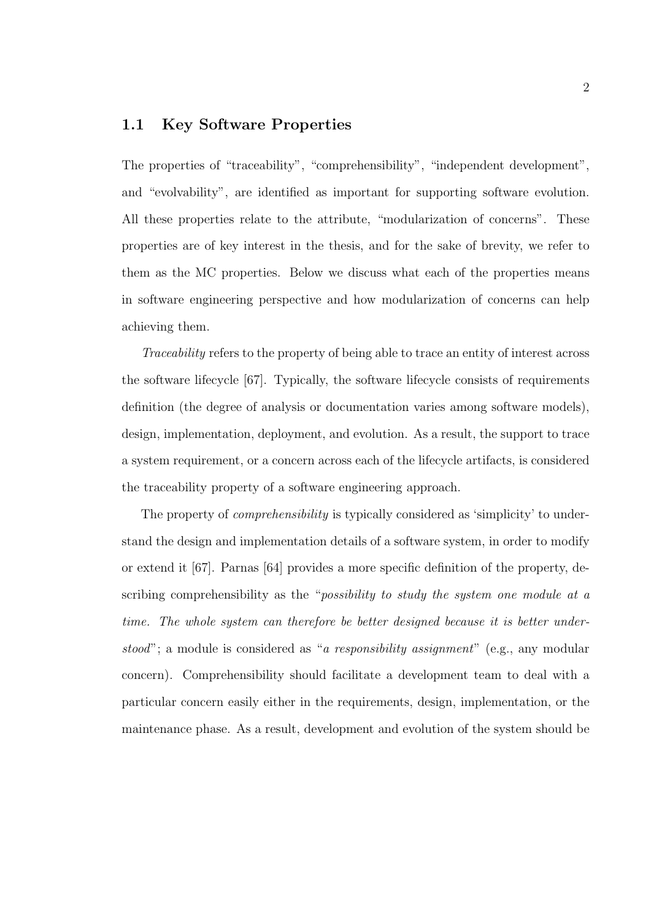## 1.1 Key Software Properties

The properties of "traceability", "comprehensibility", "independent development", and "evolvability", are identified as important for supporting software evolution. All these properties relate to the attribute, "modularization of concerns". These properties are of key interest in the thesis, and for the sake of brevity, we refer to them as the MC properties. Below we discuss what each of the properties means in software engineering perspective and how modularization of concerns can help achieving them.

*Traceability* refers to the property of being able to trace an entity of interest across the software lifecycle [67]. Typically, the software lifecycle consists of requirements definition (the degree of analysis or documentation varies among software models), design, implementation, deployment, and evolution. As a result, the support to trace a system requirement, or a concern across each of the lifecycle artifacts, is considered the traceability property of a software engineering approach.

The property of *comprehensibility* is typically considered as 'simplicity' to understand the design and implementation details of a software system, in order to modify or extend it [67]. Parnas [64] provides a more specific definition of the property, describing comprehensibility as the "*possibility to study the system one module at a time. The whole system can therefore be better designed because it is better understood*"; a module is considered as "*a responsibility assignment*" (e.g., any modular concern). Comprehensibility should facilitate a development team to deal with a particular concern easily either in the requirements, design, implementation, or the maintenance phase. As a result, development and evolution of the system should be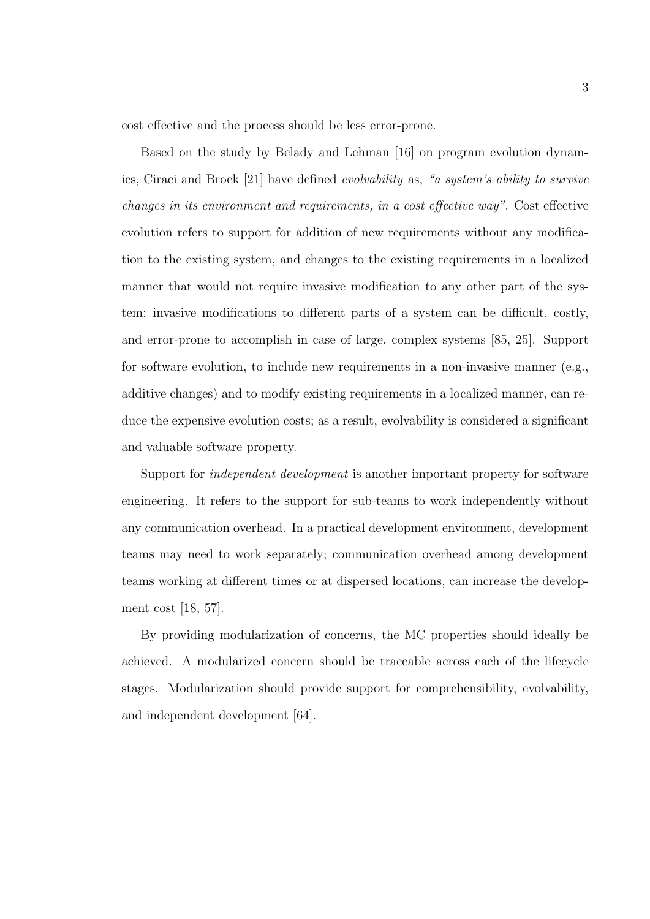cost effective and the process should be less error-prone.

Based on the study by Belady and Lehman [16] on program evolution dynamics, Ciraci and Broek [21] have defined *evolvability* as, *"a system's ability to survive changes in its environment and requirements, in a cost effective way"*. Cost effective evolution refers to support for addition of new requirements without any modification to the existing system, and changes to the existing requirements in a localized manner that would not require invasive modification to any other part of the system; invasive modifications to different parts of a system can be difficult, costly, and error-prone to accomplish in case of large, complex systems [85, 25]. Support for software evolution, to include new requirements in a non-invasive manner (e.g., additive changes) and to modify existing requirements in a localized manner, can reduce the expensive evolution costs; as a result, evolvability is considered a significant and valuable software property.

Support for *independent development* is another important property for software engineering. It refers to the support for sub-teams to work independently without any communication overhead. In a practical development environment, development teams may need to work separately; communication overhead among development teams working at different times or at dispersed locations, can increase the development cost [18, 57].

By providing modularization of concerns, the MC properties should ideally be achieved. A modularized concern should be traceable across each of the lifecycle stages. Modularization should provide support for comprehensibility, evolvability, and independent development [64].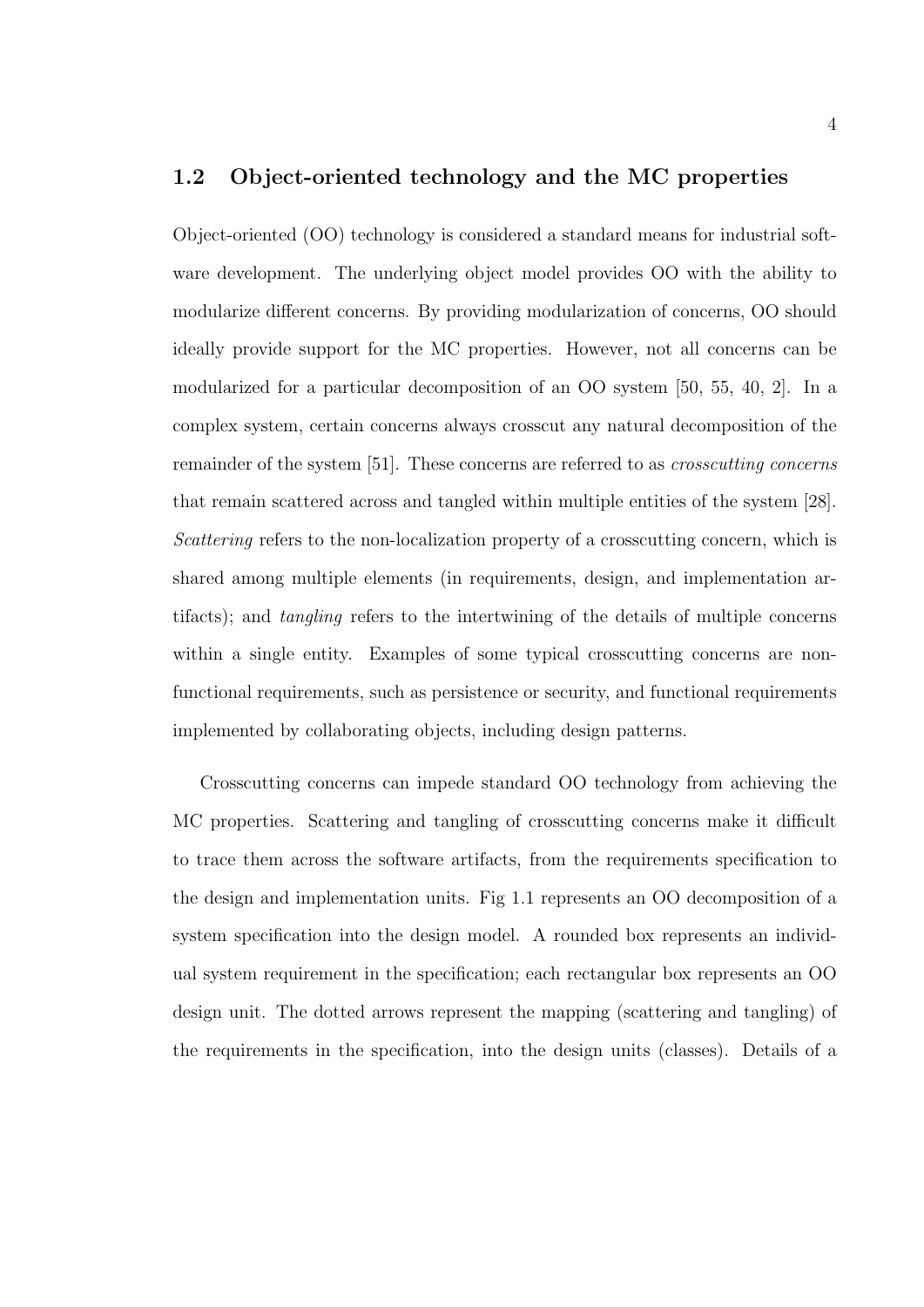## 1.2 Object-oriented technology and the MC properties

Object-oriented (OO) technology is considered a standard means for industrial software development. The underlying object model provides OO with the ability to modularize different concerns. By providing modularization of concerns, OO should ideally provide support for the MC properties. However, not all concerns can be modularized for a particular decomposition of an OO system [50, 55, 40, 2]. In a complex system, certain concerns always crosscut any natural decomposition of the remainder of the system [51]. These concerns are referred to as *crosscutting concerns* that remain scattered across and tangled within multiple entities of the system [28]. *Scattering* refers to the non-localization property of a crosscutting concern, which is shared among multiple elements (in requirements, design, and implementation artifacts); and *tangling* refers to the intertwining of the details of multiple concerns within a single entity. Examples of some typical crosscutting concerns are non-functional requirements, such as persistence or security, and functional requirements implemented by collaborating objects, including design patterns.

Crosscutting concerns can impede standard OO technology from achieving the MC properties. Scattering and tangling of crosscutting concerns make it difficult to trace them across the software artifacts, from the requirements specification to the design and implementation units. Fig 1.1 represents an OO decomposition of a system specification into the design model. A rounded box represents an individual system requirement in the specification; each rectangular box represents an OO design unit. The dotted arrows represent the mapping (scattering and tangling) of the requirements in the specification, into the design units (classes). Details of a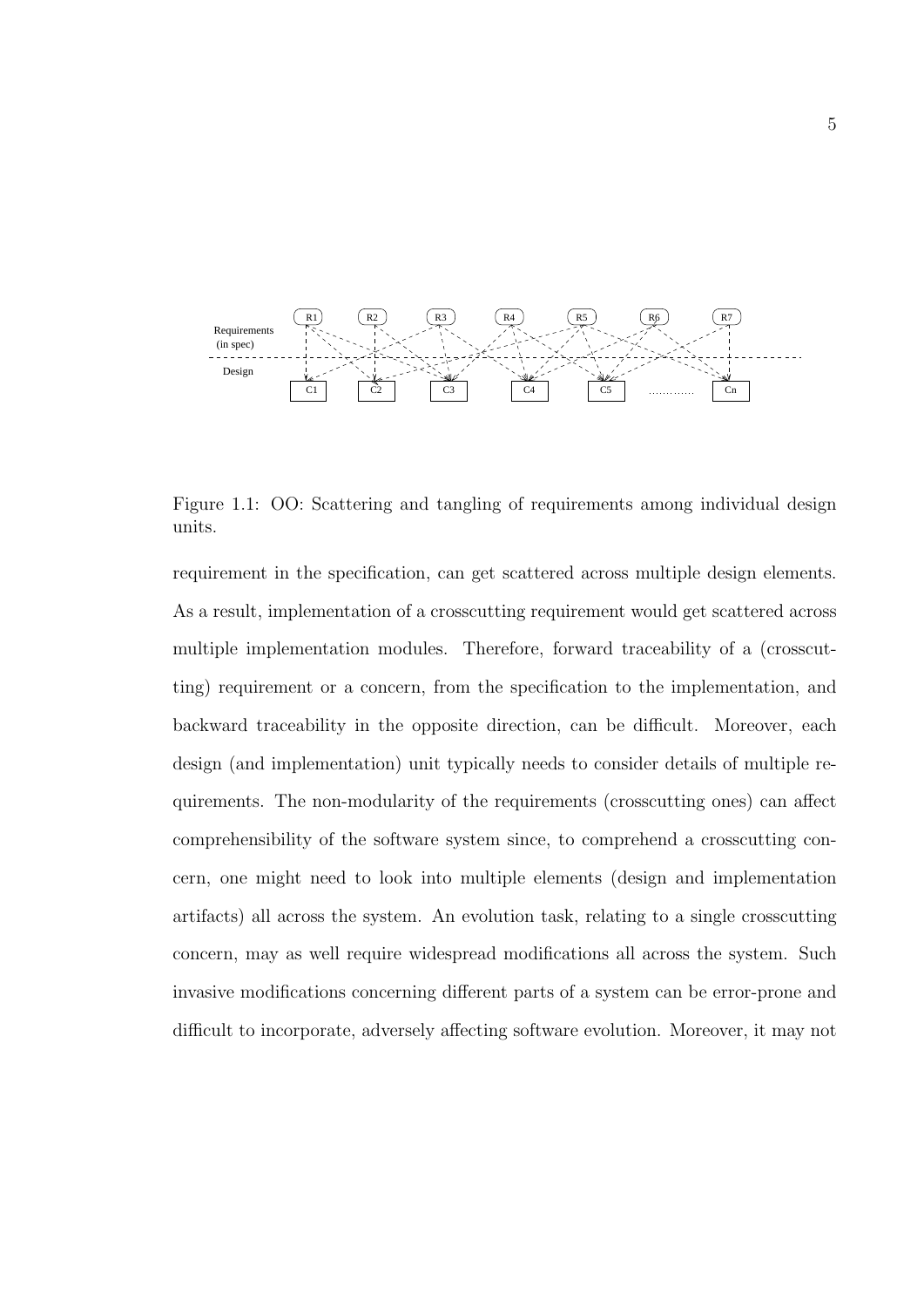Figure 1.1: OO: Scattering and tangling of requirements among individual design units.

requirement in the specification, can get scattered across multiple design elements. As a result, implementation of a crosscutting requirement would get scattered across multiple implementation modules. Therefore, forward traceability of a (crosscutting) requirement or a concern, from the specification to the implementation, and backward traceability in the opposite direction, can be difficult. Moreover, each design (and implementation) unit typically needs to consider details of multiple requirements. The non-modularity of the requirements (crosscutting ones) can affect comprehensibility of the software system since, to comprehend a crosscutting concern, one might need to look into multiple elements (design and implementation artifacts) all across the system. An evolution task, relating to a single crosscutting concern, may as well require widespread modifications all across the system. Such invasive modifications concerning different parts of a system can be error-prone and difficult to incorporate, adversely affecting software evolution. Moreover, it may not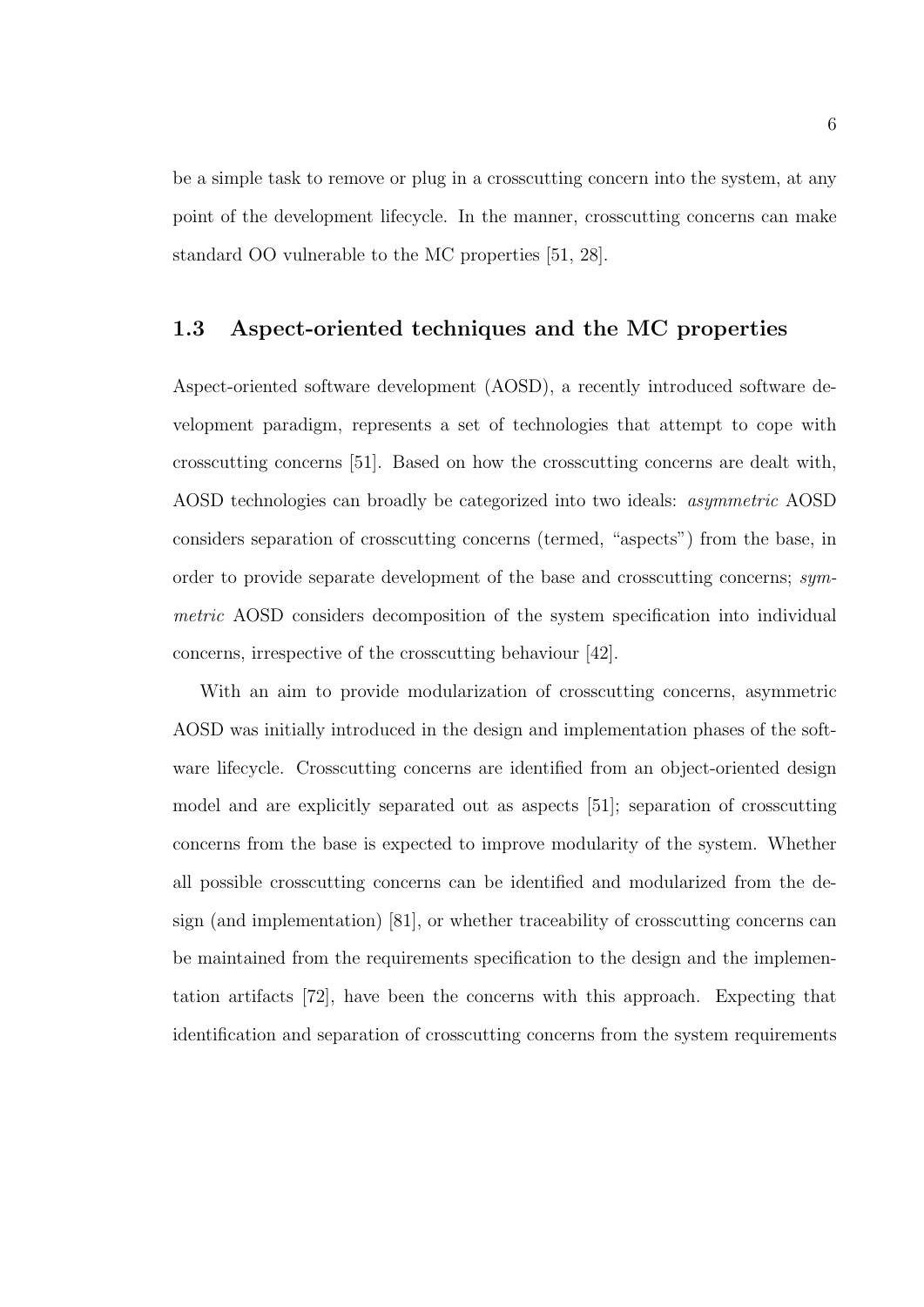be a simple task to remove or plug in a crosscutting concern into the system, at any point of the development lifecycle. In the manner, crosscutting concerns can make standard OO vulnerable to the MC properties [51, 28].

## 1.3 Aspect-oriented techniques and the MC properties

Aspect-oriented software development (AOSD), a recently introduced software development paradigm, represents a set of technologies that attempt to cope with crosscutting concerns [51]. Based on how the crosscutting concerns are dealt with, AOSD technologies can broadly be categorized into two ideals: *asymmetric* AOSD considers separation of crosscutting concerns (termed, "aspects") from the base, in order to provide separate development of the base and crosscutting concerns; *symmetric* AOSD considers decomposition of the system specification into individual concerns, irrespective of the crosscutting behaviour [42].

With an aim to provide modularization of crosscutting concerns, asymmetric AOSD was initially introduced in the design and implementation phases of the software lifecycle. Crosscutting concerns are identified from an object-oriented design model and are explicitly separated out as aspects [51]; separation of crosscutting concerns from the base is expected to improve modularity of the system. Whether all possible crosscutting concerns can be identified and modularized from the design (and implementation) [81], or whether traceability of crosscutting concerns can be maintained from the requirements specification to the design and the implementation artifacts [72], have been the concerns with this approach. Expecting that identification and separation of crosscutting concerns from the system requirements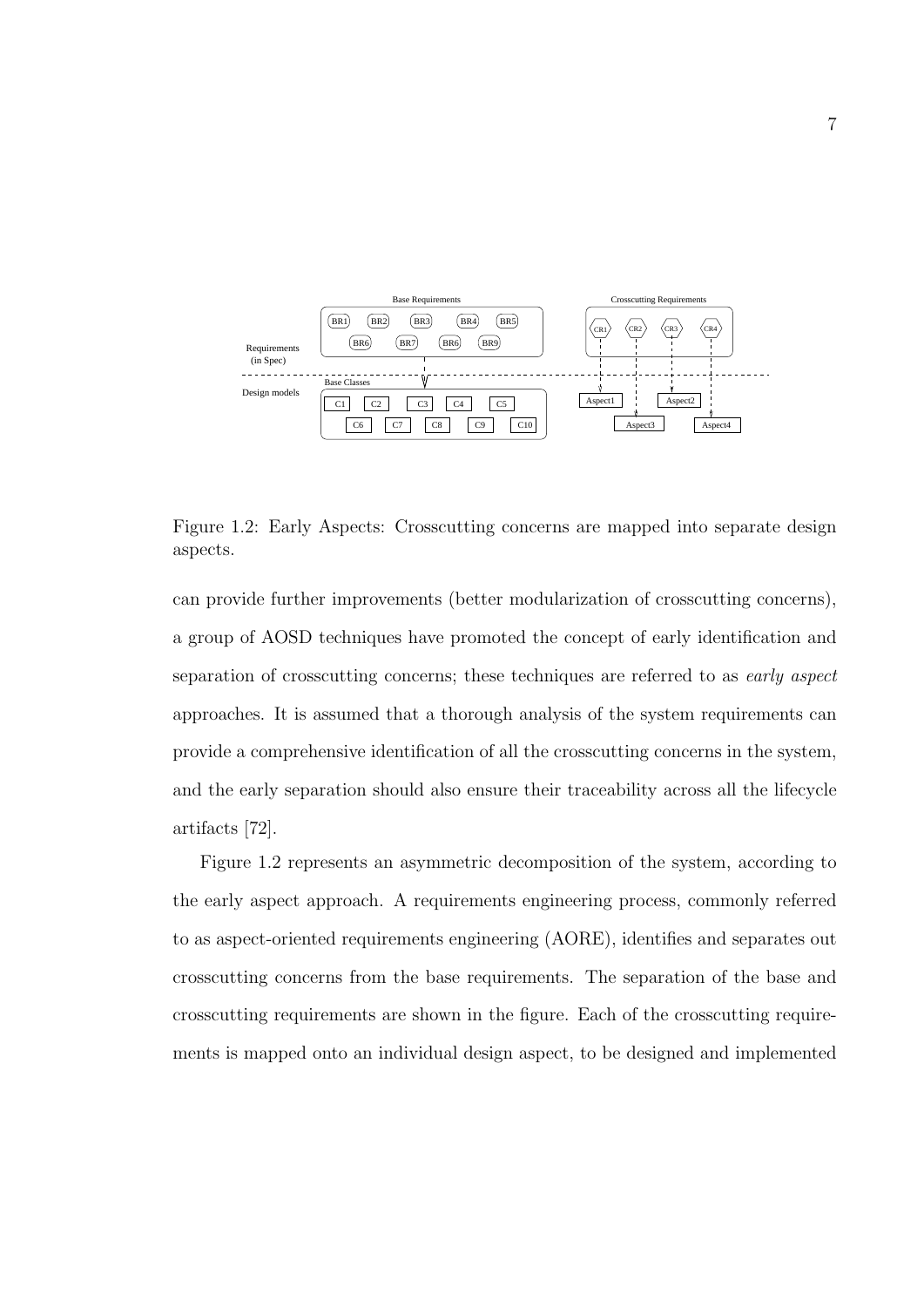Figure 1.2: Early Aspects: Crosscutting concerns are mapped into separate design aspects.

can provide further improvements (better modularization of crosscutting concerns), a group of AOSD techniques have promoted the concept of early identification and separation of crosscutting concerns; these techniques are referred to as *early aspect* approaches. It is assumed that a thorough analysis of the system requirements can provide a comprehensive identification of all the crosscutting concerns in the system, and the early separation should also ensure their traceability across all the lifecycle artifacts [72].

Figure 1.2 represents an asymmetric decomposition of the system, according to the early aspect approach. A requirements engineering process, commonly referred to as aspect-oriented requirements engineering (AORE), identifies and separates out crosscutting concerns from the base requirements. The separation of the base and crosscutting requirements are shown in the figure. Each of the crosscutting requirements is mapped onto an individual design aspect, to be designed and implemented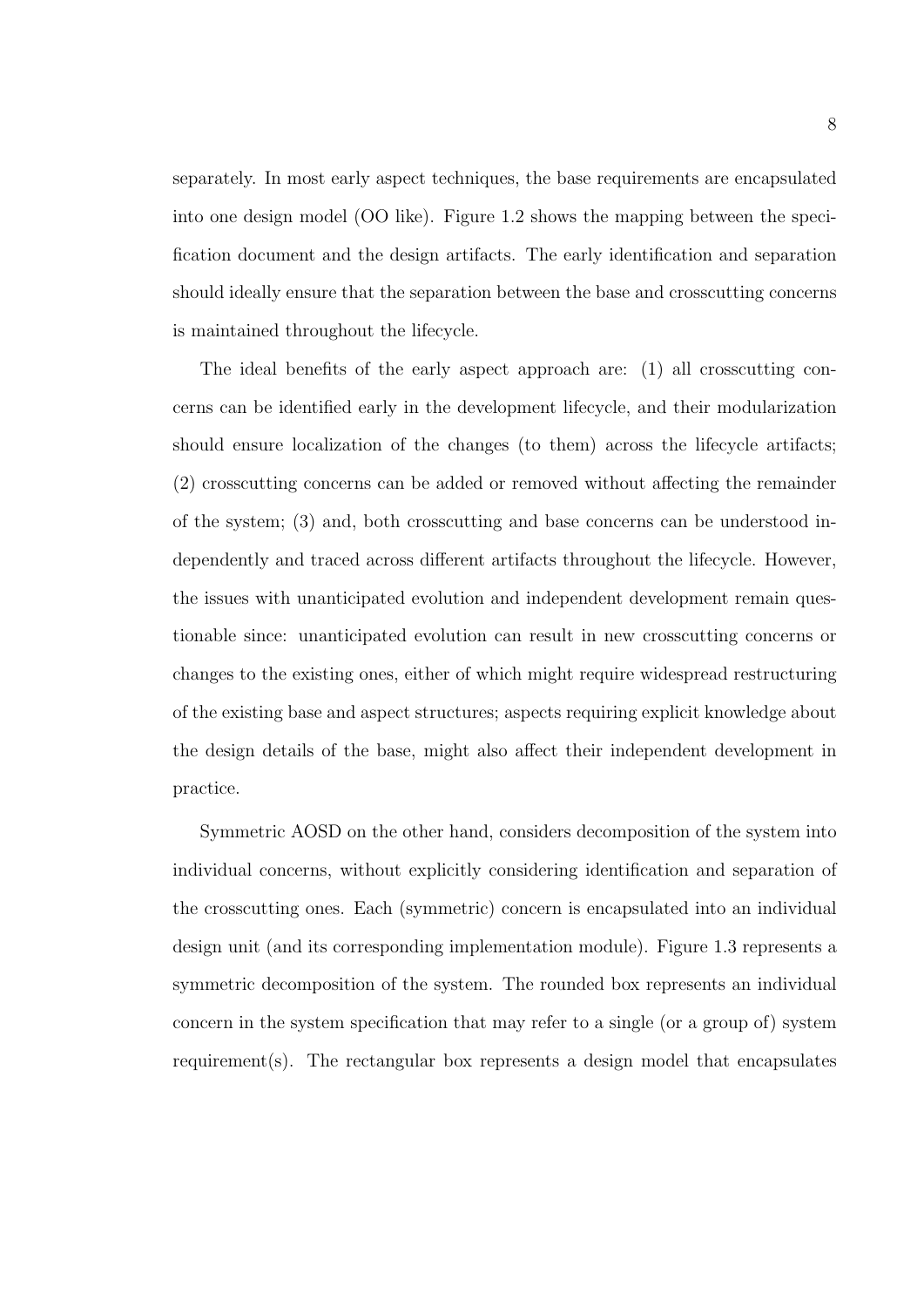separately. In most early aspect techniques, the base requirements are encapsulated into one design model (OO like). Figure 1.2 shows the mapping between the specification document and the design artifacts. The early identification and separation should ideally ensure that the separation between the base and crosscutting concerns is maintained throughout the lifecycle.

The ideal benefits of the early aspect approach are: (1) all crosscutting concerns can be identified early in the development lifecycle, and their modularization should ensure localization of the changes (to them) across the lifecycle artifacts; (2) crosscutting concerns can be added or removed without affecting the remainder of the system; (3) and, both crosscutting and base concerns can be understood independently and traced across different artifacts throughout the lifecycle. However, the issues with unanticipated evolution and independent development remain questionable since: unanticipated evolution can result in new crosscutting concerns or changes to the existing ones, either of which might require widespread restructuring of the existing base and aspect structures; aspects requiring explicit knowledge about the design details of the base, might also affect their independent development in practice.

Symmetric AOSD on the other hand, considers decomposition of the system into individual concerns, without explicitly considering identification and separation of the crosscutting ones. Each (symmetric) concern is encapsulated into an individual design unit (and its corresponding implementation module). Figure 1.3 represents a symmetric decomposition of the system. The rounded box represents an individual concern in the system specification that may refer to a single (or a group of) system requirement(s). The rectangular box represents a design model that encapsulates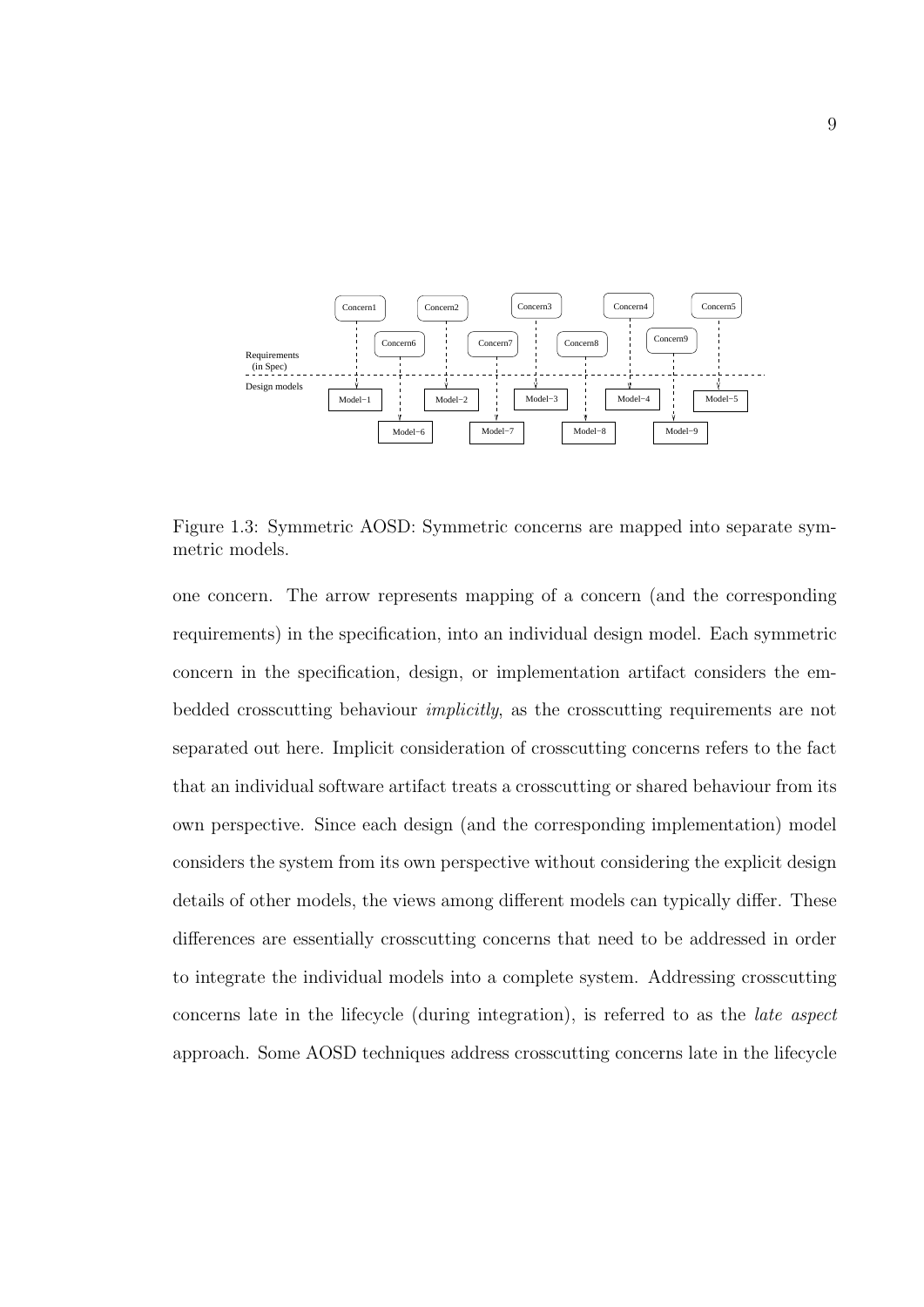Figure 1.3: Symmetric AOSD: Symmetric concerns are mapped into separate symmetric models.

one concern. The arrow represents mapping of a concern (and the corresponding requirements) in the specification, into an individual design model. Each symmetric concern in the specification, design, or implementation artifact considers the embedded crosscutting behaviour *implicitly*, as the crosscutting requirements are not separated out here. Implicit consideration of crosscutting concerns refers to the fact that an individual software artifact treats a crosscutting or shared behaviour from its own perspective. Since each design (and the corresponding implementation) model considers the system from its own perspective without considering the explicit design details of other models, the views among different models can typically differ. These differences are essentially crosscutting concerns that need to be addressed in order to integrate the individual models into a complete system. Addressing crosscutting concerns late in the lifecycle (during integration), is referred to as the *late aspect* approach. Some AOSD techniques address crosscutting concerns late in the lifecycle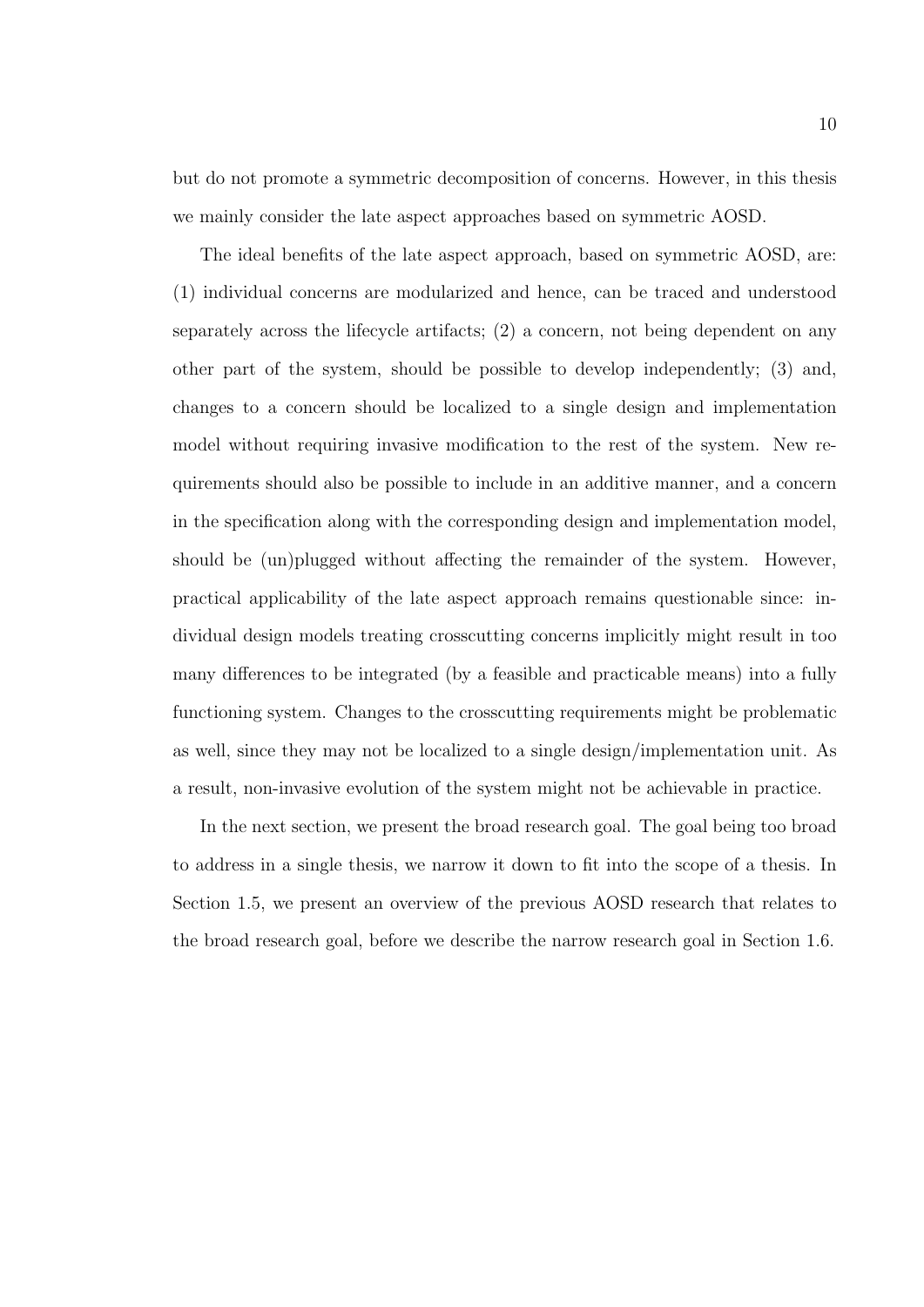but do not promote a symmetric decomposition of concerns. However, in this thesis we mainly consider the late aspect approaches based on symmetric AOSD.

The ideal benefits of the late aspect approach, based on symmetric AOSD, are: (1) individual concerns are modularized and hence, can be traced and understood separately across the lifecycle artifacts; (2) a concern, not being dependent on any other part of the system, should be possible to develop independently; (3) and, changes to a concern should be localized to a single design and implementation model without requiring invasive modification to the rest of the system. New requirements should also be possible to include in an additive manner, and a concern in the specification along with the corresponding design and implementation model, should be (un)plugged without affecting the remainder of the system. However, practical applicability of the late aspect approach remains questionable since: individual design models treating crosscutting concerns implicitly might result in too many differences to be integrated (by a feasible and practicable means) into a fully functioning system. Changes to the crosscutting requirements might be problematic as well, since they may not be localized to a single design/implementation unit. As a result, non-invasive evolution of the system might not be achievable in practice.

In the next section, we present the broad research goal. The goal being too broad to address in a single thesis, we narrow it down to fit into the scope of a thesis. In Section 1.5, we present an overview of the previous AOSD research that relates to the broad research goal, before we describe the narrow research goal in Section 1.6.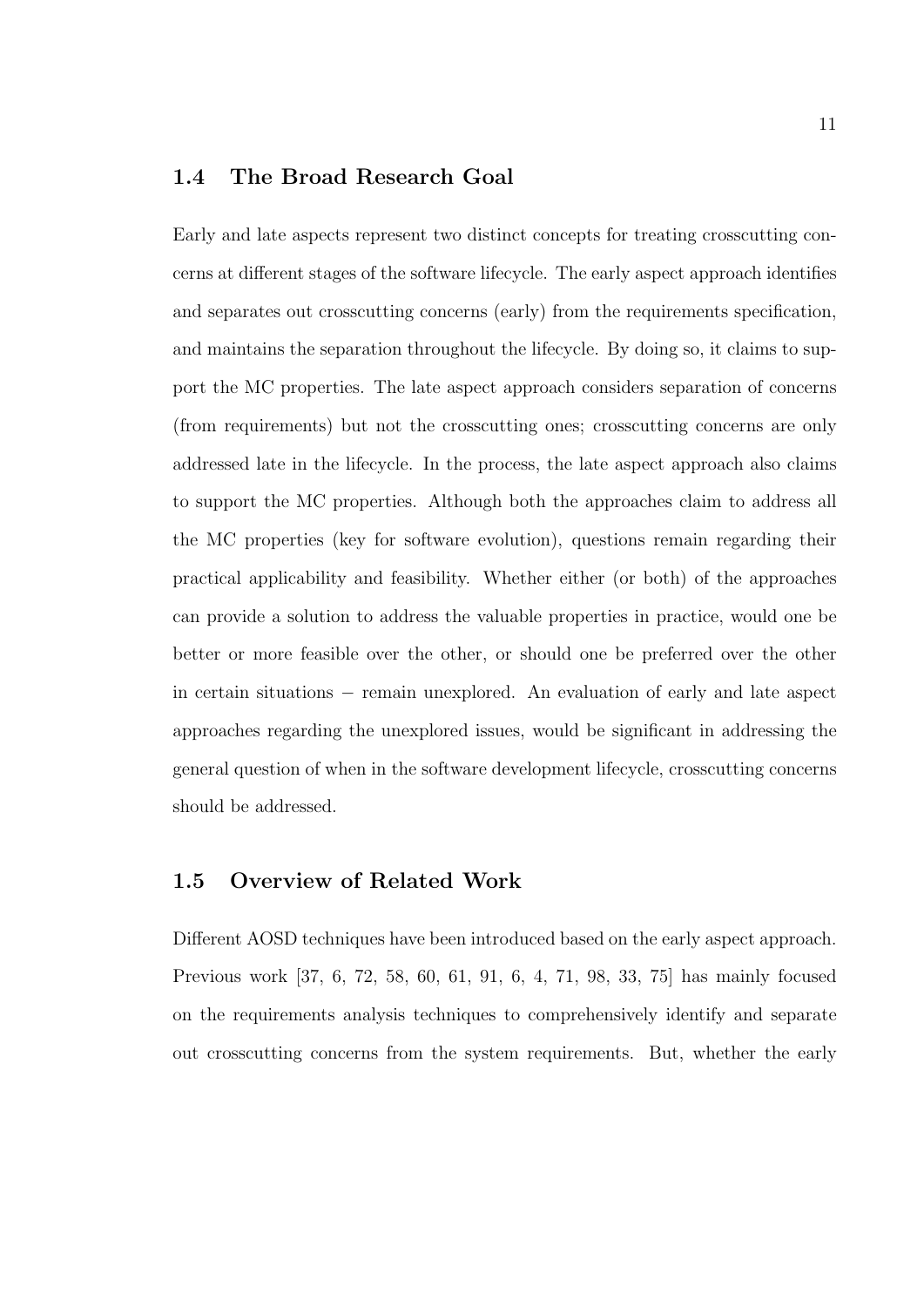## 1.4 The Broad Research Goal

Early and late aspects represent two distinct concepts for treating crosscutting concerns at different stages of the software lifecycle. The early aspect approach identifies and separates out crosscutting concerns (early) from the requirements specification, and maintains the separation throughout the lifecycle. By doing so, it claims to support the MC properties. The late aspect approach considers separation of concerns (from requirements) but not the crosscutting ones; crosscutting concerns are only addressed late in the lifecycle. In the process, the late aspect approach also claims to support the MC properties. Although both the approaches claim to address all the MC properties (key for software evolution), questions remain regarding their practical applicability and feasibility. Whether either (or both) of the approaches can provide a solution to address the valuable properties in practice, would one be better or more feasible over the other, or should one be preferred over the other in certain situations − remain unexplored. An evaluation of early and late aspect approaches regarding the unexplored issues, would be significant in addressing the general question of when in the software development lifecycle, crosscutting concerns should be addressed.

## 1.5 Overview of Related Work

Different AOSD techniques have been introduced based on the early aspect approach. Previous work [37, 6, 72, 58, 60, 61, 91, 6, 4, 71, 98, 33, 75] has mainly focused on the requirements analysis techniques to comprehensively identify and separate out crosscutting concerns from the system requirements. But, whether the early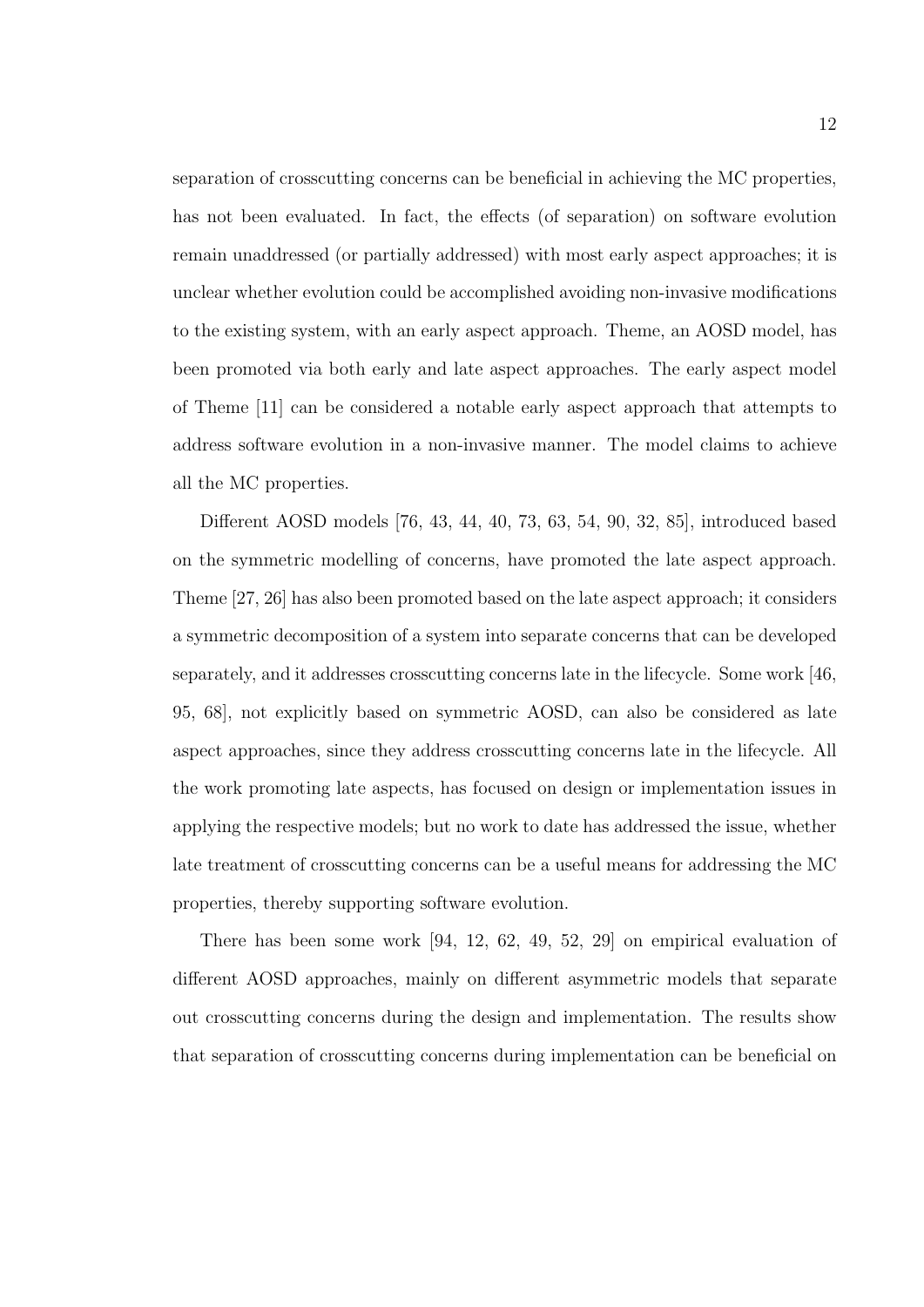separation of crosscutting concerns can be beneficial in achieving the MC properties, has not been evaluated. In fact, the effects (of separation) on software evolution remain unaddressed (or partially addressed) with most early aspect approaches; it is unclear whether evolution could be accomplished avoiding non-invasive modifications to the existing system, with an early aspect approach. Theme, an AOSD model, has been promoted via both early and late aspect approaches. The early aspect model of Theme [11] can be considered a notable early aspect approach that attempts to address software evolution in a non-invasive manner. The model claims to achieve all the MC properties.

Different AOSD models [76, 43, 44, 40, 73, 63, 54, 90, 32, 85], introduced based on the symmetric modelling of concerns, have promoted the late aspect approach. Theme [27, 26] has also been promoted based on the late aspect approach; it considers a symmetric decomposition of a system into separate concerns that can be developed separately, and it addresses crosscutting concerns late in the lifecycle. Some work [46, 95, 68], not explicitly based on symmetric AOSD, can also be considered as late aspect approaches, since they address crosscutting concerns late in the lifecycle. All the work promoting late aspects, has focused on design or implementation issues in applying the respective models; but no work to date has addressed the issue, whether late treatment of crosscutting concerns can be a useful means for addressing the MC properties, thereby supporting software evolution.

There has been some work [94, 12, 62, 49, 52, 29] on empirical evaluation of different AOSD approaches, mainly on different asymmetric models that separate out crosscutting concerns during the design and implementation. The results show that separation of crosscutting concerns during implementation can be beneficial on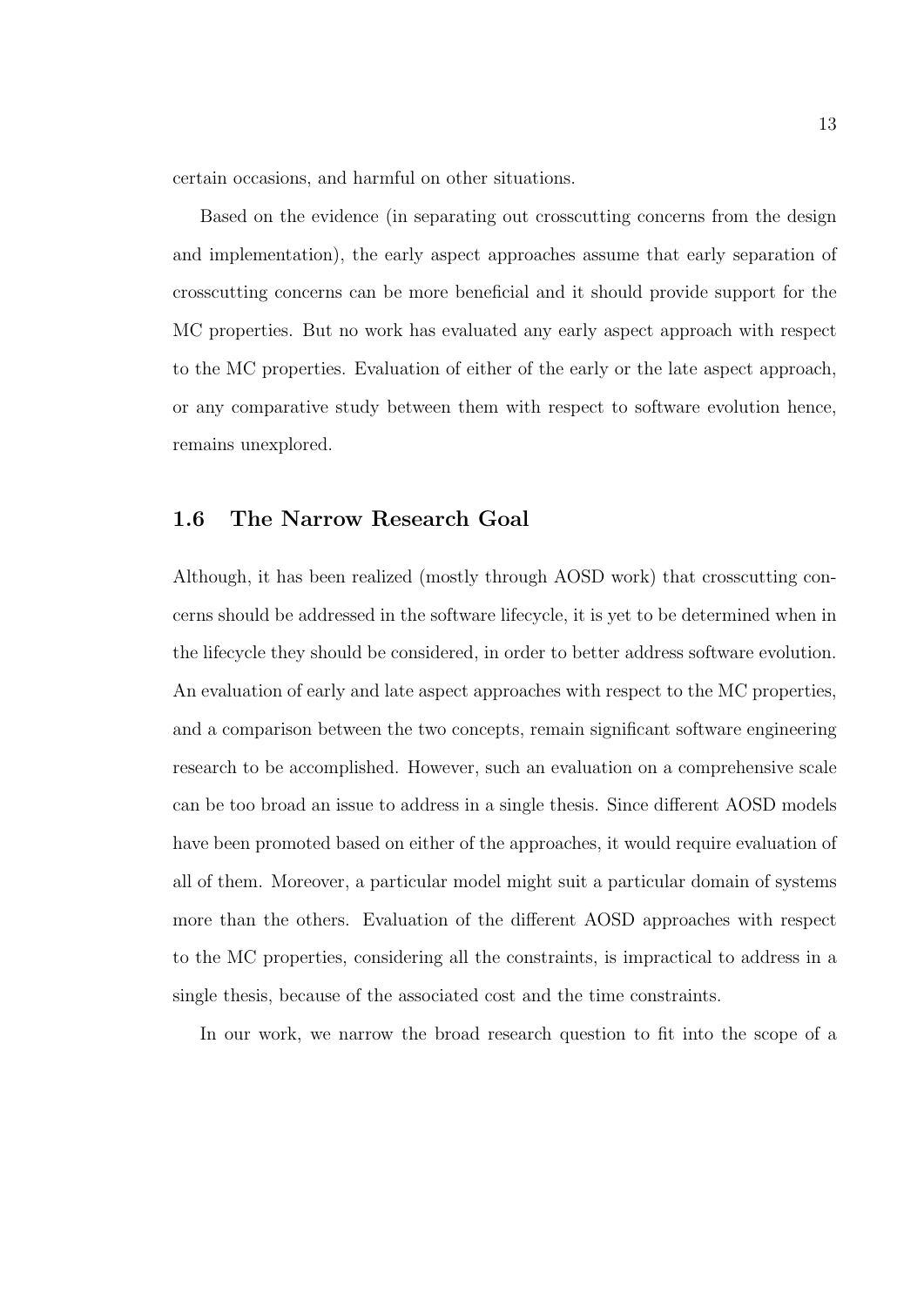certain occasions, and harmful on other situations.

Based on the evidence (in separating out crosscutting concerns from the design and implementation), the early aspect approaches assume that early separation of crosscutting concerns can be more beneficial and it should provide support for the MC properties. But no work has evaluated any early aspect approach with respect to the MC properties. Evaluation of either of the early or the late aspect approach, or any comparative study between them with respect to software evolution hence, remains unexplored.

## 1.6 The Narrow Research Goal

Although, it has been realized (mostly through AOSD work) that crosscutting concerns should be addressed in the software lifecycle, it is yet to be determined when in the lifecycle they should be considered, in order to better address software evolution. An evaluation of early and late aspect approaches with respect to the MC properties, and a comparison between the two concepts, remain significant software engineering research to be accomplished. However, such an evaluation on a comprehensive scale can be too broad an issue to address in a single thesis. Since different AOSD models have been promoted based on either of the approaches, it would require evaluation of all of them. Moreover, a particular model might suit a particular domain of systems more than the others. Evaluation of the different AOSD approaches with respect to the MC properties, considering all the constraints, is impractical to address in a single thesis, because of the associated cost and the time constraints.

In our work, we narrow the broad research question to fit into the scope of a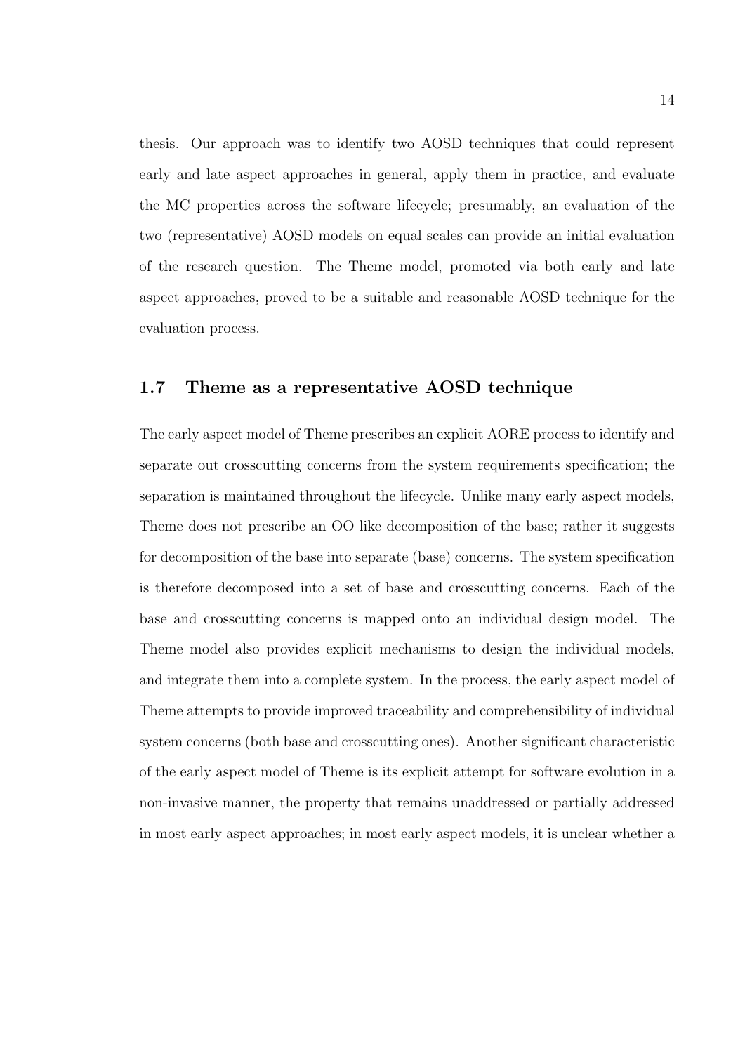thesis. Our approach was to identify two AOSD techniques that could represent early and late aspect approaches in general, apply them in practice, and evaluate the MC properties across the software lifecycle; presumably, an evaluation of the two (representative) AOSD models on equal scales can provide an initial evaluation of the research question. The Theme model, promoted via both early and late aspect approaches, proved to be a suitable and reasonable AOSD technique for the evaluation process.

## 1.7 Theme as a representative AOSD technique

The early aspect model of Theme prescribes an explicit AORE process to identify and separate out crosscutting concerns from the system requirements specification; the separation is maintained throughout the lifecycle. Unlike many early aspect models, Theme does not prescribe an OO like decomposition of the base; rather it suggests for decomposition of the base into separate (base) concerns. The system specification is therefore decomposed into a set of base and crosscutting concerns. Each of the base and crosscutting concerns is mapped onto an individual design model. The Theme model also provides explicit mechanisms to design the individual models, and integrate them into a complete system. In the process, the early aspect model of Theme attempts to provide improved traceability and comprehensibility of individual system concerns (both base and crosscutting ones). Another significant characteristic of the early aspect model of Theme is its explicit attempt for software evolution in a non-invasive manner, the property that remains unaddressed or partially addressed in most early aspect approaches; in most early aspect models, it is unclear whether a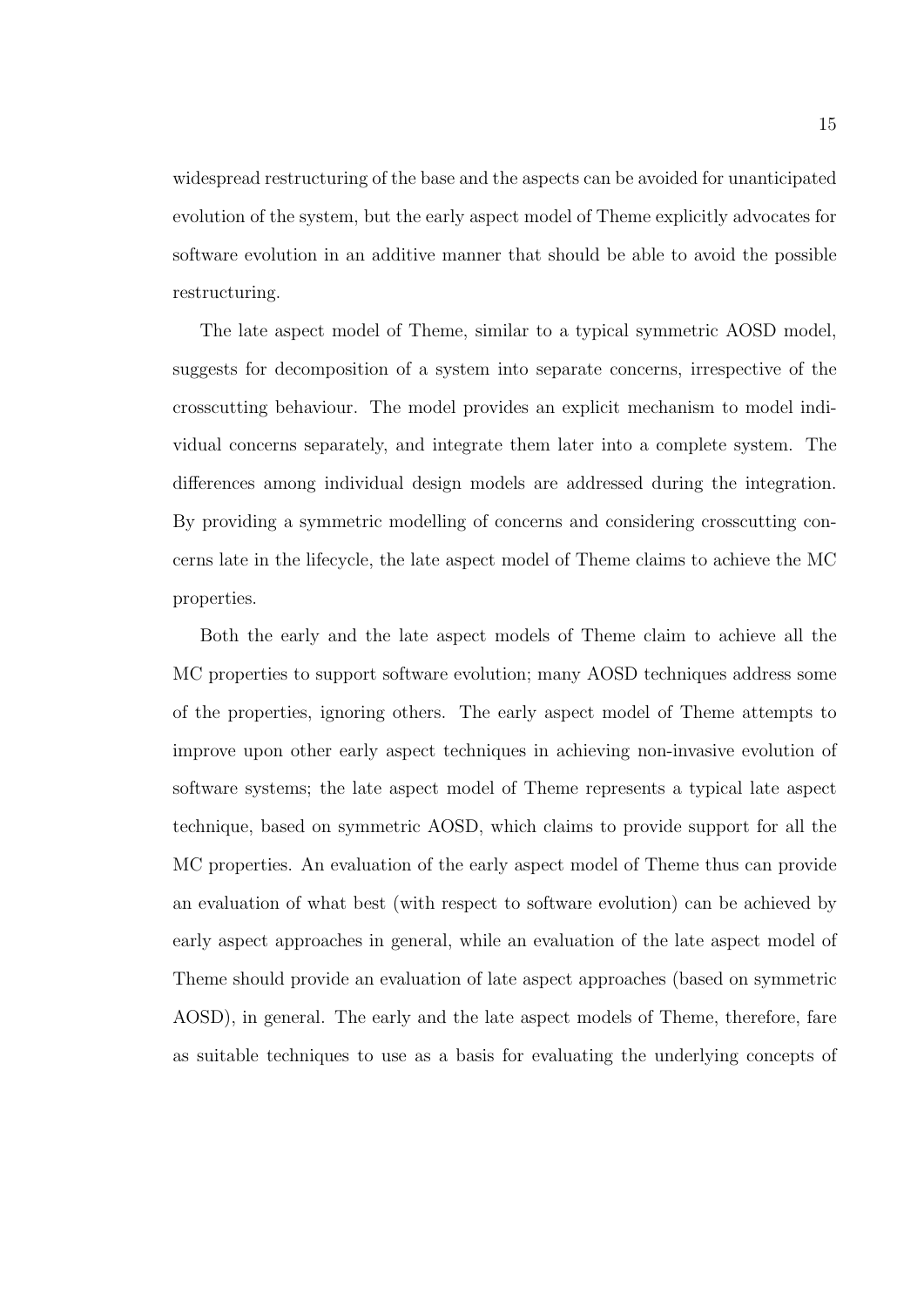widespread restructuring of the base and the aspects can be avoided for unanticipated evolution of the system, but the early aspect model of Theme explicitly advocates for software evolution in an additive manner that should be able to avoid the possible restructuring.

The late aspect model of Theme, similar to a typical symmetric AOSD model, suggests for decomposition of a system into separate concerns, irrespective of the crosscutting behaviour. The model provides an explicit mechanism to model individual concerns separately, and integrate them later into a complete system. The differences among individual design models are addressed during the integration. By providing a symmetric modelling of concerns and considering crosscutting concerns late in the lifecycle, the late aspect model of Theme claims to achieve the MC properties.

Both the early and the late aspect models of Theme claim to achieve all the MC properties to support software evolution; many AOSD techniques address some of the properties, ignoring others. The early aspect model of Theme attempts to improve upon other early aspect techniques in achieving non-invasive evolution of software systems; the late aspect model of Theme represents a typical late aspect technique, based on symmetric AOSD, which claims to provide support for all the MC properties. An evaluation of the early aspect model of Theme thus can provide an evaluation of what best (with respect to software evolution) can be achieved by early aspect approaches in general, while an evaluation of the late aspect model of Theme should provide an evaluation of late aspect approaches (based on symmetric AOSD), in general. The early and the late aspect models of Theme, therefore, fare as suitable techniques to use as a basis for evaluating the underlying concepts of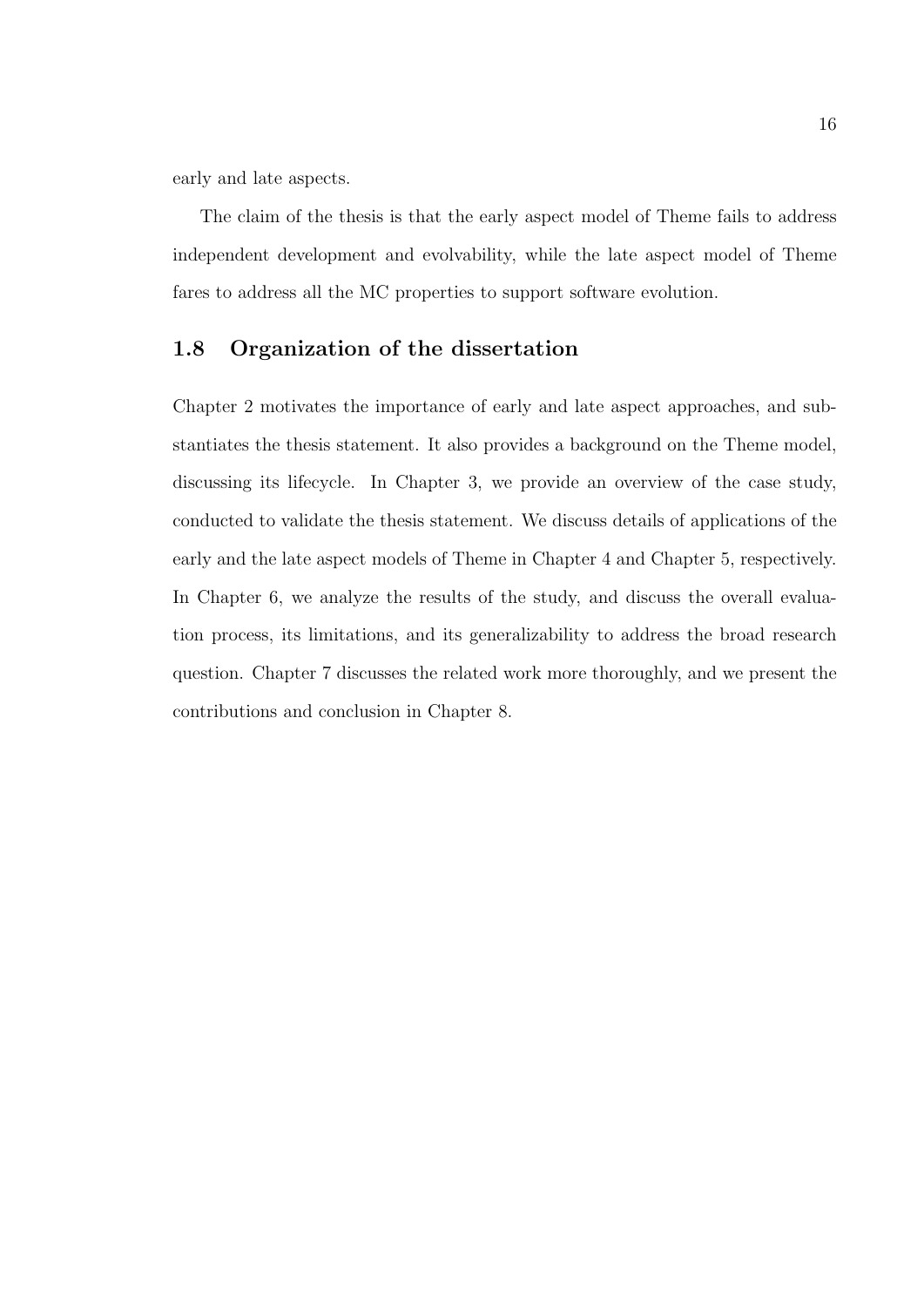early and late aspects.

The claim of the thesis is that the early aspect model of Theme fails to address independent development and evolvability, while the late aspect model of Theme fares to address all the MC properties to support software evolution.

## 1.8 Organization of the dissertation

Chapter 2 motivates the importance of early and late aspect approaches, and substantiates the thesis statement. It also provides a background on the Theme model, discussing its lifecycle. In Chapter 3, we provide an overview of the case study, conducted to validate the thesis statement. We discuss details of applications of the early and the late aspect models of Theme in Chapter 4 and Chapter 5, respectively. In Chapter 6, we analyze the results of the study, and discuss the overall evaluation process, its limitations, and its generalizability to address the broad research question. Chapter 7 discusses the related work more thoroughly, and we present the contributions and conclusion in Chapter 8.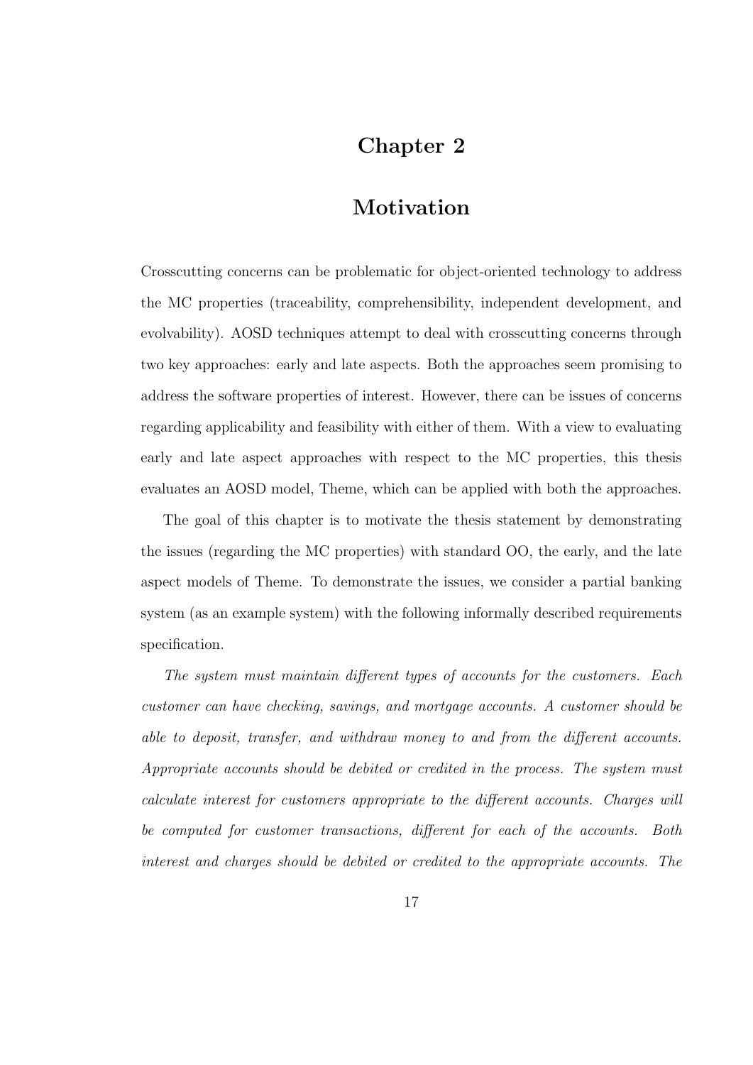# Chapter 2

# Motivation

Crosscutting concerns can be problematic for object-oriented technology to address the MC properties (traceability, comprehensibility, independent development, and evolvability). AOSD techniques attempt to deal with crosscutting concerns through two key approaches: early and late aspects. Both the approaches seem promising to address the software properties of interest. However, there can be issues of concerns regarding applicability and feasibility with either of them. With a view to evaluating early and late aspect approaches with respect to the MC properties, this thesis evaluates an AOSD model, Theme, which can be applied with both the approaches.

The goal of this chapter is to motivate the thesis statement by demonstrating the issues (regarding the MC properties) with standard OO, the early, and the late aspect models of Theme. To demonstrate the issues, we consider a partial banking system (as an example system) with the following informally described requirements specification.

*The system must maintain different types of accounts for the customers. Each customer can have checking, savings, and mortgage accounts. A customer should be able to deposit, transfer, and withdraw money to and from the different accounts. Appropriate accounts should be debited or credited in the process. The system must calculate interest for customers appropriate to the different accounts. Charges will be computed for customer transactions, different for each of the accounts. Both interest and charges should be debited or credited to the appropriate accounts. The*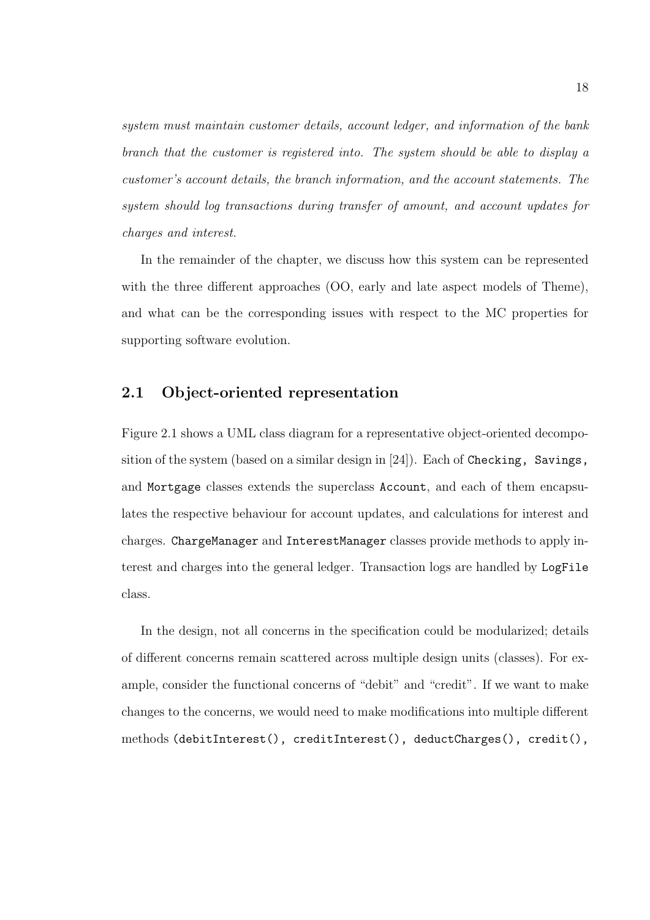*system must maintain customer details, account ledger, and information of the bank branch that the customer is registered into. The system should be able to display a customer's account details, the branch information, and the account statements. The system should log transactions during transfer of amount, and account updates for charges and interest.*

In the remainder of the chapter, we discuss how this system can be represented with the three different approaches (OO, early and late aspect models of Theme), and what can be the corresponding issues with respect to the MC properties for supporting software evolution.

## 2.1 Object-oriented representation

Figure 2.1 shows a UML class diagram for a representative object-oriented decomposition of the system (based on a similar design in [24]). Each of `Checking, Savings,` and `Mortgage` classes extends the superclass `Account`, and each of them encapsulates the respective behaviour for account updates, and calculations for interest and charges. `ChargeManager` and `InterestManager` classes provide methods to apply interest and charges into the general ledger. Transaction logs are handled by `LogFile` class.

In the design, not all concerns in the specification could be modularized; details of different concerns remain scattered across multiple design units (classes). For example, consider the functional concerns of "debit" and "credit". If we want to make changes to the concerns, we would need to make modifications into multiple different methods (`debitInterest(), creditInterest(), deductCharges(), credit(),`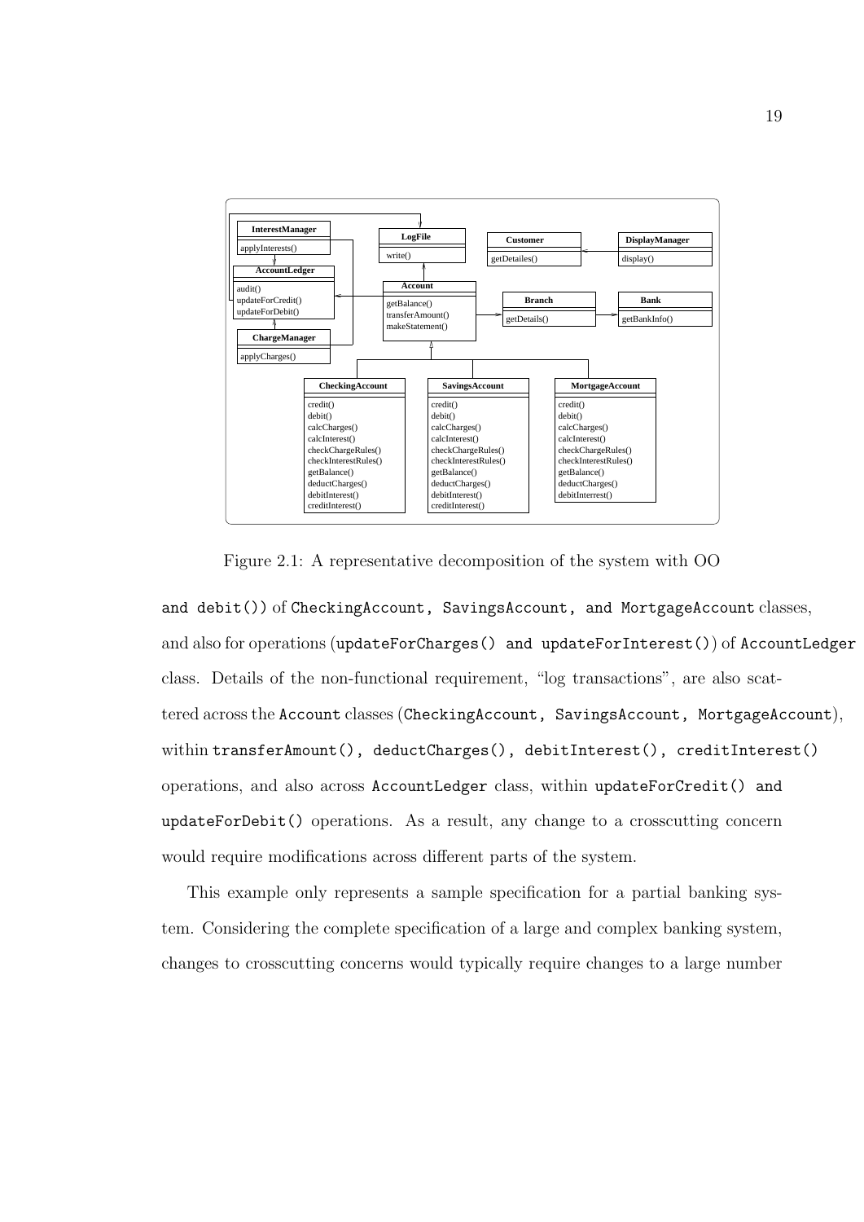Figure 2.1: A representative decomposition of the system with OO

and debit()) of CheckingAccount, SavingsAccount, and MortgageAccount classes, and also for operations (updateForCharges() and updateForInterest()) of AccountLedger class. Details of the non-functional requirement, "log transactions", are also scattered across the Account classes (CheckingAccount, SavingsAccount, MortgageAccount), within transferAmount(), deductCharges(), debitInterest(), creditInterest() operations, and also across AccountLedger class, within updateForCredit() and updateForDebit() operations. As a result, any change to a crosscutting concern would require modifications across different parts of the system.

This example only represents a sample specification for a partial banking system. Considering the complete specification of a large and complex banking system, changes to crosscutting concerns would typically require changes to a large number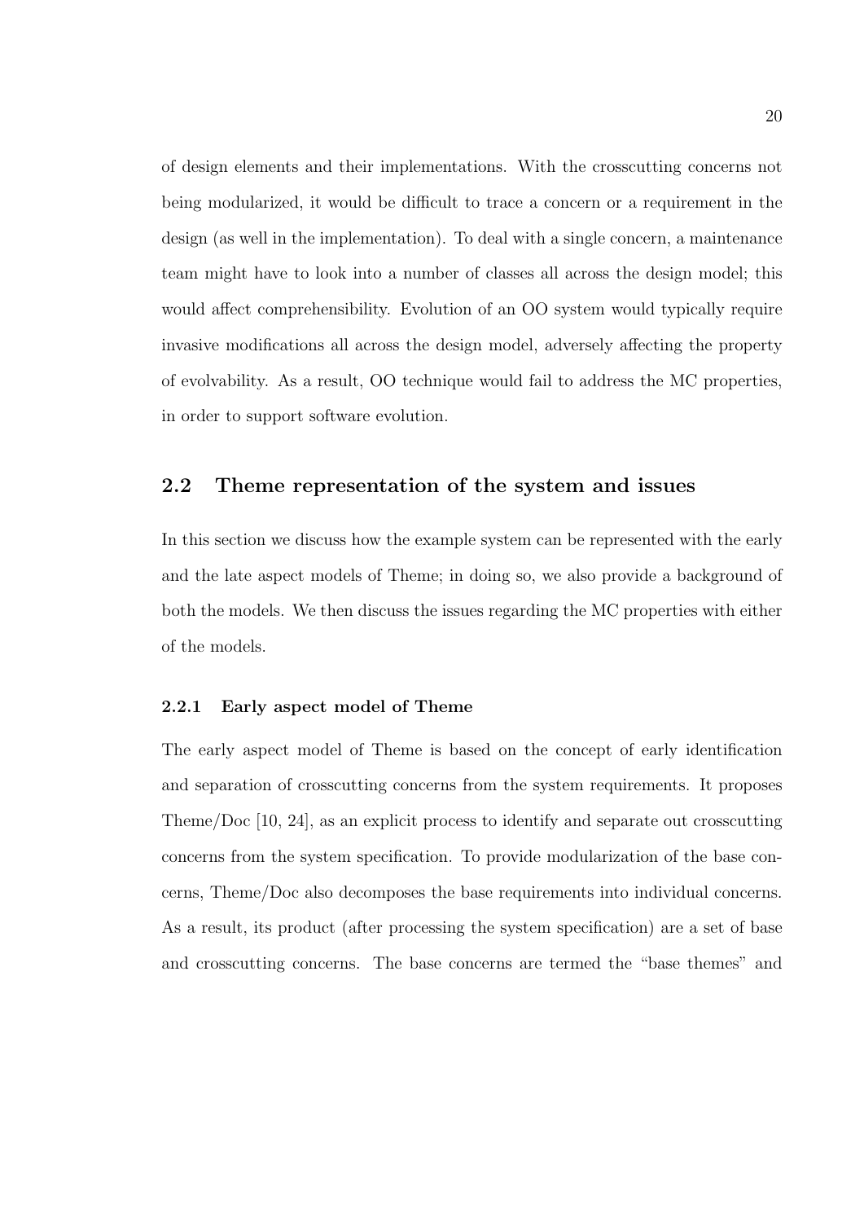of design elements and their implementations. With the crosscutting concerns not being modularized, it would be difficult to trace a concern or a requirement in the design (as well in the implementation). To deal with a single concern, a maintenance team might have to look into a number of classes all across the design model; this would affect comprehensibility. Evolution of an OO system would typically require invasive modifications all across the design model, adversely affecting the property of evolvability. As a result, OO technique would fail to address the MC properties, in order to support software evolution.

## 2.2 Theme representation of the system and issues

In this section we discuss how the example system can be represented with the early and the late aspect models of Theme; in doing so, we also provide a background of both the models. We then discuss the issues regarding the MC properties with either of the models.

### 2.2.1 Early aspect model of Theme

The early aspect model of Theme is based on the concept of early identification and separation of crosscutting concerns from the system requirements. It proposes Theme/Doc [10, 24], as an explicit process to identify and separate out crosscutting concerns from the system specification. To provide modularization of the base concerns, Theme/Doc also decomposes the base requirements into individual concerns. As a result, its product (after processing the system specification) are a set of base and crosscutting concerns. The base concerns are termed the "base themes" and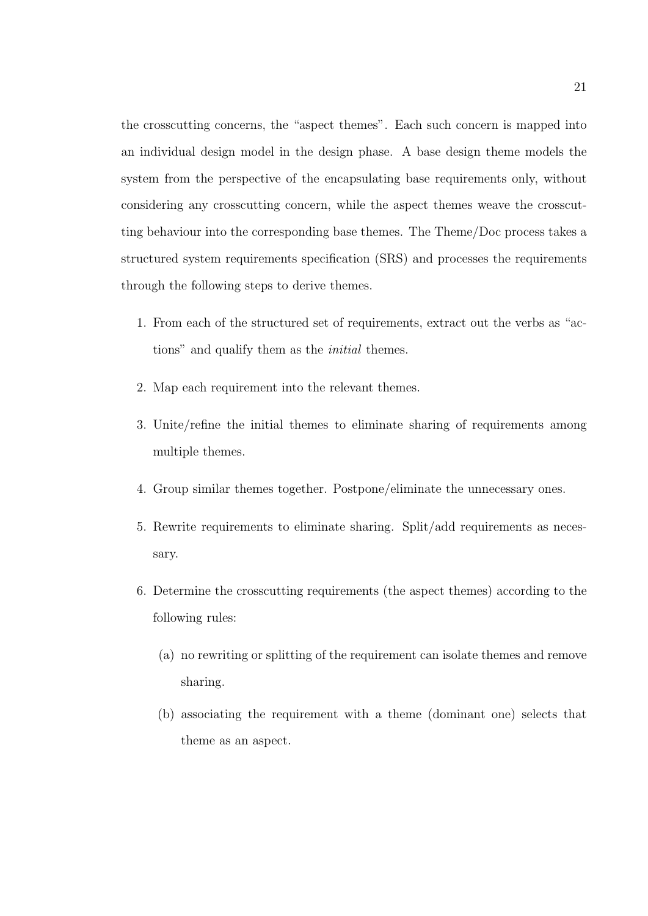the crosscutting concerns, the "aspect themes". Each such concern is mapped into an individual design model in the design phase. A base design theme models the system from the perspective of the encapsulating base requirements only, without considering any crosscutting concern, while the aspect themes weave the crosscutting behaviour into the corresponding base themes. The Theme/Doc process takes a structured system requirements specification (SRS) and processes the requirements through the following steps to derive themes.

1. From each of the structured set of requirements, extract out the verbs as "actions" and qualify them as the *initial* themes.
2. Map each requirement into the relevant themes.
3. Unite/refine the initial themes to eliminate sharing of requirements among multiple themes.
4. Group similar themes together. Postpone/eliminate the unnecessary ones.
5. Rewrite requirements to eliminate sharing. Split/add requirements as necessary.
6. Determine the crosscutting requirements (the aspect themes) according to the following rules:
   (a) no rewriting or splitting of the requirement can isolate themes and remove sharing.
   (b) associating the requirement with a theme (dominant one) selects that theme as an aspect.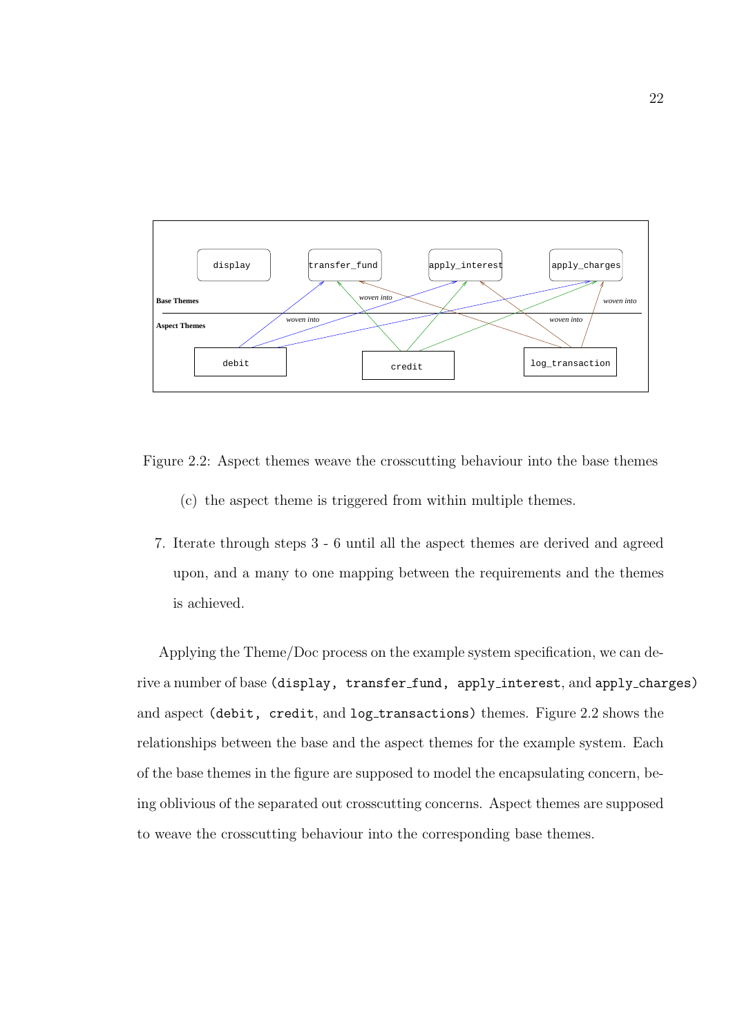Figure 2.2: Aspect themes weave the crosscutting behaviour into the base themes

   (c) the aspect theme is triggered from within multiple themes.

7. Iterate through steps 3 - 6 until all the aspect themes are derived and agreed upon, and a many to one mapping between the requirements and the themes is achieved.

Applying the Theme/Doc process on the example system specification, we can derive a number of base (`display`, `transfer_fund`, `apply_interest`, and `apply_charges`) and aspect (`debit`, `credit`, and `log_transactions`) themes. Figure 2.2 shows the relationships between the base and the aspect themes for the example system. Each of the base themes in the figure are supposed to model the encapsulating concern, being oblivious of the separated out crosscutting concerns. Aspect themes are supposed to weave the crosscutting behaviour into the corresponding base themes.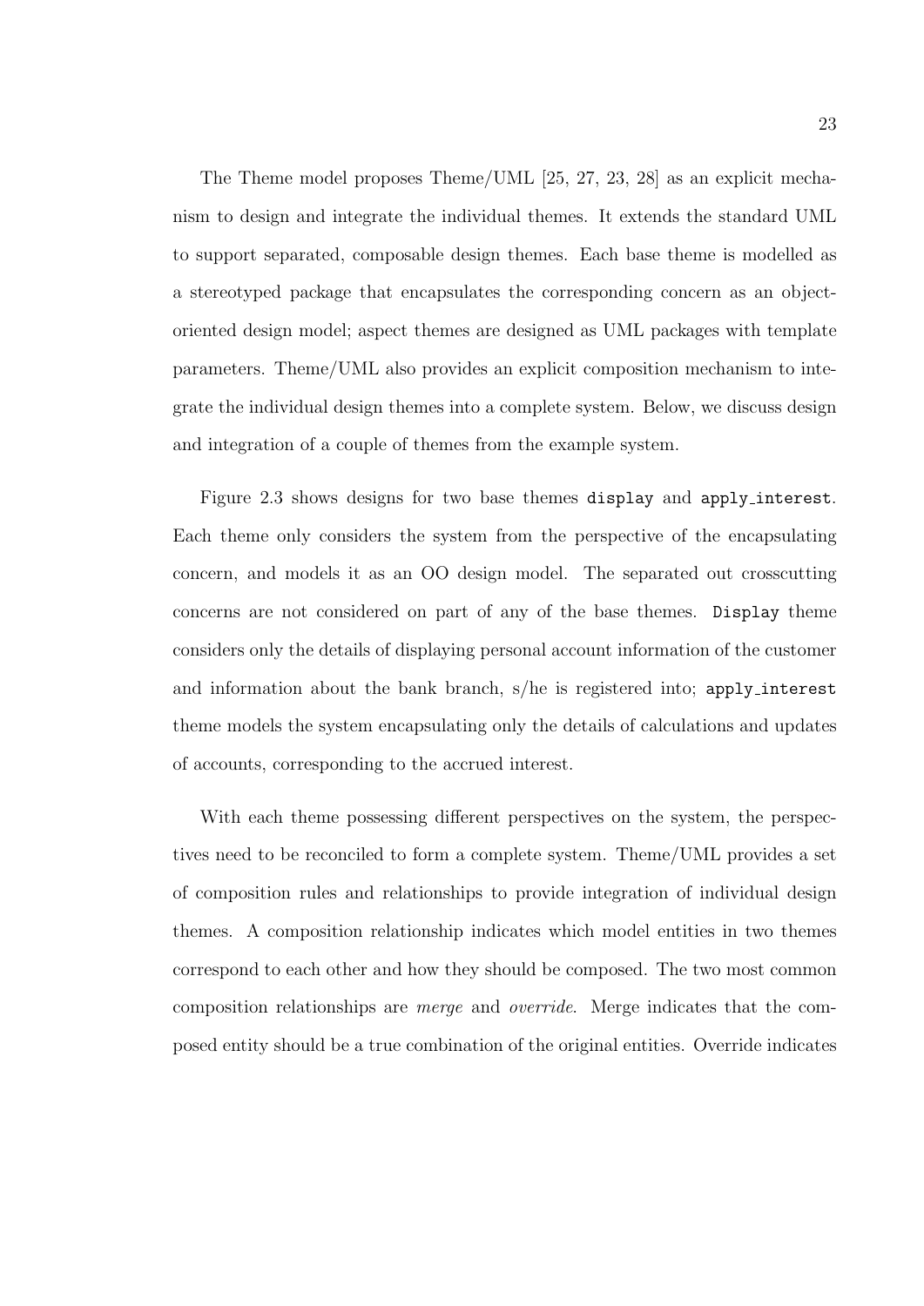The Theme model proposes Theme/UML [25, 27, 23, 28] as an explicit mechanism to design and integrate the individual themes. It extends the standard UML to support separated, composable design themes. Each base theme is modelled as a stereotyped package that encapsulates the corresponding concern as an object-oriented design model; aspect themes are designed as UML packages with template parameters. Theme/UML also provides an explicit composition mechanism to integrate the individual design themes into a complete system. Below, we discuss design and integration of a couple of themes from the example system.

Figure 2.3 shows designs for two base themes `display` and `apply_interest`. Each theme only considers the system from the perspective of the encapsulating concern, and models it as an OO design model. The separated out crosscutting concerns are not considered on part of any of the base themes. `Display` theme considers only the details of displaying personal account information of the customer and information about the bank branch, s/he is registered into; `apply_interest` theme models the system encapsulating only the details of calculations and updates of accounts, corresponding to the accrued interest.

With each theme possessing different perspectives on the system, the perspectives need to be reconciled to form a complete system. Theme/UML provides a set of composition rules and relationships to provide integration of individual design themes. A composition relationship indicates which model entities in two themes correspond to each other and how they should be composed. The two most common composition relationships are *merge* and *override*. Merge indicates that the composed entity should be a true combination of the original entities. Override indicates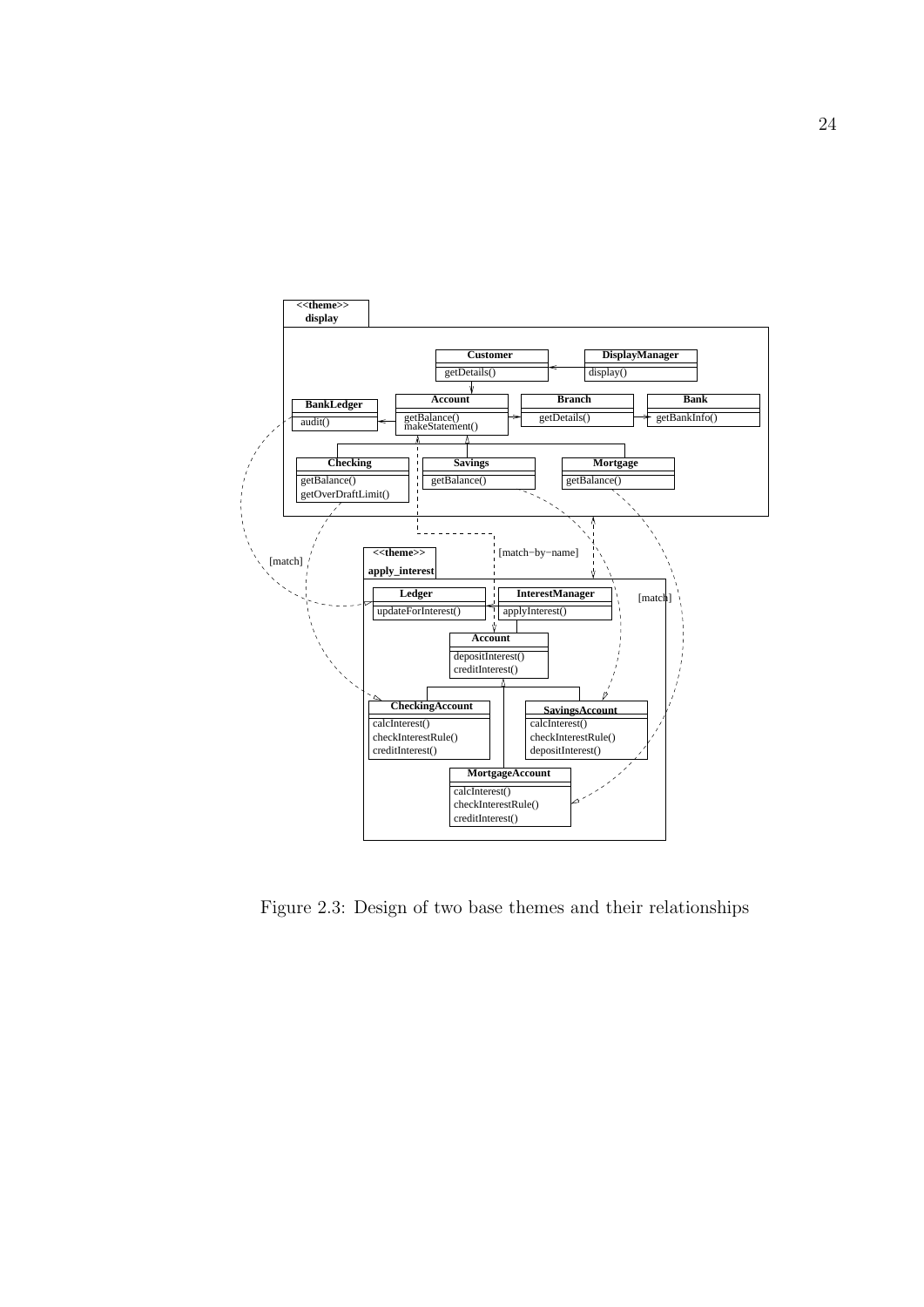Figure 2.3: Design of two base themes and their relationships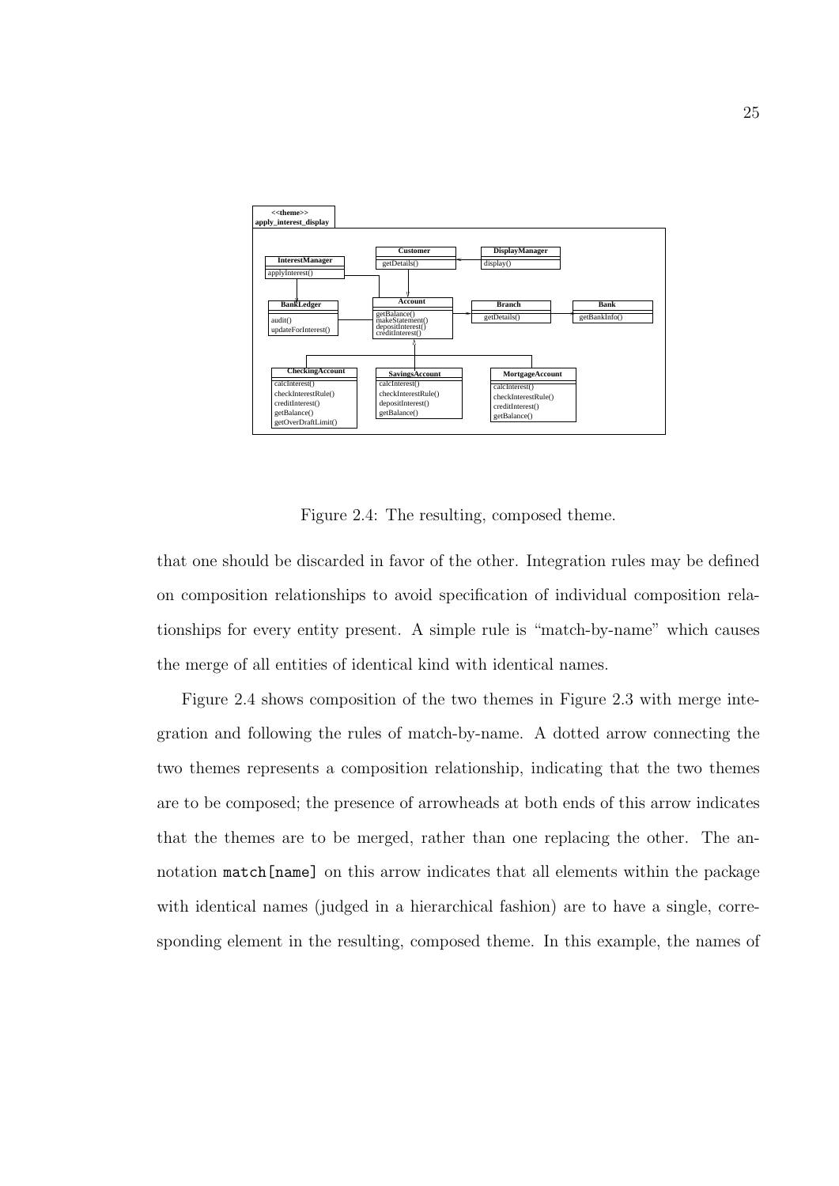Figure 2.4: The resulting, composed theme.

that one should be discarded in favor of the other. Integration rules may be defined on composition relationships to avoid specification of individual composition relationships for every entity present. A simple rule is "match-by-name" which causes the merge of all entities of identical kind with identical names.

Figure 2.4 shows composition of the two themes in Figure 2.3 with merge integration and following the rules of match-by-name. A dotted arrow connecting the two themes represents a composition relationship, indicating that the two themes are to be composed; the presence of arrowheads at both ends of this arrow indicates that the themes are to be merged, rather than one replacing the other. The annotation `match[name]` on this arrow indicates that all elements within the package with identical names (judged in a hierarchical fashion) are to have a single, corresponding element in the resulting, composed theme. In this example, the names of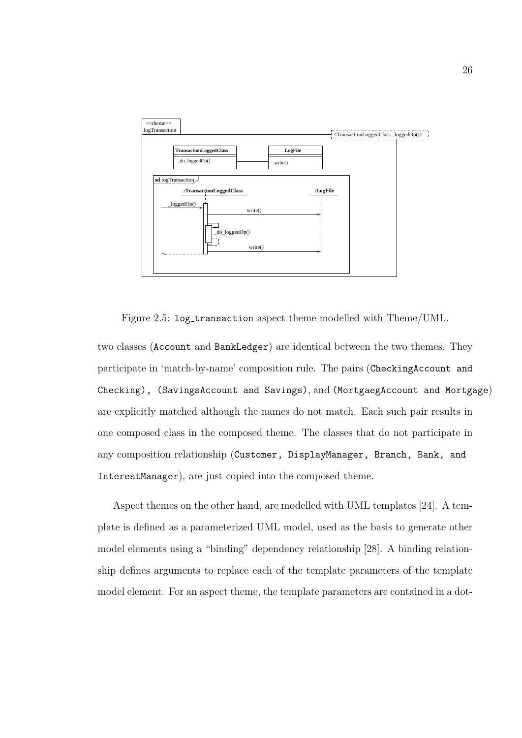Figure 2.5: log_transaction aspect theme modelled with Theme/UML.

two classes (Account and BankLedger) are identical between the two themes. They participate in 'match-by-name' composition rule. The pairs (CheckingAccount and Checking), (SavingsAccount and Savings), and (MortgaegAccount and Mortgage) are explicitly matched although the names do not match. Each such pair results in one composed class in the composed theme. The classes that do not participate in any composition relationship (Customer, DisplayManager, Branch, Bank, and InterestManager), are just copied into the composed theme.

Aspect themes on the other hand, are modelled with UML templates [24]. A template is defined as a parameterized UML model, used as the basis to generate other model elements using a "binding" dependency relationship [28]. A binding relationship defines arguments to replace each of the template parameters of the template model element. For an aspect theme, the template parameters are contained in a dot-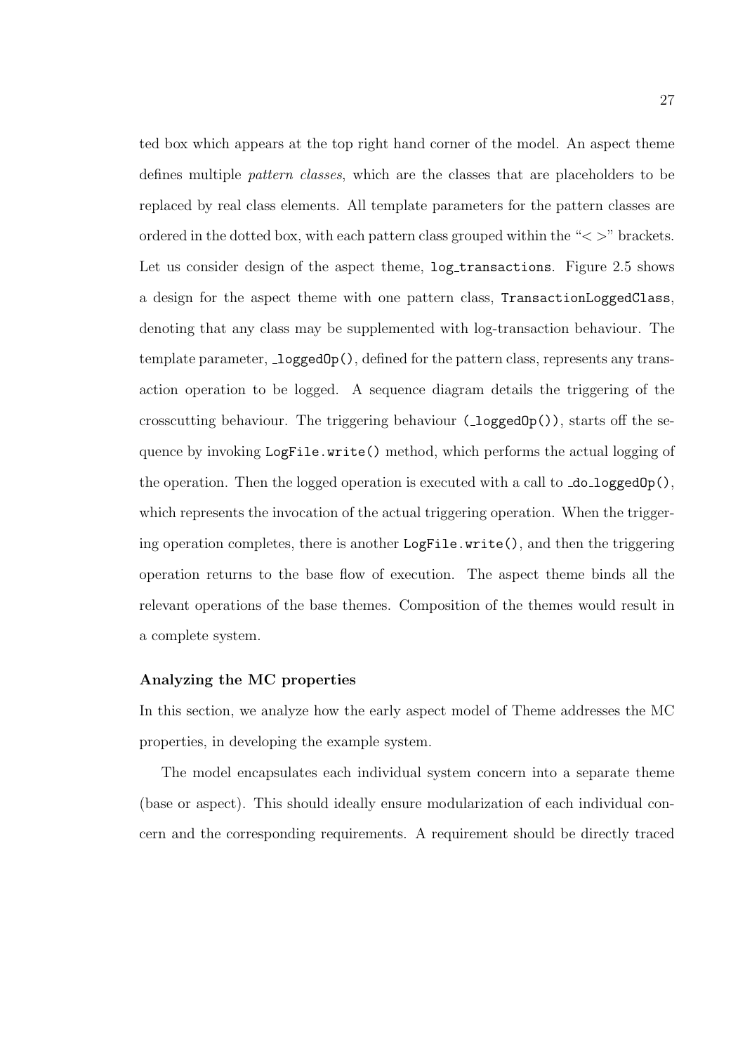ted box which appears at the top right hand corner of the model. An aspect theme defines multiple *pattern classes*, which are the classes that are placeholders to be replaced by real class elements. All template parameters for the pattern classes are ordered in the dotted box, with each pattern class grouped within the "< >" brackets. Let us consider design of the aspect theme, `log_transactions`. Figure 2.5 shows a design for the aspect theme with one pattern class, `TransactionLoggedClass`, denoting that any class may be supplemented with log-transaction behaviour. The template parameter, `_loggedOp()`, defined for the pattern class, represents any transaction operation to be logged. A sequence diagram details the triggering of the crosscutting behaviour. The triggering behaviour (`_loggedOp()`), starts off the sequence by invoking `LogFile.write()` method, which performs the actual logging of the operation. Then the logged operation is executed with a call to `_do_loggedOp()`, which represents the invocation of the actual triggering operation. When the triggering operation completes, there is another `LogFile.write()`, and then the triggering operation returns to the base flow of execution. The aspect theme binds all the relevant operations of the base themes. Composition of the themes would result in a complete system.

#### Analyzing the MC properties

In this section, we analyze how the early aspect model of Theme addresses the MC properties, in developing the example system.

The model encapsulates each individual system concern into a separate theme (base or aspect). This should ideally ensure modularization of each individual concern and the corresponding requirements. A requirement should be directly traced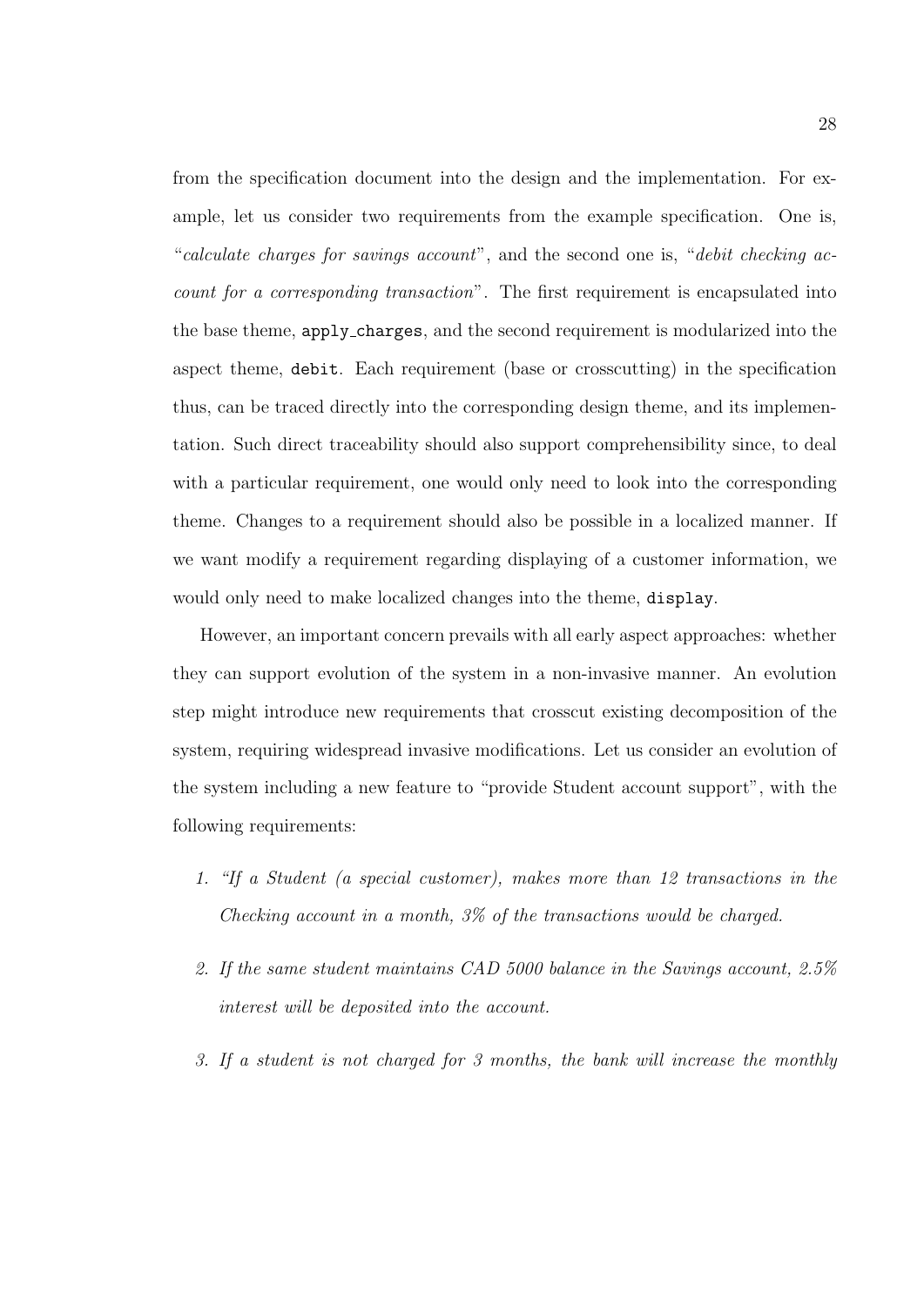from the specification document into the design and the implementation. For example, let us consider two requirements from the example specification. One is, "*calculate charges for savings account*", and the second one is, "*debit checking account for a corresponding transaction*". The first requirement is encapsulated into the base theme, `apply_charges`, and the second requirement is modularized into the aspect theme, `debit`. Each requirement (base or crosscutting) in the specification thus, can be traced directly into the corresponding design theme, and its implementation. Such direct traceability should also support comprehensibility since, to deal with a particular requirement, one would only need to look into the corresponding theme. Changes to a requirement should also be possible in a localized manner. If we want modify a requirement regarding displaying of a customer information, we would only need to make localized changes into the theme, `display`.

However, an important concern prevails with all early aspect approaches: whether they can support evolution of the system in a non-invasive manner. An evolution step might introduce new requirements that crosscut existing decomposition of the system, requiring widespread invasive modifications. Let us consider an evolution of the system including a new feature to "provide Student account support", with the following requirements:

1. *"If a Student (a special customer), makes more than 12 transactions in the Checking account in a month, 3% of the transactions would be charged.*

2. *If the same student maintains CAD 5000 balance in the Savings account, 2.5% interest will be deposited into the account.*

3. *If a student is not charged for 3 months, the bank will increase the monthly*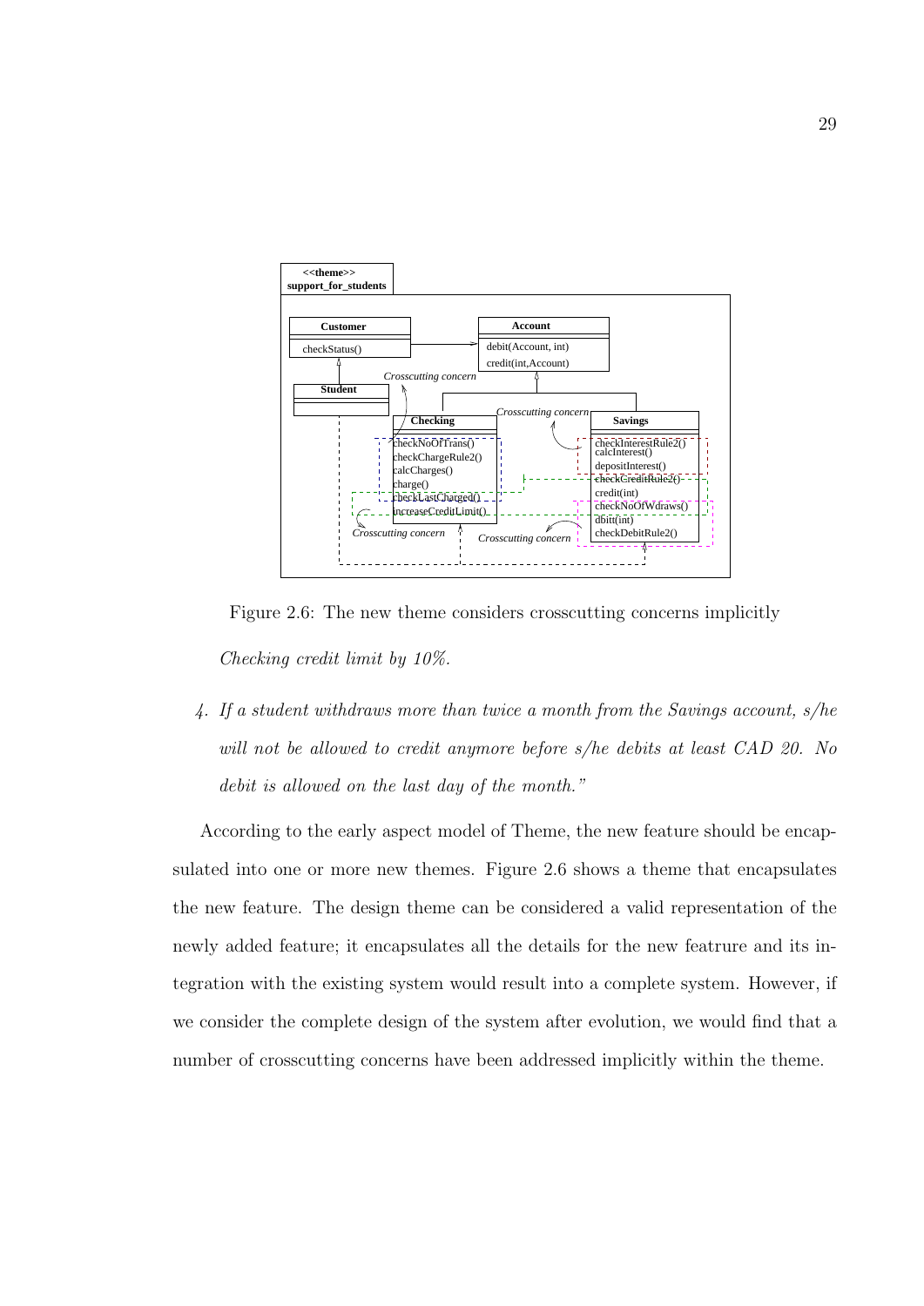Figure 2.6: The new theme considers crosscutting concerns implicitly

*Checking credit limit by 10%.*

4. *If a student withdraws more than twice a month from the Savings account, s/he will not be allowed to credit anymore before s/he debits at least CAD 20. No debit is allowed on the last day of the month."*

According to the early aspect model of Theme, the new feature should be encapsulated into one or more new themes. Figure 2.6 shows a theme that encapsulates the new feature. The design theme can be considered a valid representation of the newly added feature; it encapsulates all the details for the new featrure and its integration with the existing system would result into a complete system. However, if we consider the complete design of the system after evolution, we would find that a number of crosscutting concerns have been addressed implicitly within the theme.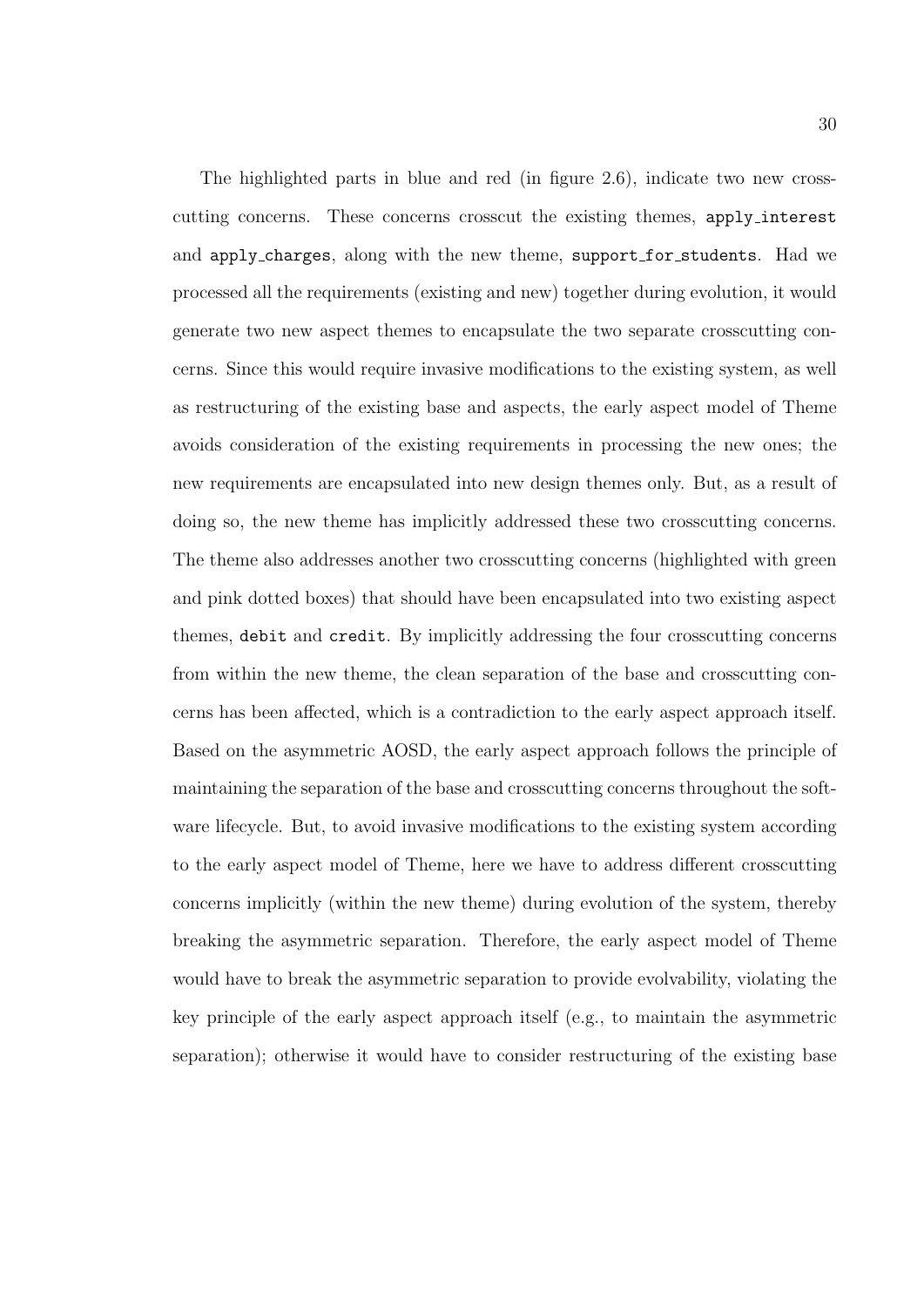The highlighted parts in blue and red (in figure 2.6), indicate two new crosscutting concerns. These concerns crosscut the existing themes, `apply_interest` and `apply_charges`, along with the new theme, `support_for_students`. Had we processed all the requirements (existing and new) together during evolution, it would generate two new aspect themes to encapsulate the two separate crosscutting concerns. Since this would require invasive modifications to the existing system, as well as restructuring of the existing base and aspects, the early aspect model of Theme avoids consideration of the existing requirements in processing the new ones; the new requirements are encapsulated into new design themes only. But, as a result of doing so, the new theme has implicitly addressed these two crosscutting concerns. The theme also addresses another two crosscutting concerns (highlighted with green and pink dotted boxes) that should have been encapsulated into two existing aspect themes, `debit` and `credit`. By implicitly addressing the four crosscutting concerns from within the new theme, the clean separation of the base and crosscutting concerns has been affected, which is a contradiction to the early aspect approach itself. Based on the asymmetric AOSD, the early aspect approach follows the principle of maintaining the separation of the base and crosscutting concerns throughout the software lifecycle. But, to avoid invasive modifications to the existing system according to the early aspect model of Theme, here we have to address different crosscutting concerns implicitly (within the new theme) during evolution of the system, thereby breaking the asymmetric separation. Therefore, the early aspect model of Theme would have to break the asymmetric separation to provide evolvability, violating the key principle of the early aspect approach itself (e.g., to maintain the asymmetric separation); otherwise it would have to consider restructuring of the existing base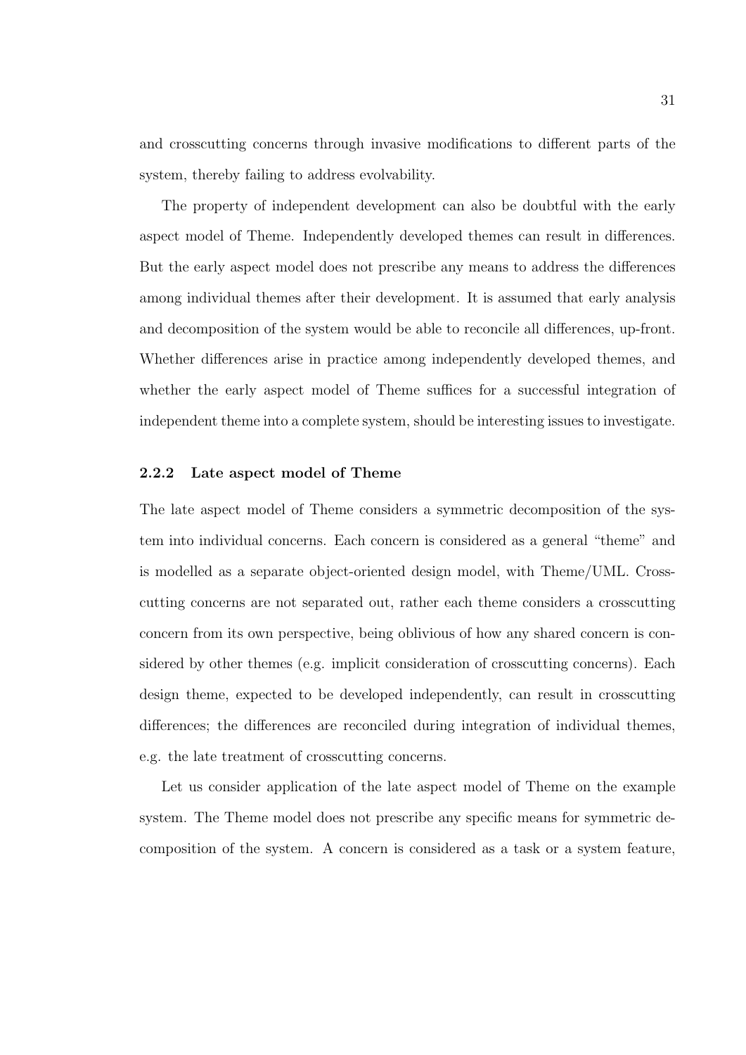and crosscutting concerns through invasive modifications to different parts of the system, thereby failing to address evolvability.

The property of independent development can also be doubtful with the early aspect model of Theme. Independently developed themes can result in differences. But the early aspect model does not prescribe any means to address the differences among individual themes after their development. It is assumed that early analysis and decomposition of the system would be able to reconcile all differences, up-front. Whether differences arise in practice among independently developed themes, and whether the early aspect model of Theme suffices for a successful integration of independent theme into a complete system, should be interesting issues to investigate.

### 2.2.2 Late aspect model of Theme

The late aspect model of Theme considers a symmetric decomposition of the system into individual concerns. Each concern is considered as a general "theme" and is modelled as a separate object-oriented design model, with Theme/UML. Crosscutting concerns are not separated out, rather each theme considers a crosscutting concern from its own perspective, being oblivious of how any shared concern is considered by other themes (e.g. implicit consideration of crosscutting concerns). Each design theme, expected to be developed independently, can result in crosscutting differences; the differences are reconciled during integration of individual themes, e.g. the late treatment of crosscutting concerns.

Let us consider application of the late aspect model of Theme on the example system. The Theme model does not prescribe any specific means for symmetric decomposition of the system. A concern is considered as a task or a system feature,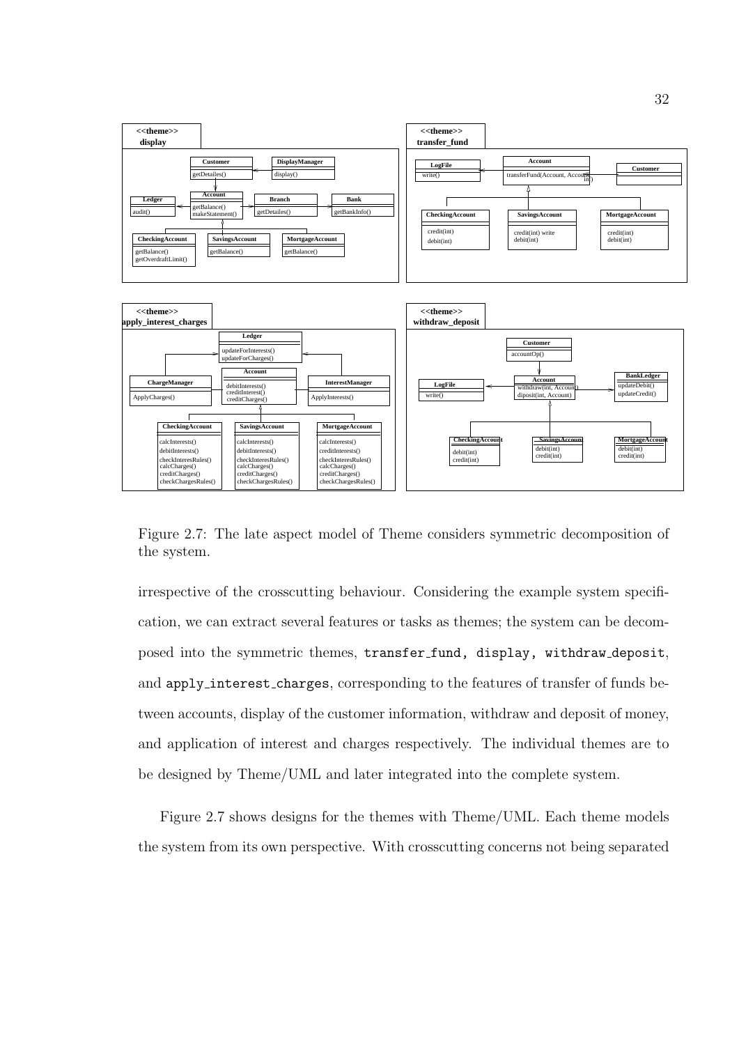Figure 2.7: The late aspect model of Theme considers symmetric decomposition of the system.

irrespective of the crosscutting behaviour. Considering the example system specification, we can extract several features or tasks as themes; the system can be decomposed into the symmetric themes, `transfer_fund, display, withdraw_deposit`, and `apply_interest_charges`, corresponding to the features of transfer of funds between accounts, display of the customer information, withdraw and deposit of money, and application of interest and charges respectively. The individual themes are to be designed by Theme/UML and later integrated into the complete system.

Figure 2.7 shows designs for the themes with Theme/UML. Each theme models the system from its own perspective. With crosscutting concerns not being separated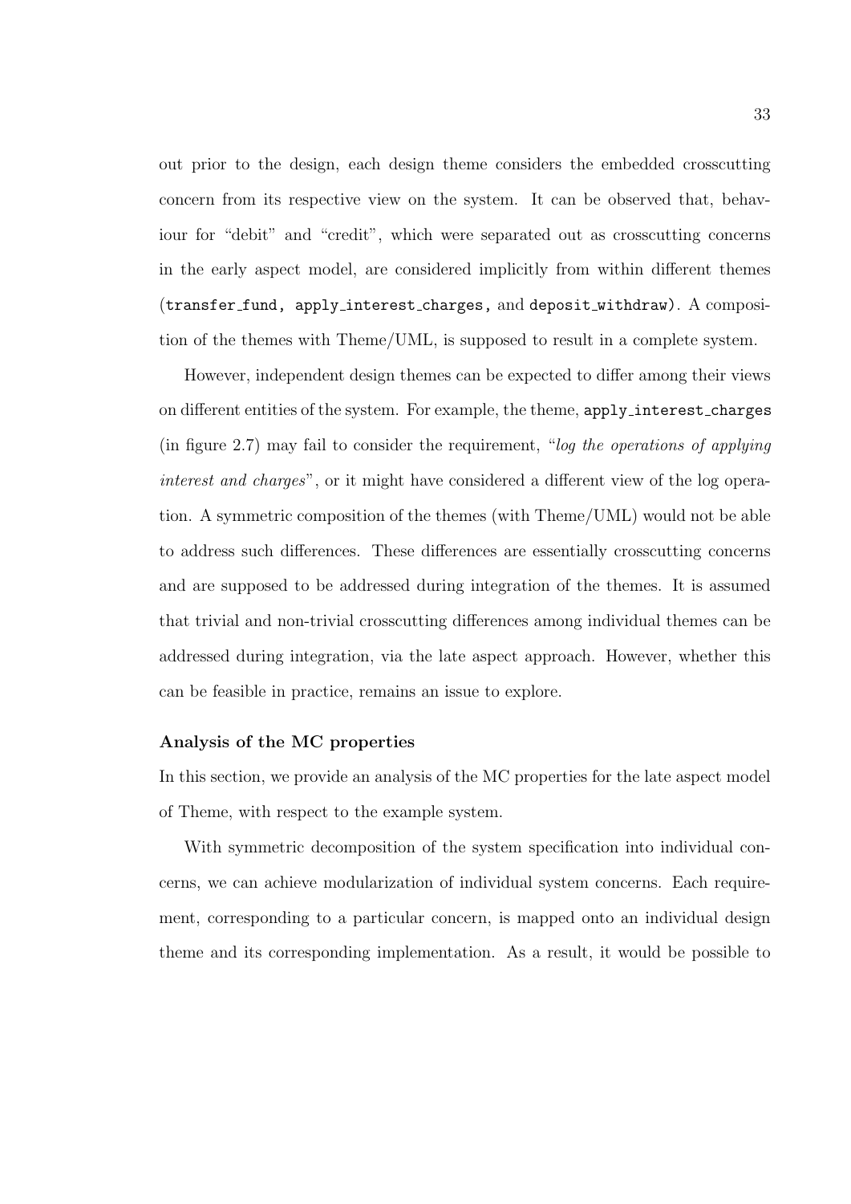out prior to the design, each design theme considers the embedded crosscutting concern from its respective view on the system. It can be observed that, behaviour for "debit" and "credit", which were separated out as crosscutting concerns in the early aspect model, are considered implicitly from within different themes (`transfer_fund, apply_interest_charges,` and `deposit_withdraw`). A composition of the themes with Theme/UML, is supposed to result in a complete system.

However, independent design themes can be expected to differ among their views on different entities of the system. For example, the theme, `apply_interest_charges` (in figure 2.7) may fail to consider the requirement, "*log the operations of applying interest and charges*", or it might have considered a different view of the log operation. A symmetric composition of the themes (with Theme/UML) would not be able to address such differences. These differences are essentially crosscutting concerns and are supposed to be addressed during integration of the themes. It is assumed that trivial and non-trivial crosscutting differences among individual themes can be addressed during integration, via the late aspect approach. However, whether this can be feasible in practice, remains an issue to explore.

**Analysis of the MC properties**

In this section, we provide an analysis of the MC properties for the late aspect model of Theme, with respect to the example system.

With symmetric decomposition of the system specification into individual concerns, we can achieve modularization of individual system concerns. Each requirement, corresponding to a particular concern, is mapped onto an individual design theme and its corresponding implementation. As a result, it would be possible to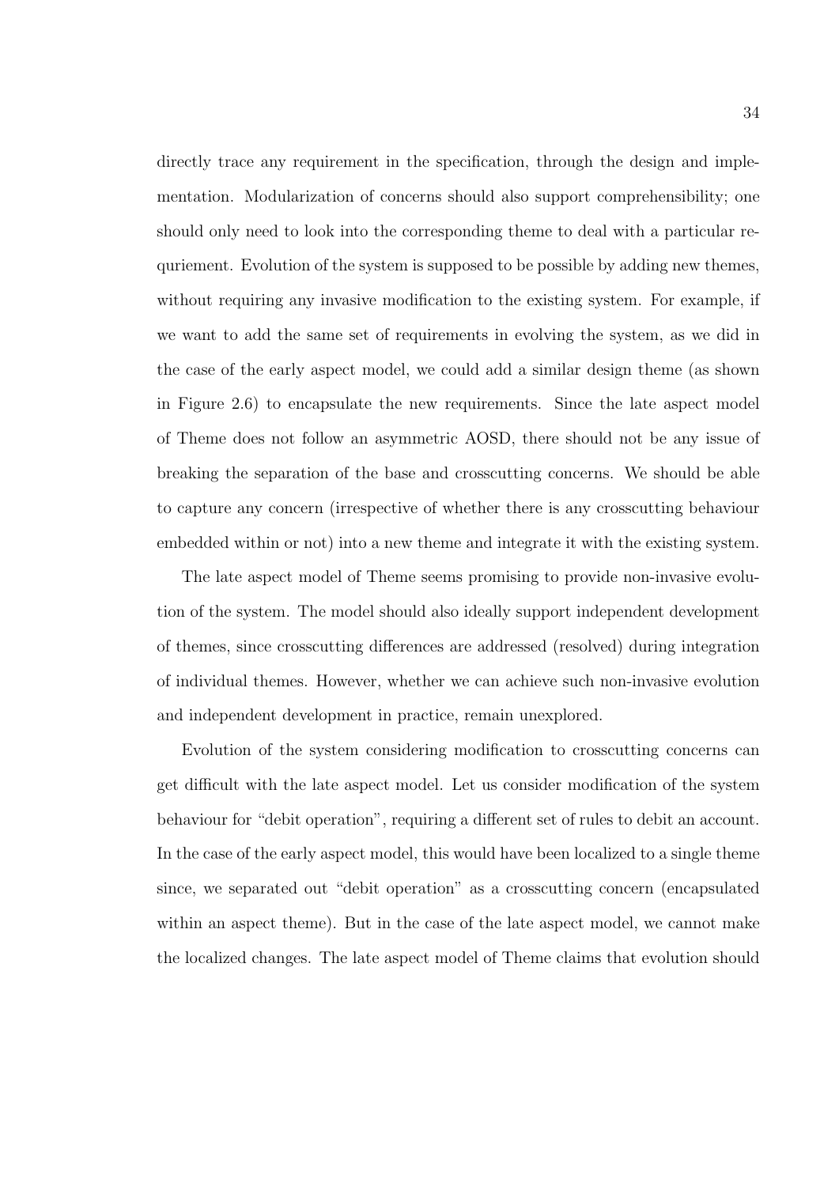directly trace any requirement in the specification, through the design and implementation. Modularization of concerns should also support comprehensibility; one should only need to look into the corresponding theme to deal with a particular requriement. Evolution of the system is supposed to be possible by adding new themes, without requiring any invasive modification to the existing system. For example, if we want to add the same set of requirements in evolving the system, as we did in the case of the early aspect model, we could add a similar design theme (as shown in Figure 2.6) to encapsulate the new requirements. Since the late aspect model of Theme does not follow an asymmetric AOSD, there should not be any issue of breaking the separation of the base and crosscutting concerns. We should be able to capture any concern (irrespective of whether there is any crosscutting behaviour embedded within or not) into a new theme and integrate it with the existing system.

The late aspect model of Theme seems promising to provide non-invasive evolution of the system. The model should also ideally support independent development of themes, since crosscutting differences are addressed (resolved) during integration of individual themes. However, whether we can achieve such non-invasive evolution and independent development in practice, remain unexplored.

Evolution of the system considering modification to crosscutting concerns can get difficult with the late aspect model. Let us consider modification of the system behaviour for "debit operation", requiring a different set of rules to debit an account. In the case of the early aspect model, this would have been localized to a single theme since, we separated out "debit operation" as a crosscutting concern (encapsulated within an aspect theme). But in the case of the late aspect model, we cannot make the localized changes. The late aspect model of Theme claims that evolution should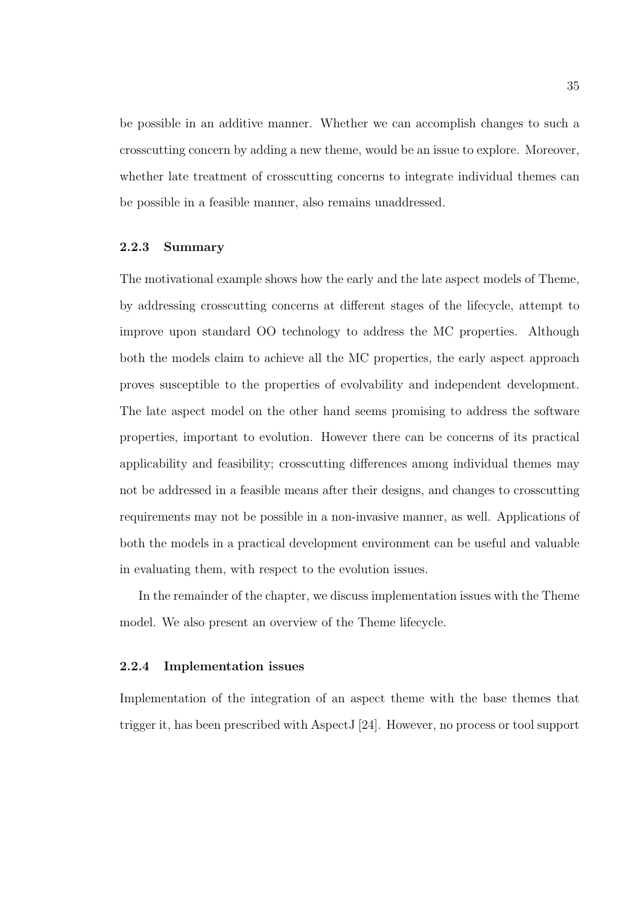be possible in an additive manner. Whether we can accomplish changes to such a crosscutting concern by adding a new theme, would be an issue to explore. Moreover, whether late treatment of crosscutting concerns to integrate individual themes can be possible in a feasible manner, also remains unaddressed.

### 2.2.3 Summary

The motivational example shows how the early and the late aspect models of Theme, by addressing crosscutting concerns at different stages of the lifecycle, attempt to improve upon standard OO technology to address the MC properties. Although both the models claim to achieve all the MC properties, the early aspect approach proves susceptible to the properties of evolvability and independent development. The late aspect model on the other hand seems promising to address the software properties, important to evolution. However there can be concerns of its practical applicability and feasibility; crosscutting differences among individual themes may not be addressed in a feasible means after their designs, and changes to crosscutting requirements may not be possible in a non-invasive manner, as well. Applications of both the models in a practical development environment can be useful and valuable in evaluating them, with respect to the evolution issues.

In the remainder of the chapter, we discuss implementation issues with the Theme model. We also present an overview of the Theme lifecycle.

### 2.2.4 Implementation issues

Implementation of the integration of an aspect theme with the base themes that trigger it, has been prescribed with AspectJ [24]. However, no process or tool support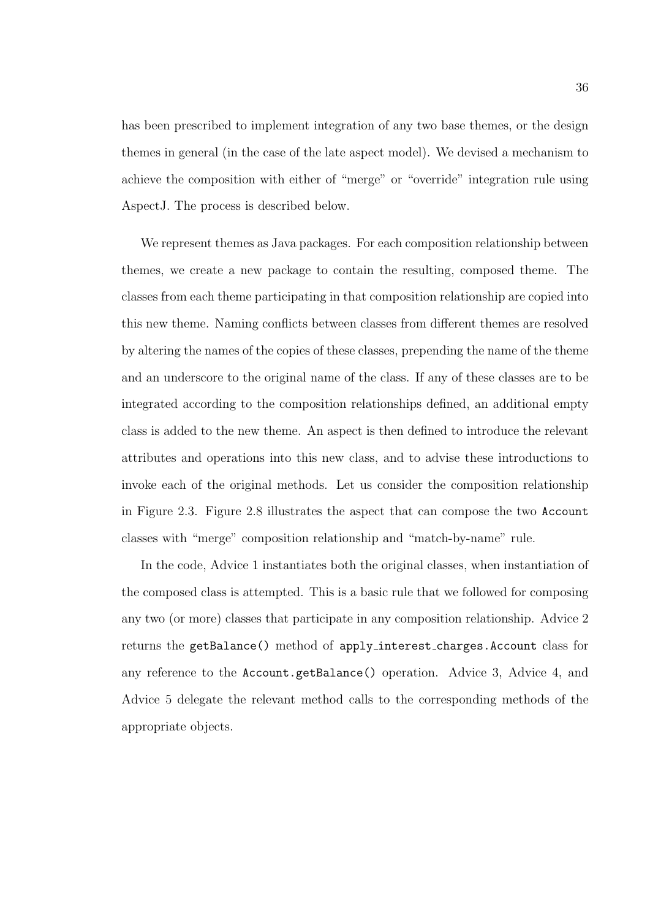has been prescribed to implement integration of any two base themes, or the design themes in general (in the case of the late aspect model). We devised a mechanism to achieve the composition with either of "merge" or "override" integration rule using AspectJ. The process is described below.

We represent themes as Java packages. For each composition relationship between themes, we create a new package to contain the resulting, composed theme. The classes from each theme participating in that composition relationship are copied into this new theme. Naming conflicts between classes from different themes are resolved by altering the names of the copies of these classes, prepending the name of the theme and an underscore to the original name of the class. If any of these classes are to be integrated according to the composition relationships defined, an additional empty class is added to the new theme. An aspect is then defined to introduce the relevant attributes and operations into this new class, and to advise these introductions to invoke each of the original methods. Let us consider the composition relationship in Figure 2.3. Figure 2.8 illustrates the aspect that can compose the two `Account` classes with "merge" composition relationship and "match-by-name" rule.

In the code, Advice 1 instantiates both the original classes, when instantiation of the composed class is attempted. This is a basic rule that we followed for composing any two (or more) classes that participate in any composition relationship. Advice 2 returns the `getBalance()` method of `apply_interest_charges.Account` class for any reference to the `Account.getBalance()` operation. Advice 3, Advice 4, and Advice 5 delegate the relevant method calls to the corresponding methods of the appropriate objects.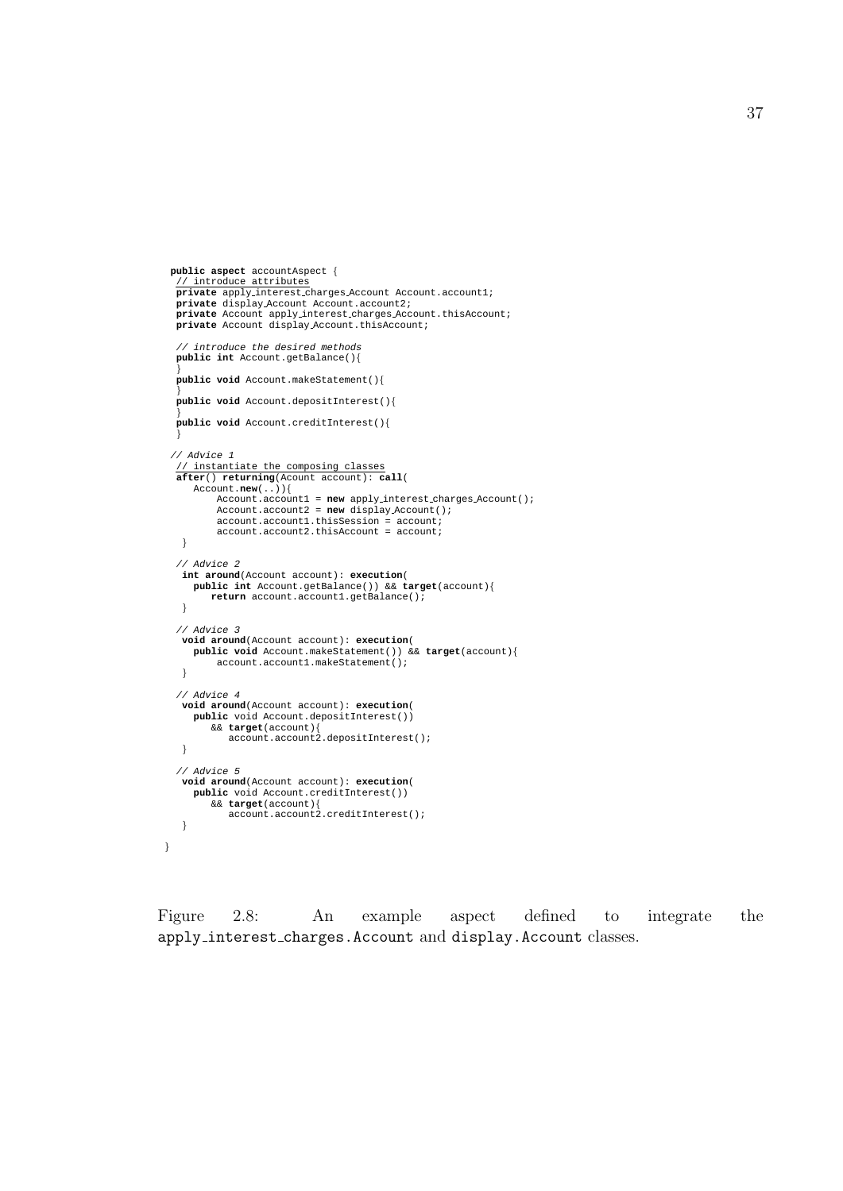```
public aspect accountAspect {
  // introduce attributes
  private apply_interest_charges_Account Account.account1;
  private display_Account Account.account2;
  private Account apply_interest_charges_Account.thisAccount;
  private Account display_Account.thisAccount;

  // introduce the desired methods
  public int Account.getBalance(){
  }
  public void Account.makeStatement(){
  }
  public void Account.depositInterest(){
  }
  public void Account.creditInterest(){
  }

 // Advice 1
  // instantiate the composing classes
  after() returning(Acount account): call(
     Account.new(..)){
         Account.account1 = new apply_interest_charges_Account();
         Account.account2 = new display_Account();
         account.account1.thisSession = account;
         account.account2.thisAccount = account;
   }

  // Advice 2
   int around(Account account): execution(
     public int Account.getBalance()) && target(account){
        return account.account1.getBalance();
   }

  // Advice 3
   void around(Account account): execution(
     public void Account.makeStatement()) && target(account){
         account.account1.makeStatement();
   }

  // Advice 4
   void around(Account account): execution(
     public void Account.depositInterest())
        && target(account){
           account.account2.depositInterest();
   }

  // Advice 5
   void around(Account account): execution(
     public void Account.creditInterest())
        && target(account){
           account.account2.creditInterest();
   }

}
```

Figure 2.8: An example aspect defined to integrate the `apply_interest_charges.Account` and `display.Account` classes.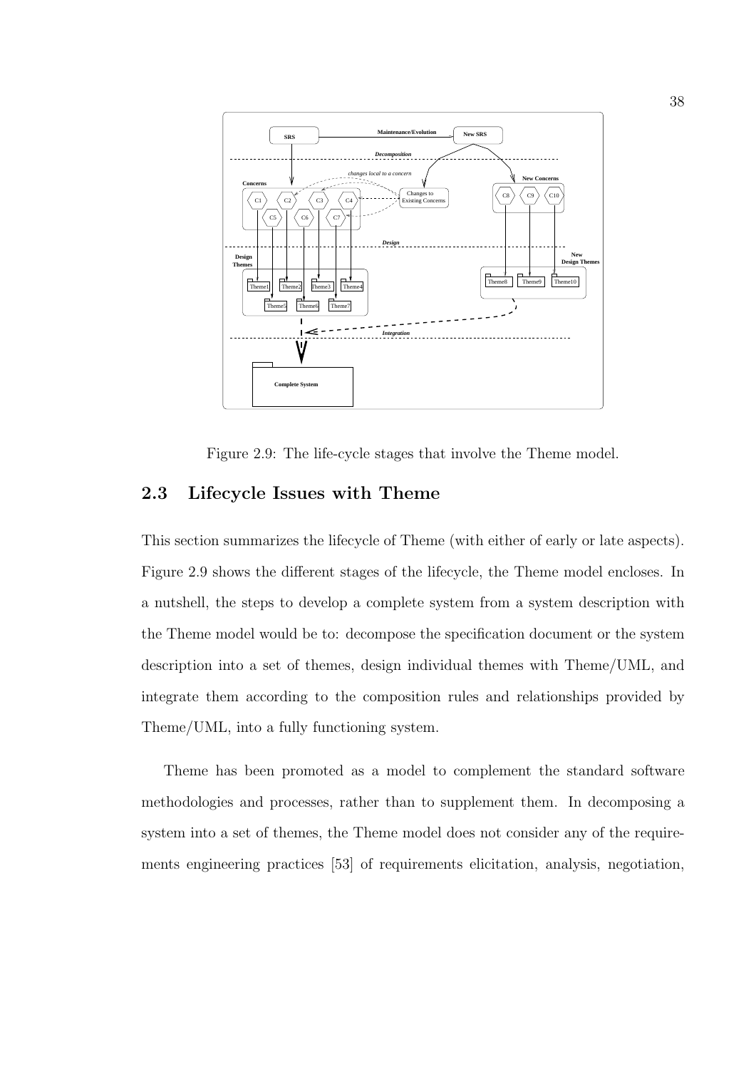Figure 2.9: The life-cycle stages that involve the Theme model.

## 2.3 Lifecycle Issues with Theme

This section summarizes the lifecycle of Theme (with either of early or late aspects). Figure 2.9 shows the different stages of the lifecycle, the Theme model encloses. In a nutshell, the steps to develop a complete system from a system description with the Theme model would be to: decompose the specification document or the system description into a set of themes, design individual themes with Theme/UML, and integrate them according to the composition rules and relationships provided by Theme/UML, into a fully functioning system.

Theme has been promoted as a model to complement the standard software methodologies and processes, rather than to supplement them. In decomposing a system into a set of themes, the Theme model does not consider any of the requirements engineering practices [53] of requirements elicitation, analysis, negotiation,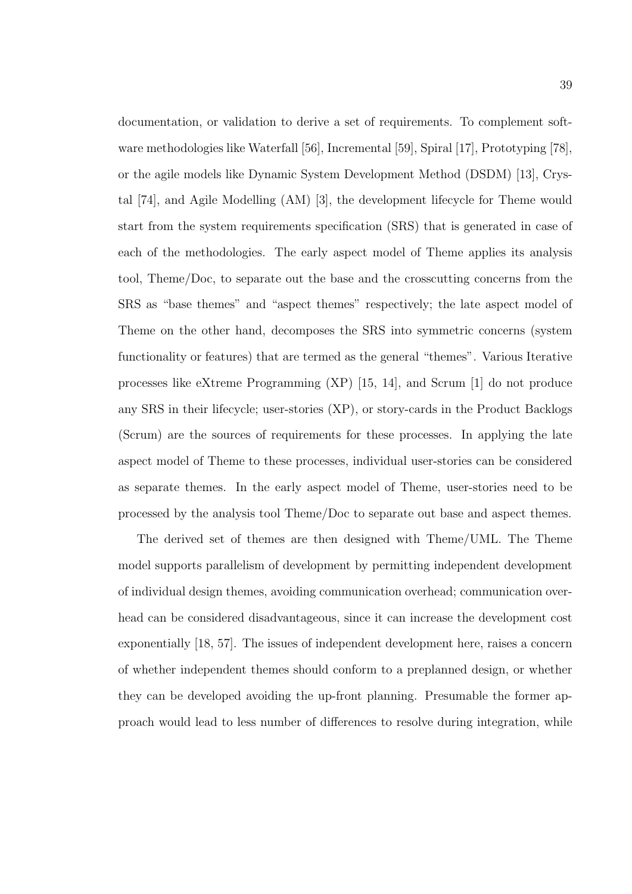documentation, or validation to derive a set of requirements. To complement software methodologies like Waterfall [56], Incremental [59], Spiral [17], Prototyping [78], or the agile models like Dynamic System Development Method (DSDM) [13], Crystal [74], and Agile Modelling (AM) [3], the development lifecycle for Theme would start from the system requirements specification (SRS) that is generated in case of each of the methodologies. The early aspect model of Theme applies its analysis tool, Theme/Doc, to separate out the base and the crosscutting concerns from the SRS as "base themes" and "aspect themes" respectively; the late aspect model of Theme on the other hand, decomposes the SRS into symmetric concerns (system functionality or features) that are termed as the general "themes". Various Iterative processes like eXtreme Programming (XP) [15, 14], and Scrum [1] do not produce any SRS in their lifecycle; user-stories (XP), or story-cards in the Product Backlogs (Scrum) are the sources of requirements for these processes. In applying the late aspect model of Theme to these processes, individual user-stories can be considered as separate themes. In the early aspect model of Theme, user-stories need to be processed by the analysis tool Theme/Doc to separate out base and aspect themes.

The derived set of themes are then designed with Theme/UML. The Theme model supports parallelism of development by permitting independent development of individual design themes, avoiding communication overhead; communication overhead can be considered disadvantageous, since it can increase the development cost exponentially [18, 57]. The issues of independent development here, raises a concern of whether independent themes should conform to a preplanned design, or whether they can be developed avoiding the up-front planning. Presumable the former approach would lead to less number of differences to resolve during integration, while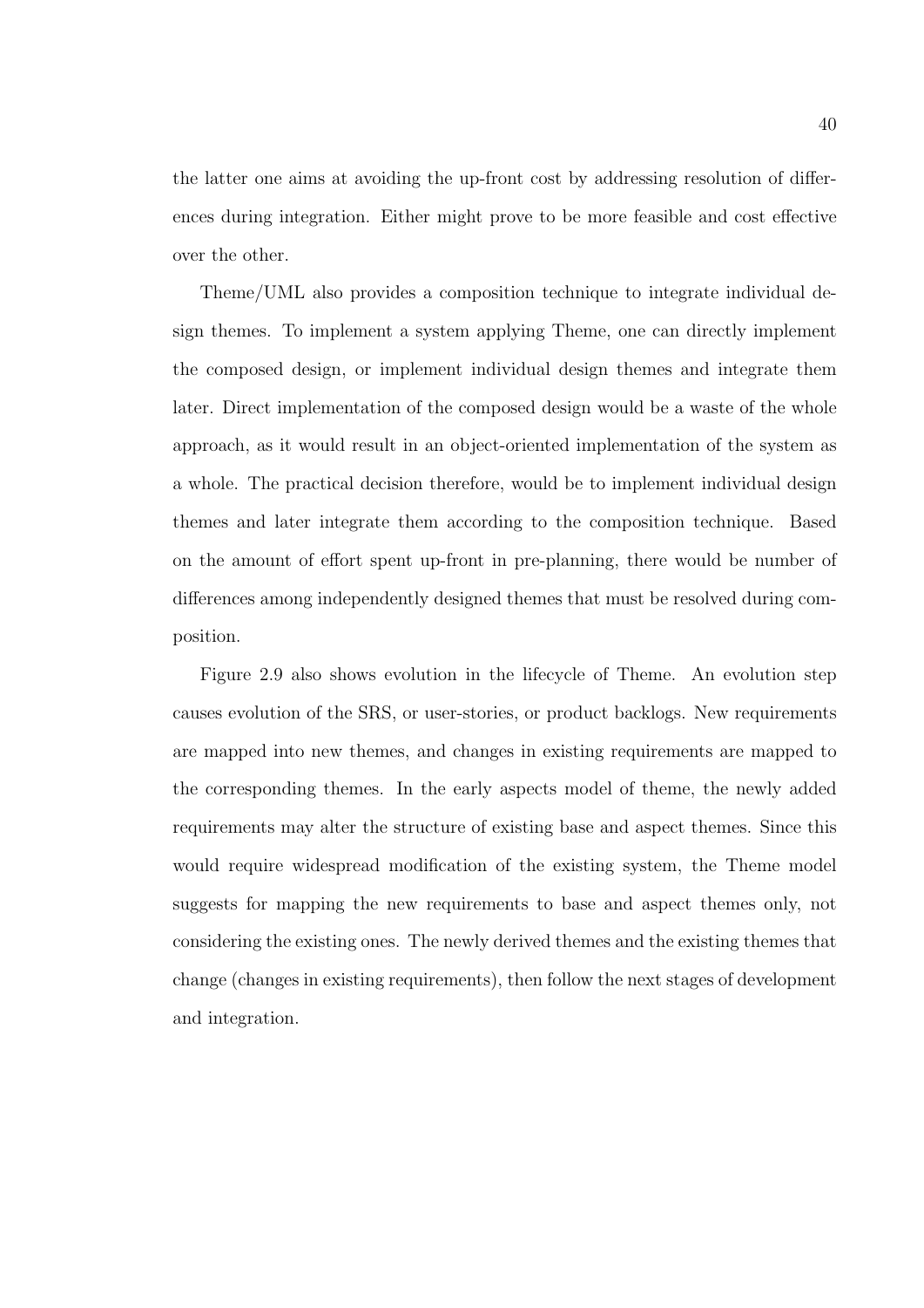the latter one aims at avoiding the up-front cost by addressing resolution of differences during integration. Either might prove to be more feasible and cost effective over the other.

Theme/UML also provides a composition technique to integrate individual design themes. To implement a system applying Theme, one can directly implement the composed design, or implement individual design themes and integrate them later. Direct implementation of the composed design would be a waste of the whole approach, as it would result in an object-oriented implementation of the system as a whole. The practical decision therefore, would be to implement individual design themes and later integrate them according to the composition technique. Based on the amount of effort spent up-front in pre-planning, there would be number of differences among independently designed themes that must be resolved during composition.

Figure 2.9 also shows evolution in the lifecycle of Theme. An evolution step causes evolution of the SRS, or user-stories, or product backlogs. New requirements are mapped into new themes, and changes in existing requirements are mapped to the corresponding themes. In the early aspects model of theme, the newly added requirements may alter the structure of existing base and aspect themes. Since this would require widespread modification of the existing system, the Theme model suggests for mapping the new requirements to base and aspect themes only, not considering the existing ones. The newly derived themes and the existing themes that change (changes in existing requirements), then follow the next stages of development and integration.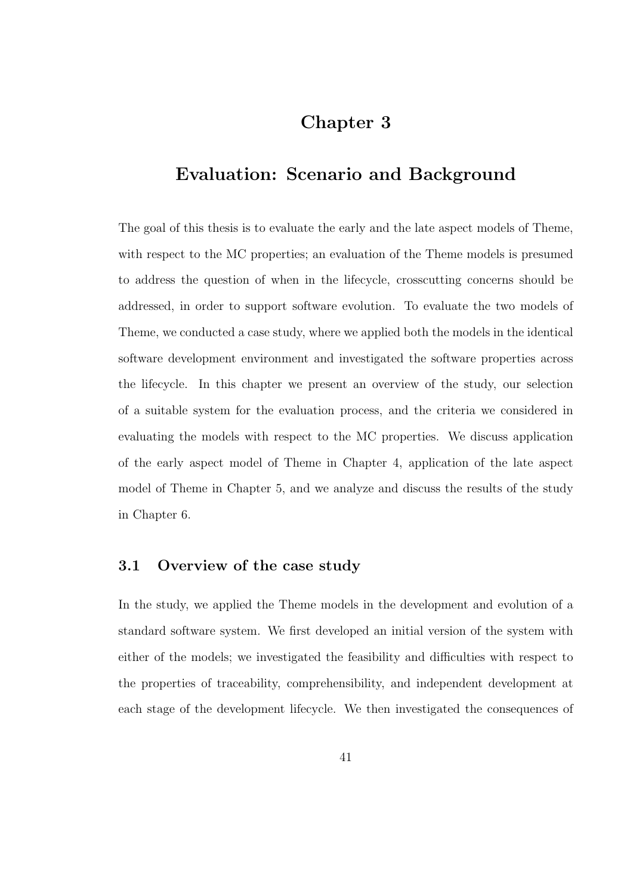# Chapter 3

# Evaluation: Scenario and Background

The goal of this thesis is to evaluate the early and the late aspect models of Theme, with respect to the MC properties; an evaluation of the Theme models is presumed to address the question of when in the lifecycle, crosscutting concerns should be addressed, in order to support software evolution. To evaluate the two models of Theme, we conducted a case study, where we applied both the models in the identical software development environment and investigated the software properties across the lifecycle. In this chapter we present an overview of the study, our selection of a suitable system for the evaluation process, and the criteria we considered in evaluating the models with respect to the MC properties. We discuss application of the early aspect model of Theme in Chapter 4, application of the late aspect model of Theme in Chapter 5, and we analyze and discuss the results of the study in Chapter 6.

## 3.1 Overview of the case study

In the study, we applied the Theme models in the development and evolution of a standard software system. We first developed an initial version of the system with either of the models; we investigated the feasibility and difficulties with respect to the properties of traceability, comprehensibility, and independent development at each stage of the development lifecycle. We then investigated the consequences of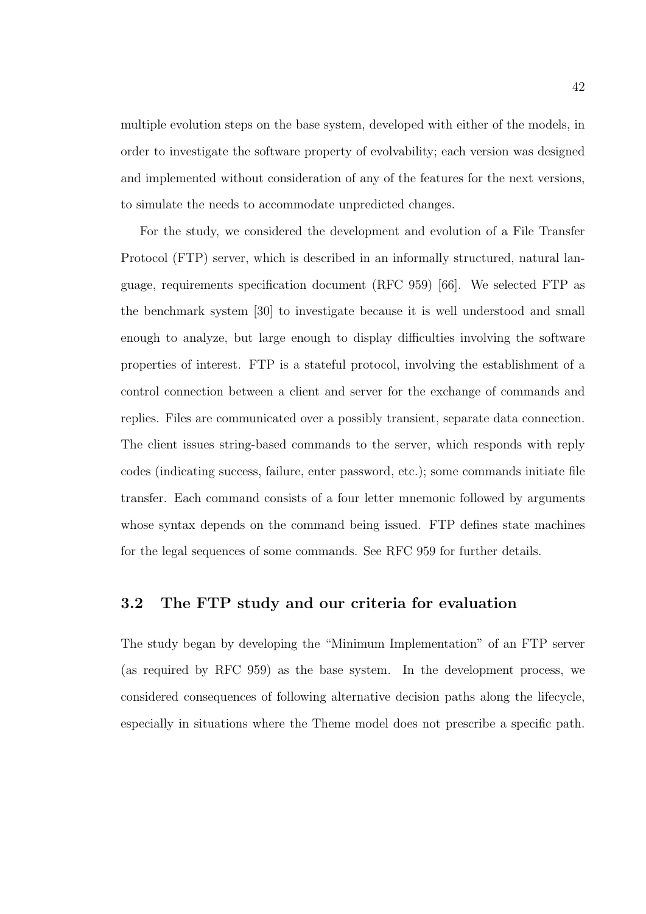multiple evolution steps on the base system, developed with either of the models, in order to investigate the software property of evolvability; each version was designed and implemented without consideration of any of the features for the next versions, to simulate the needs to accommodate unpredicted changes.

For the study, we considered the development and evolution of a File Transfer Protocol (FTP) server, which is described in an informally structured, natural language, requirements specification document (RFC 959) [66]. We selected FTP as the benchmark system [30] to investigate because it is well understood and small enough to analyze, but large enough to display difficulties involving the software properties of interest. FTP is a stateful protocol, involving the establishment of a control connection between a client and server for the exchange of commands and replies. Files are communicated over a possibly transient, separate data connection. The client issues string-based commands to the server, which responds with reply codes (indicating success, failure, enter password, etc.); some commands initiate file transfer. Each command consists of a four letter mnemonic followed by arguments whose syntax depends on the command being issued. FTP defines state machines for the legal sequences of some commands. See RFC 959 for further details.

## 3.2 The FTP study and our criteria for evaluation

The study began by developing the "Minimum Implementation" of an FTP server (as required by RFC 959) as the base system. In the development process, we considered consequences of following alternative decision paths along the lifecycle, especially in situations where the Theme model does not prescribe a specific path.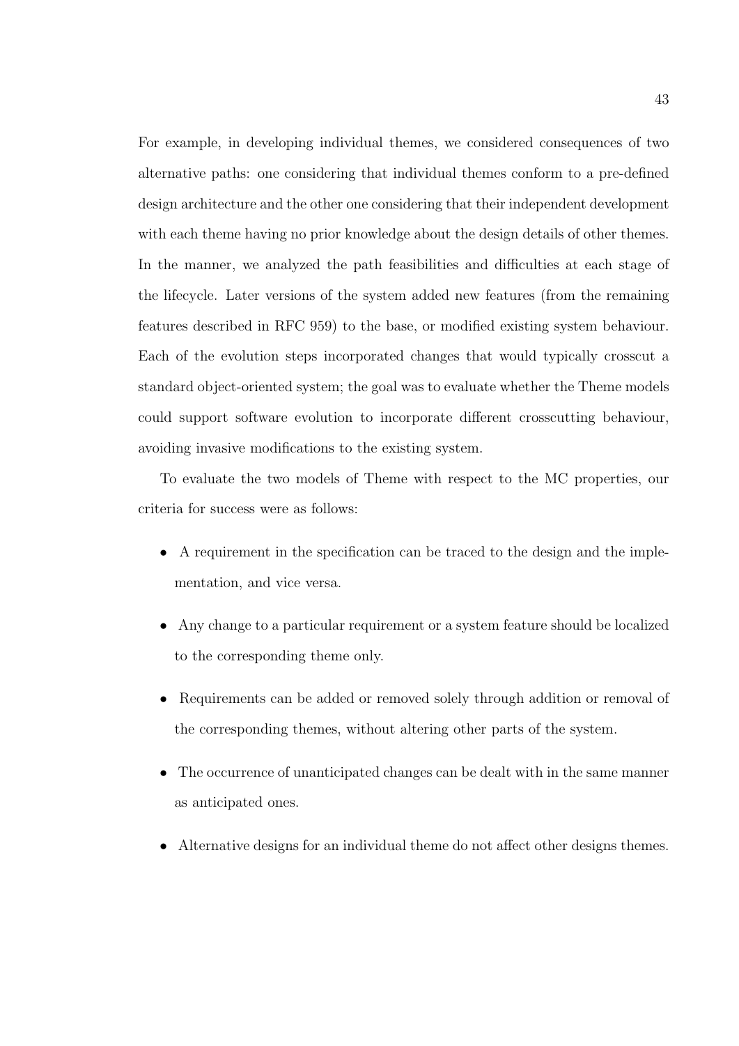For example, in developing individual themes, we considered consequences of two alternative paths: one considering that individual themes conform to a pre-defined design architecture and the other one considering that their independent development with each theme having no prior knowledge about the design details of other themes. In the manner, we analyzed the path feasibilities and difficulties at each stage of the lifecycle. Later versions of the system added new features (from the remaining features described in RFC 959) to the base, or modified existing system behaviour. Each of the evolution steps incorporated changes that would typically crosscut a standard object-oriented system; the goal was to evaluate whether the Theme models could support software evolution to incorporate different crosscutting behaviour, avoiding invasive modifications to the existing system.

To evaluate the two models of Theme with respect to the MC properties, our criteria for success were as follows:

- A requirement in the specification can be traced to the design and the implementation, and vice versa.
- Any change to a particular requirement or a system feature should be localized to the corresponding theme only.
- Requirements can be added or removed solely through addition or removal of the corresponding themes, without altering other parts of the system.
- The occurrence of unanticipated changes can be dealt with in the same manner as anticipated ones.
- Alternative designs for an individual theme do not affect other designs themes.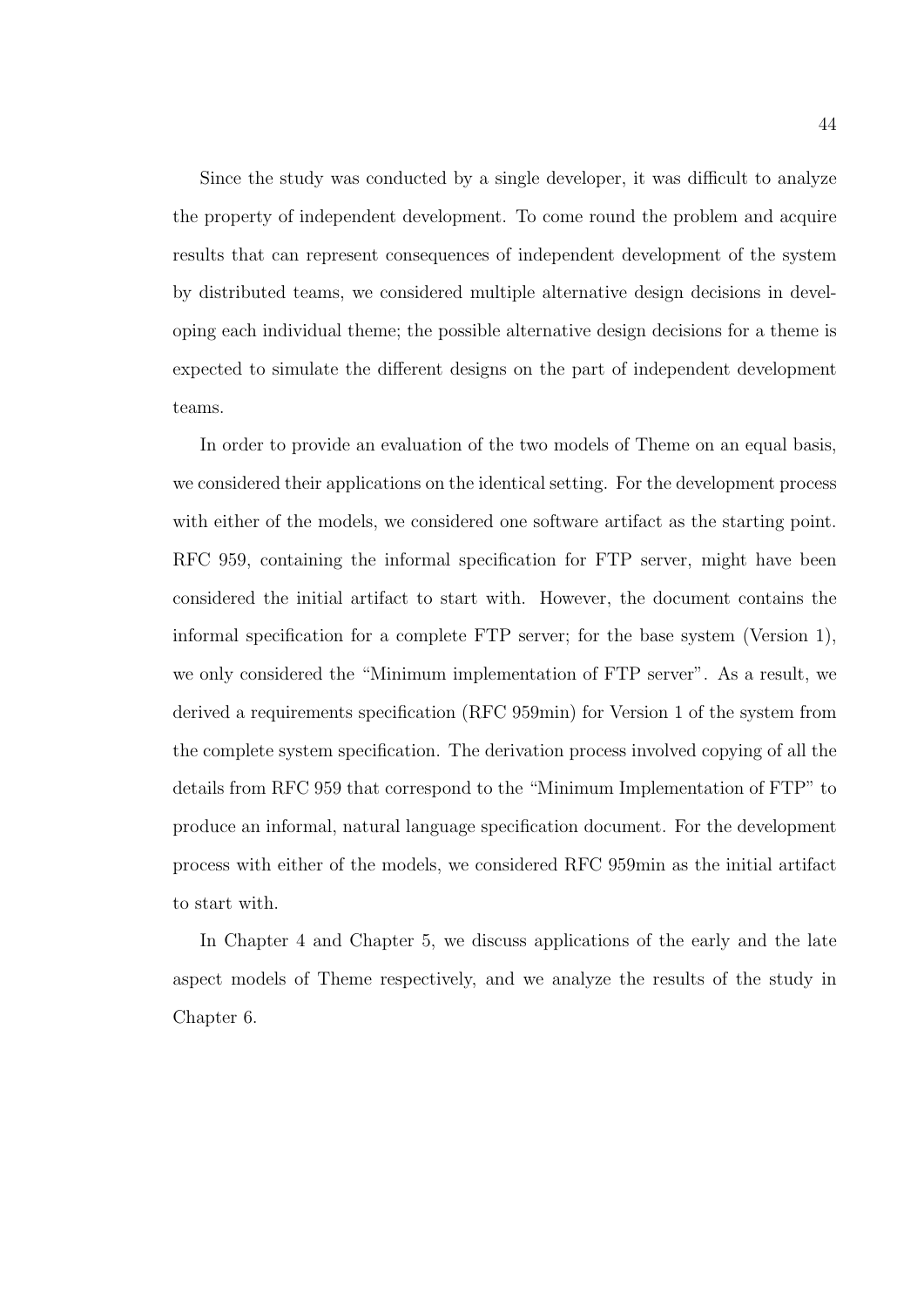Since the study was conducted by a single developer, it was difficult to analyze the property of independent development. To come round the problem and acquire results that can represent consequences of independent development of the system by distributed teams, we considered multiple alternative design decisions in developing each individual theme; the possible alternative design decisions for a theme is expected to simulate the different designs on the part of independent development teams.

In order to provide an evaluation of the two models of Theme on an equal basis, we considered their applications on the identical setting. For the development process with either of the models, we considered one software artifact as the starting point. RFC 959, containing the informal specification for FTP server, might have been considered the initial artifact to start with. However, the document contains the informal specification for a complete FTP server; for the base system (Version 1), we only considered the "Minimum implementation of FTP server". As a result, we derived a requirements specification (RFC 959min) for Version 1 of the system from the complete system specification. The derivation process involved copying of all the details from RFC 959 that correspond to the "Minimum Implementation of FTP" to produce an informal, natural language specification document. For the development process with either of the models, we considered RFC 959min as the initial artifact to start with.

In Chapter 4 and Chapter 5, we discuss applications of the early and the late aspect models of Theme respectively, and we analyze the results of the study in Chapter 6.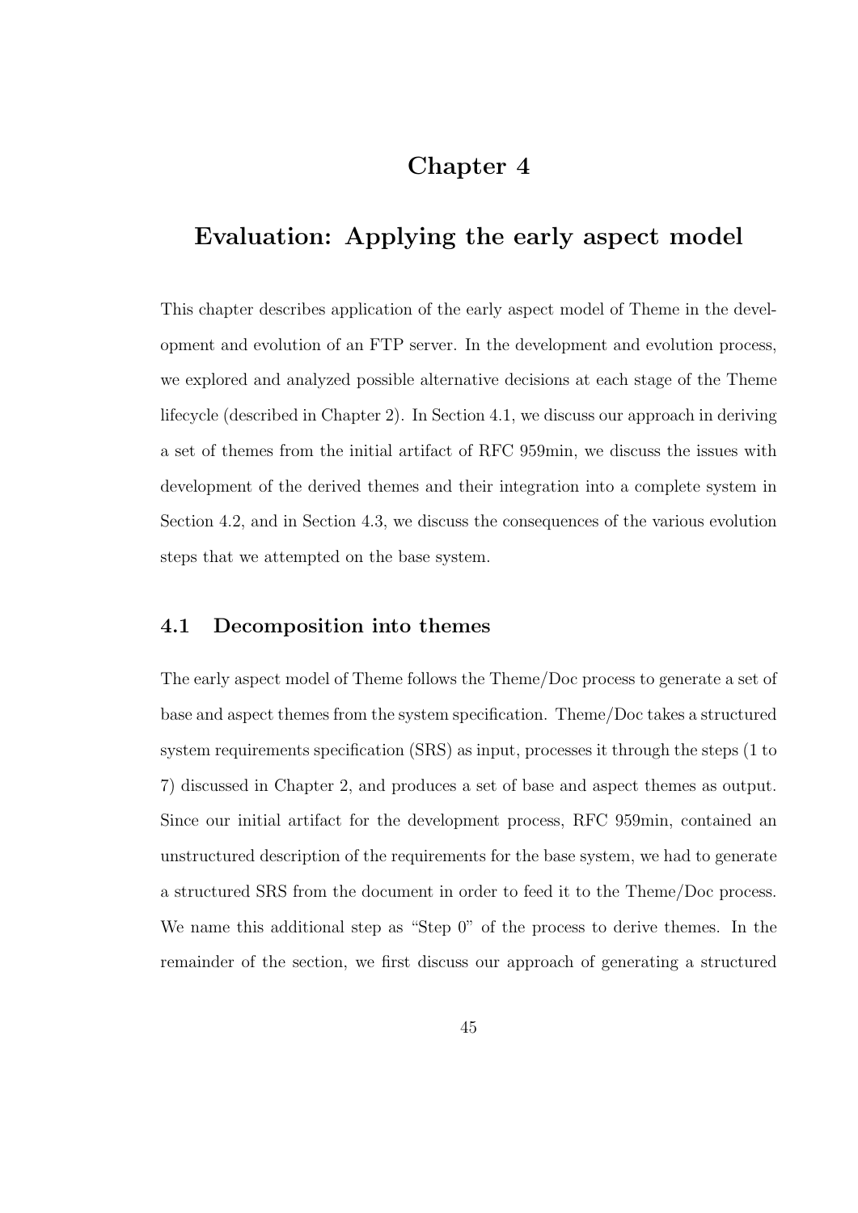# Chapter 4

# Evaluation: Applying the early aspect model

This chapter describes application of the early aspect model of Theme in the development and evolution of an FTP server. In the development and evolution process, we explored and analyzed possible alternative decisions at each stage of the Theme lifecycle (described in Chapter 2). In Section 4.1, we discuss our approach in deriving a set of themes from the initial artifact of RFC 959min, we discuss the issues with development of the derived themes and their integration into a complete system in Section 4.2, and in Section 4.3, we discuss the consequences of the various evolution steps that we attempted on the base system.

## 4.1 Decomposition into themes

The early aspect model of Theme follows the Theme/Doc process to generate a set of base and aspect themes from the system specification. Theme/Doc takes a structured system requirements specification (SRS) as input, processes it through the steps (1 to 7) discussed in Chapter 2, and produces a set of base and aspect themes as output. Since our initial artifact for the development process, RFC 959min, contained an unstructured description of the requirements for the base system, we had to generate a structured SRS from the document in order to feed it to the Theme/Doc process. We name this additional step as "Step 0" of the process to derive themes. In the remainder of the section, we first discuss our approach of generating a structured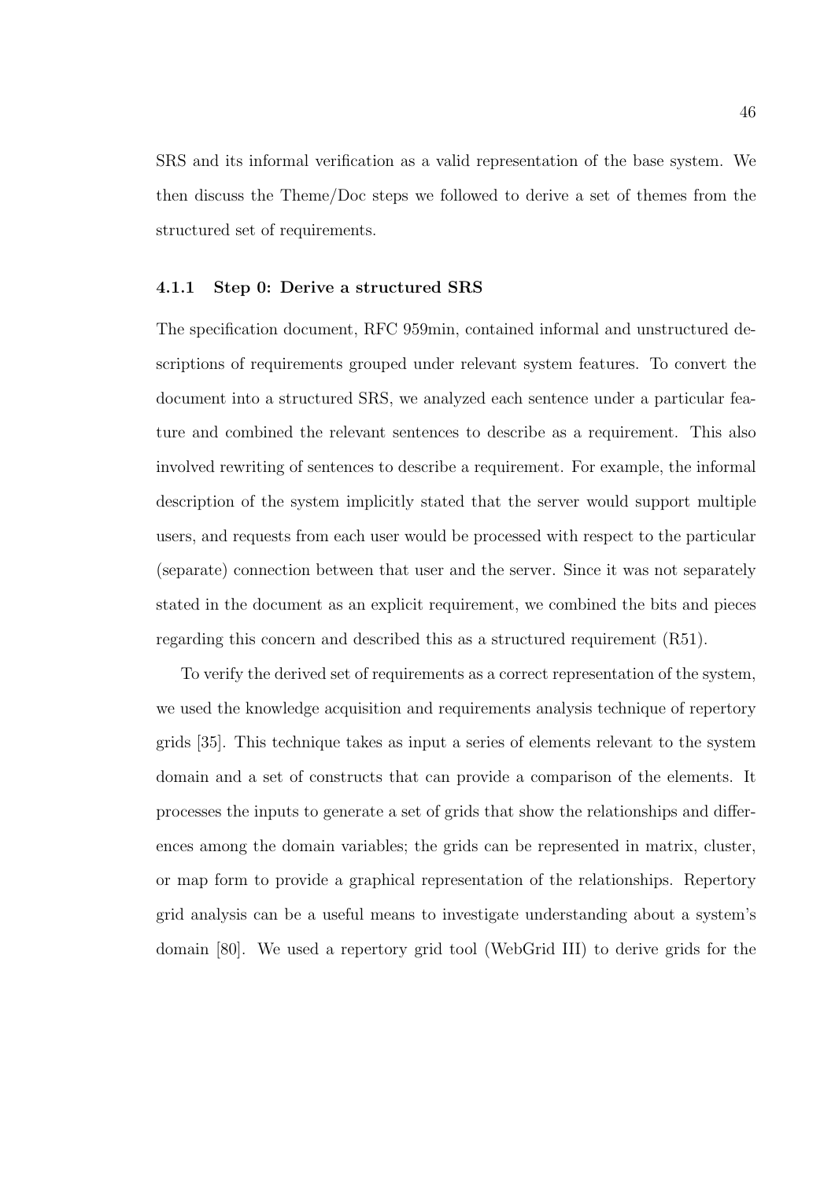SRS and its informal verification as a valid representation of the base system. We then discuss the Theme/Doc steps we followed to derive a set of themes from the structured set of requirements.

### 4.1.1 Step 0: Derive a structured SRS

The specification document, RFC 959min, contained informal and unstructured descriptions of requirements grouped under relevant system features. To convert the document into a structured SRS, we analyzed each sentence under a particular feature and combined the relevant sentences to describe as a requirement. This also involved rewriting of sentences to describe a requirement. For example, the informal description of the system implicitly stated that the server would support multiple users, and requests from each user would be processed with respect to the particular (separate) connection between that user and the server. Since it was not separately stated in the document as an explicit requirement, we combined the bits and pieces regarding this concern and described this as a structured requirement (R51).

To verify the derived set of requirements as a correct representation of the system, we used the knowledge acquisition and requirements analysis technique of repertory grids [35]. This technique takes as input a series of elements relevant to the system domain and a set of constructs that can provide a comparison of the elements. It processes the inputs to generate a set of grids that show the relationships and differences among the domain variables; the grids can be represented in matrix, cluster, or map form to provide a graphical representation of the relationships. Repertory grid analysis can be a useful means to investigate understanding about a system's domain [80]. We used a repertory grid tool (WebGrid III) to derive grids for the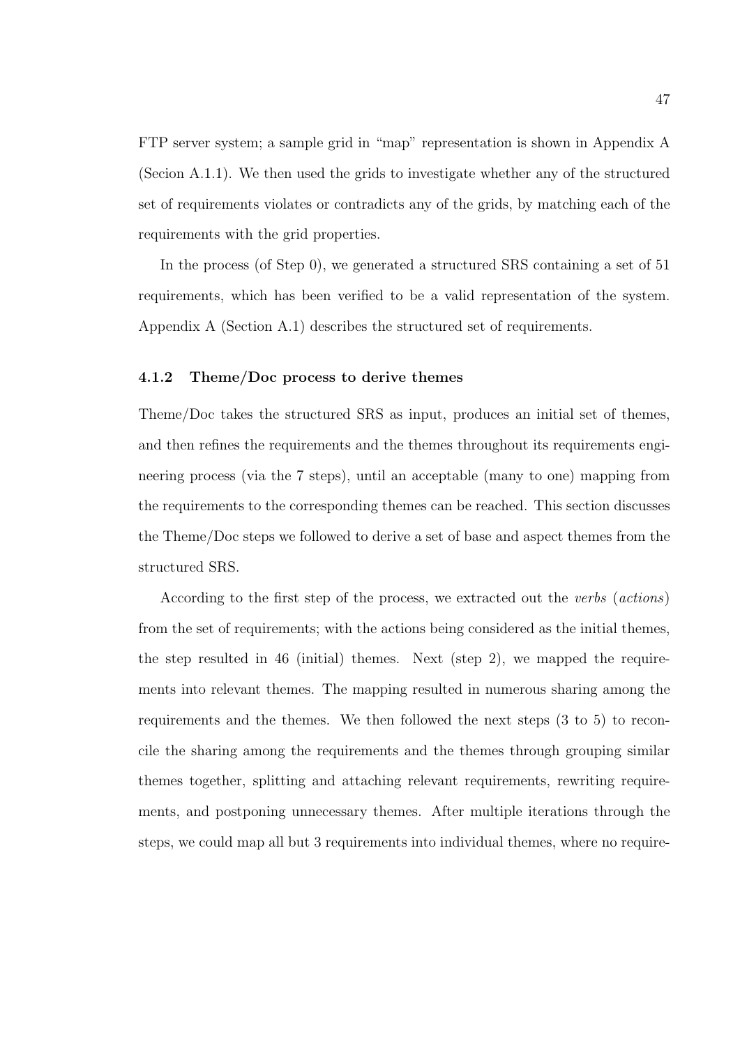FTP server system; a sample grid in "map" representation is shown in Appendix A (Secion A.1.1). We then used the grids to investigate whether any of the structured set of requirements violates or contradicts any of the grids, by matching each of the requirements with the grid properties.

In the process (of Step 0), we generated a structured SRS containing a set of 51 requirements, which has been verified to be a valid representation of the system. Appendix A (Section A.1) describes the structured set of requirements.

### 4.1.2 Theme/Doc process to derive themes

Theme/Doc takes the structured SRS as input, produces an initial set of themes, and then refines the requirements and the themes throughout its requirements engineering process (via the 7 steps), until an acceptable (many to one) mapping from the requirements to the corresponding themes can be reached. This section discusses the Theme/Doc steps we followed to derive a set of base and aspect themes from the structured SRS.

According to the first step of the process, we extracted out the *verbs* (*actions*) from the set of requirements; with the actions being considered as the initial themes, the step resulted in 46 (initial) themes. Next (step 2), we mapped the requirements into relevant themes. The mapping resulted in numerous sharing among the requirements and the themes. We then followed the next steps (3 to 5) to reconcile the sharing among the requirements and the themes through grouping similar themes together, splitting and attaching relevant requirements, rewriting requirements, and postponing unnecessary themes. After multiple iterations through the steps, we could map all but 3 requirements into individual themes, where no require-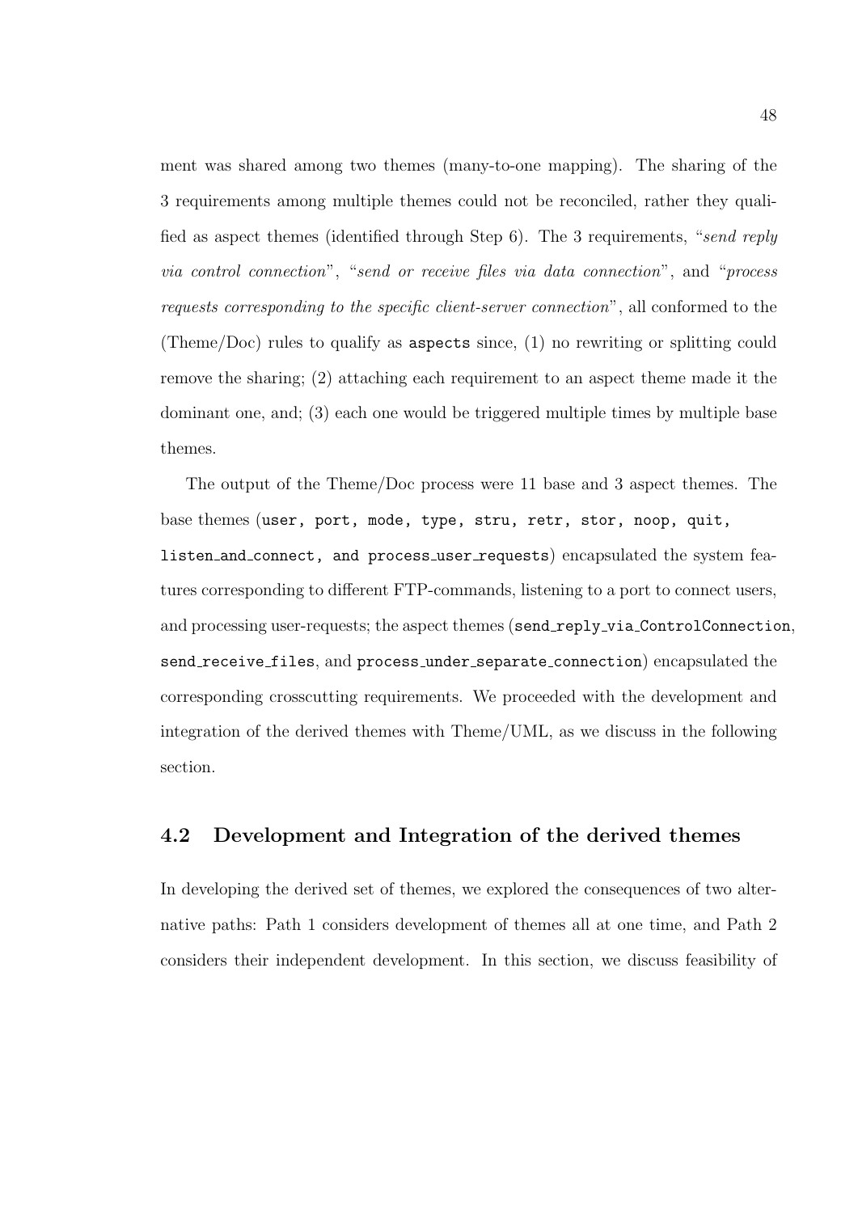ment was shared among two themes (many-to-one mapping). The sharing of the 3 requirements among multiple themes could not be reconciled, rather they qualified as aspect themes (identified through Step 6). The 3 requirements, "*send reply via control connection*", "*send or receive files via data connection*", and "*process requests corresponding to the specific client-server connection*", all conformed to the (Theme/Doc) rules to qualify as `aspects` since, (1) no rewriting or splitting could remove the sharing; (2) attaching each requirement to an aspect theme made it the dominant one, and; (3) each one would be triggered multiple times by multiple base themes.

The output of the Theme/Doc process were 11 base and 3 aspect themes. The base themes (`user, port, mode, type, stru, retr, stor, noop, quit, listen_and_connect, and process_user_requests`) encapsulated the system features corresponding to different FTP-commands, listening to a port to connect users, and processing user-requests; the aspect themes (`send_reply_via_ControlConnection`, `send_receive_files`, and `process_under_separate_connection`) encapsulated the corresponding crosscutting requirements. We proceeded with the development and integration of the derived themes with Theme/UML, as we discuss in the following section.

## 4.2 Development and Integration of the derived themes

In developing the derived set of themes, we explored the consequences of two alternative paths: Path 1 considers development of themes all at one time, and Path 2 considers their independent development. In this section, we discuss feasibility of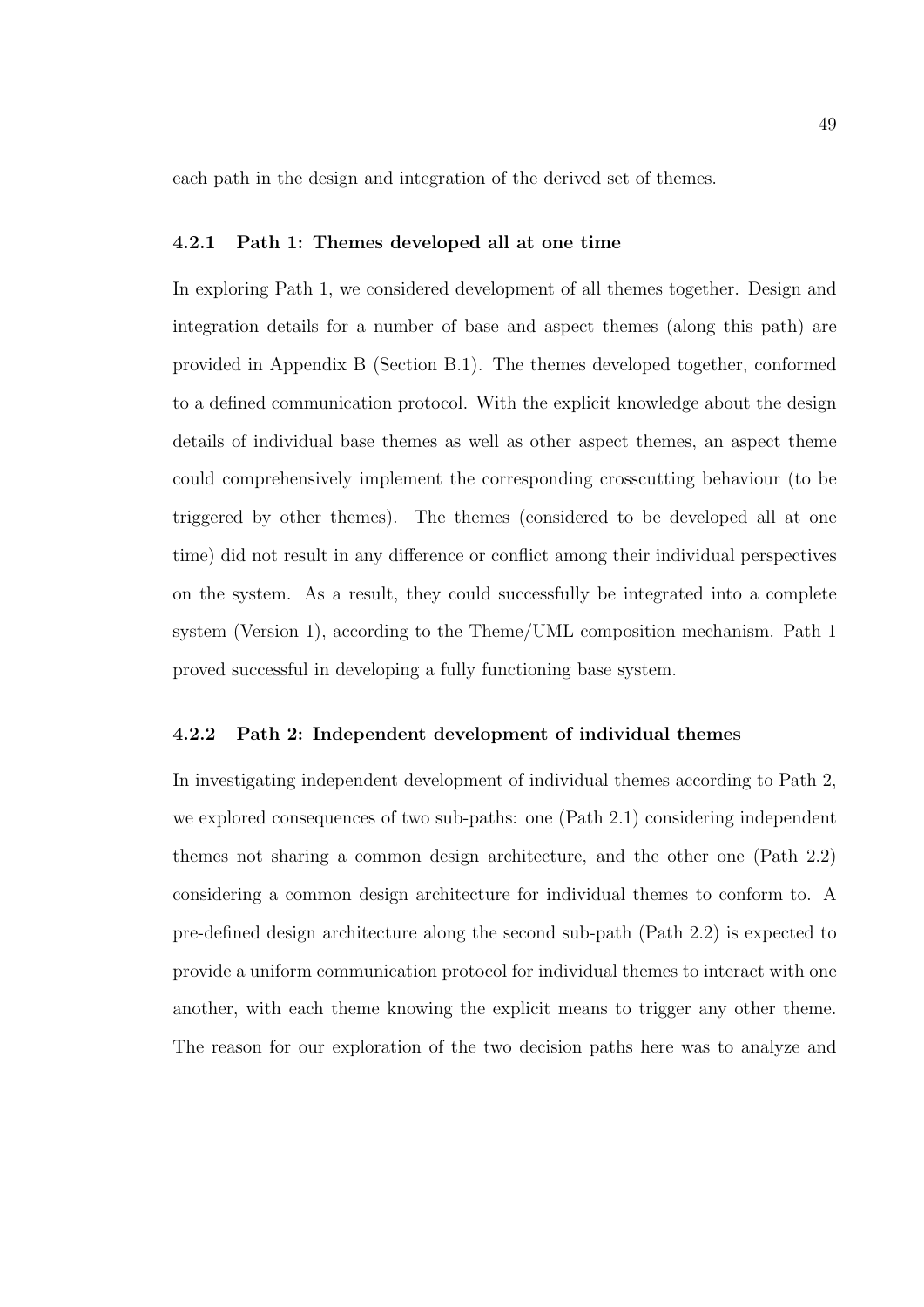each path in the design and integration of the derived set of themes.

### 4.2.1 Path 1: Themes developed all at one time

In exploring Path 1, we considered development of all themes together. Design and integration details for a number of base and aspect themes (along this path) are provided in Appendix B (Section B.1). The themes developed together, conformed to a defined communication protocol. With the explicit knowledge about the design details of individual base themes as well as other aspect themes, an aspect theme could comprehensively implement the corresponding crosscutting behaviour (to be triggered by other themes). The themes (considered to be developed all at one time) did not result in any difference or conflict among their individual perspectives on the system. As a result, they could successfully be integrated into a complete system (Version 1), according to the Theme/UML composition mechanism. Path 1 proved successful in developing a fully functioning base system.

### 4.2.2 Path 2: Independent development of individual themes

In investigating independent development of individual themes according to Path 2, we explored consequences of two sub-paths: one (Path 2.1) considering independent themes not sharing a common design architecture, and the other one (Path 2.2) considering a common design architecture for individual themes to conform to. A pre-defined design architecture along the second sub-path (Path 2.2) is expected to provide a uniform communication protocol for individual themes to interact with one another, with each theme knowing the explicit means to trigger any other theme. The reason for our exploration of the two decision paths here was to analyze and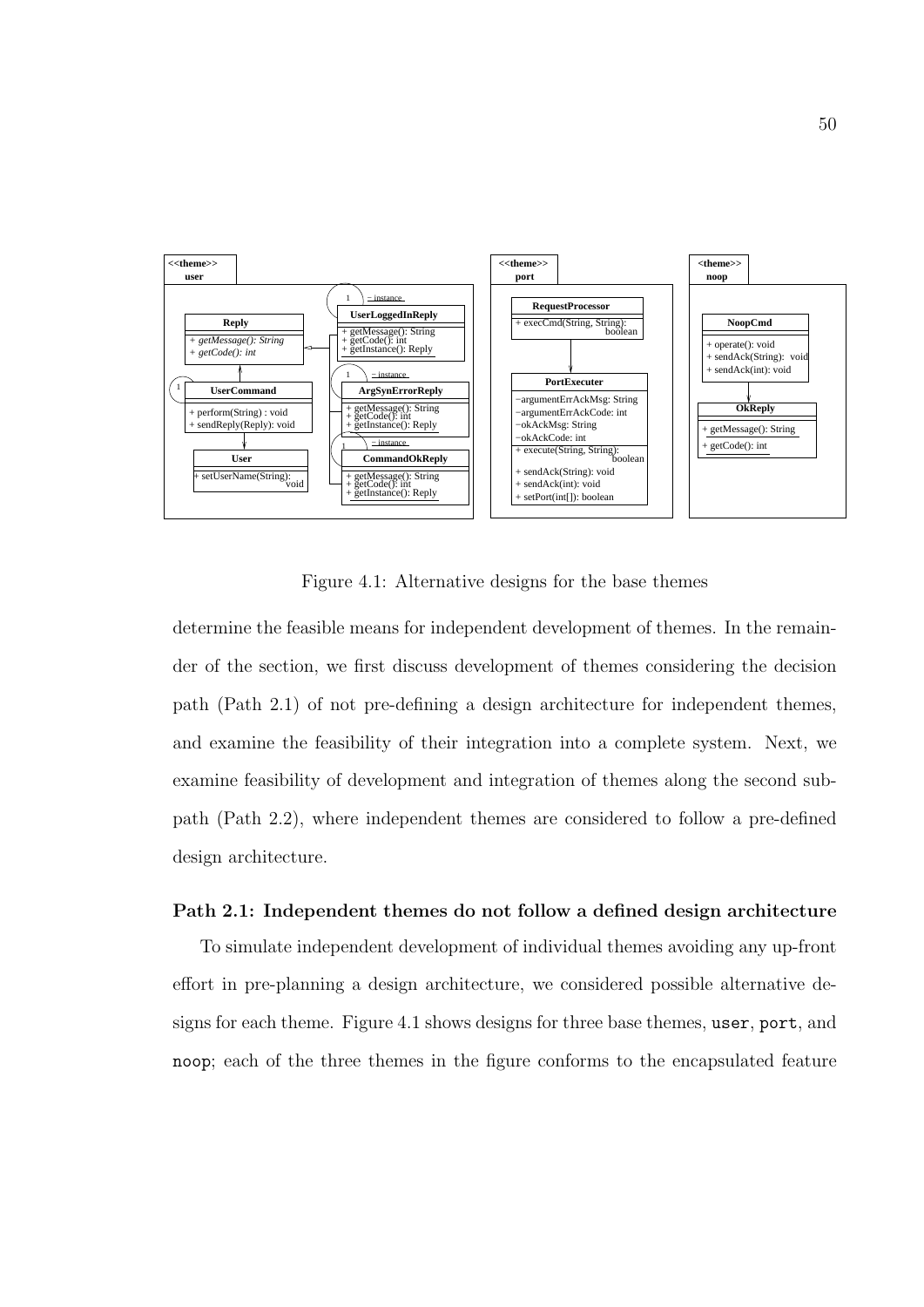Figure 4.1: Alternative designs for the base themes

determine the feasible means for independent development of themes. In the remainder of the section, we first discuss development of themes considering the decision path (Path 2.1) of not pre-defining a design architecture for independent themes, and examine the feasibility of their integration into a complete system. Next, we examine feasibility of development and integration of themes along the second subpath (Path 2.2), where independent themes are considered to follow a pre-defined design architecture.

### Path 2.1: Independent themes do not follow a defined design architecture

To simulate independent development of individual themes avoiding any up-front effort in pre-planning a design architecture, we considered possible alternative designs for each theme. Figure 4.1 shows designs for three base themes, `user`, `port`, and `noop`; each of the three themes in the figure conforms to the encapsulated feature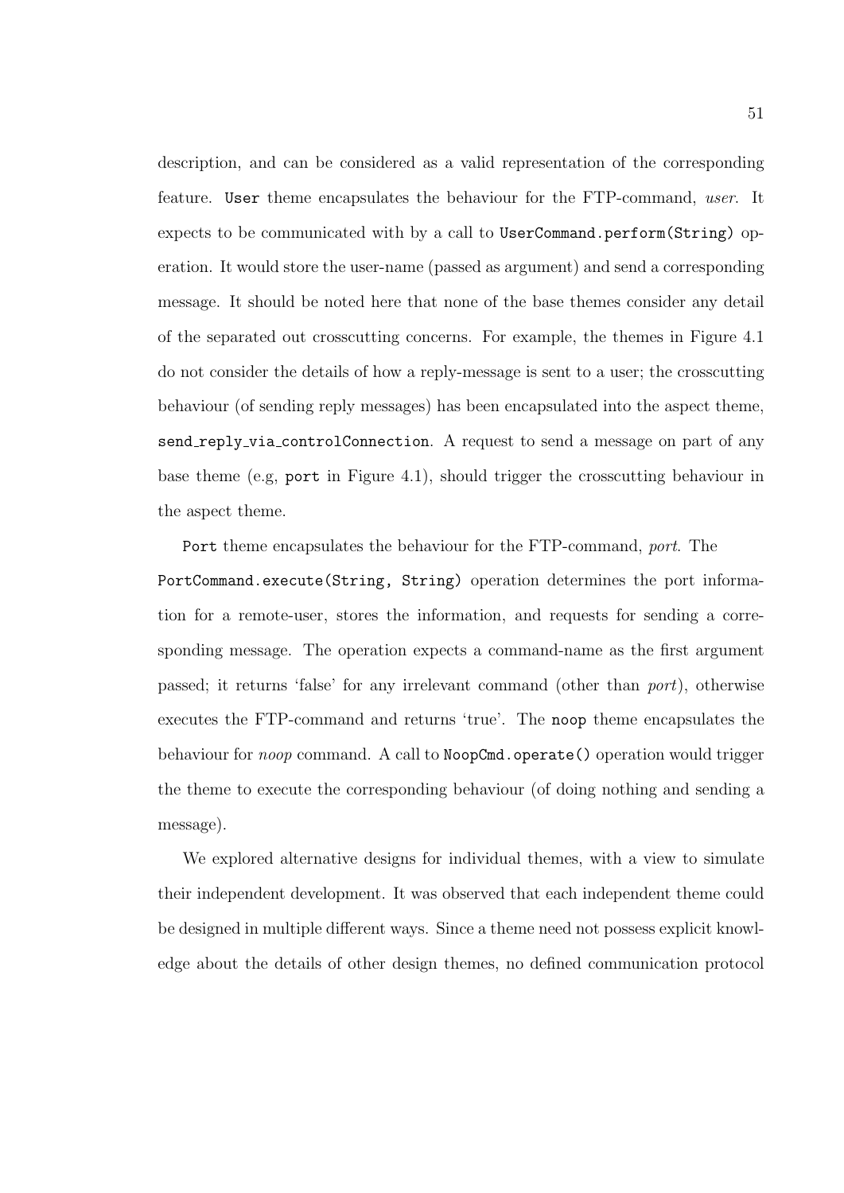description, and can be considered as a valid representation of the corresponding feature. `User` theme encapsulates the behaviour for the FTP-command, *user*. It expects to be communicated with by a call to `UserCommand.perform(String)` operation. It would store the user-name (passed as argument) and send a corresponding message. It should be noted here that none of the base themes consider any detail of the separated out crosscutting concerns. For example, the themes in Figure 4.1 do not consider the details of how a reply-message is sent to a user; the crosscutting behaviour (of sending reply messages) has been encapsulated into the aspect theme, `send_reply_via_controlConnection`. A request to send a message on part of any base theme (e.g, `port` in Figure 4.1), should trigger the crosscutting behaviour in the aspect theme.

`Port` theme encapsulates the behaviour for the FTP-command, *port*. The `PortCommand.execute(String, String)` operation determines the port information for a remote-user, stores the information, and requests for sending a corresponding message. The operation expects a command-name as the first argument passed; it returns 'false' for any irrelevant command (other than *port*), otherwise executes the FTP-command and returns 'true'. The `noop` theme encapsulates the behaviour for *noop* command. A call to `NoopCmd.operate()` operation would trigger the theme to execute the corresponding behaviour (of doing nothing and sending a message).

We explored alternative designs for individual themes, with a view to simulate their independent development. It was observed that each independent theme could be designed in multiple different ways. Since a theme need not possess explicit knowledge about the details of other design themes, no defined communication protocol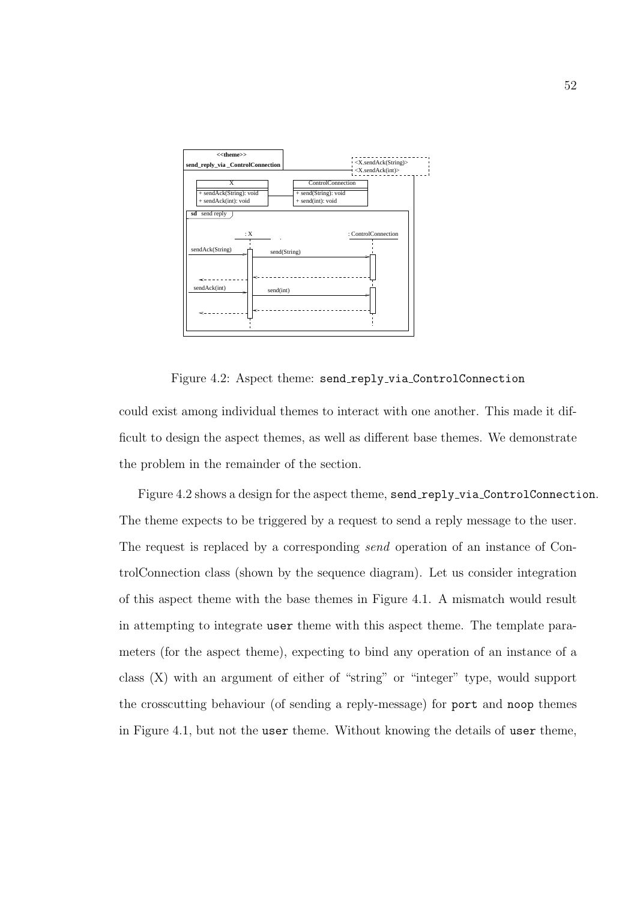Figure 4.2: Aspect theme: `send_reply_via_ControlConnection`

could exist among individual themes to interact with one another. This made it difficult to design the aspect themes, as well as different base themes. We demonstrate the problem in the remainder of the section.

Figure 4.2 shows a design for the aspect theme, `send_reply_via_ControlConnection`. The theme expects to be triggered by a request to send a reply message to the user. The request is replaced by a corresponding *send* operation of an instance of ControlConnection class (shown by the sequence diagram). Let us consider integration of this aspect theme with the base themes in Figure 4.1. A mismatch would result in attempting to integrate `user` theme with this aspect theme. The template parameters (for the aspect theme), expecting to bind any operation of an instance of a class (X) with an argument of either of "string" or "integer" type, would support the crosscutting behaviour (of sending a reply-message) for `port` and `noop` themes in Figure 4.1, but not the `user` theme. Without knowing the details of `user` theme,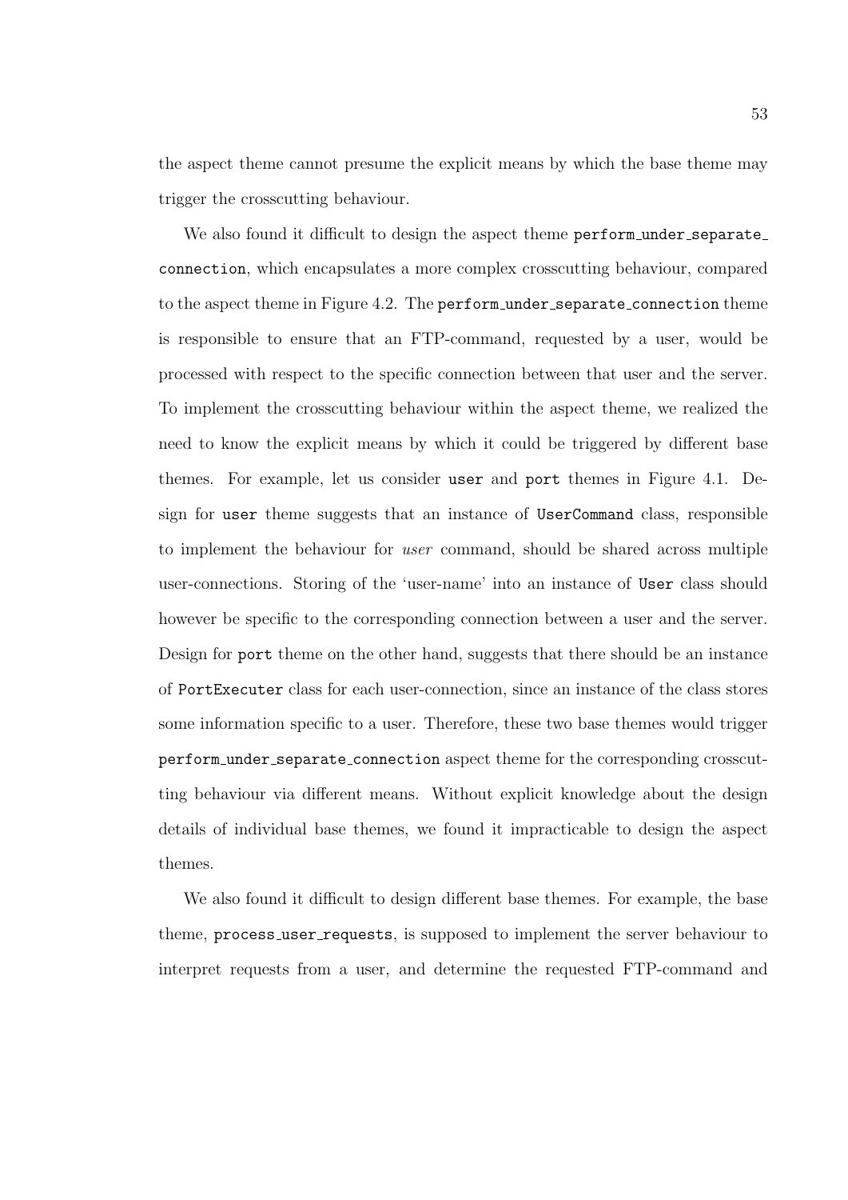the aspect theme cannot presume the explicit means by which the base theme may trigger the crosscutting behaviour.

We also found it difficult to design the aspect theme `perform_under_separate_connection`, which encapsulates a more complex crosscutting behaviour, compared to the aspect theme in Figure 4.2. The `perform_under_separate_connection` theme is responsible to ensure that an FTP-command, requested by a user, would be processed with respect to the specific connection between that user and the server. To implement the crosscutting behaviour within the aspect theme, we realized the need to know the explicit means by which it could be triggered by different base themes. For example, let us consider `user` and `port` themes in Figure 4.1. Design for `user` theme suggests that an instance of `UserCommand` class, responsible to implement the behaviour for *user* command, should be shared across multiple user-connections. Storing of the 'user-name' into an instance of `User` class should however be specific to the corresponding connection between a user and the server. Design for `port` theme on the other hand, suggests that there should be an instance of `PortExecuter` class for each user-connection, since an instance of the class stores some information specific to a user. Therefore, these two base themes would trigger `perform_under_separate_connection` aspect theme for the corresponding crosscutting behaviour via different means. Without explicit knowledge about the design details of individual base themes, we found it impracticable to design the aspect themes.

We also found it difficult to design different base themes. For example, the base theme, `process_user_requests`, is supposed to implement the server behaviour to interpret requests from a user, and determine the requested FTP-command and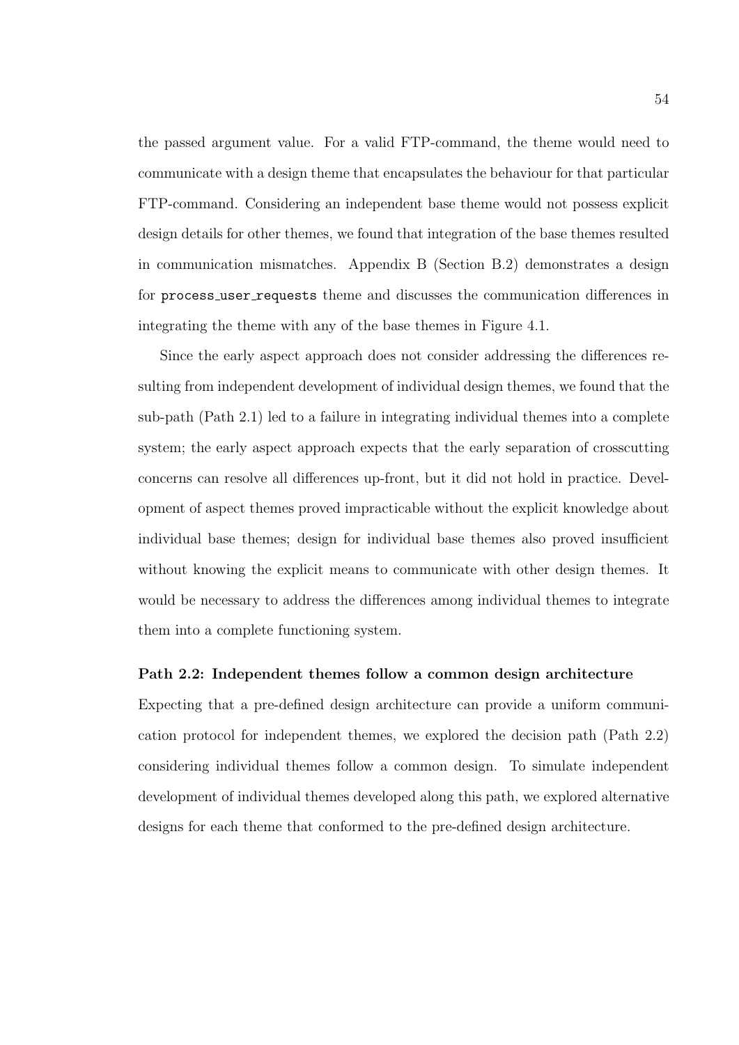the passed argument value. For a valid FTP-command, the theme would need to communicate with a design theme that encapsulates the behaviour for that particular FTP-command. Considering an independent base theme would not possess explicit design details for other themes, we found that integration of the base themes resulted in communication mismatches. Appendix B (Section B.2) demonstrates a design for `process_user_requests` theme and discusses the communication differences in integrating the theme with any of the base themes in Figure 4.1.

Since the early aspect approach does not consider addressing the differences resulting from independent development of individual design themes, we found that the sub-path (Path 2.1) led to a failure in integrating individual themes into a complete system; the early aspect approach expects that the early separation of crosscutting concerns can resolve all differences up-front, but it did not hold in practice. Development of aspect themes proved impracticable without the explicit knowledge about individual base themes; design for individual base themes also proved insufficient without knowing the explicit means to communicate with other design themes. It would be necessary to address the differences among individual themes to integrate them into a complete functioning system.

**Path 2.2: Independent themes follow a common design architecture**

Expecting that a pre-defined design architecture can provide a uniform communication protocol for independent themes, we explored the decision path (Path 2.2) considering individual themes follow a common design. To simulate independent development of individual themes developed along this path, we explored alternative designs for each theme that conformed to the pre-defined design architecture.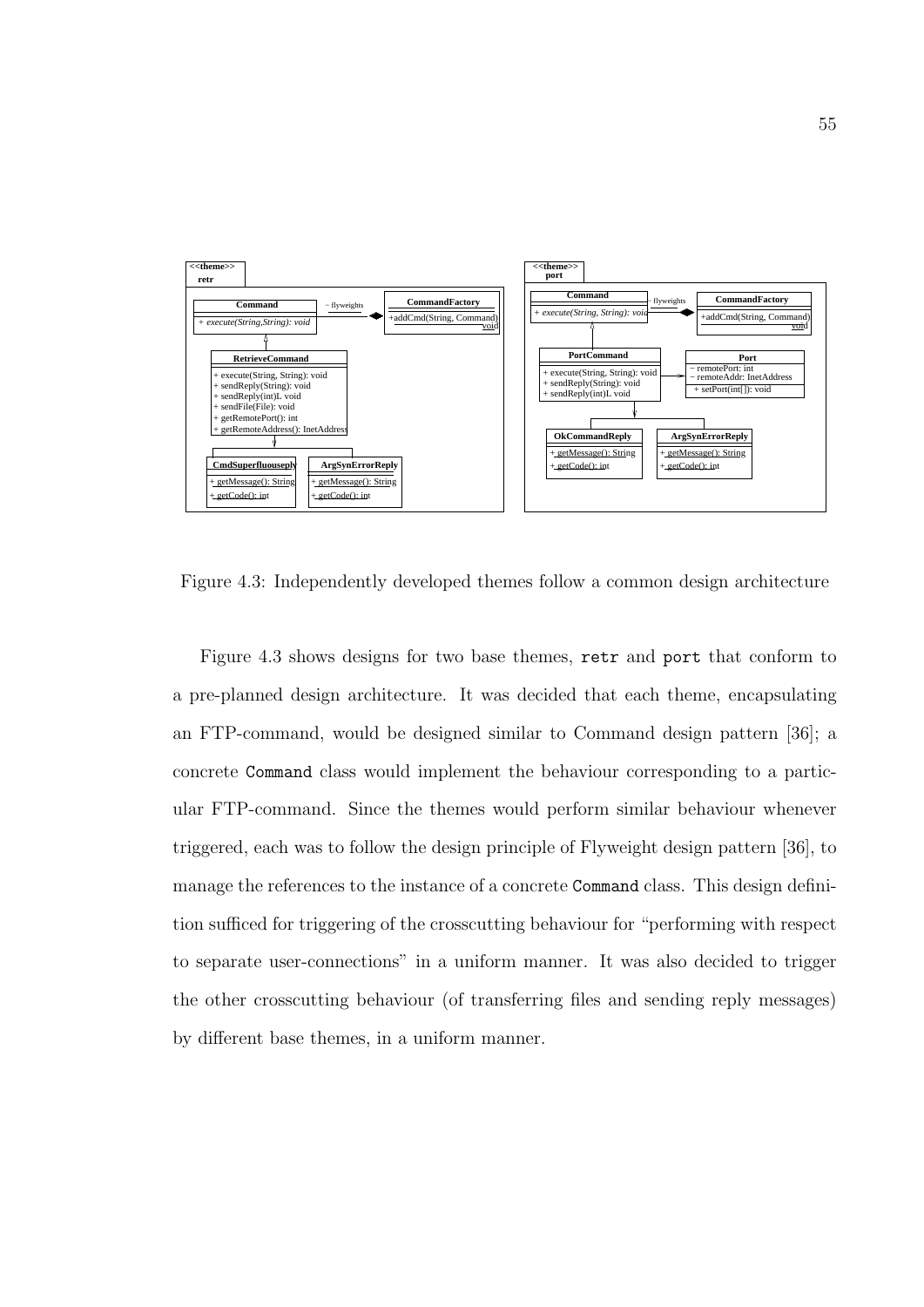Figure 4.3: Independently developed themes follow a common design architecture

Figure 4.3 shows designs for two base themes, `retr` and `port` that conform to a pre-planned design architecture. It was decided that each theme, encapsulating an FTP-command, would be designed similar to Command design pattern [36]; a concrete `Command` class would implement the behaviour corresponding to a particular FTP-command. Since the themes would perform similar behaviour whenever triggered, each was to follow the design principle of Flyweight design pattern [36], to manage the references to the instance of a concrete `Command` class. This design definition sufficed for triggering of the crosscutting behaviour for "performing with respect to separate user-connections" in a uniform manner. It was also decided to trigger the other crosscutting behaviour (of transferring files and sending reply messages) by different base themes, in a uniform manner.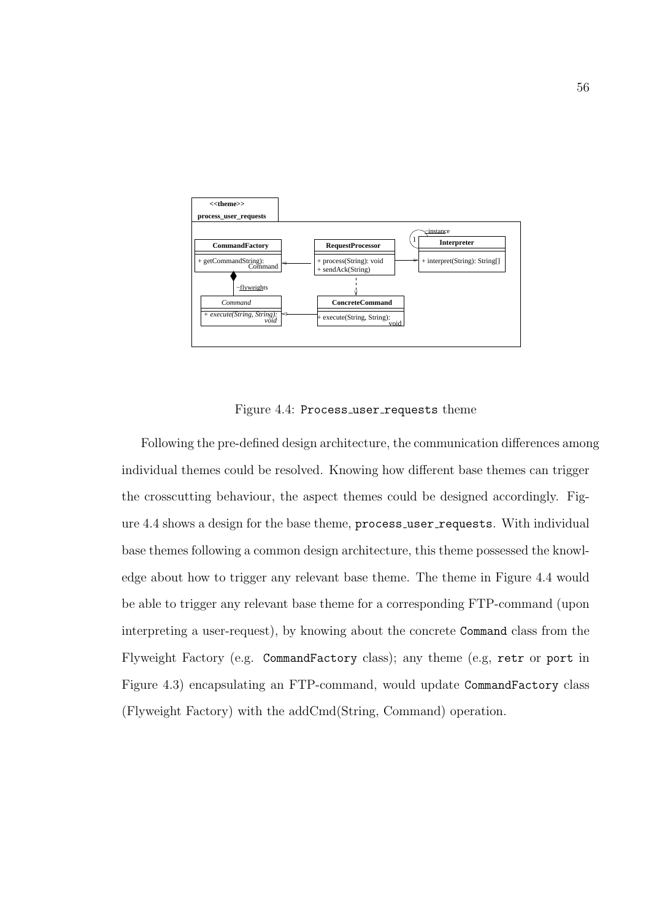Figure 4.4: `Process_user_requests` theme

Following the pre-defined design architecture, the communication differences among individual themes could be resolved. Knowing how different base themes can trigger the crosscutting behaviour, the aspect themes could be designed accordingly. Figure 4.4 shows a design for the base theme, `process_user_requests`. With individual base themes following a common design architecture, this theme possessed the knowledge about how to trigger any relevant base theme. The theme in Figure 4.4 would be able to trigger any relevant base theme for a corresponding FTP-command (upon interpreting a user-request), by knowing about the concrete `Command` class from the Flyweight Factory (e.g. `CommandFactory` class); any theme (e.g, `retr` or `port` in Figure 4.3) encapsulating an FTP-command, would update `CommandFactory` class (Flyweight Factory) with the addCmd(String, Command) operation.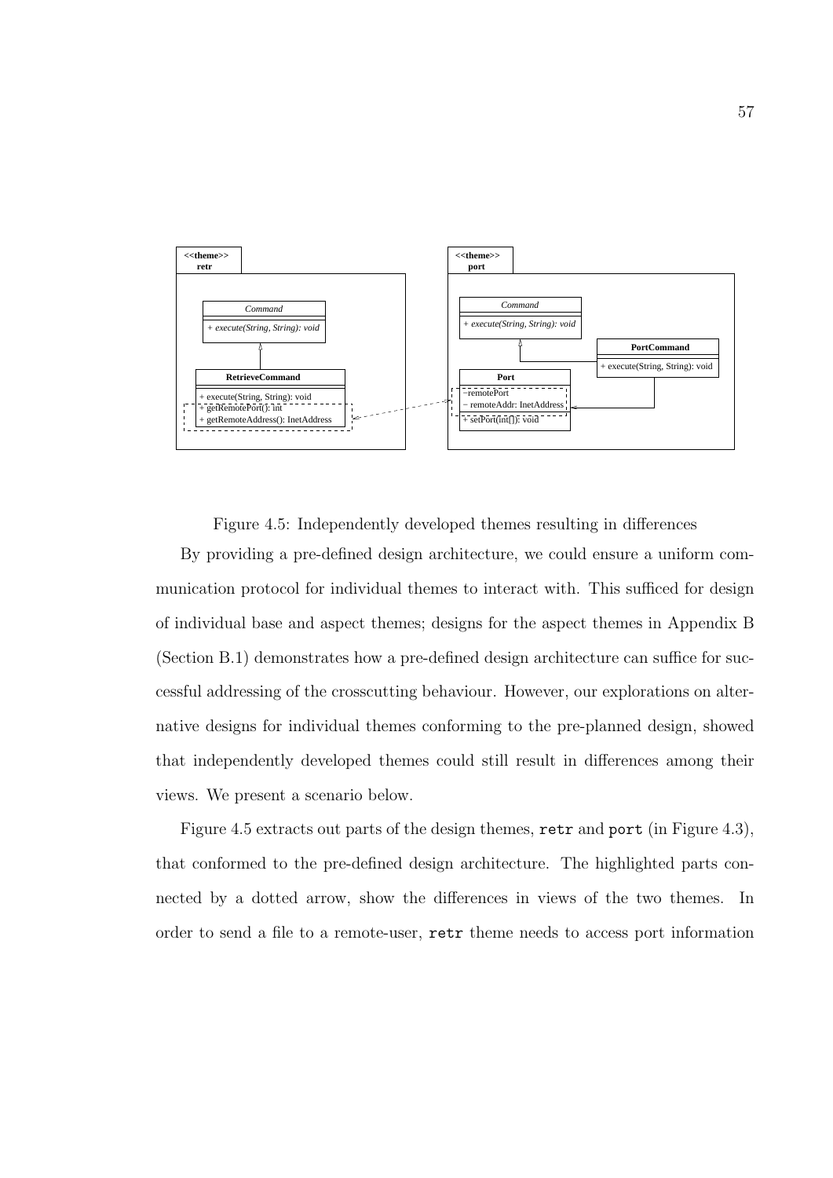Figure 4.5: Independently developed themes resulting in differences

By providing a pre-defined design architecture, we could ensure a uniform communication protocol for individual themes to interact with. This sufficed for design of individual base and aspect themes; designs for the aspect themes in Appendix B (Section B.1) demonstrates how a pre-defined design architecture can suffice for successful addressing of the crosscutting behaviour. However, our explorations on alternative designs for individual themes conforming to the pre-planned design, showed that independently developed themes could still result in differences among their views. We present a scenario below.

Figure 4.5 extracts out parts of the design themes, `retr` and `port` (in Figure 4.3), that conformed to the pre-defined design architecture. The highlighted parts connected by a dotted arrow, show the differences in views of the two themes. In order to send a file to a remote-user, `retr` theme needs to access port information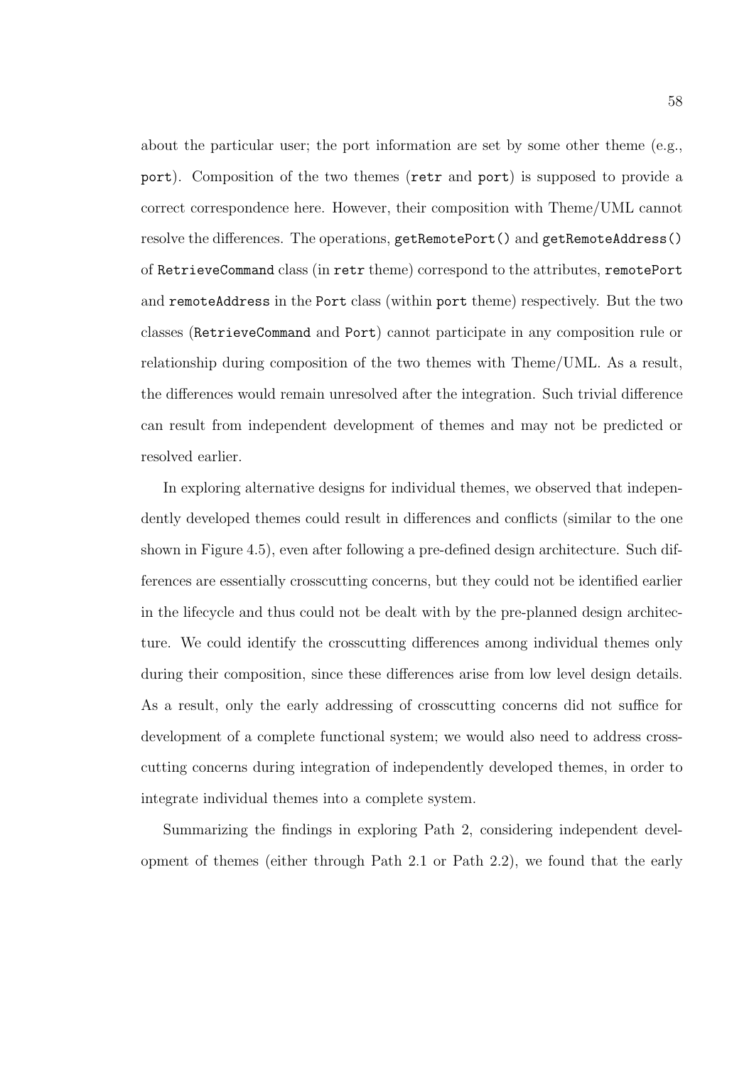about the particular user; the port information are set by some other theme (e.g., `port`). Composition of the two themes (`retr` and `port`) is supposed to provide a correct correspondence here. However, their composition with Theme/UML cannot resolve the differences. The operations, `getRemotePort()` and `getRemoteAddress()` of `RetrieveCommand` class (in `retr` theme) correspond to the attributes, `remotePort` and `remoteAddress` in the `Port` class (within `port` theme) respectively. But the two classes (`RetrieveCommand` and `Port`) cannot participate in any composition rule or relationship during composition of the two themes with Theme/UML. As a result, the differences would remain unresolved after the integration. Such trivial difference can result from independent development of themes and may not be predicted or resolved earlier.

In exploring alternative designs for individual themes, we observed that independently developed themes could result in differences and conflicts (similar to the one shown in Figure 4.5), even after following a pre-defined design architecture. Such differences are essentially crosscutting concerns, but they could not be identified earlier in the lifecycle and thus could not be dealt with by the pre-planned design architecture. We could identify the crosscutting differences among individual themes only during their composition, since these differences arise from low level design details. As a result, only the early addressing of crosscutting concerns did not suffice for development of a complete functional system; we would also need to address crosscutting concerns during integration of independently developed themes, in order to integrate individual themes into a complete system.

Summarizing the findings in exploring Path 2, considering independent development of themes (either through Path 2.1 or Path 2.2), we found that the early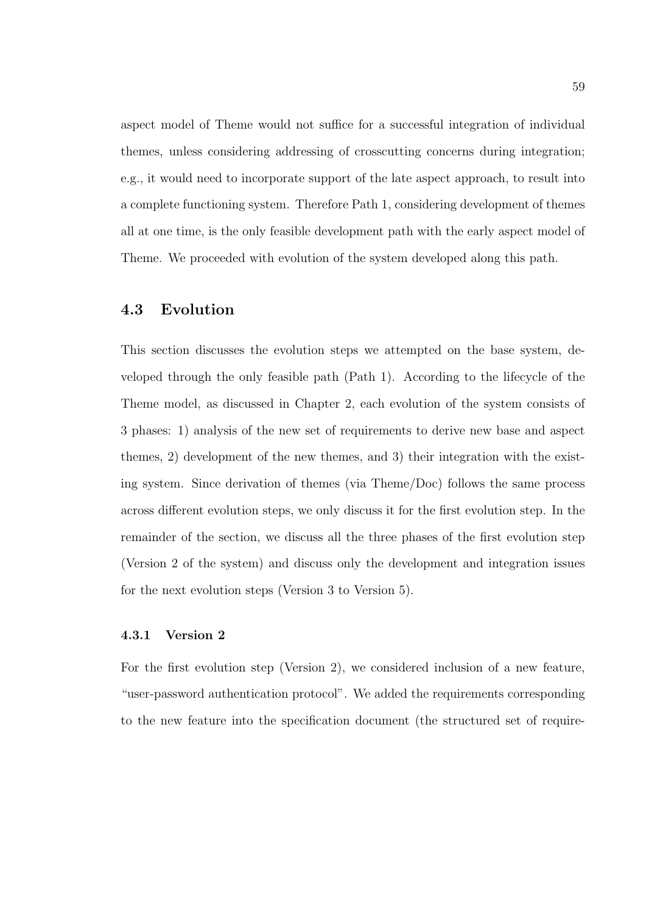aspect model of Theme would not suffice for a successful integration of individual themes, unless considering addressing of crosscutting concerns during integration; e.g., it would need to incorporate support of the late aspect approach, to result into a complete functioning system. Therefore Path 1, considering development of themes all at one time, is the only feasible development path with the early aspect model of Theme. We proceeded with evolution of the system developed along this path.

## 4.3 Evolution

This section discusses the evolution steps we attempted on the base system, developed through the only feasible path (Path 1). According to the lifecycle of the Theme model, as discussed in Chapter 2, each evolution of the system consists of 3 phases: 1) analysis of the new set of requirements to derive new base and aspect themes, 2) development of the new themes, and 3) their integration with the existing system. Since derivation of themes (via Theme/Doc) follows the same process across different evolution steps, we only discuss it for the first evolution step. In the remainder of the section, we discuss all the three phases of the first evolution step (Version 2 of the system) and discuss only the development and integration issues for the next evolution steps (Version 3 to Version 5).

### 4.3.1 Version 2

For the first evolution step (Version 2), we considered inclusion of a new feature, "user-password authentication protocol". We added the requirements corresponding to the new feature into the specification document (the structured set of require-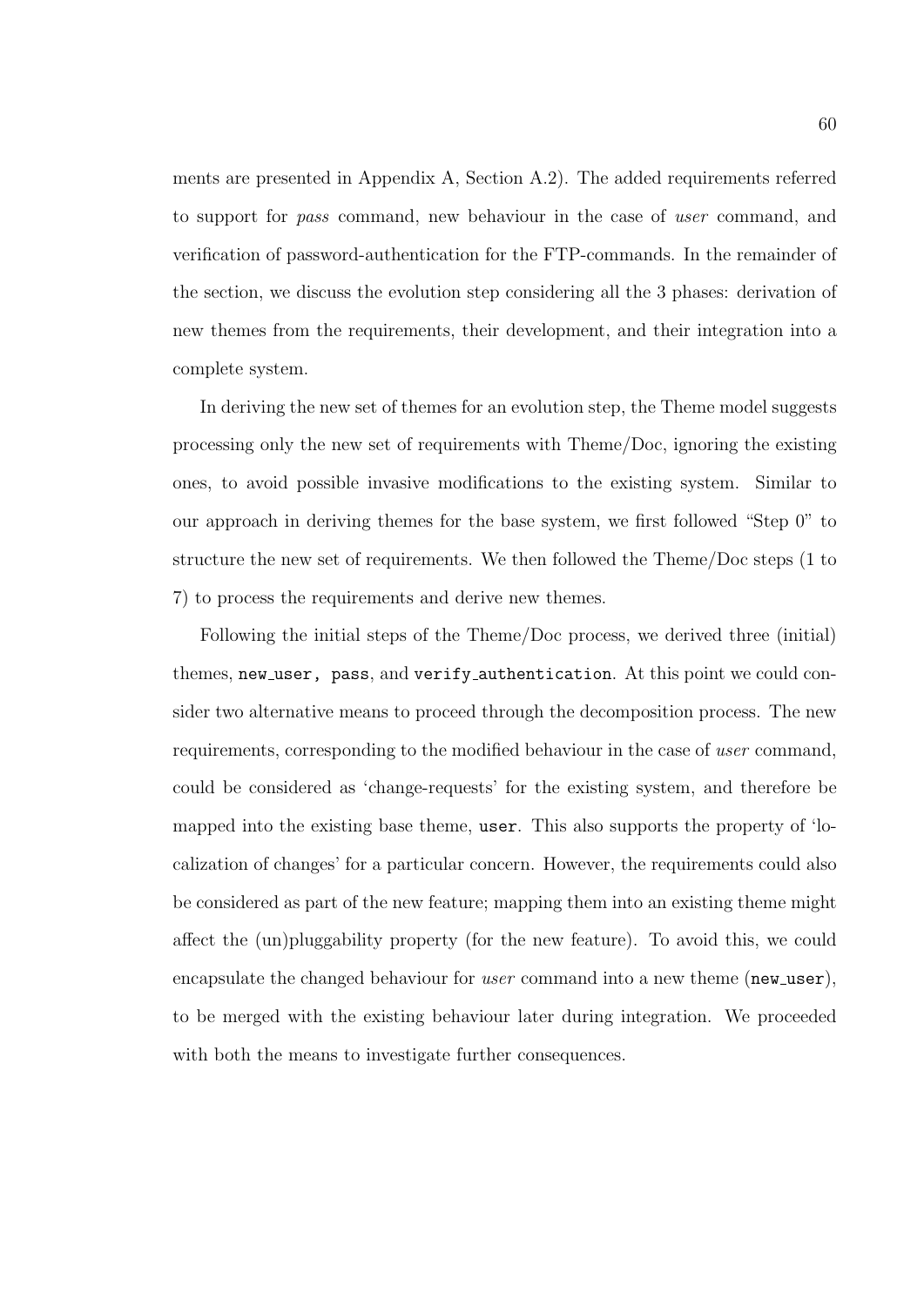ments are presented in Appendix A, Section A.2). The added requirements referred to support for *pass* command, new behaviour in the case of *user* command, and verification of password-authentication for the FTP-commands. In the remainder of the section, we discuss the evolution step considering all the 3 phases: derivation of new themes from the requirements, their development, and their integration into a complete system.

In deriving the new set of themes for an evolution step, the Theme model suggests processing only the new set of requirements with Theme/Doc, ignoring the existing ones, to avoid possible invasive modifications to the existing system. Similar to our approach in deriving themes for the base system, we first followed "Step 0" to structure the new set of requirements. We then followed the Theme/Doc steps (1 to 7) to process the requirements and derive new themes.

Following the initial steps of the Theme/Doc process, we derived three (initial) themes, `new_user, pass`, and `verify_authentication`. At this point we could consider two alternative means to proceed through the decomposition process. The new requirements, corresponding to the modified behaviour in the case of *user* command, could be considered as 'change-requests' for the existing system, and therefore be mapped into the existing base theme, `user`. This also supports the property of 'localization of changes' for a particular concern. However, the requirements could also be considered as part of the new feature; mapping them into an existing theme might affect the (un)pluggability property (for the new feature). To avoid this, we could encapsulate the changed behaviour for *user* command into a new theme (`new_user`), to be merged with the existing behaviour later during integration. We proceeded with both the means to investigate further consequences.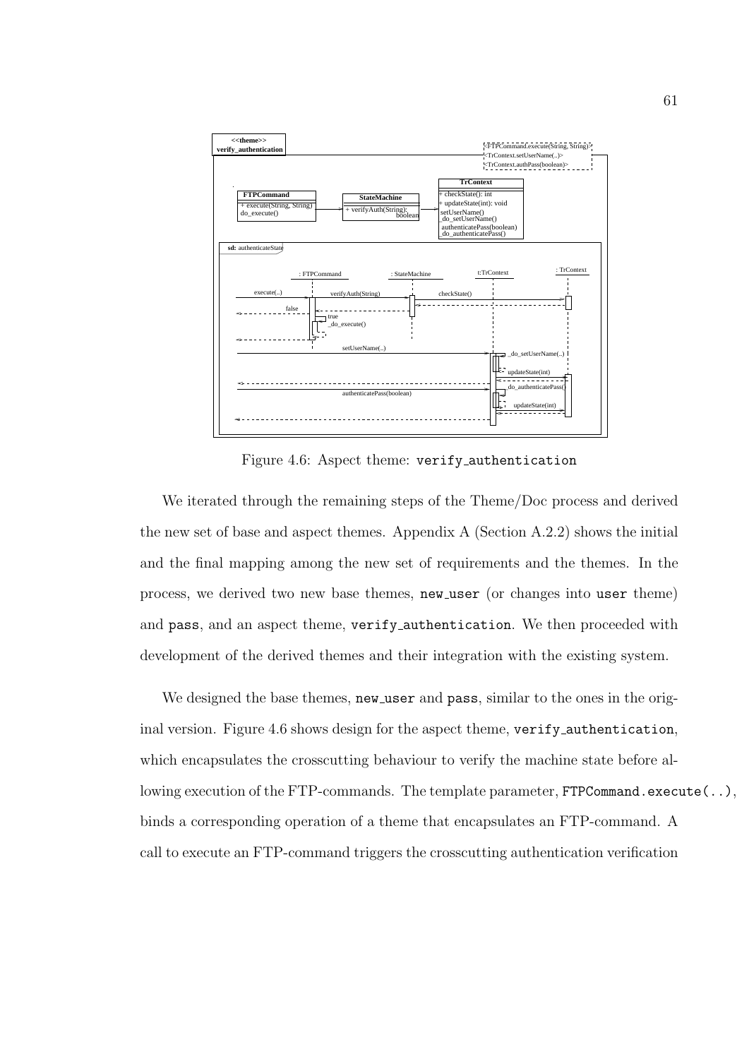Figure 4.6: Aspect theme: `verify_authentication`

We iterated through the remaining steps of the Theme/Doc process and derived the new set of base and aspect themes. Appendix A (Section A.2.2) shows the initial and the final mapping among the new set of requirements and the themes. In the process, we derived two new base themes, `new_user` (or changes into `user` theme) and `pass`, and an aspect theme, `verify_authentication`. We then proceeded with development of the derived themes and their integration with the existing system.

We designed the base themes, `new_user` and `pass`, similar to the ones in the original version. Figure 4.6 shows design for the aspect theme, `verify_authentication`, which encapsulates the crosscutting behaviour to verify the machine state before allowing execution of the FTP-commands. The template parameter, `FTPCommand.execute(..)`, binds a corresponding operation of a theme that encapsulates an FTP-command. A call to execute an FTP-command triggers the crosscutting authentication verification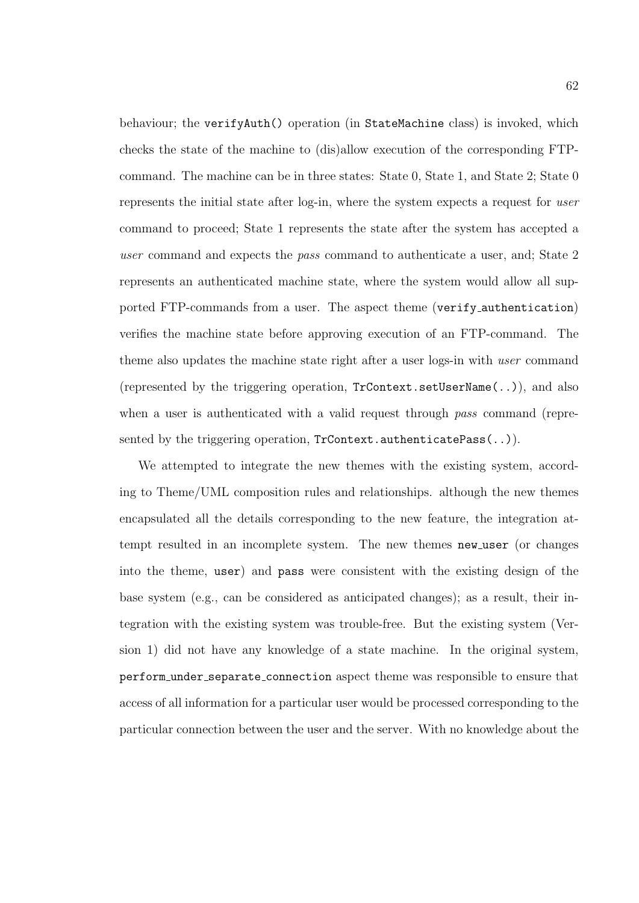behaviour; the `verifyAuth()` operation (in `StateMachine` class) is invoked, which checks the state of the machine to (dis)allow execution of the corresponding FTP-command. The machine can be in three states: State 0, State 1, and State 2; State 0 represents the initial state after log-in, where the system expects a request for *user* command to proceed; State 1 represents the state after the system has accepted a *user* command and expects the *pass* command to authenticate a user, and; State 2 represents an authenticated machine state, where the system would allow all supported FTP-commands from a user. The aspect theme (`verify_authentication`) verifies the machine state before approving execution of an FTP-command. The theme also updates the machine state right after a user logs-in with *user* command (represented by the triggering operation, `TrContext.setUserName(..)`), and also when a user is authenticated with a valid request through *pass* command (represented by the triggering operation, `TrContext.authenticatePass(..)`).

We attempted to integrate the new themes with the existing system, according to Theme/UML composition rules and relationships. although the new themes encapsulated all the details corresponding to the new feature, the integration attempt resulted in an incomplete system. The new themes `new_user` (or changes into the theme, `user`) and `pass` were consistent with the existing design of the base system (e.g., can be considered as anticipated changes); as a result, their integration with the existing system was trouble-free. But the existing system (Version 1) did not have any knowledge of a state machine. In the original system, `perform_under_separate_connection` aspect theme was responsible to ensure that access of all information for a particular user would be processed corresponding to the particular connection between the user and the server. With no knowledge about the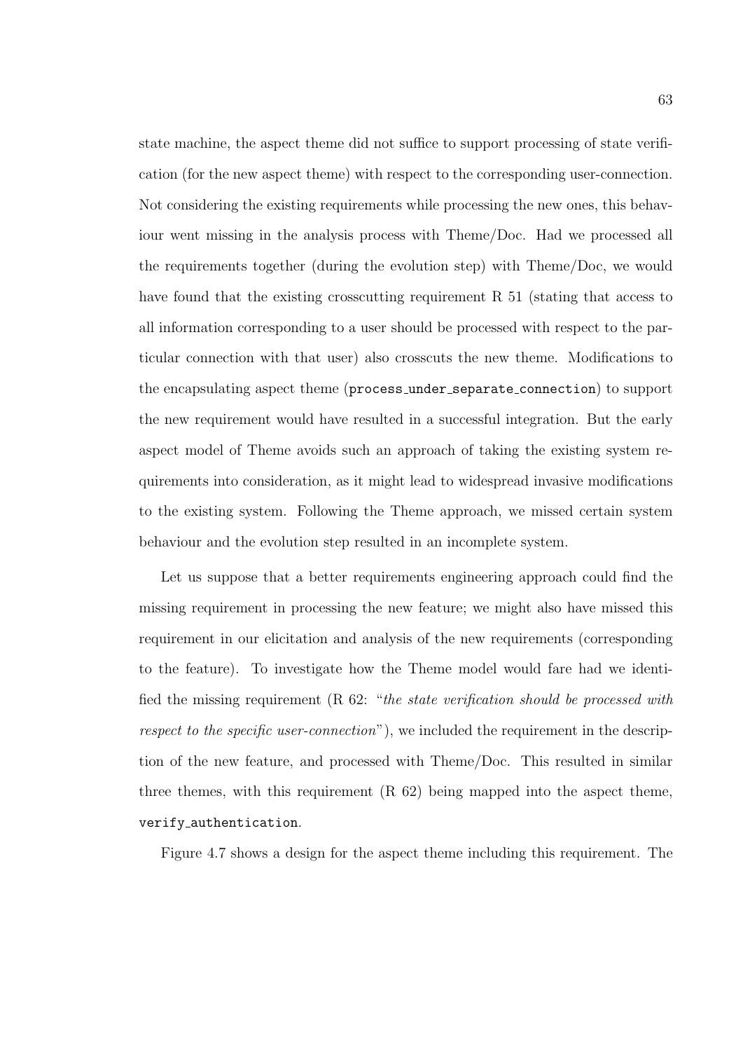state machine, the aspect theme did not suffice to support processing of state verification (for the new aspect theme) with respect to the corresponding user-connection. Not considering the existing requirements while processing the new ones, this behaviour went missing in the analysis process with Theme/Doc. Had we processed all the requirements together (during the evolution step) with Theme/Doc, we would have found that the existing crosscutting requirement R 51 (stating that access to all information corresponding to a user should be processed with respect to the particular connection with that user) also crosscuts the new theme. Modifications to the encapsulating aspect theme (`process_under_separate_connection`) to support the new requirement would have resulted in a successful integration. But the early aspect model of Theme avoids such an approach of taking the existing system requirements into consideration, as it might lead to widespread invasive modifications to the existing system. Following the Theme approach, we missed certain system behaviour and the evolution step resulted in an incomplete system.

Let us suppose that a better requirements engineering approach could find the missing requirement in processing the new feature; we might also have missed this requirement in our elicitation and analysis of the new requirements (corresponding to the feature). To investigate how the Theme model would fare had we identified the missing requirement (R 62: "*the state verification should be processed with respect to the specific user-connection*"), we included the requirement in the description of the new feature, and processed with Theme/Doc. This resulted in similar three themes, with this requirement (R 62) being mapped into the aspect theme, `verify_authentication`.

Figure 4.7 shows a design for the aspect theme including this requirement. The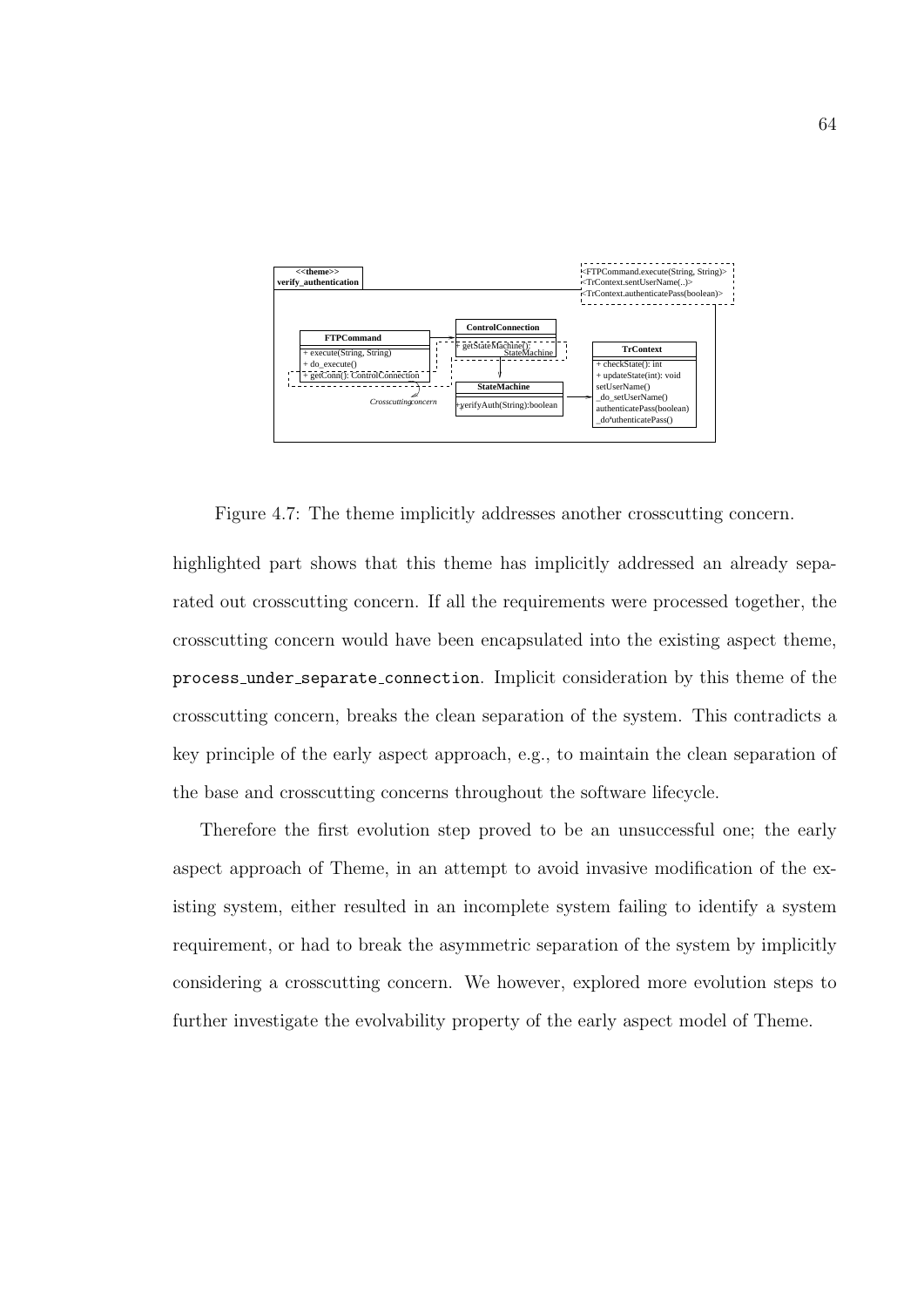Figure 4.7: The theme implicitly addresses another crosscutting concern.

highlighted part shows that this theme has implicitly addressed an already separated out crosscutting concern. If all the requirements were processed together, the crosscutting concern would have been encapsulated into the existing aspect theme, `process_under_separate_connection`. Implicit consideration by this theme of the crosscutting concern, breaks the clean separation of the system. This contradicts a key principle of the early aspect approach, e.g., to maintain the clean separation of the base and crosscutting concerns throughout the software lifecycle.

Therefore the first evolution step proved to be an unsuccessful one; the early aspect approach of Theme, in an attempt to avoid invasive modification of the existing system, either resulted in an incomplete system failing to identify a system requirement, or had to break the asymmetric separation of the system by implicitly considering a crosscutting concern. We however, explored more evolution steps to further investigate the evolvability property of the early aspect model of Theme.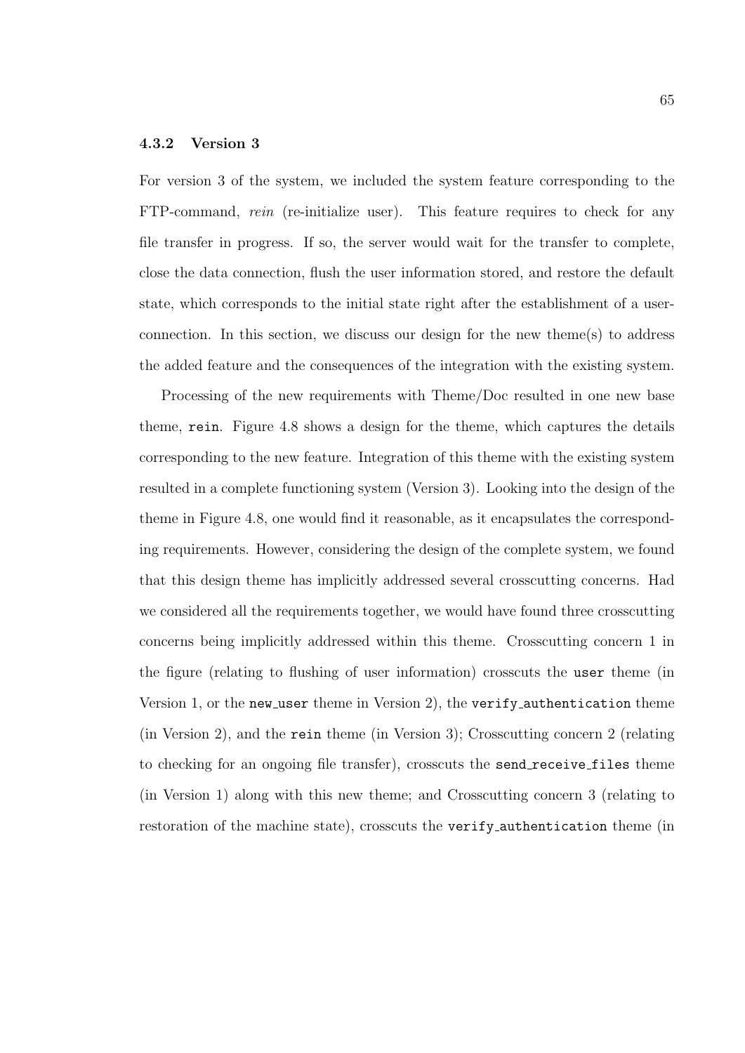### 4.3.2 Version 3

For version 3 of the system, we included the system feature corresponding to the FTP-command, *rein* (re-initialize user). This feature requires to check for any file transfer in progress. If so, the server would wait for the transfer to complete, close the data connection, flush the user information stored, and restore the default state, which corresponds to the initial state right after the establishment of a user-connection. In this section, we discuss our design for the new theme(s) to address the added feature and the consequences of the integration with the existing system.

Processing of the new requirements with Theme/Doc resulted in one new base theme, `rein`. Figure 4.8 shows a design for the theme, which captures the details corresponding to the new feature. Integration of this theme with the existing system resulted in a complete functioning system (Version 3). Looking into the design of the theme in Figure 4.8, one would find it reasonable, as it encapsulates the corresponding requirements. However, considering the design of the complete system, we found that this design theme has implicitly addressed several crosscutting concerns. Had we considered all the requirements together, we would have found three crosscutting concerns being implicitly addressed within this theme. Crosscutting concern 1 in the figure (relating to flushing of user information) crosscuts the `user` theme (in Version 1, or the `new_user` theme in Version 2), the `verify_authentication` theme (in Version 2), and the `rein` theme (in Version 3); Crosscutting concern 2 (relating to checking for an ongoing file transfer), crosscuts the `send_receive_files` theme (in Version 1) along with this new theme; and Crosscutting concern 3 (relating to restoration of the machine state), crosscuts the `verify_authentication` theme (in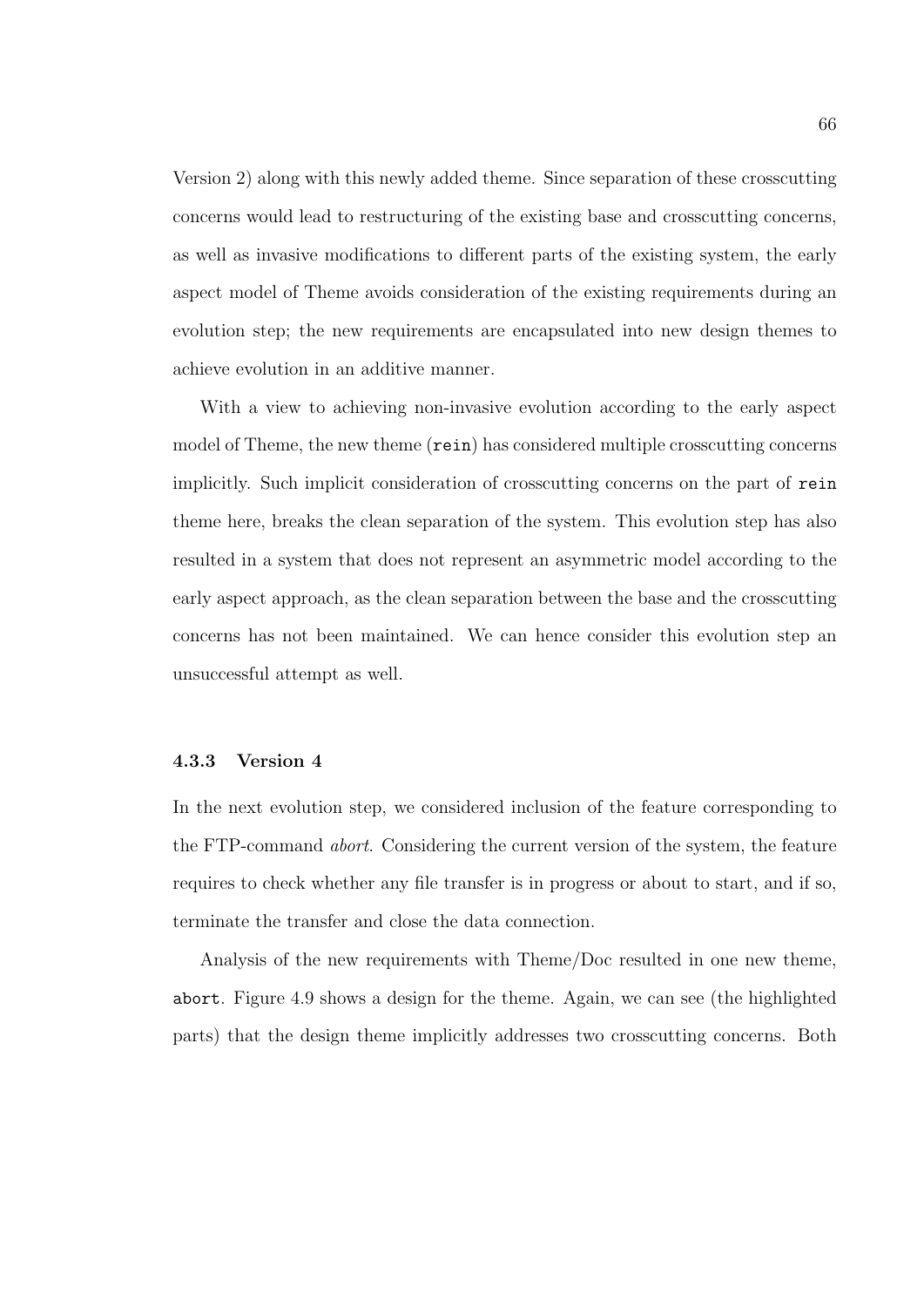Version 2) along with this newly added theme. Since separation of these crosscutting concerns would lead to restructuring of the existing base and crosscutting concerns, as well as invasive modifications to different parts of the existing system, the early aspect model of Theme avoids consideration of the existing requirements during an evolution step; the new requirements are encapsulated into new design themes to achieve evolution in an additive manner.

With a view to achieving non-invasive evolution according to the early aspect model of Theme, the new theme (`rein`) has considered multiple crosscutting concerns implicitly. Such implicit consideration of crosscutting concerns on the part of `rein` theme here, breaks the clean separation of the system. This evolution step has also resulted in a system that does not represent an asymmetric model according to the early aspect approach, as the clean separation between the base and the crosscutting concerns has not been maintained. We can hence consider this evolution step an unsuccessful attempt as well.

### 4.3.3 Version 4

In the next evolution step, we considered inclusion of the feature corresponding to the FTP-command *abort*. Considering the current version of the system, the feature requires to check whether any file transfer is in progress or about to start, and if so, terminate the transfer and close the data connection.

Analysis of the new requirements with Theme/Doc resulted in one new theme, `abort`. Figure 4.9 shows a design for the theme. Again, we can see (the highlighted parts) that the design theme implicitly addresses two crosscutting concerns. Both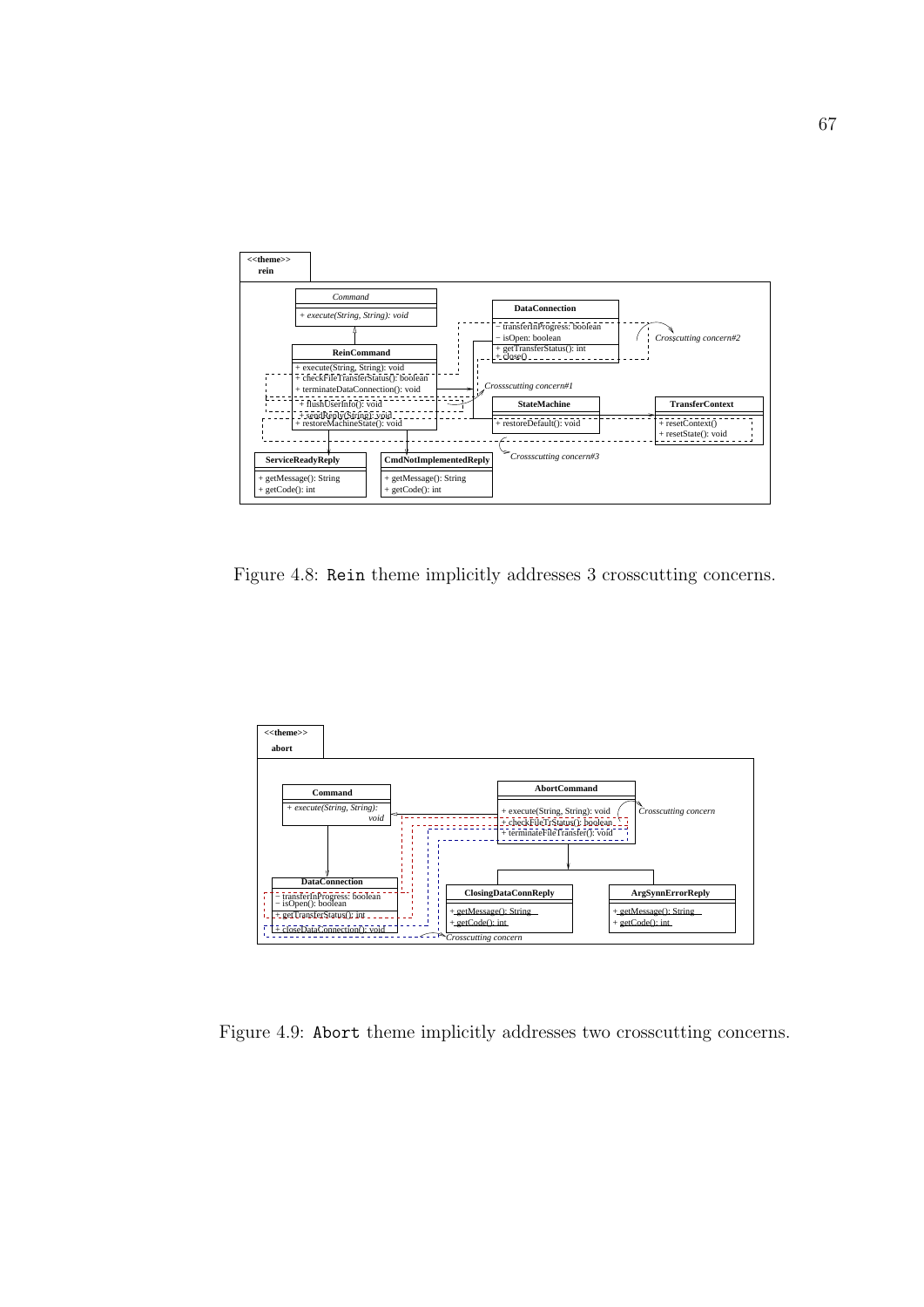Figure 4.8: `Rein` theme implicitly addresses 3 crosscutting concerns.

Figure 4.9: `Abort` theme implicitly addresses two crosscutting concerns.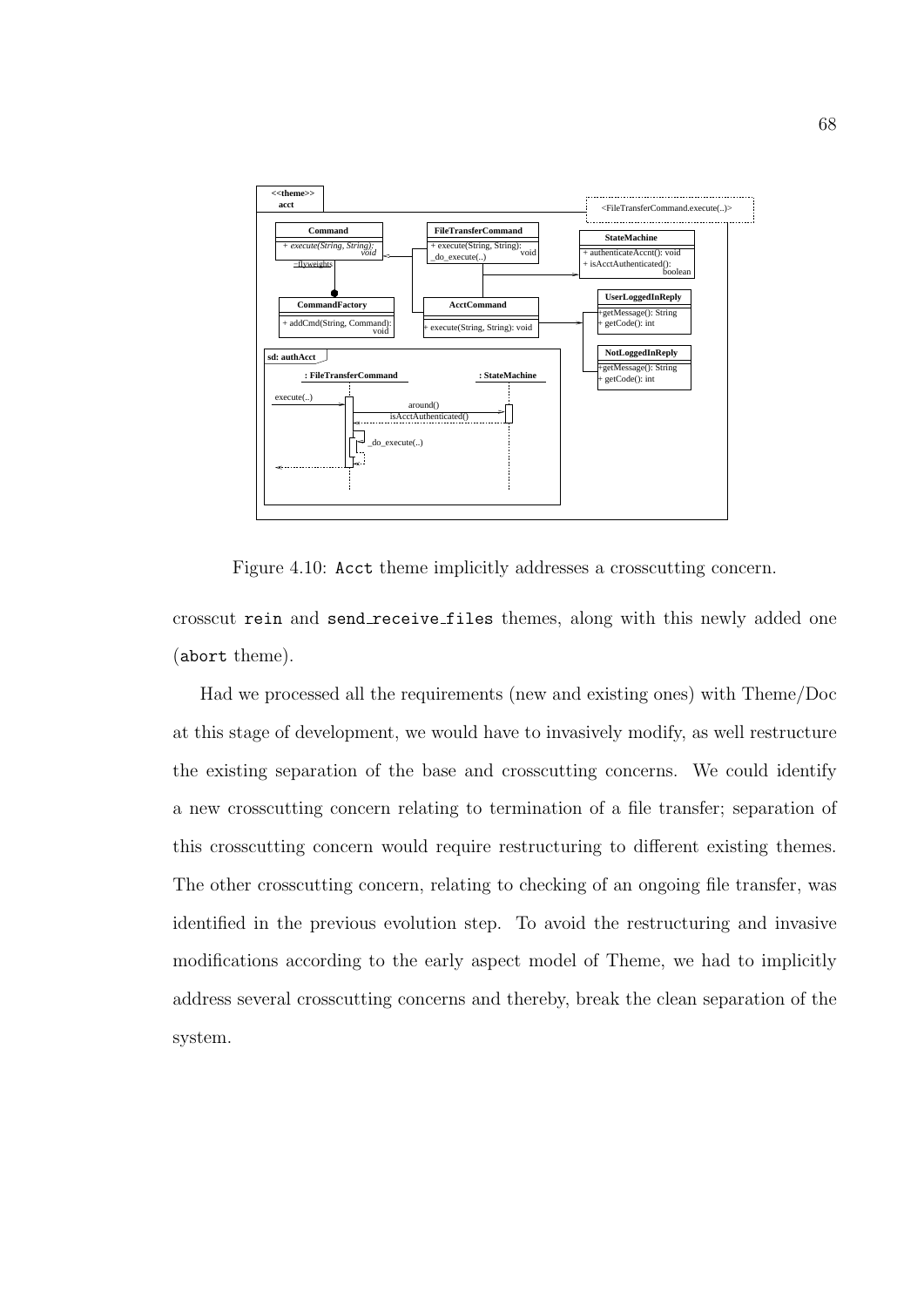Figure 4.10: `Acct` theme implicitly addresses a crosscutting concern.

crosscut `rein` and `send_receive_files` themes, along with this newly added one (`abort` theme).

Had we processed all the requirements (new and existing ones) with Theme/Doc at this stage of development, we would have to invasively modify, as well restructure the existing separation of the base and crosscutting concerns. We could identify a new crosscutting concern relating to termination of a file transfer; separation of this crosscutting concern would require restructuring to different existing themes. The other crosscutting concern, relating to checking of an ongoing file transfer, was identified in the previous evolution step. To avoid the restructuring and invasive modifications according to the early aspect model of Theme, we had to implicitly address several crosscutting concerns and thereby, break the clean separation of the system.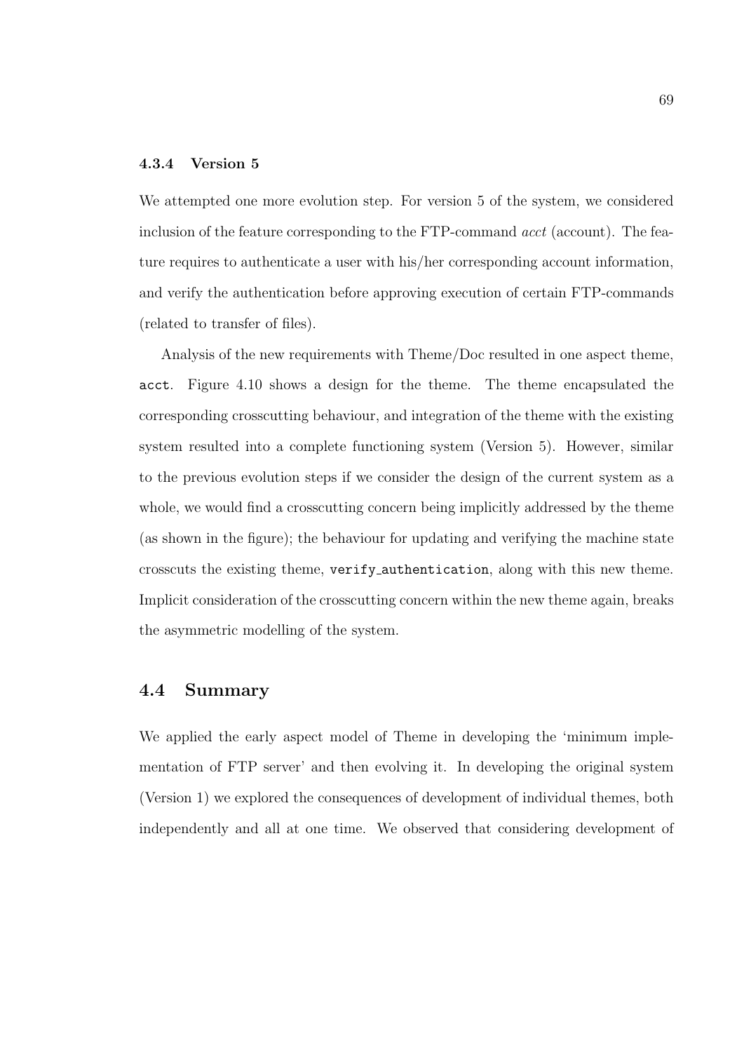### 4.3.4 Version 5

We attempted one more evolution step. For version 5 of the system, we considered inclusion of the feature corresponding to the FTP-command *acct* (account). The feature requires to authenticate a user with his/her corresponding account information, and verify the authentication before approving execution of certain FTP-commands (related to transfer of files).

Analysis of the new requirements with Theme/Doc resulted in one aspect theme, `acct`. Figure 4.10 shows a design for the theme. The theme encapsulated the corresponding crosscutting behaviour, and integration of the theme with the existing system resulted into a complete functioning system (Version 5). However, similar to the previous evolution steps if we consider the design of the current system as a whole, we would find a crosscutting concern being implicitly addressed by the theme (as shown in the figure); the behaviour for updating and verifying the machine state crosscuts the existing theme, `verify_authentication`, along with this new theme. Implicit consideration of the crosscutting concern within the new theme again, breaks the asymmetric modelling of the system.

## 4.4 Summary

We applied the early aspect model of Theme in developing the 'minimum implementation of FTP server' and then evolving it. In developing the original system (Version 1) we explored the consequences of development of individual themes, both independently and all at one time. We observed that considering development of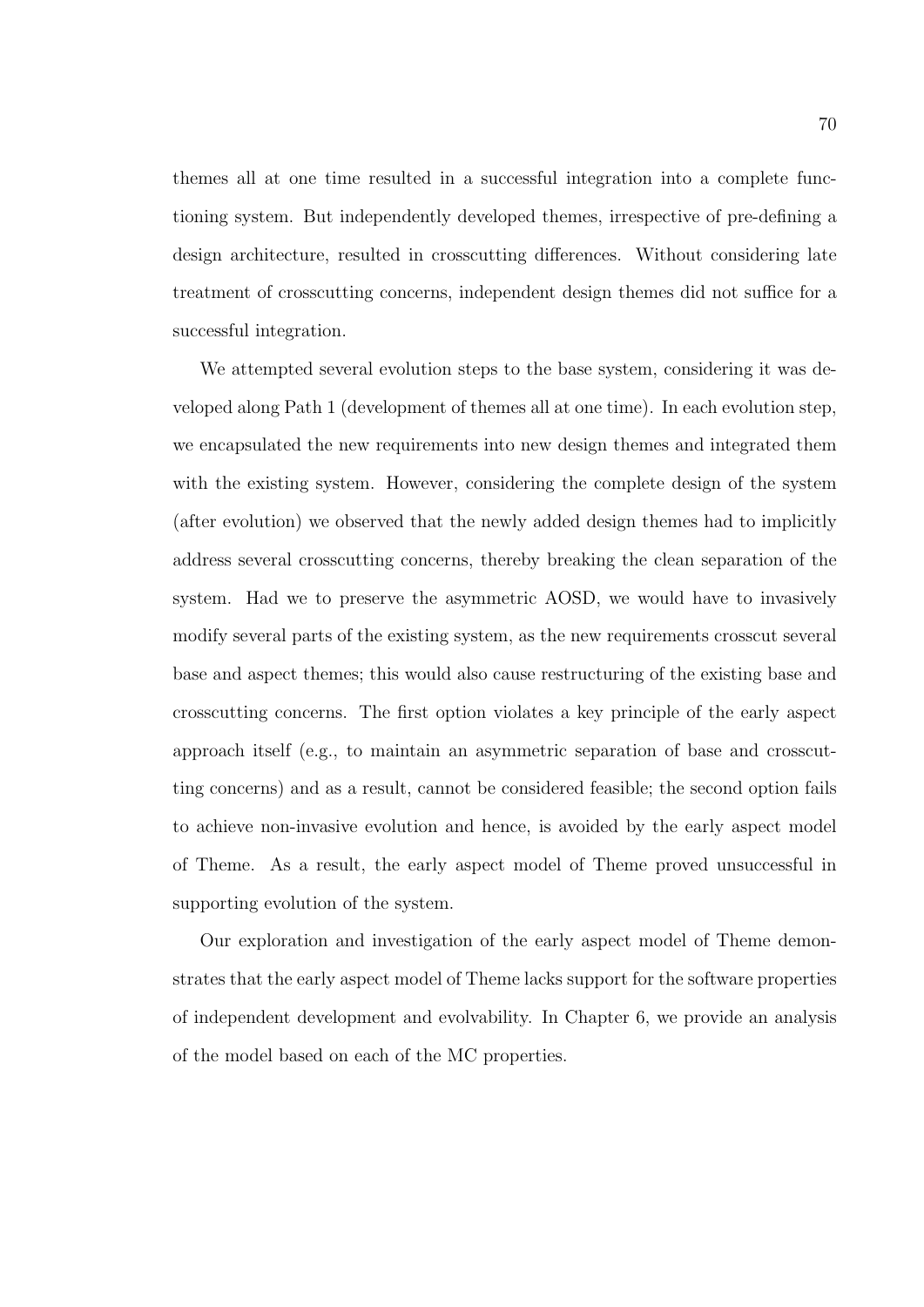themes all at one time resulted in a successful integration into a complete functioning system. But independently developed themes, irrespective of pre-defining a design architecture, resulted in crosscutting differences. Without considering late treatment of crosscutting concerns, independent design themes did not suffice for a successful integration.

We attempted several evolution steps to the base system, considering it was developed along Path 1 (development of themes all at one time). In each evolution step, we encapsulated the new requirements into new design themes and integrated them with the existing system. However, considering the complete design of the system (after evolution) we observed that the newly added design themes had to implicitly address several crosscutting concerns, thereby breaking the clean separation of the system. Had we to preserve the asymmetric AOSD, we would have to invasively modify several parts of the existing system, as the new requirements crosscut several base and aspect themes; this would also cause restructuring of the existing base and crosscutting concerns. The first option violates a key principle of the early aspect approach itself (e.g., to maintain an asymmetric separation of base and crosscutting concerns) and as a result, cannot be considered feasible; the second option fails to achieve non-invasive evolution and hence, is avoided by the early aspect model of Theme. As a result, the early aspect model of Theme proved unsuccessful in supporting evolution of the system.

Our exploration and investigation of the early aspect model of Theme demonstrates that the early aspect model of Theme lacks support for the software properties of independent development and evolvability. In Chapter 6, we provide an analysis of the model based on each of the MC properties.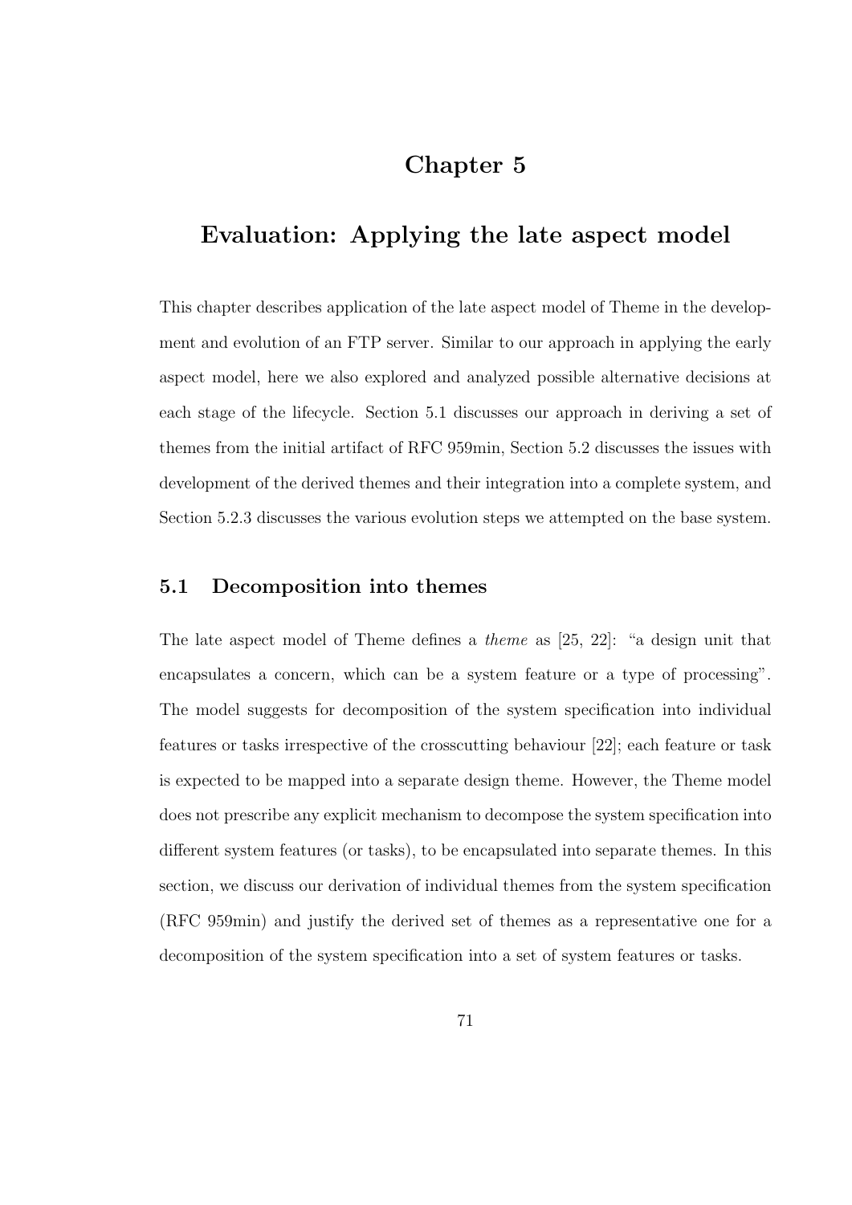# Chapter 5

# Evaluation: Applying the late aspect model

This chapter describes application of the late aspect model of Theme in the development and evolution of an FTP server. Similar to our approach in applying the early aspect model, here we also explored and analyzed possible alternative decisions at each stage of the lifecycle. Section 5.1 discusses our approach in deriving a set of themes from the initial artifact of RFC 959min, Section 5.2 discusses the issues with development of the derived themes and their integration into a complete system, and Section 5.2.3 discusses the various evolution steps we attempted on the base system.

## 5.1 Decomposition into themes

The late aspect model of Theme defines a *theme* as [25, 22]: "a design unit that encapsulates a concern, which can be a system feature or a type of processing". The model suggests for decomposition of the system specification into individual features or tasks irrespective of the crosscutting behaviour [22]; each feature or task is expected to be mapped into a separate design theme. However, the Theme model does not prescribe any explicit mechanism to decompose the system specification into different system features (or tasks), to be encapsulated into separate themes. In this section, we discuss our derivation of individual themes from the system specification (RFC 959min) and justify the derived set of themes as a representative one for a decomposition of the system specification into a set of system features or tasks.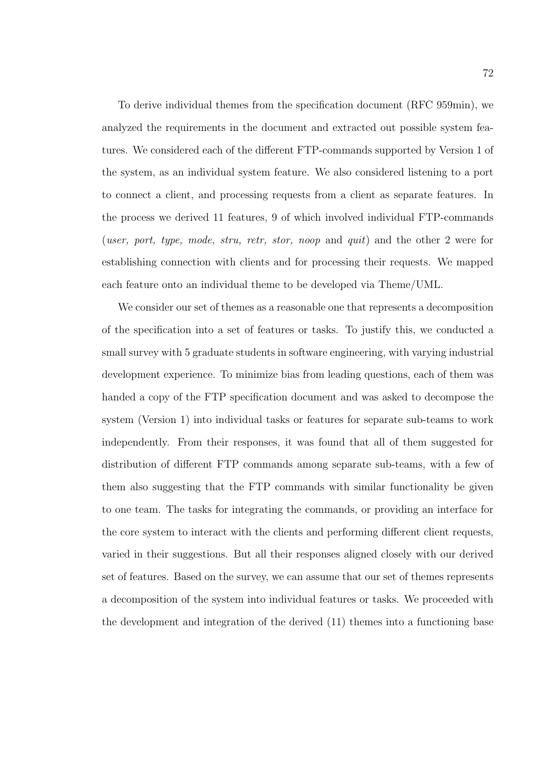To derive individual themes from the specification document (RFC 959min), we analyzed the requirements in the document and extracted out possible system features. We considered each of the different FTP-commands supported by Version 1 of the system, as an individual system feature. We also considered listening to a port to connect a client, and processing requests from a client as separate features. In the process we derived 11 features, 9 of which involved individual FTP-commands (*user, port, type, mode, stru, retr, stor, noop* and *quit*) and the other 2 were for establishing connection with clients and for processing their requests. We mapped each feature onto an individual theme to be developed via Theme/UML.

We consider our set of themes as a reasonable one that represents a decomposition of the specification into a set of features or tasks. To justify this, we conducted a small survey with 5 graduate students in software engineering, with varying industrial development experience. To minimize bias from leading questions, each of them was handed a copy of the FTP specification document and was asked to decompose the system (Version 1) into individual tasks or features for separate sub-teams to work independently. From their responses, it was found that all of them suggested for distribution of different FTP commands among separate sub-teams, with a few of them also suggesting that the FTP commands with similar functionality be given to one team. The tasks for integrating the commands, or providing an interface for the core system to interact with the clients and performing different client requests, varied in their suggestions. But all their responses aligned closely with our derived set of features. Based on the survey, we can assume that our set of themes represents a decomposition of the system into individual features or tasks. We proceeded with the development and integration of the derived (11) themes into a functioning base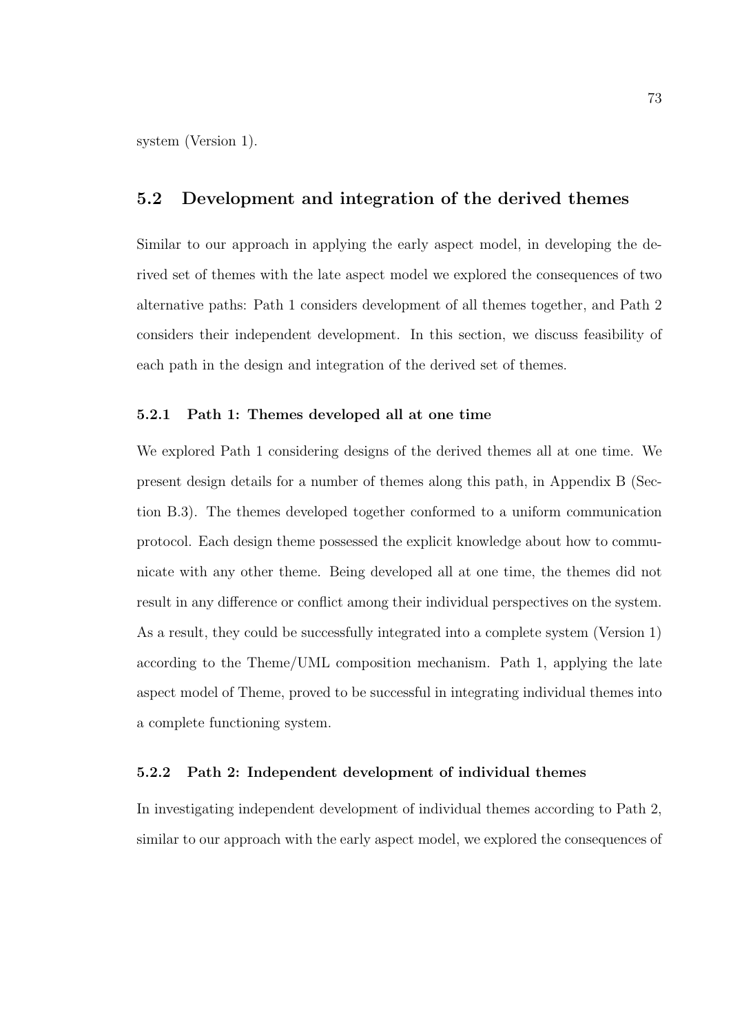system (Version 1).

## 5.2 Development and integration of the derived themes

Similar to our approach in applying the early aspect model, in developing the derived set of themes with the late aspect model we explored the consequences of two alternative paths: Path 1 considers development of all themes together, and Path 2 considers their independent development. In this section, we discuss feasibility of each path in the design and integration of the derived set of themes.

### 5.2.1 Path 1: Themes developed all at one time

We explored Path 1 considering designs of the derived themes all at one time. We present design details for a number of themes along this path, in Appendix B (Section B.3). The themes developed together conformed to a uniform communication protocol. Each design theme possessed the explicit knowledge about how to communicate with any other theme. Being developed all at one time, the themes did not result in any difference or conflict among their individual perspectives on the system. As a result, they could be successfully integrated into a complete system (Version 1) according to the Theme/UML composition mechanism. Path 1, applying the late aspect model of Theme, proved to be successful in integrating individual themes into a complete functioning system.

### 5.2.2 Path 2: Independent development of individual themes

In investigating independent development of individual themes according to Path 2, similar to our approach with the early aspect model, we explored the consequences of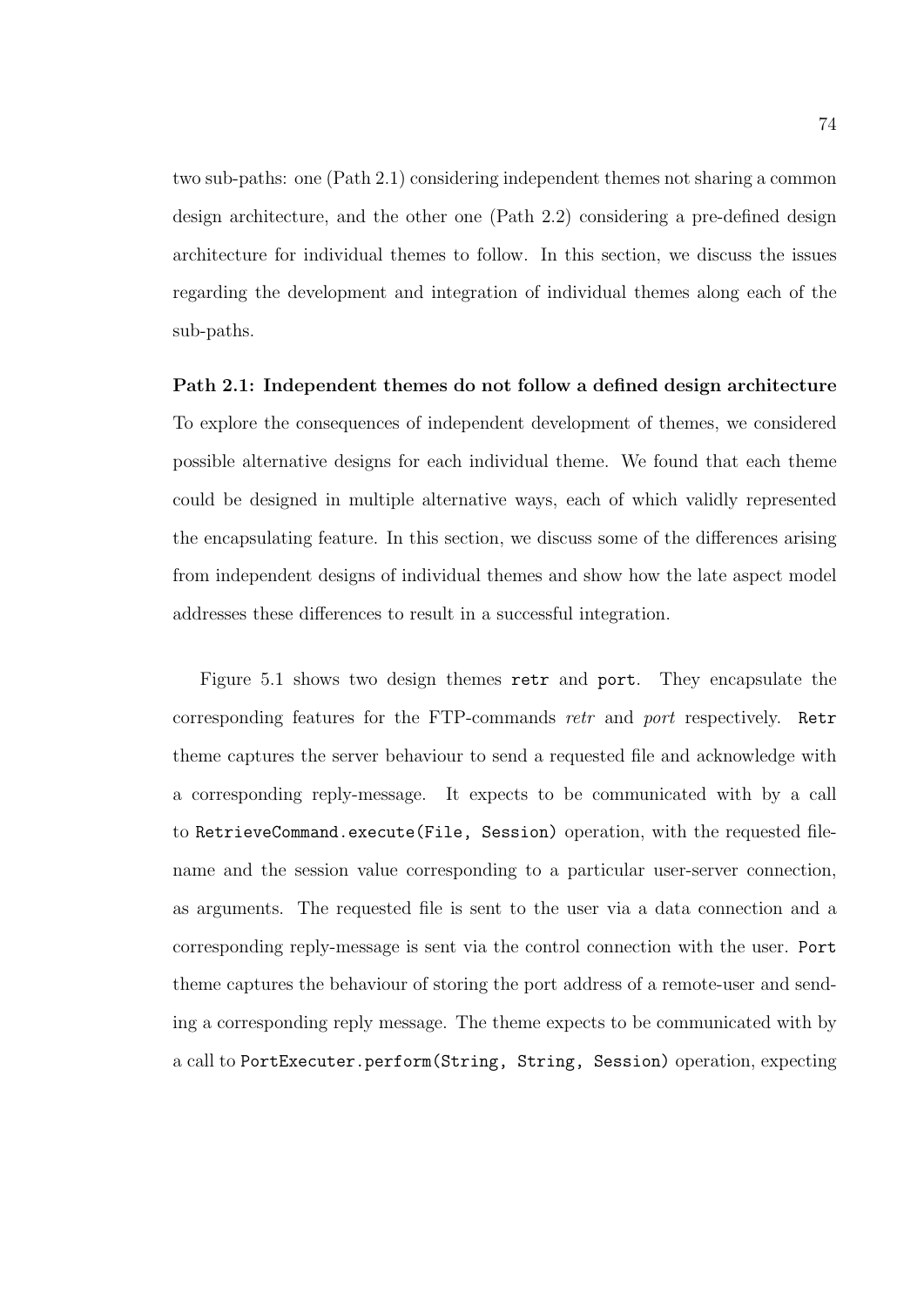two sub-paths: one (Path 2.1) considering independent themes not sharing a common design architecture, and the other one (Path 2.2) considering a pre-defined design architecture for individual themes to follow. In this section, we discuss the issues regarding the development and integration of individual themes along each of the sub-paths.

**Path 2.1: Independent themes do not follow a defined design architecture**
To explore the consequences of independent development of themes, we considered possible alternative designs for each individual theme. We found that each theme could be designed in multiple alternative ways, each of which validly represented the encapsulating feature. In this section, we discuss some of the differences arising from independent designs of individual themes and show how the late aspect model addresses these differences to result in a successful integration.

Figure 5.1 shows two design themes `retr` and `port`. They encapsulate the corresponding features for the FTP-commands *retr* and *port* respectively. `Retr` theme captures the server behaviour to send a requested file and acknowledge with a corresponding reply-message. It expects to be communicated with by a call to `RetrieveCommand.execute(File, Session)` operation, with the requested file-name and the session value corresponding to a particular user-server connection, as arguments. The requested file is sent to the user via a data connection and a corresponding reply-message is sent via the control connection with the user. `Port` theme captures the behaviour of storing the port address of a remote-user and sending a corresponding reply message. The theme expects to be communicated with by a call to `PortExecuter.perform(String, String, Session)` operation, expecting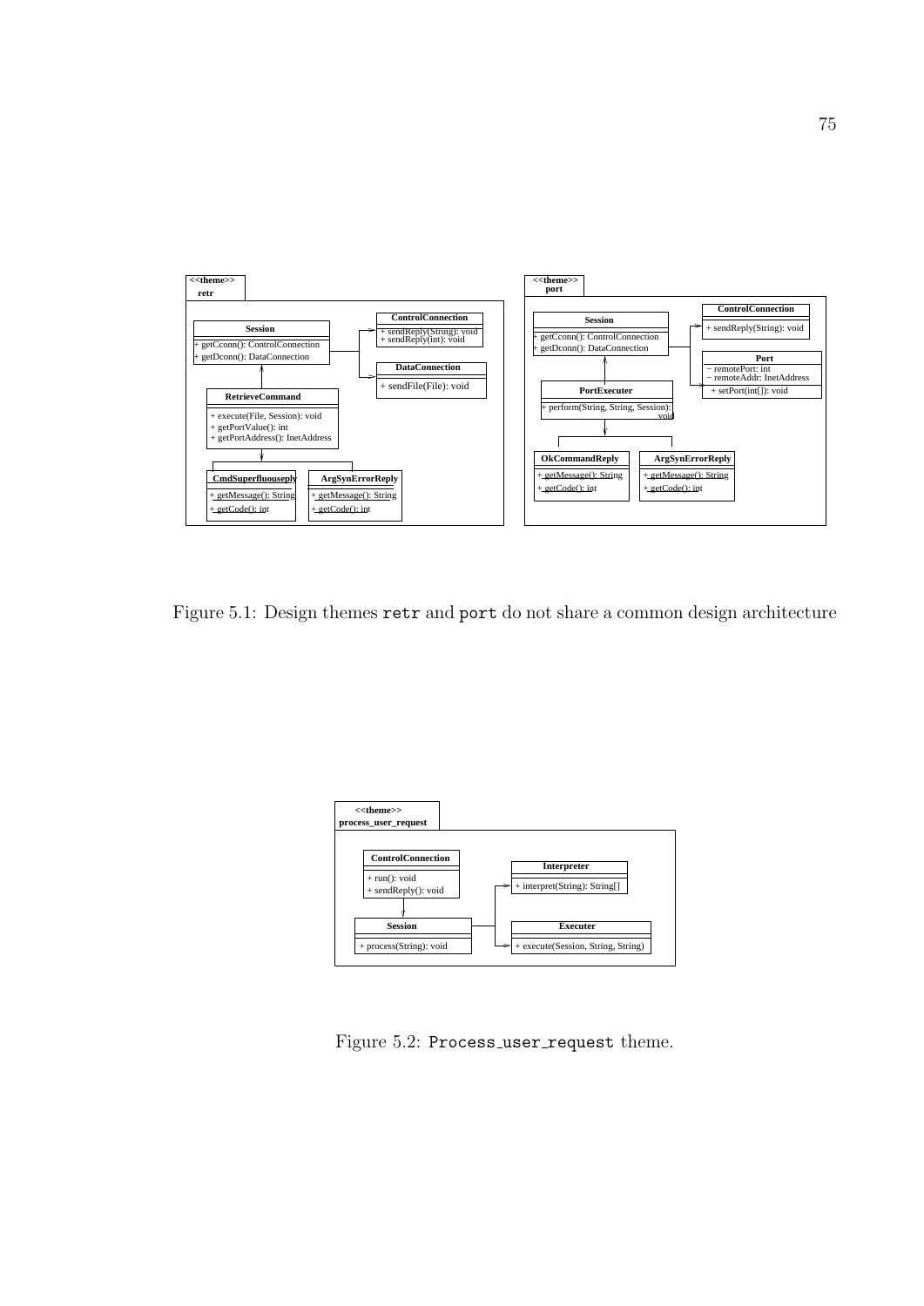Figure 5.1: Design themes `retr` and `port` do not share a common design architecture

Figure 5.2: `Process_user_request` theme.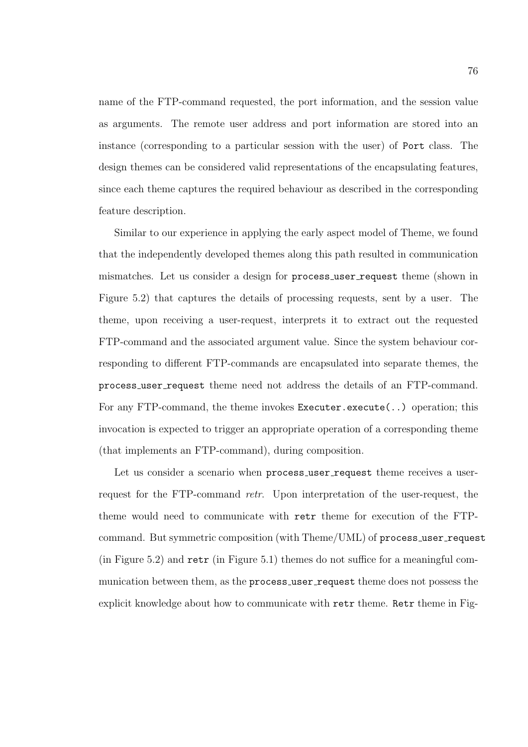name of the FTP-command requested, the port information, and the session value as arguments. The remote user address and port information are stored into an instance (corresponding to a particular session with the user) of `Port` class. The design themes can be considered valid representations of the encapsulating features, since each theme captures the required behaviour as described in the corresponding feature description.

Similar to our experience in applying the early aspect model of Theme, we found that the independently developed themes along this path resulted in communication mismatches. Let us consider a design for `process_user_request` theme (shown in Figure 5.2) that captures the details of processing requests, sent by a user. The theme, upon receiving a user-request, interprets it to extract out the requested FTP-command and the associated argument value. Since the system behaviour corresponding to different FTP-commands are encapsulated into separate themes, the `process_user_request` theme need not address the details of an FTP-command. For any FTP-command, the theme invokes `Executer.execute(..)` operation; this invocation is expected to trigger an appropriate operation of a corresponding theme (that implements an FTP-command), during composition.

Let us consider a scenario when `process_user_request` theme receives a user-request for the FTP-command *retr*. Upon interpretation of the user-request, the theme would need to communicate with `retr` theme for execution of the FTP-command. But symmetric composition (with Theme/UML) of `process_user_request` (in Figure 5.2) and `retr` (in Figure 5.1) themes do not suffice for a meaningful communication between them, as the `process_user_request` theme does not possess the explicit knowledge about how to communicate with `retr` theme. `Retr` theme in Fig-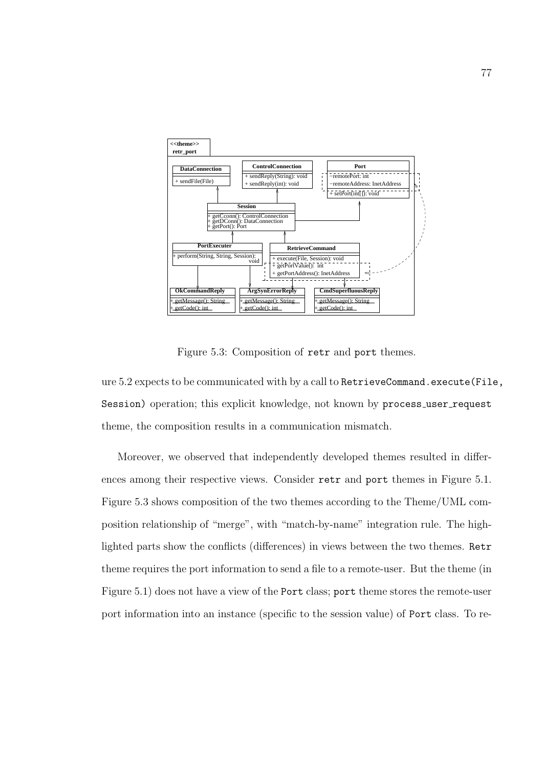Figure 5.3: Composition of `retr` and `port` themes.

ure 5.2 expects to be communicated with by a call to `RetrieveCommand.execute(File, Session)` operation; this explicit knowledge, not known by `process_user_request` theme, the composition results in a communication mismatch.

Moreover, we observed that independently developed themes resulted in differences among their respective views. Consider `retr` and `port` themes in Figure 5.1. Figure 5.3 shows composition of the two themes according to the Theme/UML composition relationship of "merge", with "match-by-name" integration rule. The highlighted parts show the conflicts (differences) in views between the two themes. `Retr` theme requires the port information to send a file to a remote-user. But the theme (in Figure 5.1) does not have a view of the `Port` class; `port` theme stores the remote-user port information into an instance (specific to the session value) of `Port` class. To re-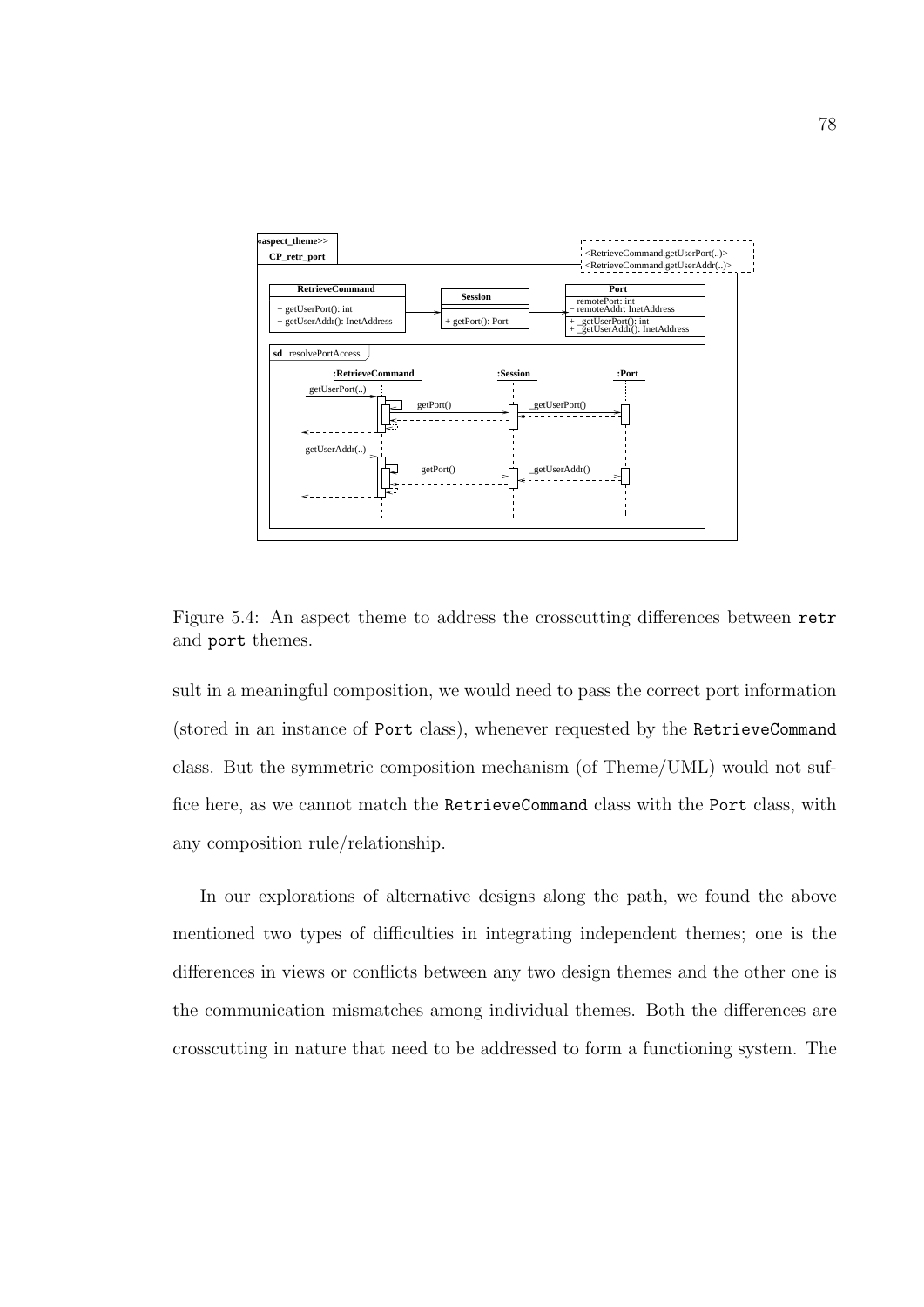Figure 5.4: An aspect theme to address the crosscutting differences between `retr` and `port` themes.

sult in a meaningful composition, we would need to pass the correct port information (stored in an instance of `Port` class), whenever requested by the `RetrieveCommand` class. But the symmetric composition mechanism (of Theme/UML) would not suffice here, as we cannot match the `RetrieveCommand` class with the `Port` class, with any composition rule/relationship.

In our explorations of alternative designs along the path, we found the above mentioned two types of difficulties in integrating independent themes; one is the differences in views or conflicts between any two design themes and the other one is the communication mismatches among individual themes. Both the differences are crosscutting in nature that need to be addressed to form a functioning system. The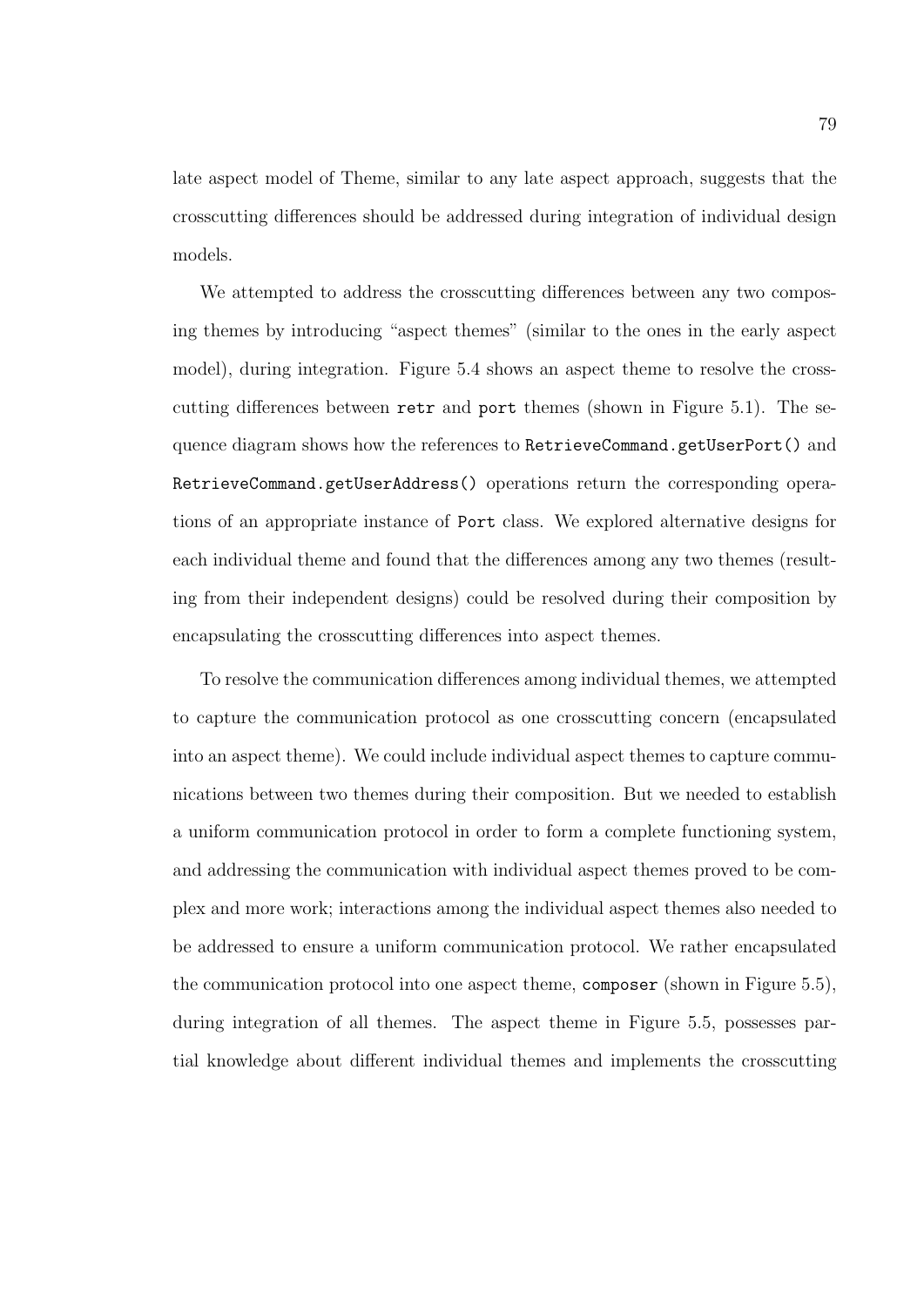late aspect model of Theme, similar to any late aspect approach, suggests that the crosscutting differences should be addressed during integration of individual design models.

We attempted to address the crosscutting differences between any two composing themes by introducing "aspect themes" (similar to the ones in the early aspect model), during integration. Figure 5.4 shows an aspect theme to resolve the crosscutting differences between `retr` and `port` themes (shown in Figure 5.1). The sequence diagram shows how the references to `RetrieveCommand.getUserPort()` and `RetrieveCommand.getUserAddress()` operations return the corresponding operations of an appropriate instance of `Port` class. We explored alternative designs for each individual theme and found that the differences among any two themes (resulting from their independent designs) could be resolved during their composition by encapsulating the crosscutting differences into aspect themes.

To resolve the communication differences among individual themes, we attempted to capture the communication protocol as one crosscutting concern (encapsulated into an aspect theme). We could include individual aspect themes to capture communications between two themes during their composition. But we needed to establish a uniform communication protocol in order to form a complete functioning system, and addressing the communication with individual aspect themes proved to be complex and more work; interactions among the individual aspect themes also needed to be addressed to ensure a uniform communication protocol. We rather encapsulated the communication protocol into one aspect theme, `composer` (shown in Figure 5.5), during integration of all themes. The aspect theme in Figure 5.5, possesses partial knowledge about different individual themes and implements the crosscutting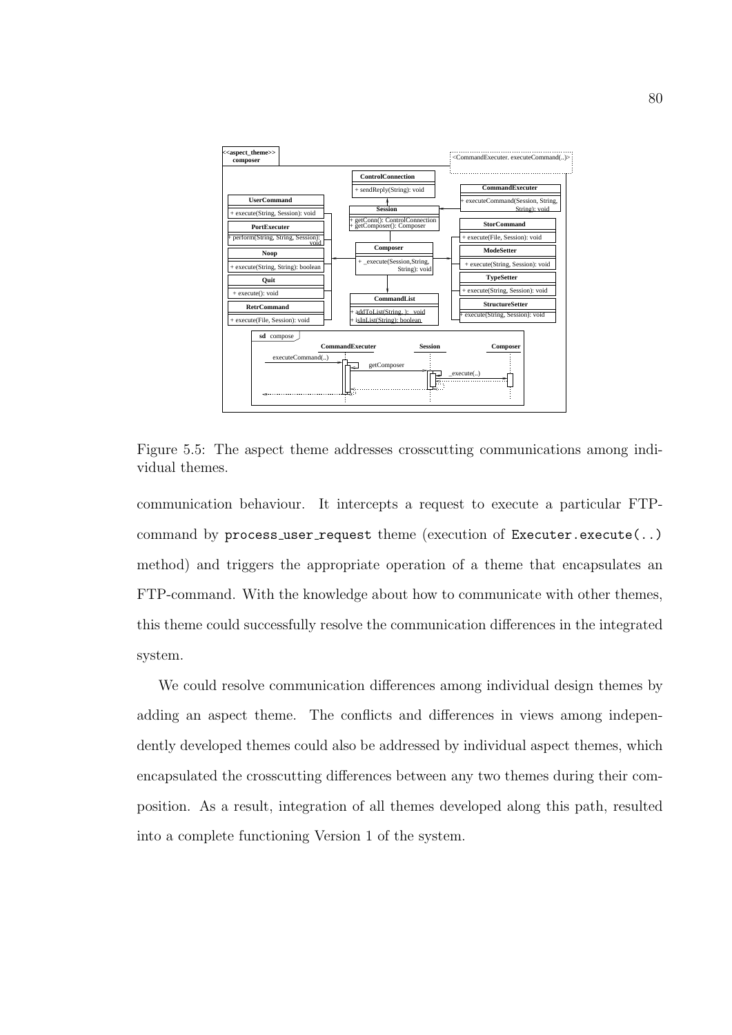Figure 5.5: The aspect theme addresses crosscutting communications among individual themes.

communication behaviour. It intercepts a request to execute a particular FTP-command by process_user_request theme (execution of Executer.execute(..) method) and triggers the appropriate operation of a theme that encapsulates an FTP-command. With the knowledge about how to communicate with other themes, this theme could successfully resolve the communication differences in the integrated system.

We could resolve communication differences among individual design themes by adding an aspect theme. The conflicts and differences in views among independently developed themes could also be addressed by individual aspect themes, which encapsulated the crosscutting differences between any two themes during their composition. As a result, integration of all themes developed along this path, resulted into a complete functioning Version 1 of the system.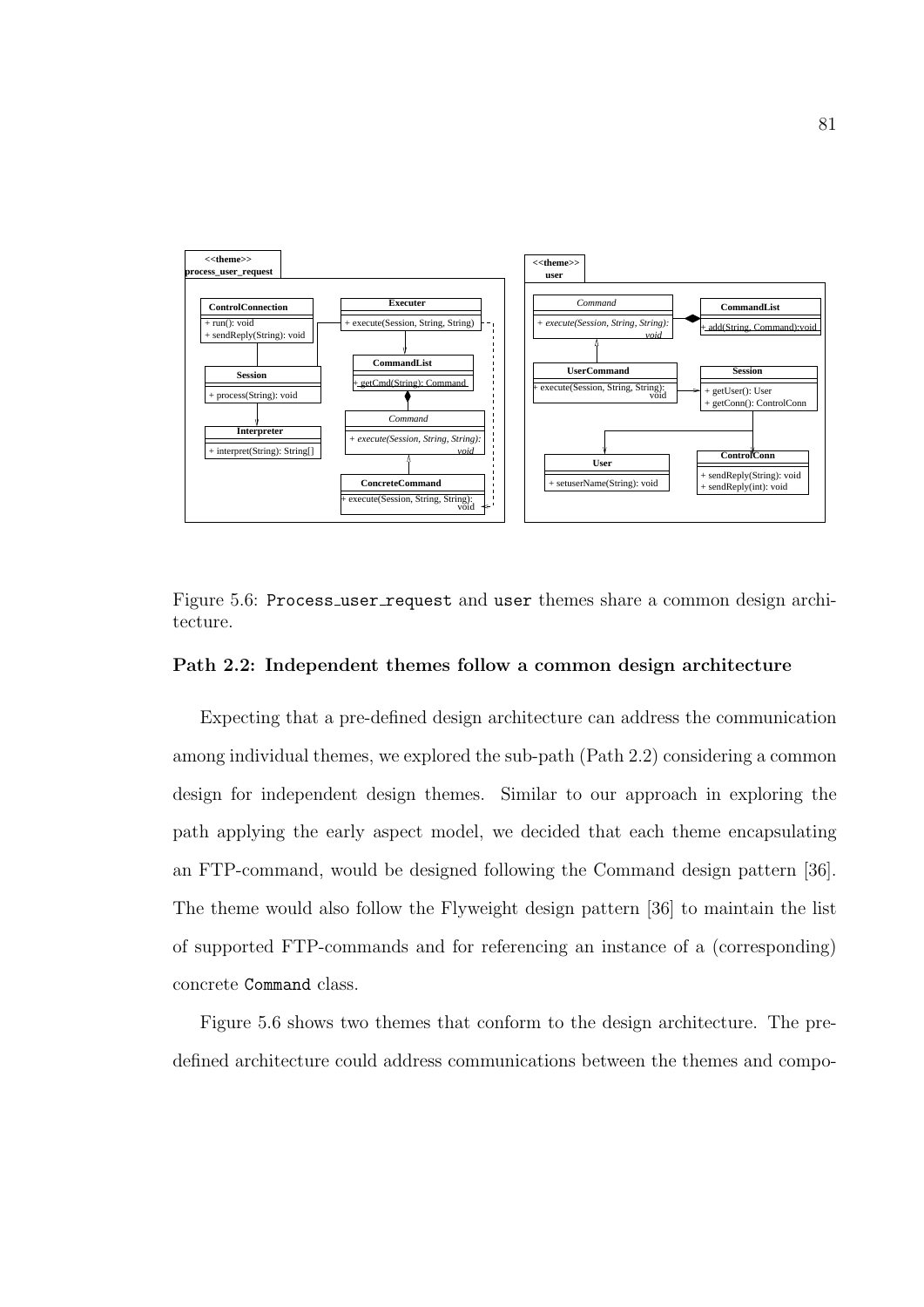Figure 5.6: `Process_user_request` and `user` themes share a common design architecture.

### Path 2.2: Independent themes follow a common design architecture

Expecting that a pre-defined design architecture can address the communication among individual themes, we explored the sub-path (Path 2.2) considering a common design for independent design themes. Similar to our approach in exploring the path applying the early aspect model, we decided that each theme encapsulating an FTP-command, would be designed following the Command design pattern [36]. The theme would also follow the Flyweight design pattern [36] to maintain the list of supported FTP-commands and for referencing an instance of a (corresponding) concrete `Command` class.

Figure 5.6 shows two themes that conform to the design architecture. The pre-defined architecture could address communications between the themes and compo-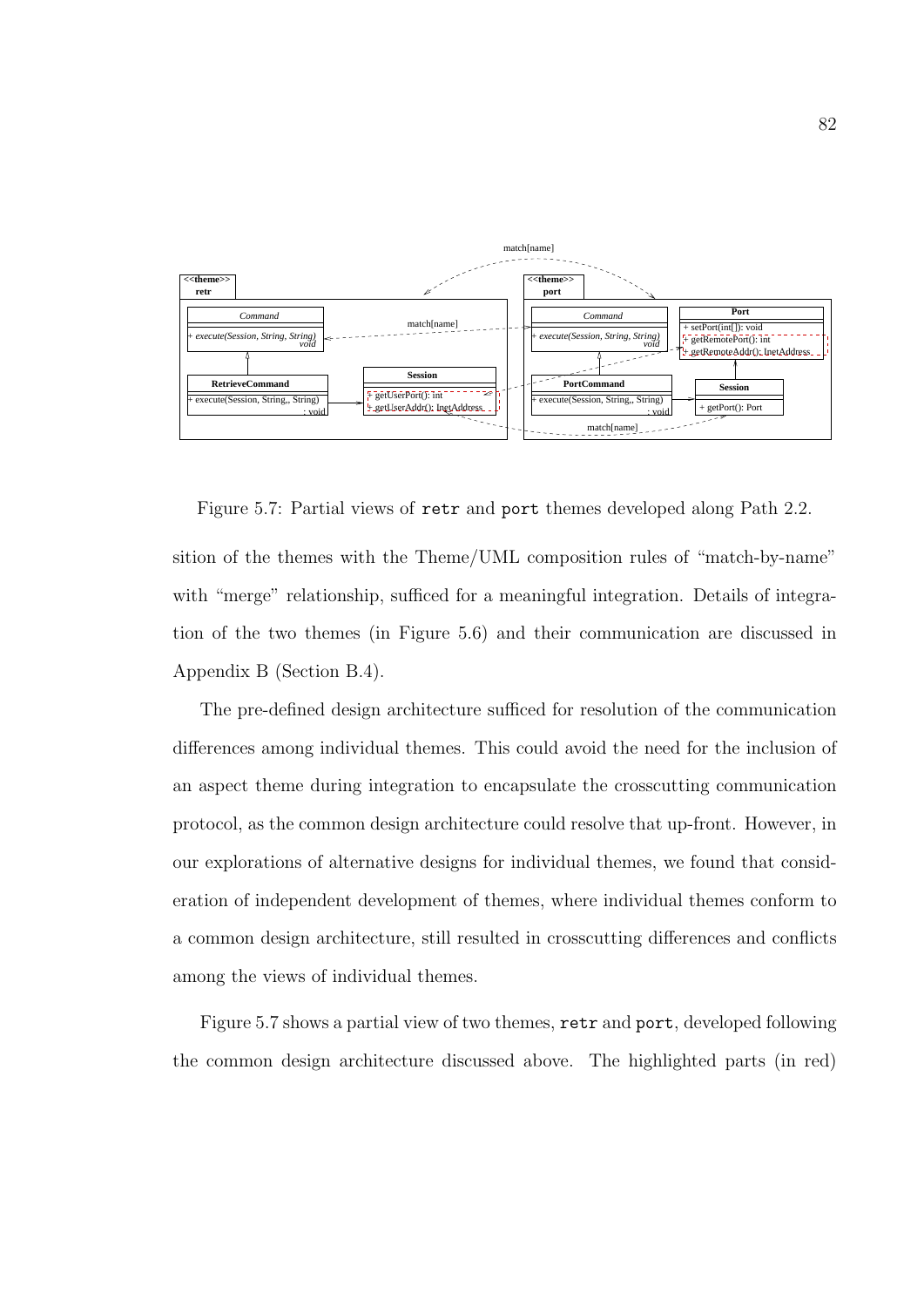Figure 5.7: Partial views of `retr` and `port` themes developed along Path 2.2.

sition of the themes with the Theme/UML composition rules of "match-by-name" with "merge" relationship, sufficed for a meaningful integration. Details of integration of the two themes (in Figure 5.6) and their communication are discussed in Appendix B (Section B.4).

The pre-defined design architecture sufficed for resolution of the communication differences among individual themes. This could avoid the need for the inclusion of an aspect theme during integration to encapsulate the crosscutting communication protocol, as the common design architecture could resolve that up-front. However, in our explorations of alternative designs for individual themes, we found that consideration of independent development of themes, where individual themes conform to a common design architecture, still resulted in crosscutting differences and conflicts among the views of individual themes.

Figure 5.7 shows a partial view of two themes, `retr` and `port`, developed following the common design architecture discussed above. The highlighted parts (in red)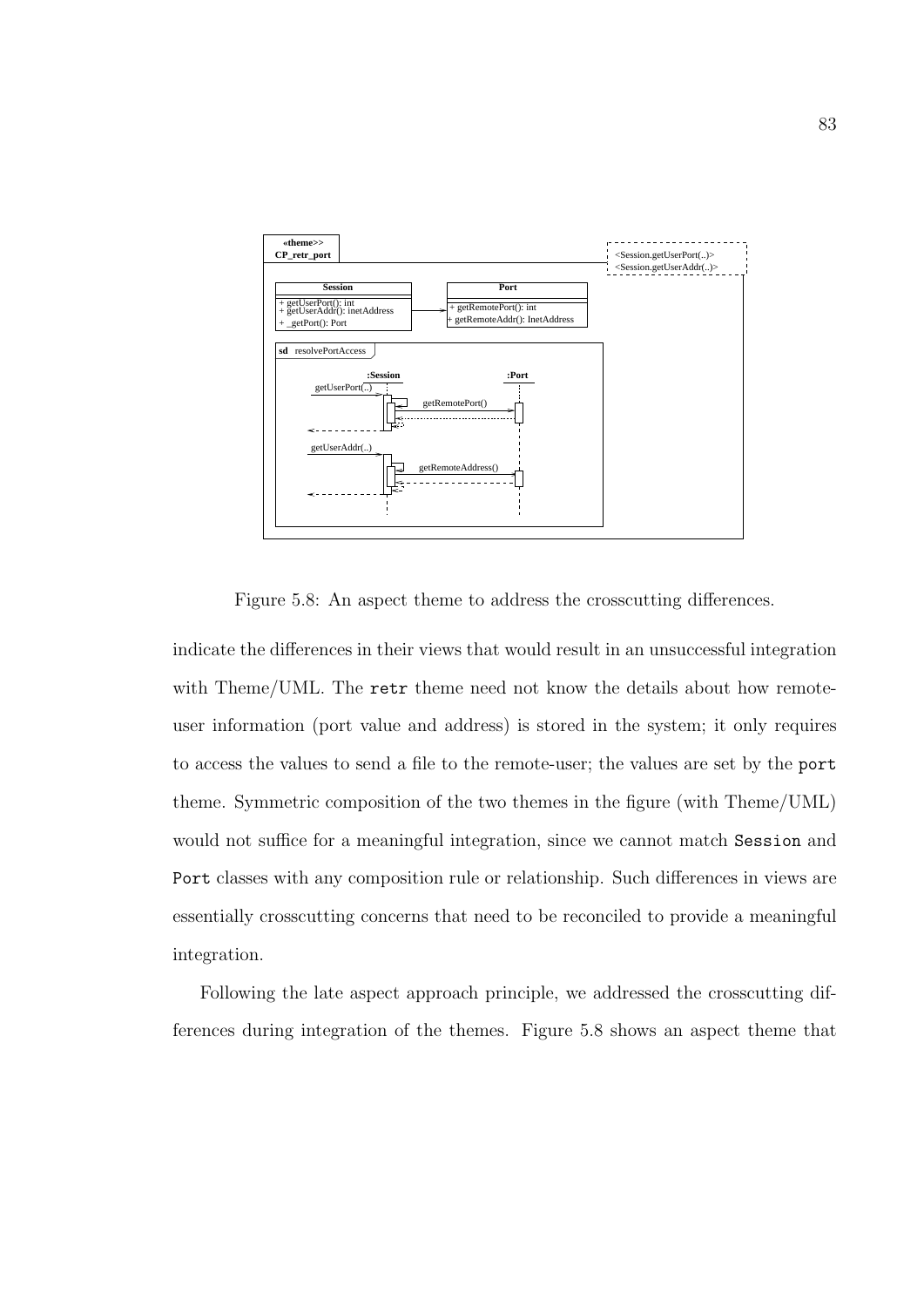Figure 5.8: An aspect theme to address the crosscutting differences.

indicate the differences in their views that would result in an unsuccessful integration with Theme/UML. The `retr` theme need not know the details about how remote-user information (port value and address) is stored in the system; it only requires to access the values to send a file to the remote-user; the values are set by the `port` theme. Symmetric composition of the two themes in the figure (with Theme/UML) would not suffice for a meaningful integration, since we cannot match `Session` and `Port` classes with any composition rule or relationship. Such differences in views are essentially crosscutting concerns that need to be reconciled to provide a meaningful integration.

Following the late aspect approach principle, we addressed the crosscutting differences during integration of the themes. Figure 5.8 shows an aspect theme that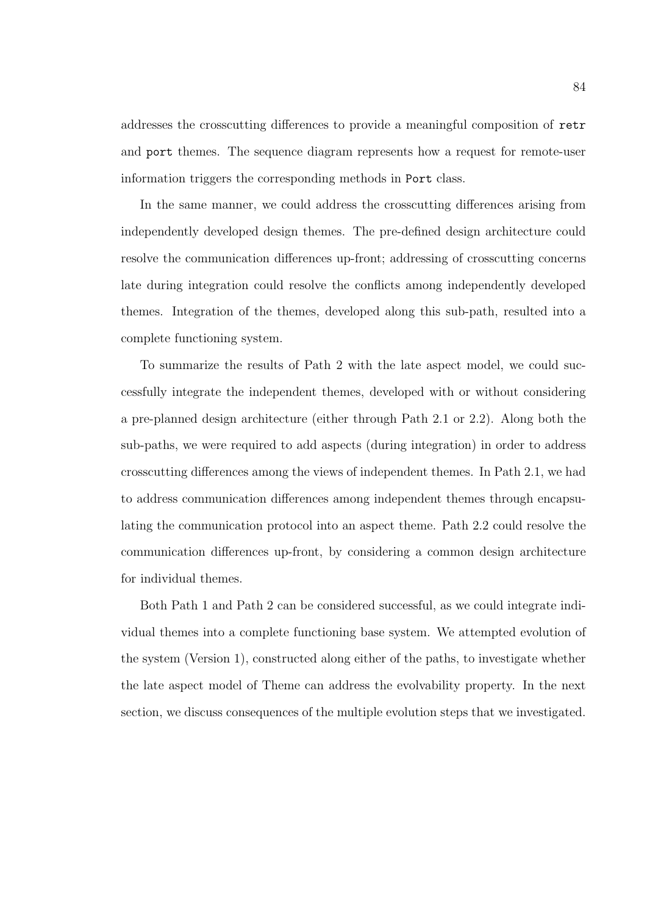addresses the crosscutting differences to provide a meaningful composition of `retr` and `port` themes. The sequence diagram represents how a request for remote-user information triggers the corresponding methods in `Port` class.

In the same manner, we could address the crosscutting differences arising from independently developed design themes. The pre-defined design architecture could resolve the communication differences up-front; addressing of crosscutting concerns late during integration could resolve the conflicts among independently developed themes. Integration of the themes, developed along this sub-path, resulted into a complete functioning system.

To summarize the results of Path 2 with the late aspect model, we could successfully integrate the independent themes, developed with or without considering a pre-planned design architecture (either through Path 2.1 or 2.2). Along both the sub-paths, we were required to add aspects (during integration) in order to address crosscutting differences among the views of independent themes. In Path 2.1, we had to address communication differences among independent themes through encapsulating the communication protocol into an aspect theme. Path 2.2 could resolve the communication differences up-front, by considering a common design architecture for individual themes.

Both Path 1 and Path 2 can be considered successful, as we could integrate individual themes into a complete functioning base system. We attempted evolution of the system (Version 1), constructed along either of the paths, to investigate whether the late aspect model of Theme can address the evolvability property. In the next section, we discuss consequences of the multiple evolution steps that we investigated.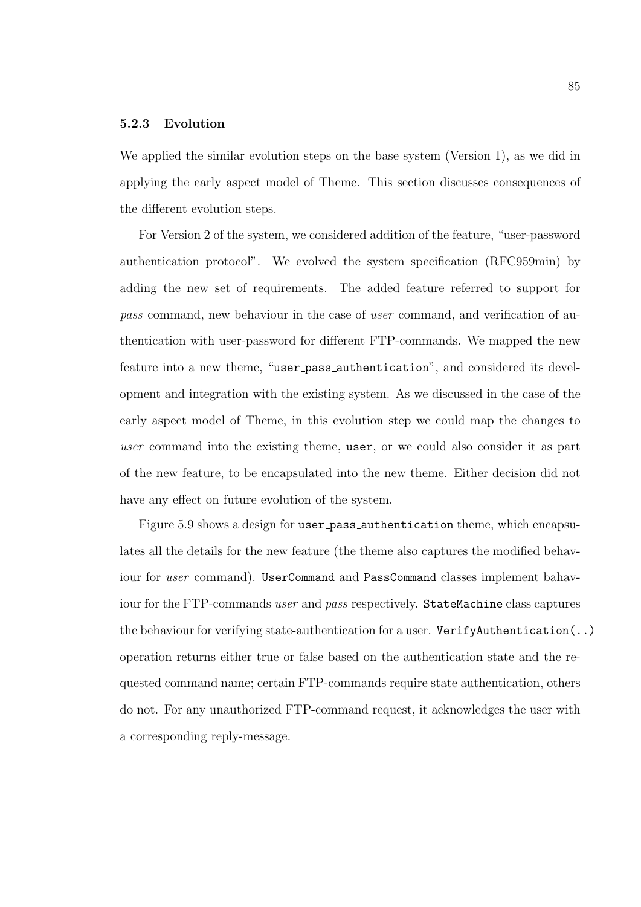### 5.2.3 Evolution

We applied the similar evolution steps on the base system (Version 1), as we did in applying the early aspect model of Theme. This section discusses consequences of the different evolution steps.

For Version 2 of the system, we considered addition of the feature, "user-password authentication protocol". We evolved the system specification (RFC959min) by adding the new set of requirements. The added feature referred to support for *pass* command, new behaviour in the case of *user* command, and verification of authentication with user-password for different FTP-commands. We mapped the new feature into a new theme, "`user_pass_authentication`", and considered its development and integration with the existing system. As we discussed in the case of the early aspect model of Theme, in this evolution step we could map the changes to *user* command into the existing theme, `user`, or we could also consider it as part of the new feature, to be encapsulated into the new theme. Either decision did not have any effect on future evolution of the system.

Figure 5.9 shows a design for `user_pass_authentication` theme, which encapsulates all the details for the new feature (the theme also captures the modified behaviour for *user* command). `UserCommand` and `PassCommand` classes implement bahaviour for the FTP-commands *user* and *pass* respectively. `StateMachine` class captures the behaviour for verifying state-authentication for a user. `VerifyAuthentication(..)` operation returns either true or false based on the authentication state and the requested command name; certain FTP-commands require state authentication, others do not. For any unauthorized FTP-command request, it acknowledges the user with a corresponding reply-message.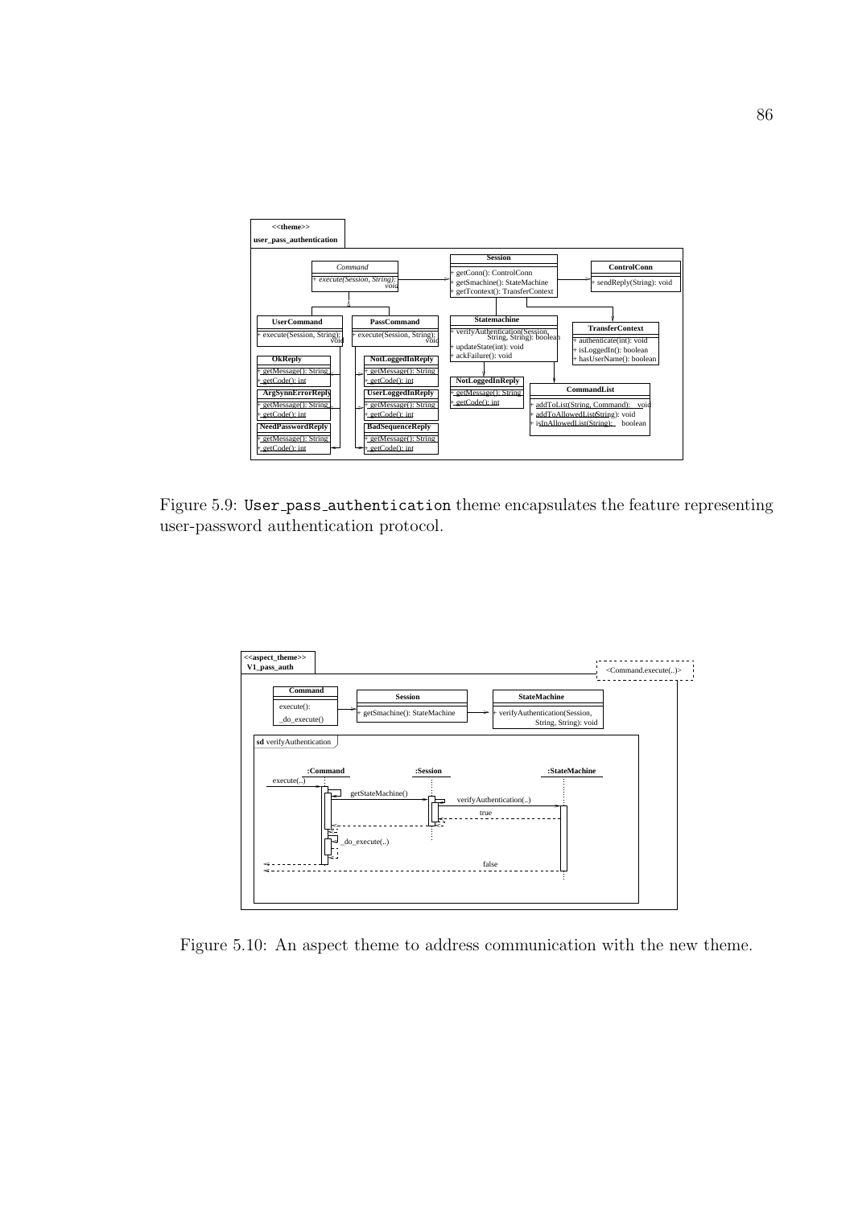Figure 5.9: `User_pass_authentication` theme encapsulates the feature representing user-password authentication protocol.

Figure 5.10: An aspect theme to address communication with the new theme.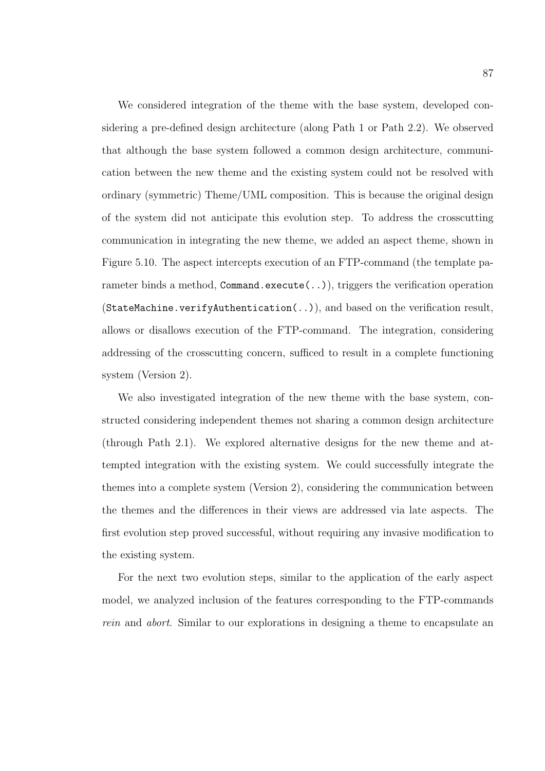We considered integration of the theme with the base system, developed considering a pre-defined design architecture (along Path 1 or Path 2.2). We observed that although the base system followed a common design architecture, communication between the new theme and the existing system could not be resolved with ordinary (symmetric) Theme/UML composition. This is because the original design of the system did not anticipate this evolution step. To address the crosscutting communication in integrating the new theme, we added an aspect theme, shown in Figure 5.10. The aspect intercepts execution of an FTP-command (the template parameter binds a method, `Command.execute(..)`), triggers the verification operation (`StateMachine.verifyAuthentication(..)`), and based on the verification result, allows or disallows execution of the FTP-command. The integration, considering addressing of the crosscutting concern, sufficed to result in a complete functioning system (Version 2).

We also investigated integration of the new theme with the base system, constructed considering independent themes not sharing a common design architecture (through Path 2.1). We explored alternative designs for the new theme and attempted integration with the existing system. We could successfully integrate the themes into a complete system (Version 2), considering the communication between the themes and the differences in their views are addressed via late aspects. The first evolution step proved successful, without requiring any invasive modification to the existing system.

For the next two evolution steps, similar to the application of the early aspect model, we analyzed inclusion of the features corresponding to the FTP-commands *rein* and *abort*. Similar to our explorations in designing a theme to encapsulate an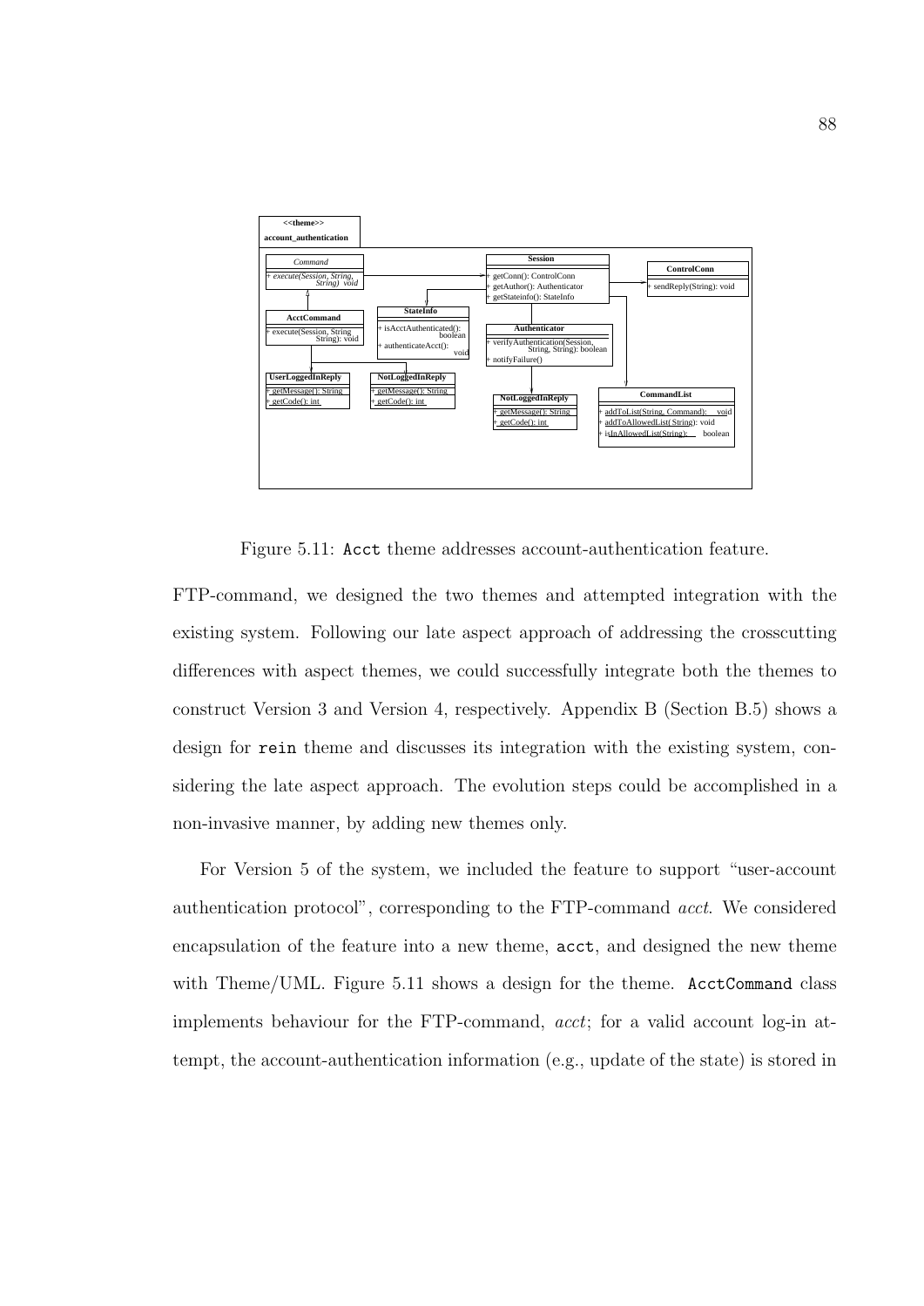Figure 5.11: Acct theme addresses account-authentication feature.

FTP-command, we designed the two themes and attempted integration with the existing system. Following our late aspect approach of addressing the crosscutting differences with aspect themes, we could successfully integrate both the themes to construct Version 3 and Version 4, respectively. Appendix B (Section B.5) shows a design for rein theme and discusses its integration with the existing system, considering the late aspect approach. The evolution steps could be accomplished in a non-invasive manner, by adding new themes only.

For Version 5 of the system, we included the feature to support "user-account authentication protocol", corresponding to the FTP-command *acct*. We considered encapsulation of the feature into a new theme, acct, and designed the new theme with Theme/UML. Figure 5.11 shows a design for the theme. AcctCommand class implements behaviour for the FTP-command, *acct*; for a valid account log-in attempt, the account-authentication information (e.g., update of the state) is stored in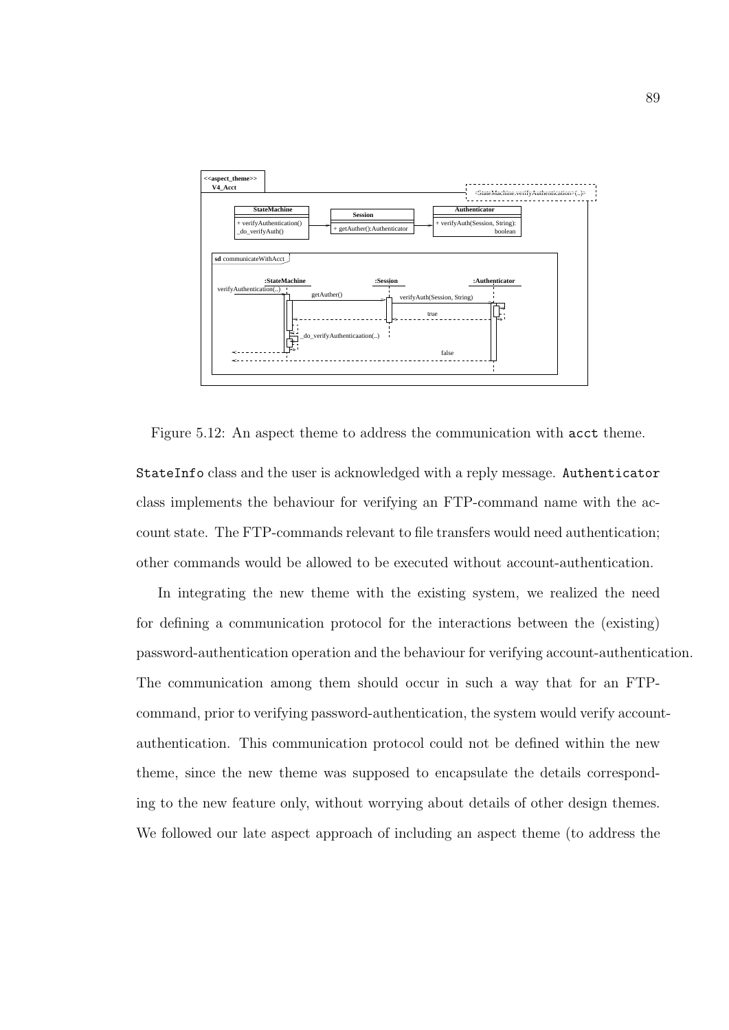Figure 5.12: An aspect theme to address the communication with `acct` theme.

`StateInfo` class and the user is acknowledged with a reply message. `Authenticator` class implements the behaviour for verifying an FTP-command name with the account state. The FTP-commands relevant to file transfers would need authentication; other commands would be allowed to be executed without account-authentication.

In integrating the new theme with the existing system, we realized the need for defining a communication protocol for the interactions between the (existing) password-authentication operation and the behaviour for verifying account-authentication. The communication among them should occur in such a way that for an FTP-command, prior to verifying password-authentication, the system would verify account-authentication. This communication protocol could not be defined within the new theme, since the new theme was supposed to encapsulate the details corresponding to the new feature only, without worrying about details of other design themes. We followed our late aspect approach of including an aspect theme (to address the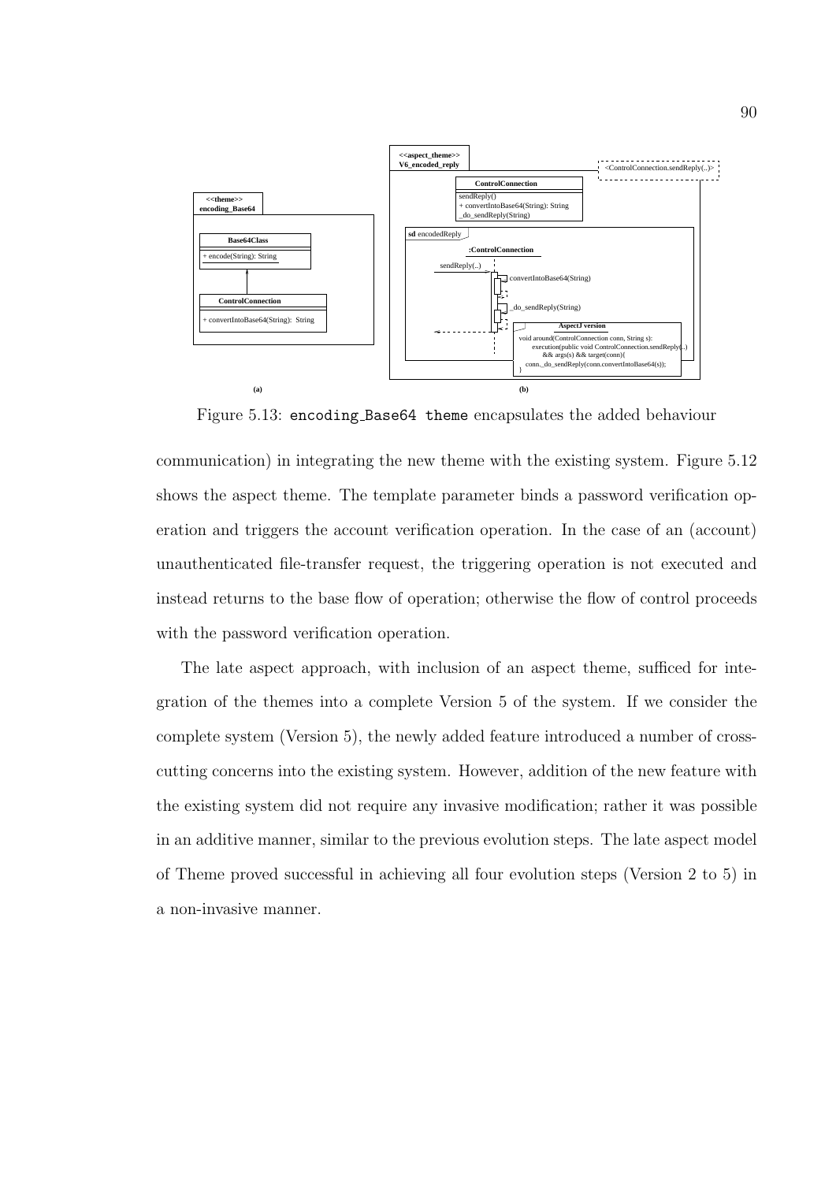Figure 5.13: `encoding_Base64 theme` encapsulates the added behaviour

communication) in integrating the new theme with the existing system. Figure 5.12 shows the aspect theme. The template parameter binds a password verification operation and triggers the account verification operation. In the case of an (account) unauthenticated file-transfer request, the triggering operation is not executed and instead returns to the base flow of operation; otherwise the flow of control proceeds with the password verification operation.

The late aspect approach, with inclusion of an aspect theme, sufficed for integration of the themes into a complete Version 5 of the system. If we consider the complete system (Version 5), the newly added feature introduced a number of crosscutting concerns into the existing system. However, addition of the new feature with the existing system did not require any invasive modification; rather it was possible in an additive manner, similar to the previous evolution steps. The late aspect model of Theme proved successful in achieving all four evolution steps (Version 2 to 5) in a non-invasive manner.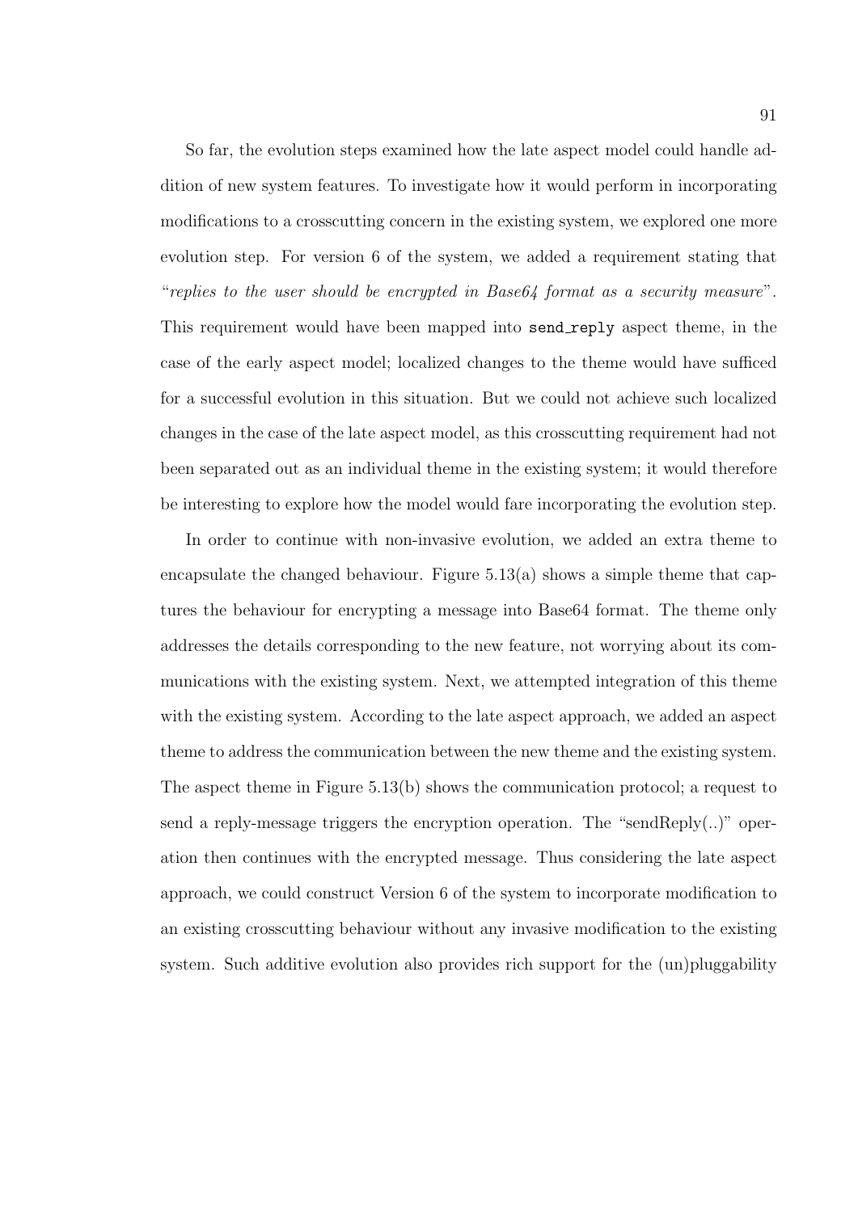So far, the evolution steps examined how the late aspect model could handle addition of new system features. To investigate how it would perform in incorporating modifications to a crosscutting concern in the existing system, we explored one more evolution step. For version 6 of the system, we added a requirement stating that "*replies to the user should be encrypted in Base64 format as a security measure*". This requirement would have been mapped into `send_reply` aspect theme, in the case of the early aspect model; localized changes to the theme would have sufficed for a successful evolution in this situation. But we could not achieve such localized changes in the case of the late aspect model, as this crosscutting requirement had not been separated out as an individual theme in the existing system; it would therefore be interesting to explore how the model would fare incorporating the evolution step.

In order to continue with non-invasive evolution, we added an extra theme to encapsulate the changed behaviour. Figure 5.13(a) shows a simple theme that captures the behaviour for encrypting a message into Base64 format. The theme only addresses the details corresponding to the new feature, not worrying about its communications with the existing system. Next, we attempted integration of this theme with the existing system. According to the late aspect approach, we added an aspect theme to address the communication between the new theme and the existing system. The aspect theme in Figure 5.13(b) shows the communication protocol; a request to send a reply-message triggers the encryption operation. The "sendReply(..)" operation then continues with the encrypted message. Thus considering the late aspect approach, we could construct Version 6 of the system to incorporate modification to an existing crosscutting behaviour without any invasive modification to the existing system. Such additive evolution also provides rich support for the (un)pluggability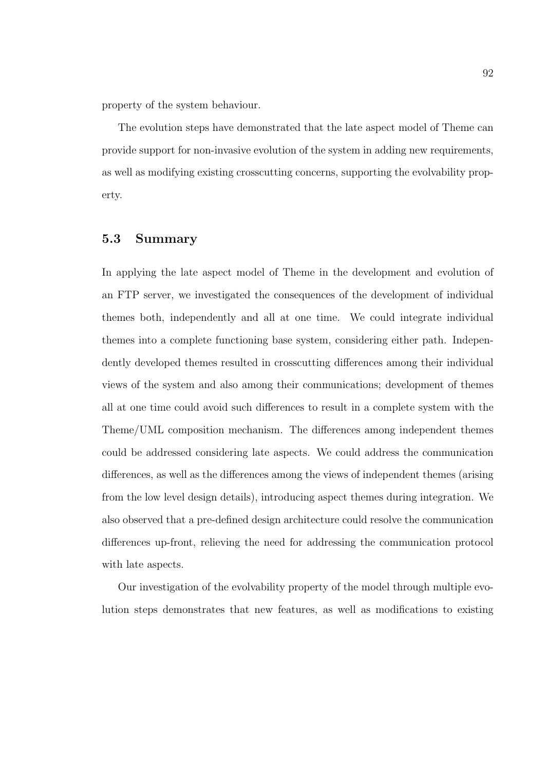property of the system behaviour.

The evolution steps have demonstrated that the late aspect model of Theme can provide support for non-invasive evolution of the system in adding new requirements, as well as modifying existing crosscutting concerns, supporting the evolvability property.

## 5.3 Summary

In applying the late aspect model of Theme in the development and evolution of an FTP server, we investigated the consequences of the development of individual themes both, independently and all at one time. We could integrate individual themes into a complete functioning base system, considering either path. Independently developed themes resulted in crosscutting differences among their individual views of the system and also among their communications; development of themes all at one time could avoid such differences to result in a complete system with the Theme/UML composition mechanism. The differences among independent themes could be addressed considering late aspects. We could address the communication differences, as well as the differences among the views of independent themes (arising from the low level design details), introducing aspect themes during integration. We also observed that a pre-defined design architecture could resolve the communication differences up-front, relieving the need for addressing the communication protocol with late aspects.

Our investigation of the evolvability property of the model through multiple evolution steps demonstrates that new features, as well as modifications to existing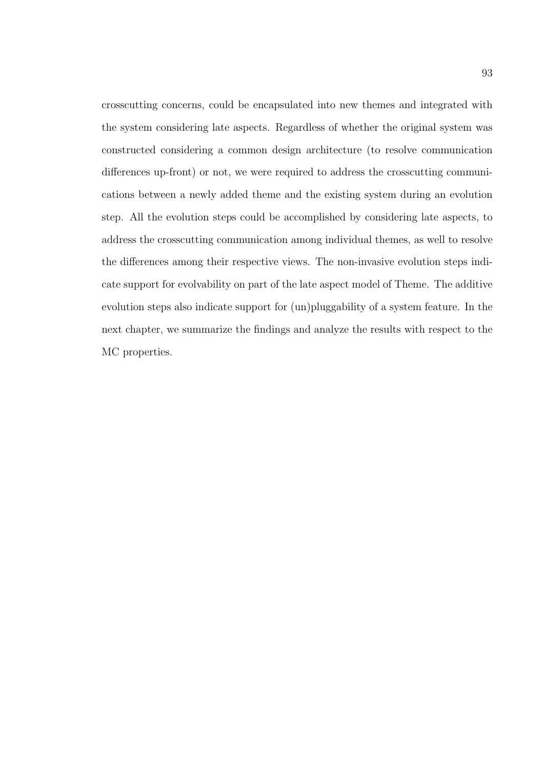crosscutting concerns, could be encapsulated into new themes and integrated with the system considering late aspects. Regardless of whether the original system was constructed considering a common design architecture (to resolve communication differences up-front) or not, we were required to address the crosscutting communications between a newly added theme and the existing system during an evolution step. All the evolution steps could be accomplished by considering late aspects, to address the crosscutting communication among individual themes, as well to resolve the differences among their respective views. The non-invasive evolution steps indicate support for evolvability on part of the late aspect model of Theme. The additive evolution steps also indicate support for (un)pluggability of a system feature. In the next chapter, we summarize the findings and analyze the results with respect to the MC properties.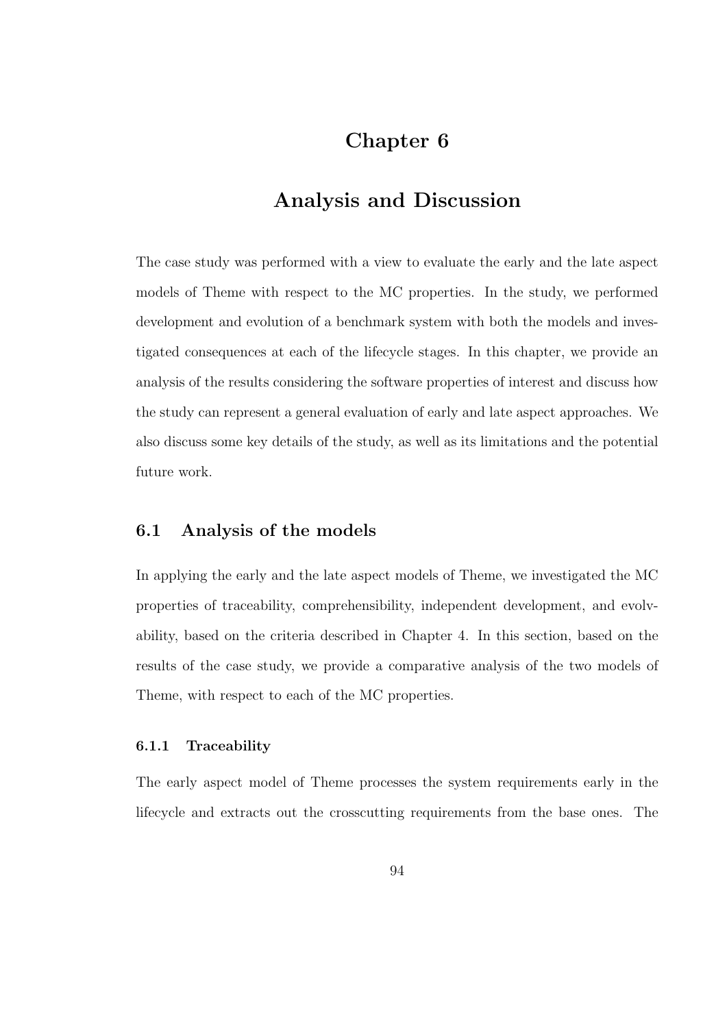# Chapter 6

# Analysis and Discussion

The case study was performed with a view to evaluate the early and the late aspect models of Theme with respect to the MC properties. In the study, we performed development and evolution of a benchmark system with both the models and investigated consequences at each of the lifecycle stages. In this chapter, we provide an analysis of the results considering the software properties of interest and discuss how the study can represent a general evaluation of early and late aspect approaches. We also discuss some key details of the study, as well as its limitations and the potential future work.

## 6.1 Analysis of the models

In applying the early and the late aspect models of Theme, we investigated the MC properties of traceability, comprehensibility, independent development, and evolvability, based on the criteria described in Chapter 4. In this section, based on the results of the case study, we provide a comparative analysis of the two models of Theme, with respect to each of the MC properties.

### 6.1.1 Traceability

The early aspect model of Theme processes the system requirements early in the lifecycle and extracts out the crosscutting requirements from the base ones. The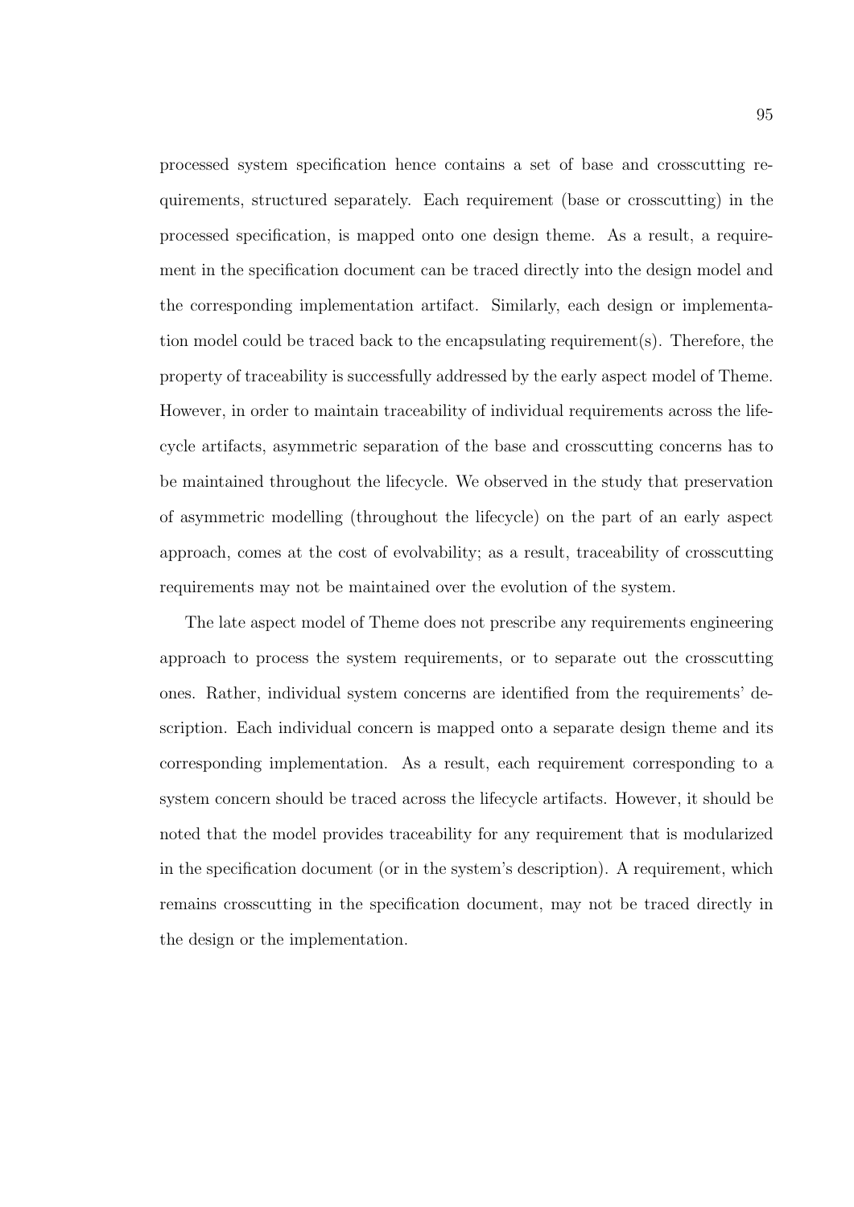processed system specification hence contains a set of base and crosscutting requirements, structured separately. Each requirement (base or crosscutting) in the processed specification, is mapped onto one design theme. As a result, a requirement in the specification document can be traced directly into the design model and the corresponding implementation artifact. Similarly, each design or implementation model could be traced back to the encapsulating requirement(s). Therefore, the property of traceability is successfully addressed by the early aspect model of Theme. However, in order to maintain traceability of individual requirements across the lifecycle artifacts, asymmetric separation of the base and crosscutting concerns has to be maintained throughout the lifecycle. We observed in the study that preservation of asymmetric modelling (throughout the lifecycle) on the part of an early aspect approach, comes at the cost of evolvability; as a result, traceability of crosscutting requirements may not be maintained over the evolution of the system.

The late aspect model of Theme does not prescribe any requirements engineering approach to process the system requirements, or to separate out the crosscutting ones. Rather, individual system concerns are identified from the requirements' description. Each individual concern is mapped onto a separate design theme and its corresponding implementation. As a result, each requirement corresponding to a system concern should be traced across the lifecycle artifacts. However, it should be noted that the model provides traceability for any requirement that is modularized in the specification document (or in the system's description). A requirement, which remains crosscutting in the specification document, may not be traced directly in the design or the implementation.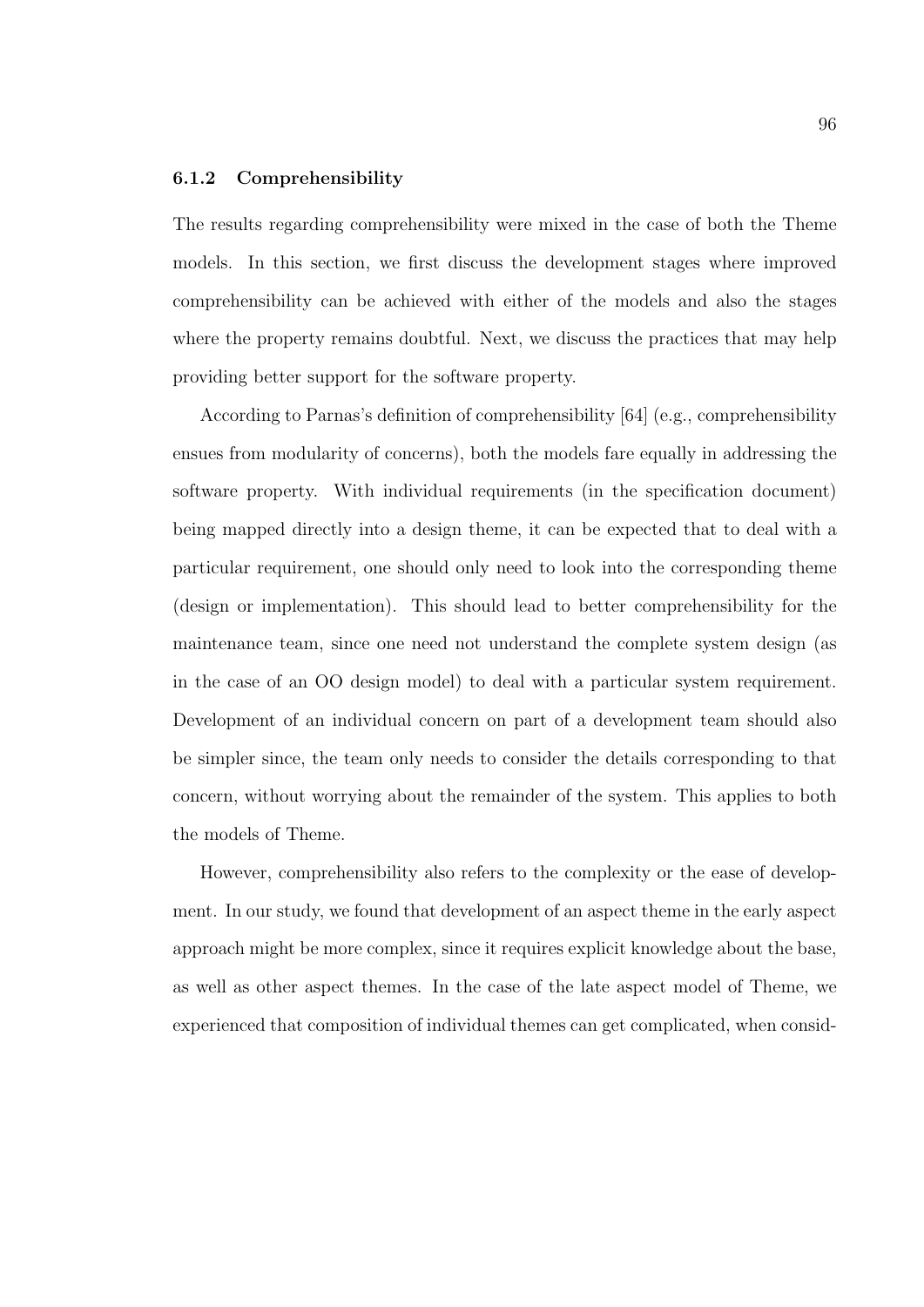### 6.1.2 Comprehensibility

The results regarding comprehensibility were mixed in the case of both the Theme models. In this section, we first discuss the development stages where improved comprehensibility can be achieved with either of the models and also the stages where the property remains doubtful. Next, we discuss the practices that may help providing better support for the software property.

According to Parnas's definition of comprehensibility [64] (e.g., comprehensibility ensues from modularity of concerns), both the models fare equally in addressing the software property. With individual requirements (in the specification document) being mapped directly into a design theme, it can be expected that to deal with a particular requirement, one should only need to look into the corresponding theme (design or implementation). This should lead to better comprehensibility for the maintenance team, since one need not understand the complete system design (as in the case of an OO design model) to deal with a particular system requirement. Development of an individual concern on part of a development team should also be simpler since, the team only needs to consider the details corresponding to that concern, without worrying about the remainder of the system. This applies to both the models of Theme.

However, comprehensibility also refers to the complexity or the ease of development. In our study, we found that development of an aspect theme in the early aspect approach might be more complex, since it requires explicit knowledge about the base, as well as other aspect themes. In the case of the late aspect model of Theme, we experienced that composition of individual themes can get complicated, when consid-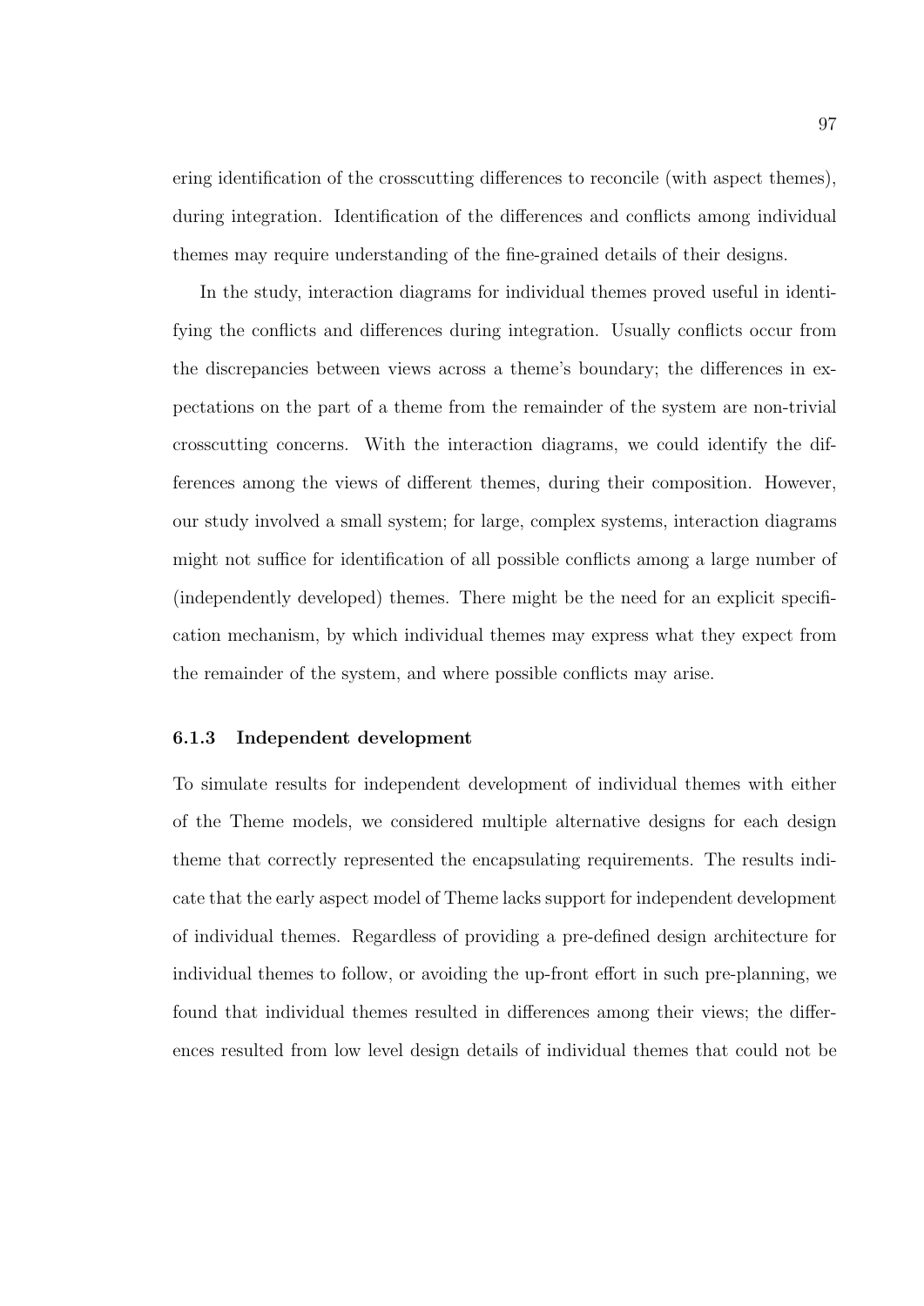ering identification of the crosscutting differences to reconcile (with aspect themes), during integration. Identification of the differences and conflicts among individual themes may require understanding of the fine-grained details of their designs.

In the study, interaction diagrams for individual themes proved useful in identifying the conflicts and differences during integration. Usually conflicts occur from the discrepancies between views across a theme's boundary; the differences in expectations on the part of a theme from the remainder of the system are non-trivial crosscutting concerns. With the interaction diagrams, we could identify the differences among the views of different themes, during their composition. However, our study involved a small system; for large, complex systems, interaction diagrams might not suffice for identification of all possible conflicts among a large number of (independently developed) themes. There might be the need for an explicit specification mechanism, by which individual themes may express what they expect from the remainder of the system, and where possible conflicts may arise.

### 6.1.3 Independent development

To simulate results for independent development of individual themes with either of the Theme models, we considered multiple alternative designs for each design theme that correctly represented the encapsulating requirements. The results indicate that the early aspect model of Theme lacks support for independent development of individual themes. Regardless of providing a pre-defined design architecture for individual themes to follow, or avoiding the up-front effort in such pre-planning, we found that individual themes resulted in differences among their views; the differences resulted from low level design details of individual themes that could not be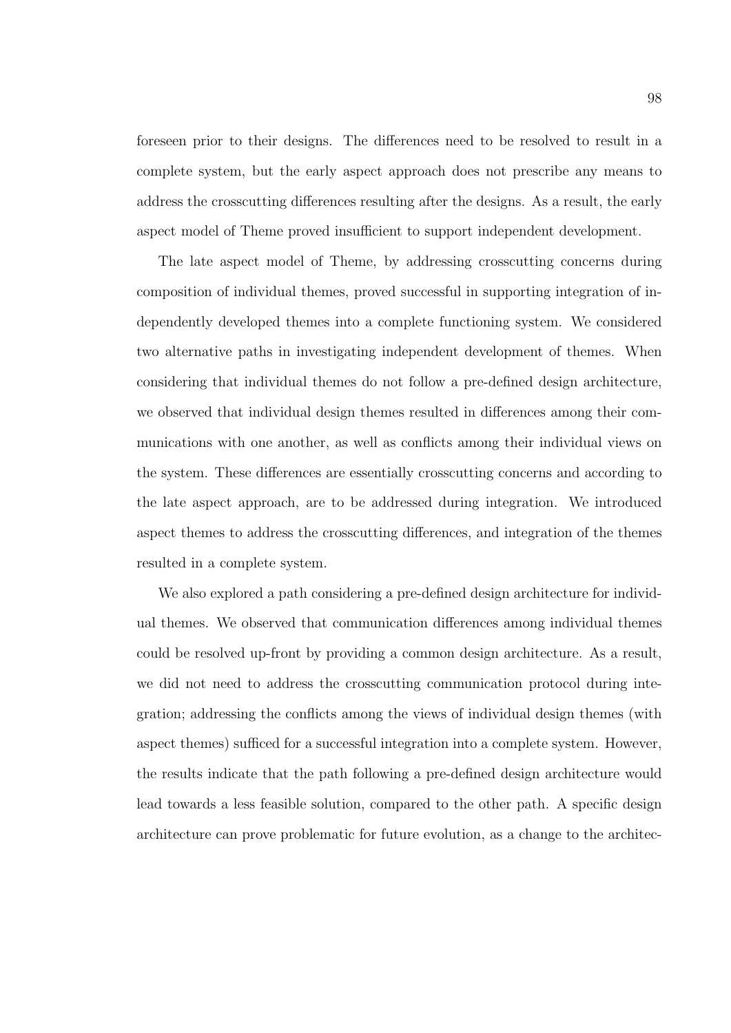foreseen prior to their designs. The differences need to be resolved to result in a complete system, but the early aspect approach does not prescribe any means to address the crosscutting differences resulting after the designs. As a result, the early aspect model of Theme proved insufficient to support independent development.

The late aspect model of Theme, by addressing crosscutting concerns during composition of individual themes, proved successful in supporting integration of independently developed themes into a complete functioning system. We considered two alternative paths in investigating independent development of themes. When considering that individual themes do not follow a pre-defined design architecture, we observed that individual design themes resulted in differences among their communications with one another, as well as conflicts among their individual views on the system. These differences are essentially crosscutting concerns and according to the late aspect approach, are to be addressed during integration. We introduced aspect themes to address the crosscutting differences, and integration of the themes resulted in a complete system.

We also explored a path considering a pre-defined design architecture for individual themes. We observed that communication differences among individual themes could be resolved up-front by providing a common design architecture. As a result, we did not need to address the crosscutting communication protocol during integration; addressing the conflicts among the views of individual design themes (with aspect themes) sufficed for a successful integration into a complete system. However, the results indicate that the path following a pre-defined design architecture would lead towards a less feasible solution, compared to the other path. A specific design architecture can prove problematic for future evolution, as a change to the architec-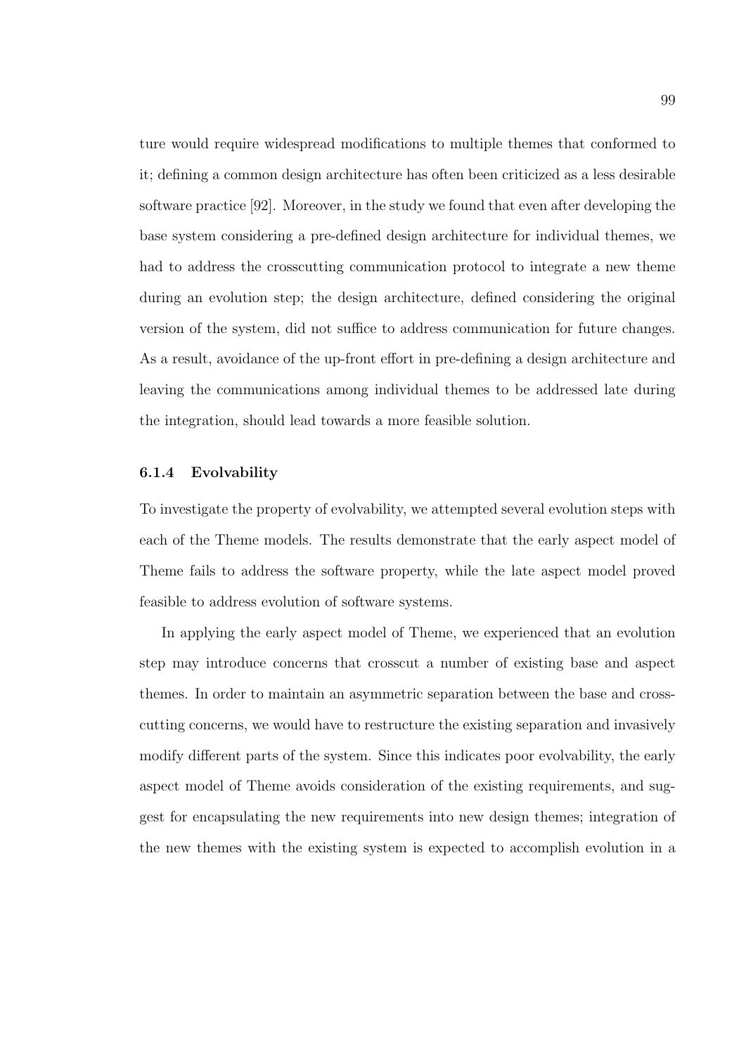ture would require widespread modifications to multiple themes that conformed to it; defining a common design architecture has often been criticized as a less desirable software practice [92]. Moreover, in the study we found that even after developing the base system considering a pre-defined design architecture for individual themes, we had to address the crosscutting communication protocol to integrate a new theme during an evolution step; the design architecture, defined considering the original version of the system, did not suffice to address communication for future changes. As a result, avoidance of the up-front effort in pre-defining a design architecture and leaving the communications among individual themes to be addressed late during the integration, should lead towards a more feasible solution.

### 6.1.4 Evolvability

To investigate the property of evolvability, we attempted several evolution steps with each of the Theme models. The results demonstrate that the early aspect model of Theme fails to address the software property, while the late aspect model proved feasible to address evolution of software systems.

In applying the early aspect model of Theme, we experienced that an evolution step may introduce concerns that crosscut a number of existing base and aspect themes. In order to maintain an asymmetric separation between the base and crosscutting concerns, we would have to restructure the existing separation and invasively modify different parts of the system. Since this indicates poor evolvability, the early aspect model of Theme avoids consideration of the existing requirements, and suggest for encapsulating the new requirements into new design themes; integration of the new themes with the existing system is expected to accomplish evolution in a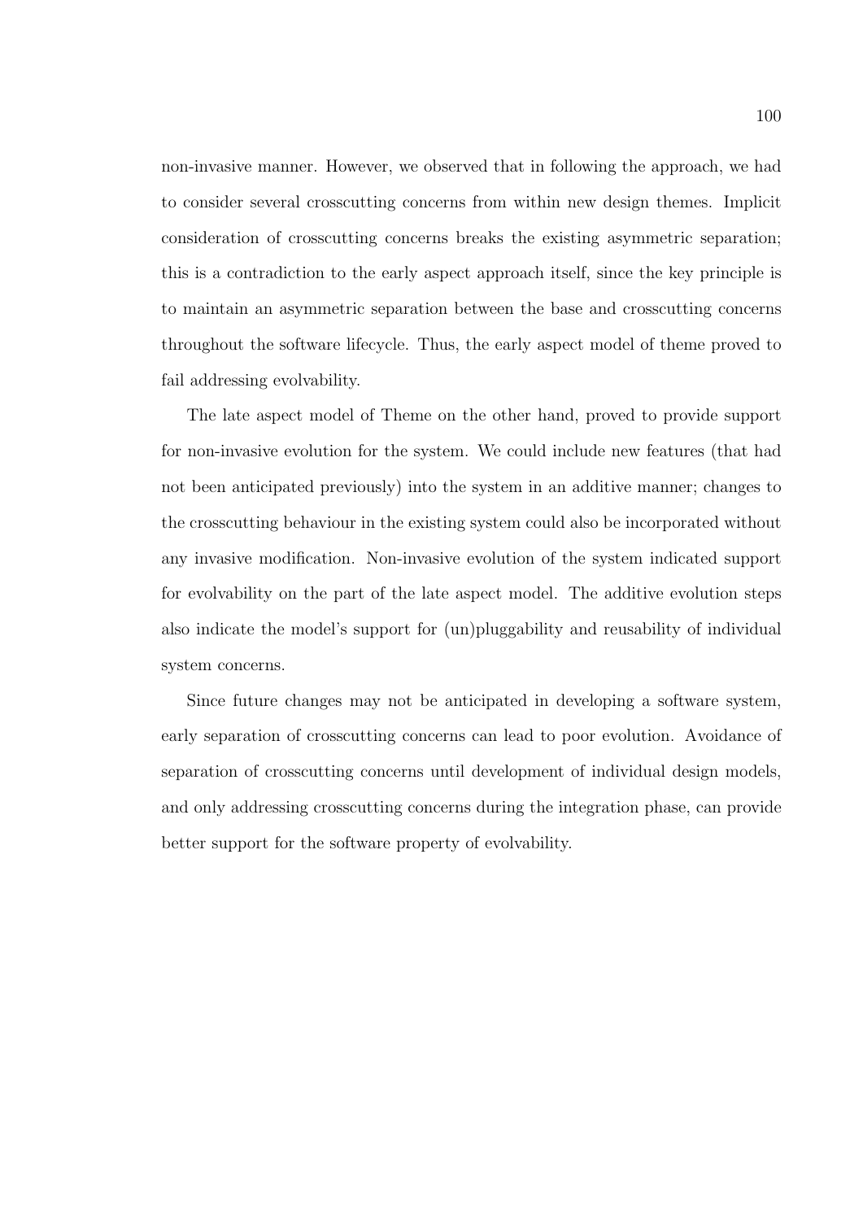non-invasive manner. However, we observed that in following the approach, we had to consider several crosscutting concerns from within new design themes. Implicit consideration of crosscutting concerns breaks the existing asymmetric separation; this is a contradiction to the early aspect approach itself, since the key principle is to maintain an asymmetric separation between the base and crosscutting concerns throughout the software lifecycle. Thus, the early aspect model of theme proved to fail addressing evolvability.

The late aspect model of Theme on the other hand, proved to provide support for non-invasive evolution for the system. We could include new features (that had not been anticipated previously) into the system in an additive manner; changes to the crosscutting behaviour in the existing system could also be incorporated without any invasive modification. Non-invasive evolution of the system indicated support for evolvability on the part of the late aspect model. The additive evolution steps also indicate the model's support for (un)pluggability and reusability of individual system concerns.

Since future changes may not be anticipated in developing a software system, early separation of crosscutting concerns can lead to poor evolution. Avoidance of separation of crosscutting concerns until development of individual design models, and only addressing crosscutting concerns during the integration phase, can provide better support for the software property of evolvability.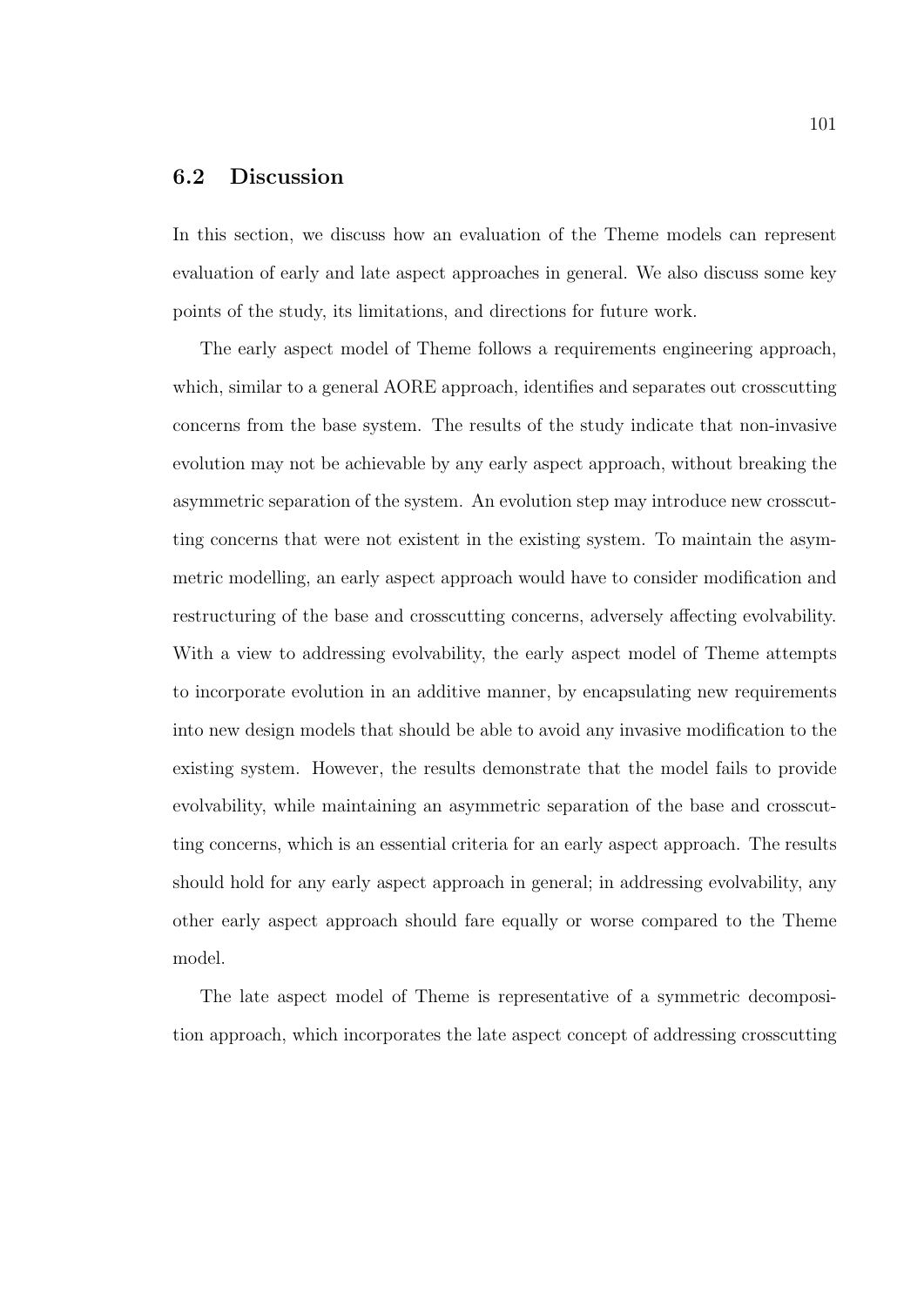## 6.2 Discussion

In this section, we discuss how an evaluation of the Theme models can represent evaluation of early and late aspect approaches in general. We also discuss some key points of the study, its limitations, and directions for future work.

The early aspect model of Theme follows a requirements engineering approach, which, similar to a general AORE approach, identifies and separates out crosscutting concerns from the base system. The results of the study indicate that non-invasive evolution may not be achievable by any early aspect approach, without breaking the asymmetric separation of the system. An evolution step may introduce new crosscutting concerns that were not existent in the existing system. To maintain the asymmetric modelling, an early aspect approach would have to consider modification and restructuring of the base and crosscutting concerns, adversely affecting evolvability. With a view to addressing evolvability, the early aspect model of Theme attempts to incorporate evolution in an additive manner, by encapsulating new requirements into new design models that should be able to avoid any invasive modification to the existing system. However, the results demonstrate that the model fails to provide evolvability, while maintaining an asymmetric separation of the base and crosscutting concerns, which is an essential criteria for an early aspect approach. The results should hold for any early aspect approach in general; in addressing evolvability, any other early aspect approach should fare equally or worse compared to the Theme model.

The late aspect model of Theme is representative of a symmetric decomposition approach, which incorporates the late aspect concept of addressing crosscutting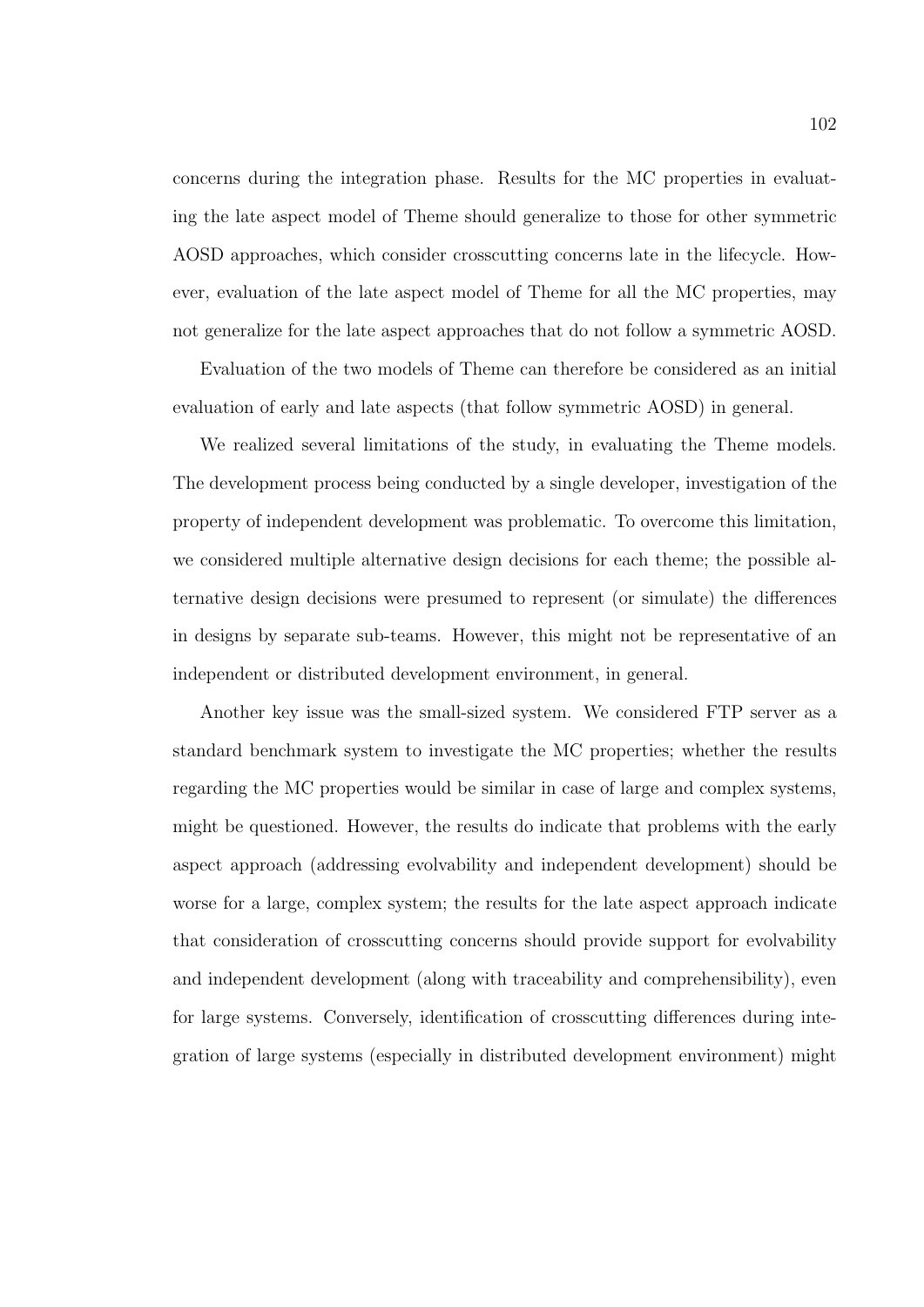concerns during the integration phase. Results for the MC properties in evaluating the late aspect model of Theme should generalize to those for other symmetric AOSD approaches, which consider crosscutting concerns late in the lifecycle. However, evaluation of the late aspect model of Theme for all the MC properties, may not generalize for the late aspect approaches that do not follow a symmetric AOSD.

Evaluation of the two models of Theme can therefore be considered as an initial evaluation of early and late aspects (that follow symmetric AOSD) in general.

We realized several limitations of the study, in evaluating the Theme models. The development process being conducted by a single developer, investigation of the property of independent development was problematic. To overcome this limitation, we considered multiple alternative design decisions for each theme; the possible alternative design decisions were presumed to represent (or simulate) the differences in designs by separate sub-teams. However, this might not be representative of an independent or distributed development environment, in general.

Another key issue was the small-sized system. We considered FTP server as a standard benchmark system to investigate the MC properties; whether the results regarding the MC properties would be similar in case of large and complex systems, might be questioned. However, the results do indicate that problems with the early aspect approach (addressing evolvability and independent development) should be worse for a large, complex system; the results for the late aspect approach indicate that consideration of crosscutting concerns should provide support for evolvability and independent development (along with traceability and comprehensibility), even for large systems. Conversely, identification of crosscutting differences during integration of large systems (especially in distributed development environment) might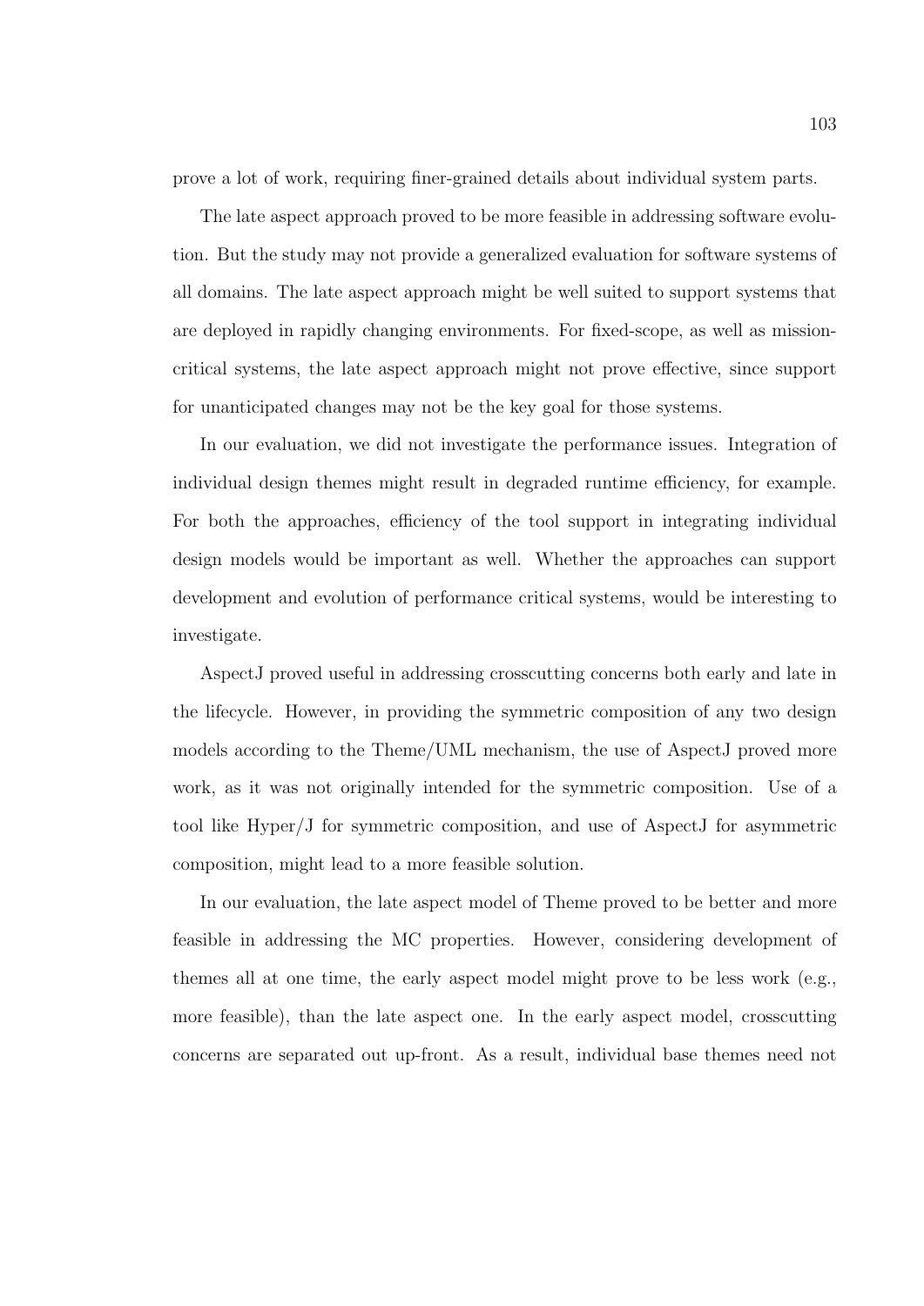prove a lot of work, requiring finer-grained details about individual system parts.

The late aspect approach proved to be more feasible in addressing software evolution. But the study may not provide a generalized evaluation for software systems of all domains. The late aspect approach might be well suited to support systems that are deployed in rapidly changing environments. For fixed-scope, as well as mission-critical systems, the late aspect approach might not prove effective, since support for unanticipated changes may not be the key goal for those systems.

In our evaluation, we did not investigate the performance issues. Integration of individual design themes might result in degraded runtime efficiency, for example. For both the approaches, efficiency of the tool support in integrating individual design models would be important as well. Whether the approaches can support development and evolution of performance critical systems, would be interesting to investigate.

AspectJ proved useful in addressing crosscutting concerns both early and late in the lifecycle. However, in providing the symmetric composition of any two design models according to the Theme/UML mechanism, the use of AspectJ proved more work, as it was not originally intended for the symmetric composition. Use of a tool like Hyper/J for symmetric composition, and use of AspectJ for asymmetric composition, might lead to a more feasible solution.

In our evaluation, the late aspect model of Theme proved to be better and more feasible in addressing the MC properties. However, considering development of themes all at one time, the early aspect model might prove to be less work (e.g., more feasible), than the late aspect one. In the early aspect model, crosscutting concerns are separated out up-front. As a result, individual base themes need not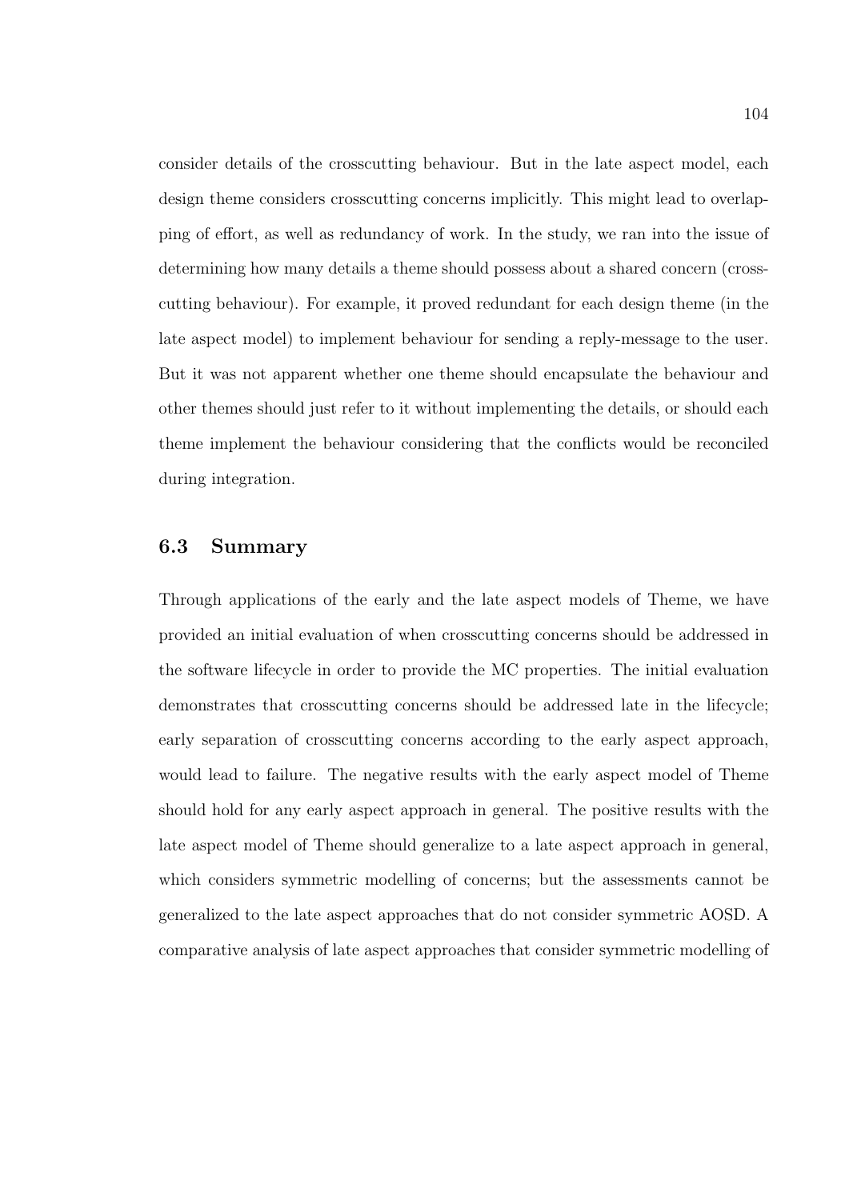consider details of the crosscutting behaviour. But in the late aspect model, each design theme considers crosscutting concerns implicitly. This might lead to overlapping of effort, as well as redundancy of work. In the study, we ran into the issue of determining how many details a theme should possess about a shared concern (crosscutting behaviour). For example, it proved redundant for each design theme (in the late aspect model) to implement behaviour for sending a reply-message to the user. But it was not apparent whether one theme should encapsulate the behaviour and other themes should just refer to it without implementing the details, or should each theme implement the behaviour considering that the conflicts would be reconciled during integration.

## 6.3 Summary

Through applications of the early and the late aspect models of Theme, we have provided an initial evaluation of when crosscutting concerns should be addressed in the software lifecycle in order to provide the MC properties. The initial evaluation demonstrates that crosscutting concerns should be addressed late in the lifecycle; early separation of crosscutting concerns according to the early aspect approach, would lead to failure. The negative results with the early aspect model of Theme should hold for any early aspect approach in general. The positive results with the late aspect model of Theme should generalize to a late aspect approach in general, which considers symmetric modelling of concerns; but the assessments cannot be generalized to the late aspect approaches that do not consider symmetric AOSD. A comparative analysis of late aspect approaches that consider symmetric modelling of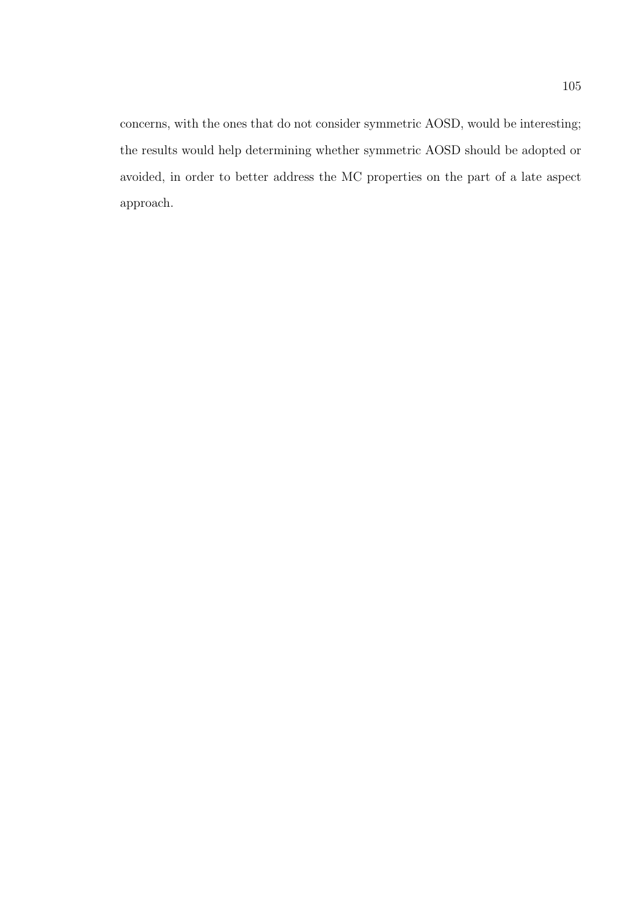concerns, with the ones that do not consider symmetric AOSD, would be interesting; the results would help determining whether symmetric AOSD should be adopted or avoided, in order to better address the MC properties on the part of a late aspect approach.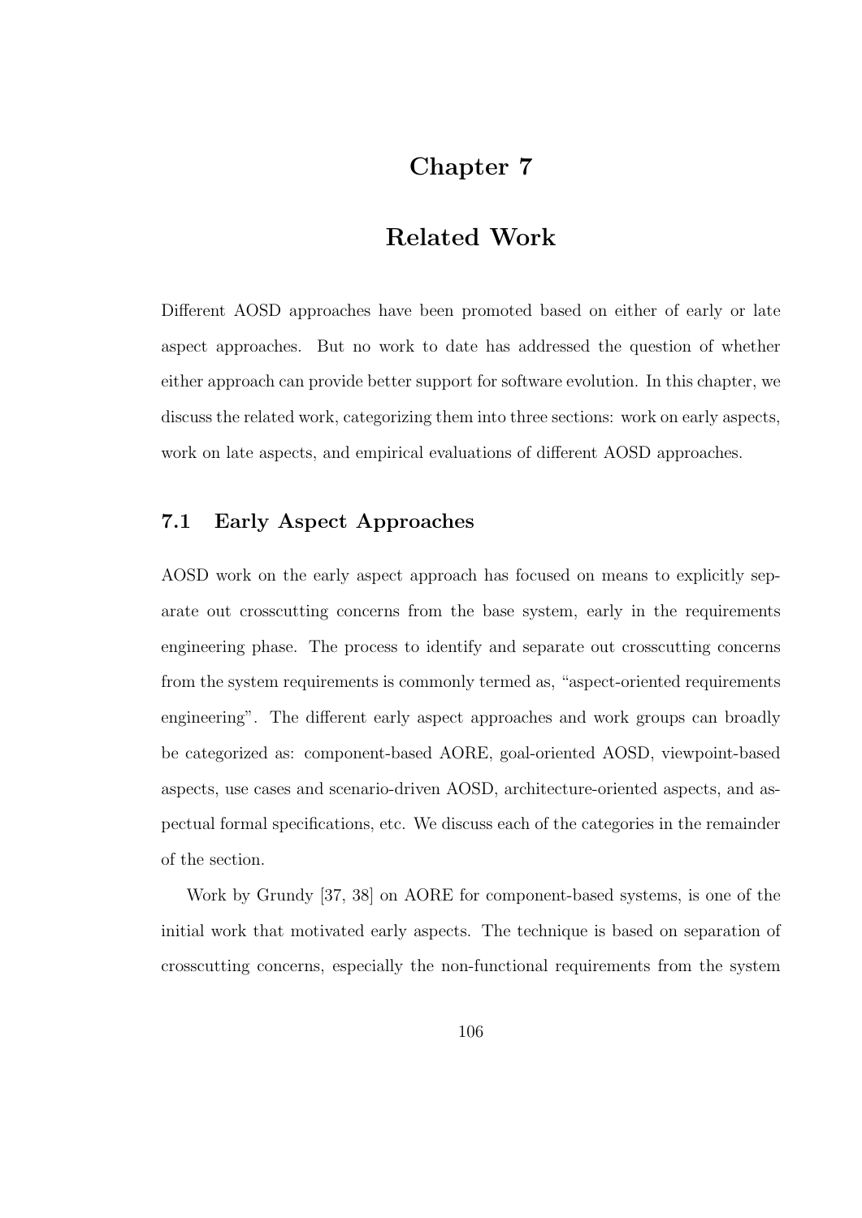# Chapter 7

# Related Work

Different AOSD approaches have been promoted based on either of early or late aspect approaches. But no work to date has addressed the question of whether either approach can provide better support for software evolution. In this chapter, we discuss the related work, categorizing them into three sections: work on early aspects, work on late aspects, and empirical evaluations of different AOSD approaches.

## 7.1 Early Aspect Approaches

AOSD work on the early aspect approach has focused on means to explicitly separate out crosscutting concerns from the base system, early in the requirements engineering phase. The process to identify and separate out crosscutting concerns from the system requirements is commonly termed as, "aspect-oriented requirements engineering". The different early aspect approaches and work groups can broadly be categorized as: component-based AORE, goal-oriented AOSD, viewpoint-based aspects, use cases and scenario-driven AOSD, architecture-oriented aspects, and aspectual formal specifications, etc. We discuss each of the categories in the remainder of the section.

Work by Grundy [37, 38] on AORE for component-based systems, is one of the initial work that motivated early aspects. The technique is based on separation of crosscutting concerns, especially the non-functional requirements from the system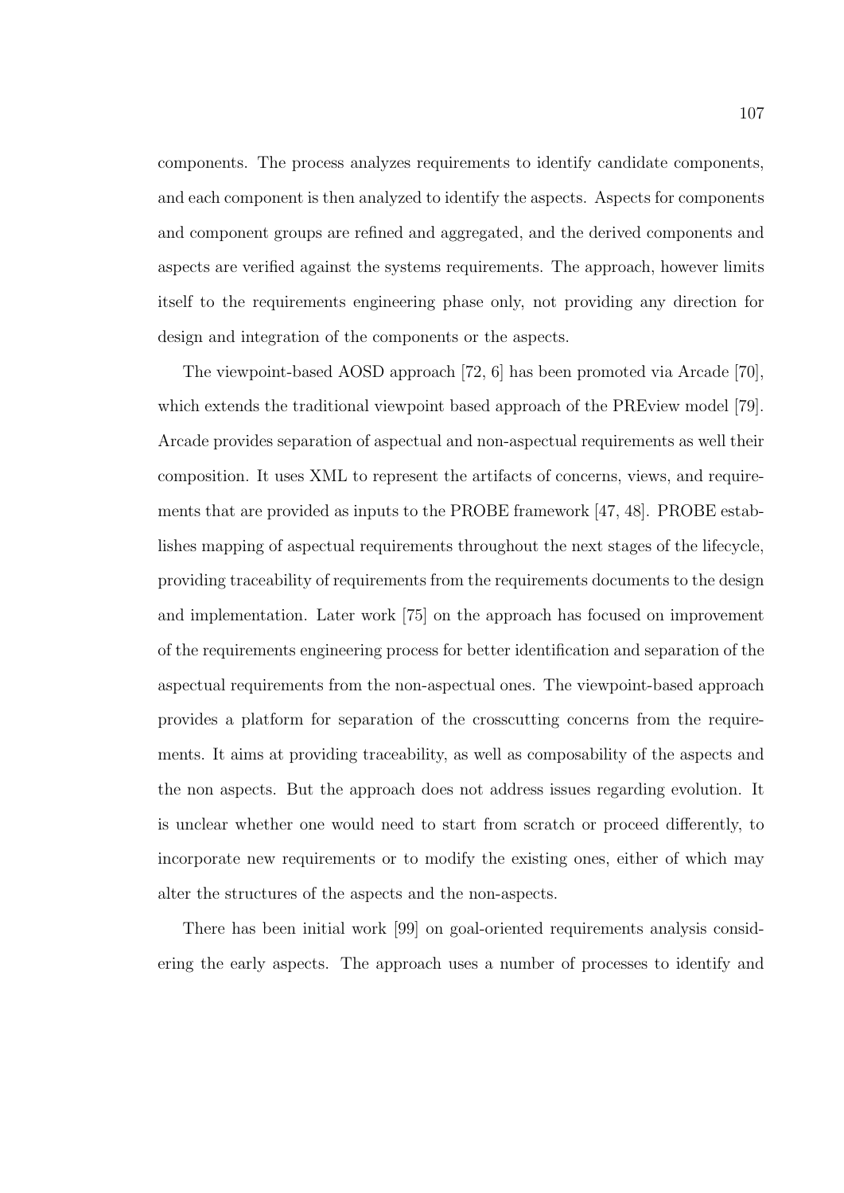components. The process analyzes requirements to identify candidate components, and each component is then analyzed to identify the aspects. Aspects for components and component groups are refined and aggregated, and the derived components and aspects are verified against the systems requirements. The approach, however limits itself to the requirements engineering phase only, not providing any direction for design and integration of the components or the aspects.

The viewpoint-based AOSD approach [72, 6] has been promoted via Arcade [70], which extends the traditional viewpoint based approach of the PREview model [79]. Arcade provides separation of aspectual and non-aspectual requirements as well their composition. It uses XML to represent the artifacts of concerns, views, and requirements that are provided as inputs to the PROBE framework [47, 48]. PROBE establishes mapping of aspectual requirements throughout the next stages of the lifecycle, providing traceability of requirements from the requirements documents to the design and implementation. Later work [75] on the approach has focused on improvement of the requirements engineering process for better identification and separation of the aspectual requirements from the non-aspectual ones. The viewpoint-based approach provides a platform for separation of the crosscutting concerns from the requirements. It aims at providing traceability, as well as composability of the aspects and the non aspects. But the approach does not address issues regarding evolution. It is unclear whether one would need to start from scratch or proceed differently, to incorporate new requirements or to modify the existing ones, either of which may alter the structures of the aspects and the non-aspects.

There has been initial work [99] on goal-oriented requirements analysis considering the early aspects. The approach uses a number of processes to identify and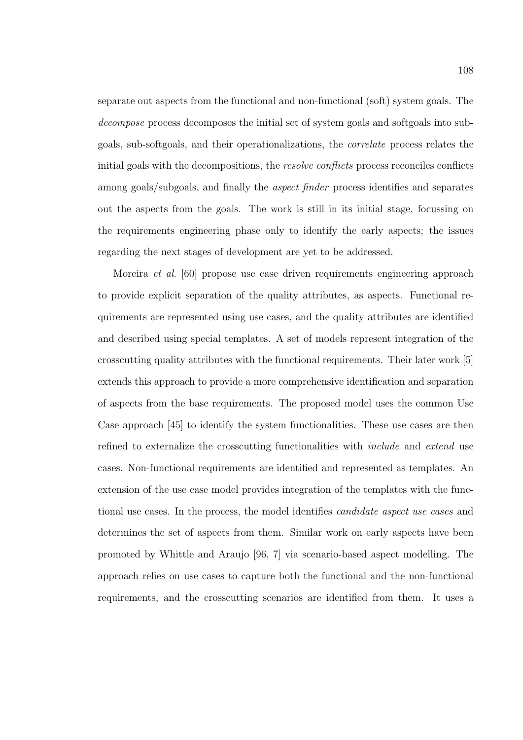separate out aspects from the functional and non-functional (soft) system goals. The *decompose* process decomposes the initial set of system goals and softgoals into sub-goals, sub-softgoals, and their operationalizations, the *correlate* process relates the initial goals with the decompositions, the *resolve conflicts* process reconciles conflicts among goals/subgoals, and finally the *aspect finder* process identifies and separates out the aspects from the goals. The work is still in its initial stage, focussing on the requirements engineering phase only to identify the early aspects; the issues regarding the next stages of development are yet to be addressed.

Moreira *et al.* [60] propose use case driven requirements engineering approach to provide explicit separation of the quality attributes, as aspects. Functional requirements are represented using use cases, and the quality attributes are identified and described using special templates. A set of models represent integration of the crosscutting quality attributes with the functional requirements. Their later work [5] extends this approach to provide a more comprehensive identification and separation of aspects from the base requirements. The proposed model uses the common Use Case approach [45] to identify the system functionalities. These use cases are then refined to externalize the crosscutting functionalities with *include* and *extend* use cases. Non-functional requirements are identified and represented as templates. An extension of the use case model provides integration of the templates with the functional use cases. In the process, the model identifies *candidate aspect use cases* and determines the set of aspects from them. Similar work on early aspects have been promoted by Whittle and Araujo [96, 7] via scenario-based aspect modelling. The approach relies on use cases to capture both the functional and the non-functional requirements, and the crosscutting scenarios are identified from them. It uses a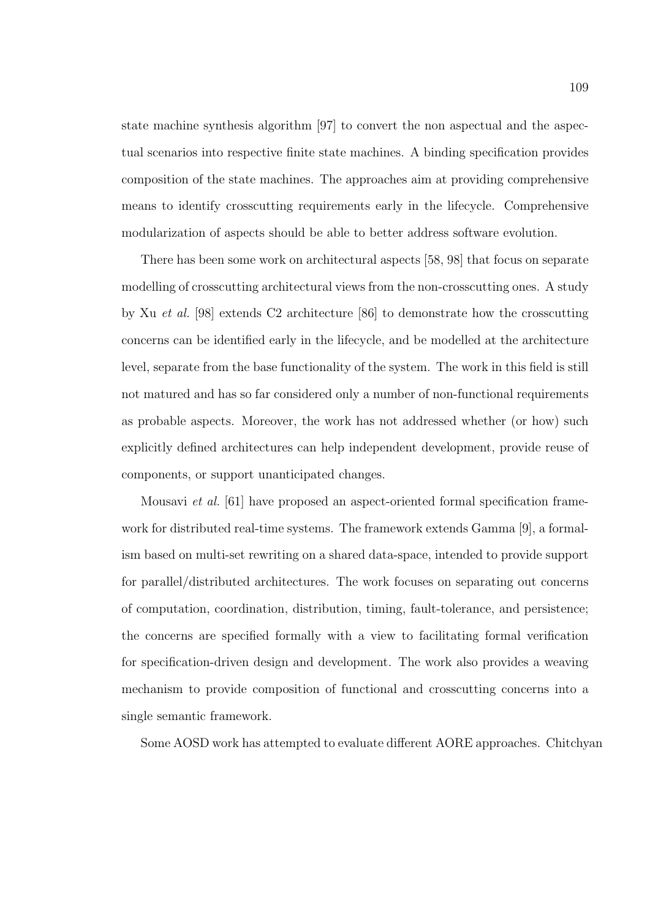state machine synthesis algorithm [97] to convert the non aspectual and the aspectual scenarios into respective finite state machines. A binding specification provides composition of the state machines. The approaches aim at providing comprehensive means to identify crosscutting requirements early in the lifecycle. Comprehensive modularization of aspects should be able to better address software evolution.

There has been some work on architectural aspects [58, 98] that focus on separate modelling of crosscutting architectural views from the non-crosscutting ones. A study by Xu *et al.* [98] extends C2 architecture [86] to demonstrate how the crosscutting concerns can be identified early in the lifecycle, and be modelled at the architecture level, separate from the base functionality of the system. The work in this field is still not matured and has so far considered only a number of non-functional requirements as probable aspects. Moreover, the work has not addressed whether (or how) such explicitly defined architectures can help independent development, provide reuse of components, or support unanticipated changes.

Mousavi *et al.* [61] have proposed an aspect-oriented formal specification framework for distributed real-time systems. The framework extends Gamma [9], a formalism based on multi-set rewriting on a shared data-space, intended to provide support for parallel/distributed architectures. The work focuses on separating out concerns of computation, coordination, distribution, timing, fault-tolerance, and persistence; the concerns are specified formally with a view to facilitating formal verification for specification-driven design and development. The work also provides a weaving mechanism to provide composition of functional and crosscutting concerns into a single semantic framework.

Some AOSD work has attempted to evaluate different AORE approaches. Chitchyan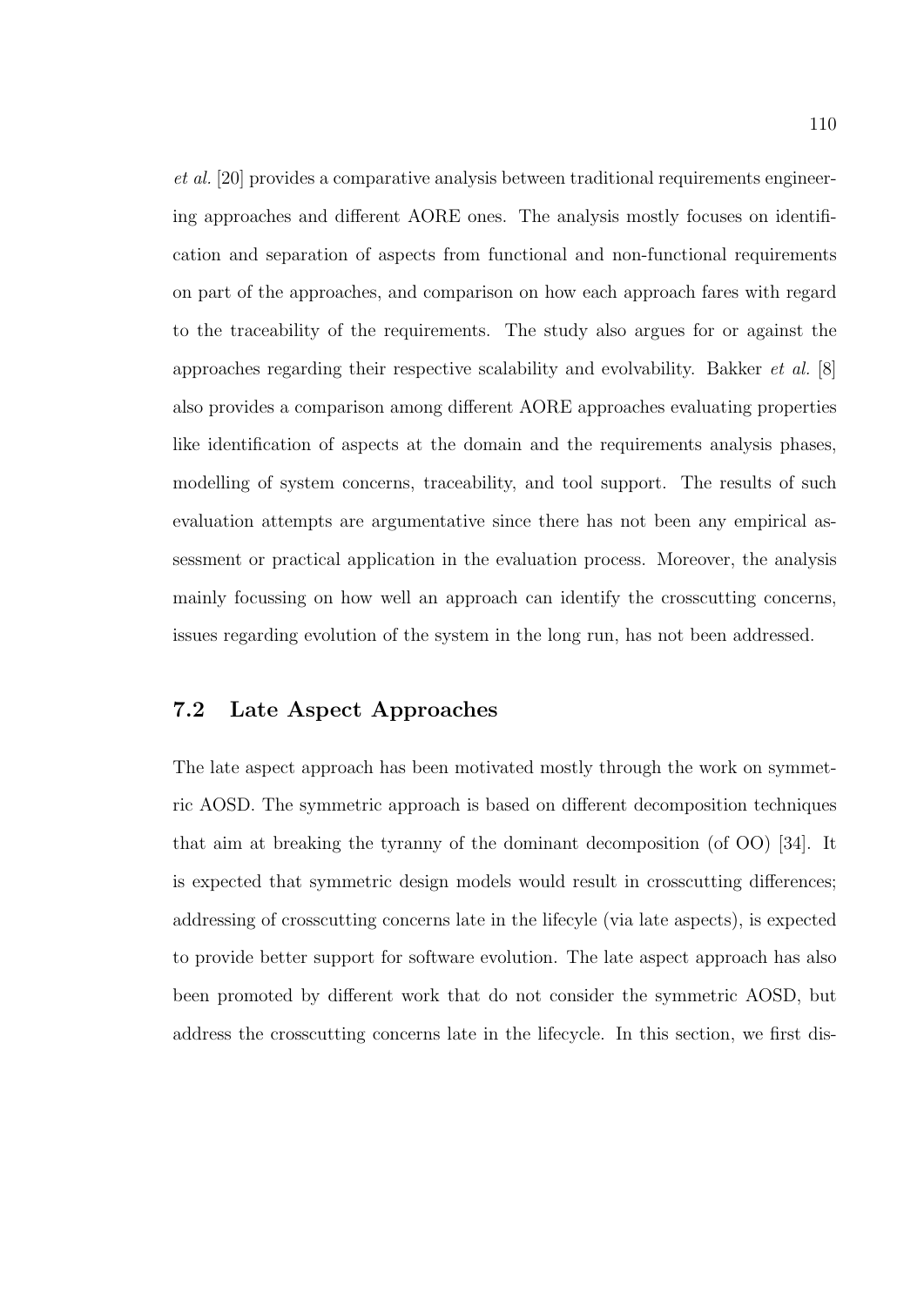*et al.* [20] provides a comparative analysis between traditional requirements engineering approaches and different AORE ones. The analysis mostly focuses on identification and separation of aspects from functional and non-functional requirements on part of the approaches, and comparison on how each approach fares with regard to the traceability of the requirements. The study also argues for or against the approaches regarding their respective scalability and evolvability. Bakker *et al.* [8] also provides a comparison among different AORE approaches evaluating properties like identification of aspects at the domain and the requirements analysis phases, modelling of system concerns, traceability, and tool support. The results of such evaluation attempts are argumentative since there has not been any empirical assessment or practical application in the evaluation process. Moreover, the analysis mainly focussing on how well an approach can identify the crosscutting concerns, issues regarding evolution of the system in the long run, has not been addressed.

## 7.2 Late Aspect Approaches

The late aspect approach has been motivated mostly through the work on symmetric AOSD. The symmetric approach is based on different decomposition techniques that aim at breaking the tyranny of the dominant decomposition (of OO) [34]. It is expected that symmetric design models would result in crosscutting differences; addressing of crosscutting concerns late in the lifecyle (via late aspects), is expected to provide better support for software evolution. The late aspect approach has also been promoted by different work that do not consider the symmetric AOSD, but address the crosscutting concerns late in the lifecycle. In this section, we first dis-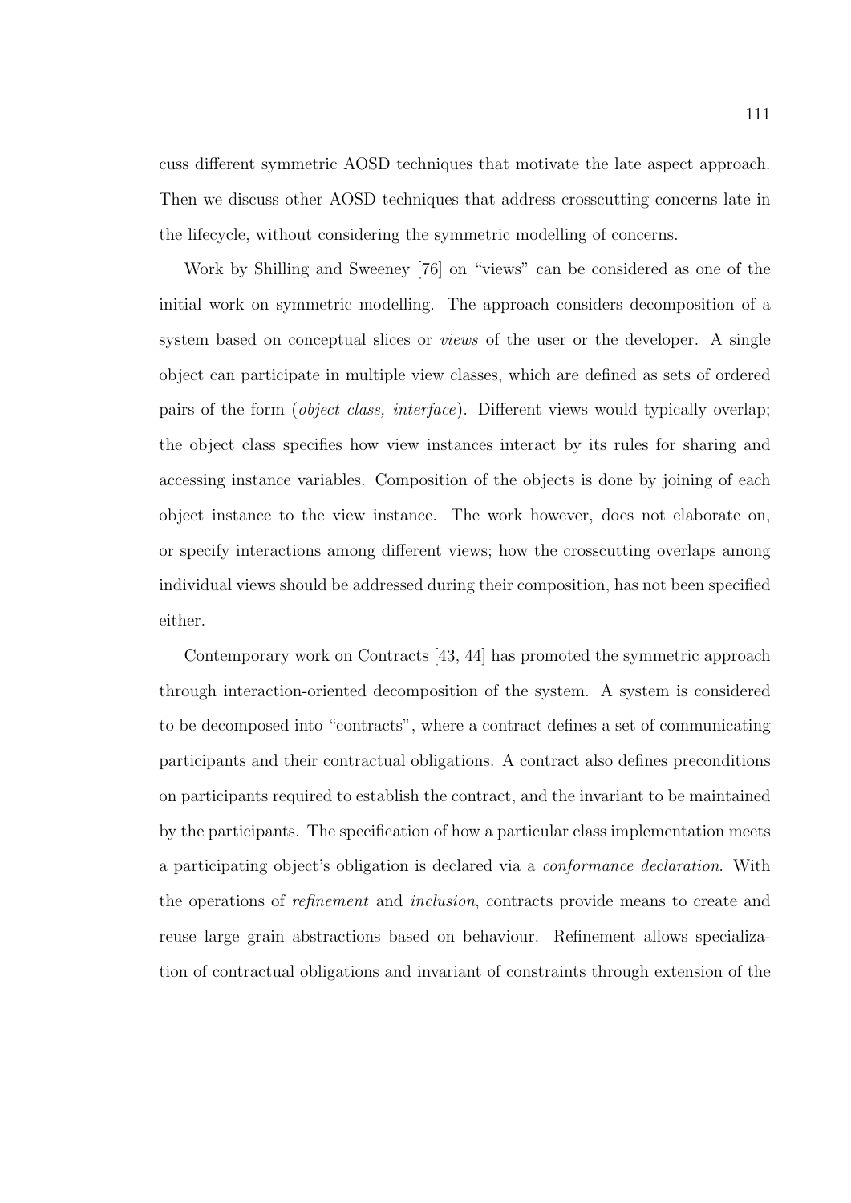cuss different symmetric AOSD techniques that motivate the late aspect approach. Then we discuss other AOSD techniques that address crosscutting concerns late in the lifecycle, without considering the symmetric modelling of concerns.

Work by Shilling and Sweeney [76] on "views" can be considered as one of the initial work on symmetric modelling. The approach considers decomposition of a system based on conceptual slices or *views* of the user or the developer. A single object can participate in multiple view classes, which are defined as sets of ordered pairs of the form (*object class, interface*). Different views would typically overlap; the object class specifies how view instances interact by its rules for sharing and accessing instance variables. Composition of the objects is done by joining of each object instance to the view instance. The work however, does not elaborate on, or specify interactions among different views; how the crosscutting overlaps among individual views should be addressed during their composition, has not been specified either.

Contemporary work on Contracts [43, 44] has promoted the symmetric approach through interaction-oriented decomposition of the system. A system is considered to be decomposed into "contracts", where a contract defines a set of communicating participants and their contractual obligations. A contract also defines preconditions on participants required to establish the contract, and the invariant to be maintained by the participants. The specification of how a particular class implementation meets a participating object's obligation is declared via a *conformance declaration*. With the operations of *refinement* and *inclusion*, contracts provide means to create and reuse large grain abstractions based on behaviour. Refinement allows specialization of contractual obligations and invariant of constraints through extension of the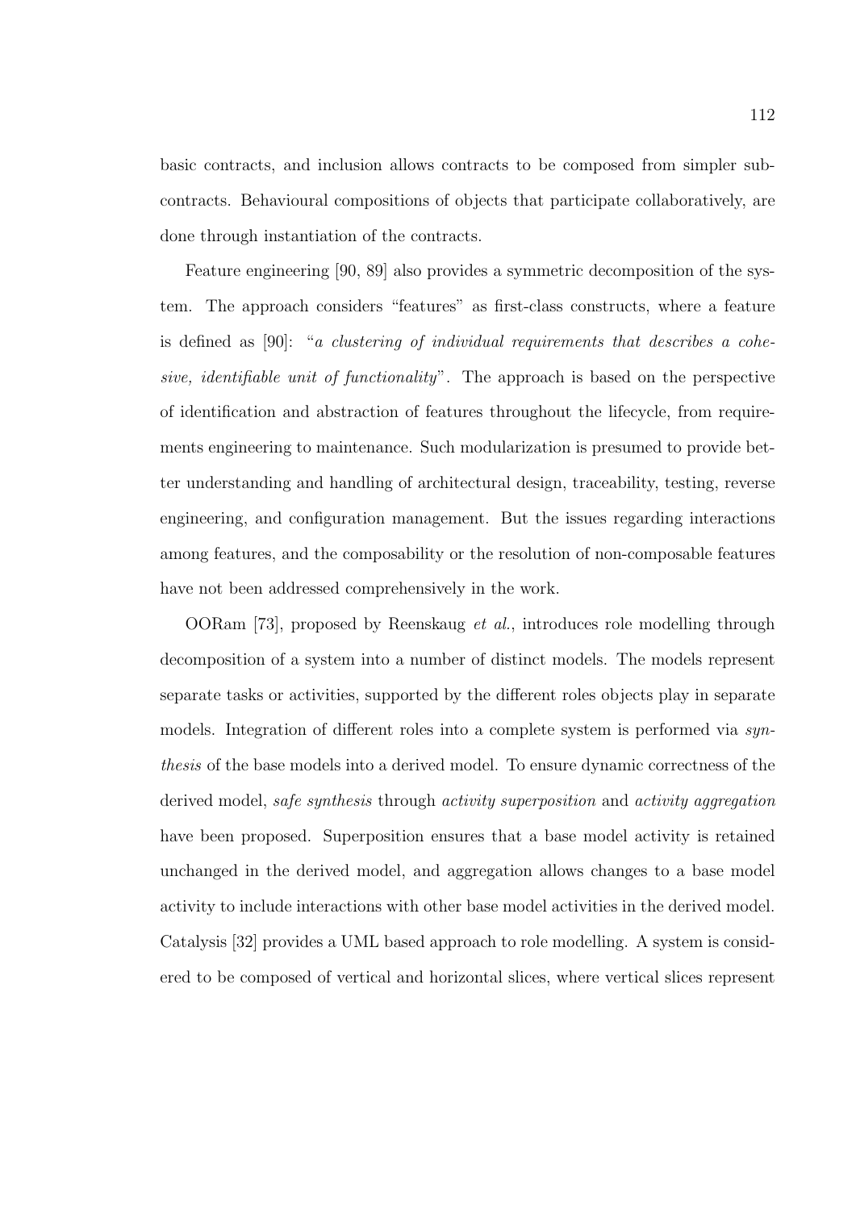basic contracts, and inclusion allows contracts to be composed from simpler sub-contracts. Behavioural compositions of objects that participate collaboratively, are done through instantiation of the contracts.

Feature engineering [90, 89] also provides a symmetric decomposition of the system. The approach considers "features" as first-class constructs, where a feature is defined as [90]: "*a clustering of individual requirements that describes a cohesive, identifiable unit of functionality*". The approach is based on the perspective of identification and abstraction of features throughout the lifecycle, from requirements engineering to maintenance. Such modularization is presumed to provide better understanding and handling of architectural design, traceability, testing, reverse engineering, and configuration management. But the issues regarding interactions among features, and the composability or the resolution of non-composable features have not been addressed comprehensively in the work.

OORam [73], proposed by Reenskaug *et al.*, introduces role modelling through decomposition of a system into a number of distinct models. The models represent separate tasks or activities, supported by the different roles objects play in separate models. Integration of different roles into a complete system is performed via *synthesis* of the base models into a derived model. To ensure dynamic correctness of the derived model, *safe synthesis* through *activity superposition* and *activity aggregation* have been proposed. Superposition ensures that a base model activity is retained unchanged in the derived model, and aggregation allows changes to a base model activity to include interactions with other base model activities in the derived model. Catalysis [32] provides a UML based approach to role modelling. A system is considered to be composed of vertical and horizontal slices, where vertical slices represent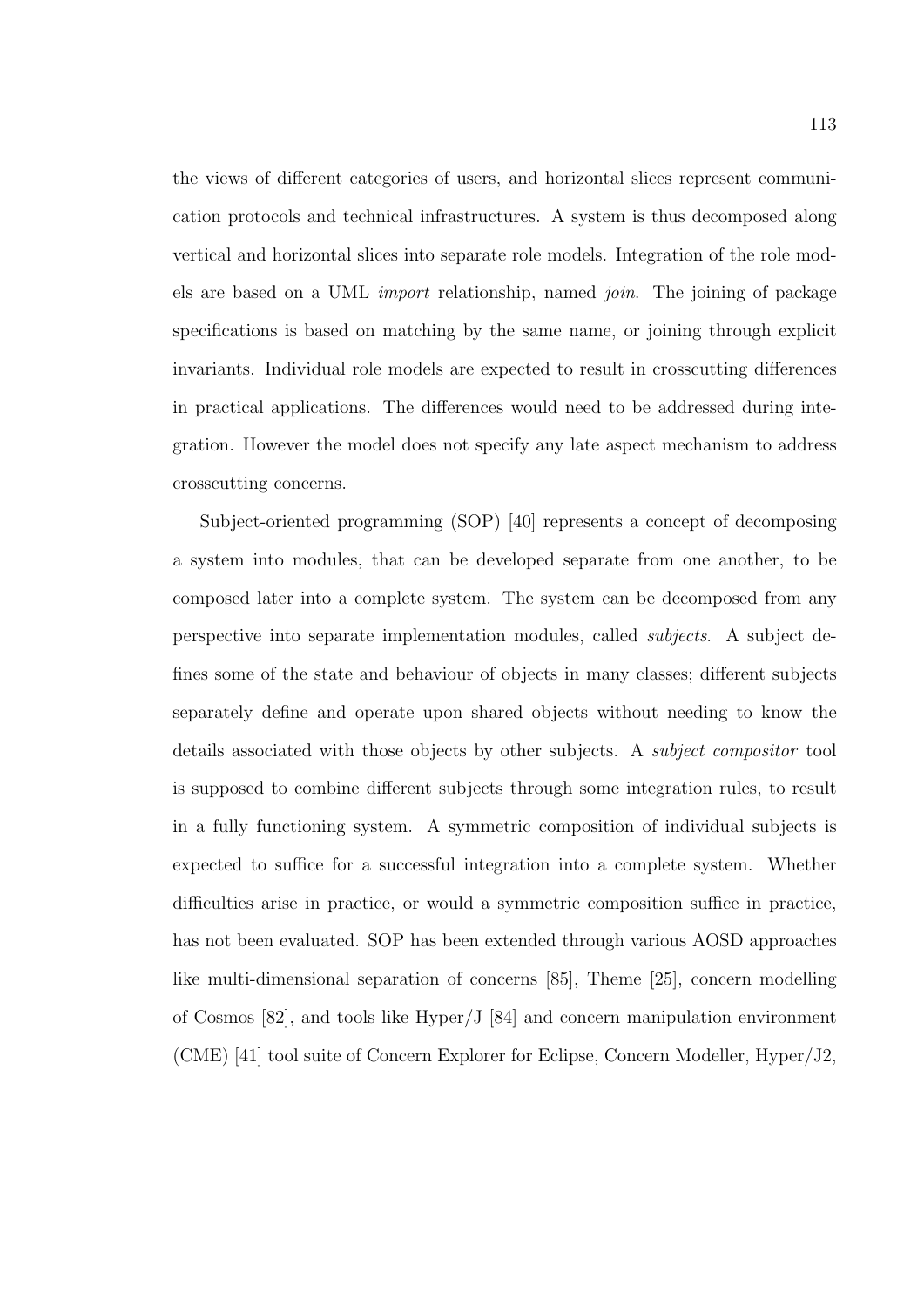the views of different categories of users, and horizontal slices represent communication protocols and technical infrastructures. A system is thus decomposed along vertical and horizontal slices into separate role models. Integration of the role models are based on a UML *import* relationship, named *join*. The joining of package specifications is based on matching by the same name, or joining through explicit invariants. Individual role models are expected to result in crosscutting differences in practical applications. The differences would need to be addressed during integration. However the model does not specify any late aspect mechanism to address crosscutting concerns.

Subject-oriented programming (SOP) [40] represents a concept of decomposing a system into modules, that can be developed separate from one another, to be composed later into a complete system. The system can be decomposed from any perspective into separate implementation modules, called *subjects*. A subject defines some of the state and behaviour of objects in many classes; different subjects separately define and operate upon shared objects without needing to know the details associated with those objects by other subjects. A *subject compositor* tool is supposed to combine different subjects through some integration rules, to result in a fully functioning system. A symmetric composition of individual subjects is expected to suffice for a successful integration into a complete system. Whether difficulties arise in practice, or would a symmetric composition suffice in practice, has not been evaluated. SOP has been extended through various AOSD approaches like multi-dimensional separation of concerns [85], Theme [25], concern modelling of Cosmos [82], and tools like Hyper/J [84] and concern manipulation environment (CME) [41] tool suite of Concern Explorer for Eclipse, Concern Modeller, Hyper/J2,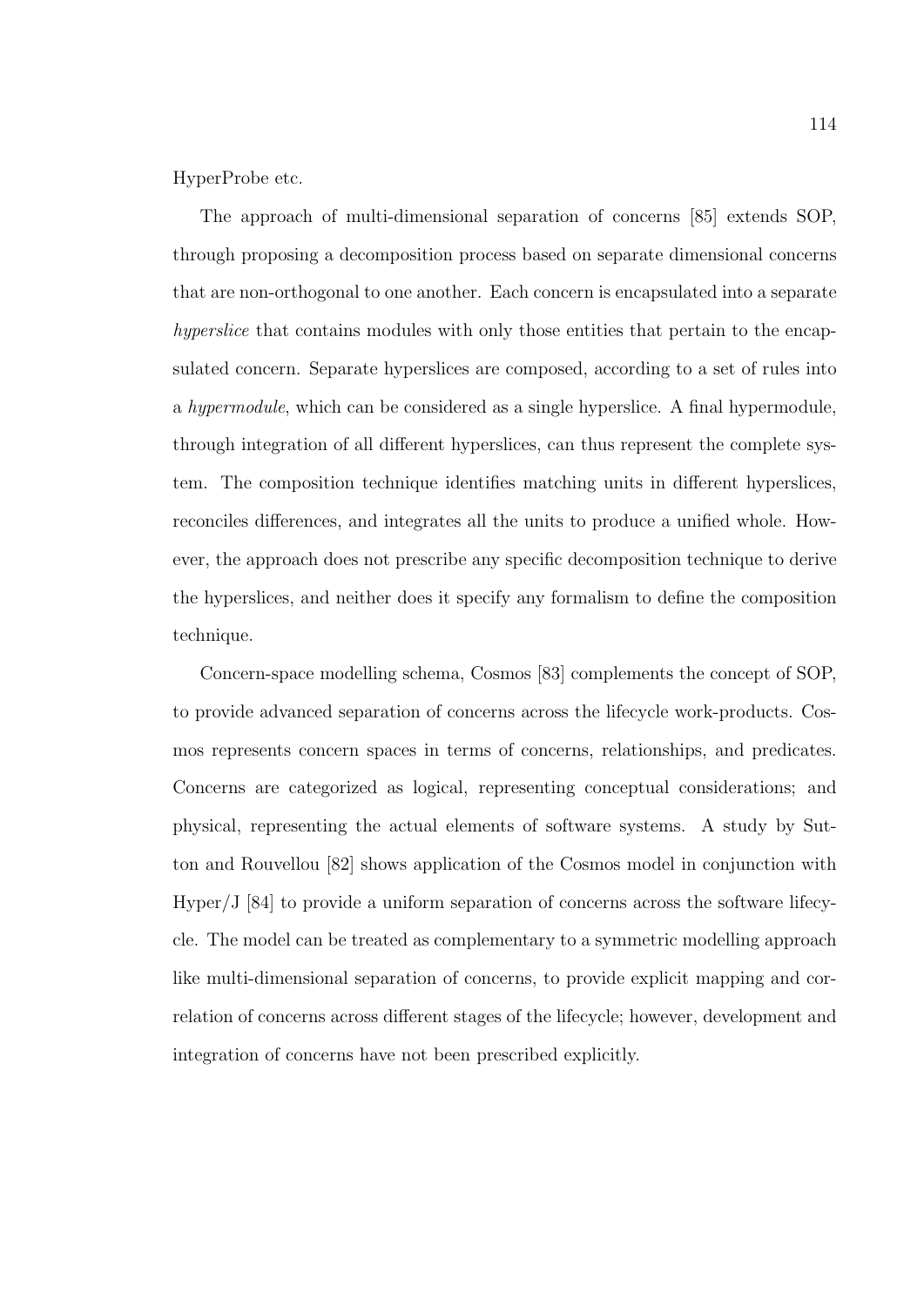HyperProbe etc.

The approach of multi-dimensional separation of concerns [85] extends SOP, through proposing a decomposition process based on separate dimensional concerns that are non-orthogonal to one another. Each concern is encapsulated into a separate *hyperslice* that contains modules with only those entities that pertain to the encapsulated concern. Separate hyperslices are composed, according to a set of rules into a *hypermodule*, which can be considered as a single hyperslice. A final hypermodule, through integration of all different hyperslices, can thus represent the complete system. The composition technique identifies matching units in different hyperslices, reconciles differences, and integrates all the units to produce a unified whole. However, the approach does not prescribe any specific decomposition technique to derive the hyperslices, and neither does it specify any formalism to define the composition technique.

Concern-space modelling schema, Cosmos [83] complements the concept of SOP, to provide advanced separation of concerns across the lifecycle work-products. Cosmos represents concern spaces in terms of concerns, relationships, and predicates. Concerns are categorized as logical, representing conceptual considerations; and physical, representing the actual elements of software systems. A study by Sutton and Rouvellou [82] shows application of the Cosmos model in conjunction with Hyper/J [84] to provide a uniform separation of concerns across the software lifecycle. The model can be treated as complementary to a symmetric modelling approach like multi-dimensional separation of concerns, to provide explicit mapping and correlation of concerns across different stages of the lifecycle; however, development and integration of concerns have not been prescribed explicitly.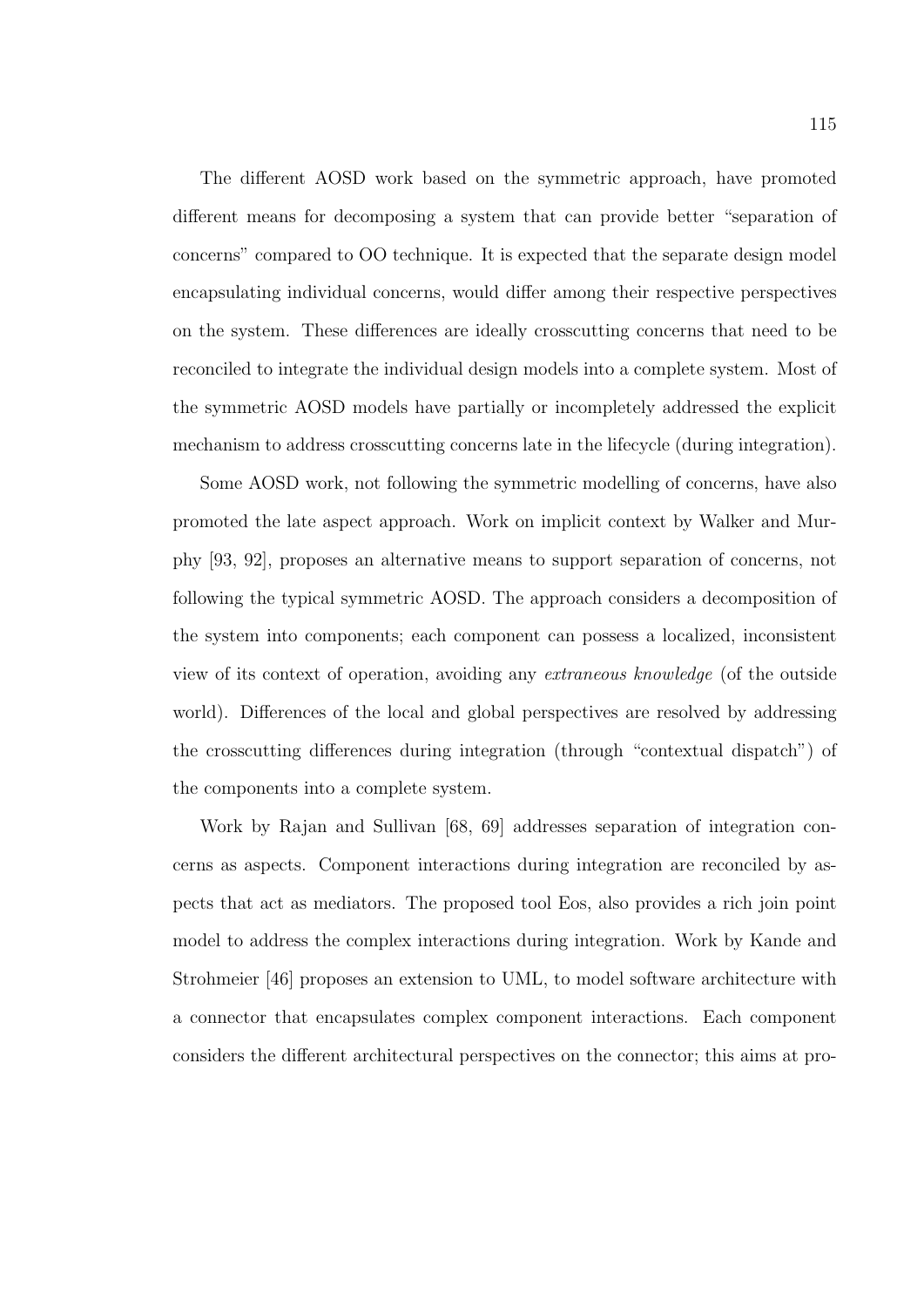The different AOSD work based on the symmetric approach, have promoted different means for decomposing a system that can provide better "separation of concerns" compared to OO technique. It is expected that the separate design model encapsulating individual concerns, would differ among their respective perspectives on the system. These differences are ideally crosscutting concerns that need to be reconciled to integrate the individual design models into a complete system. Most of the symmetric AOSD models have partially or incompletely addressed the explicit mechanism to address crosscutting concerns late in the lifecycle (during integration).

Some AOSD work, not following the symmetric modelling of concerns, have also promoted the late aspect approach. Work on implicit context by Walker and Murphy [93, 92], proposes an alternative means to support separation of concerns, not following the typical symmetric AOSD. The approach considers a decomposition of the system into components; each component can possess a localized, inconsistent view of its context of operation, avoiding any *extraneous knowledge* (of the outside world). Differences of the local and global perspectives are resolved by addressing the crosscutting differences during integration (through "contextual dispatch") of the components into a complete system.

Work by Rajan and Sullivan [68, 69] addresses separation of integration concerns as aspects. Component interactions during integration are reconciled by aspects that act as mediators. The proposed tool Eos, also provides a rich join point model to address the complex interactions during integration. Work by Kande and Strohmeier [46] proposes an extension to UML, to model software architecture with a connector that encapsulates complex component interactions. Each component considers the different architectural perspectives on the connector; this aims at pro-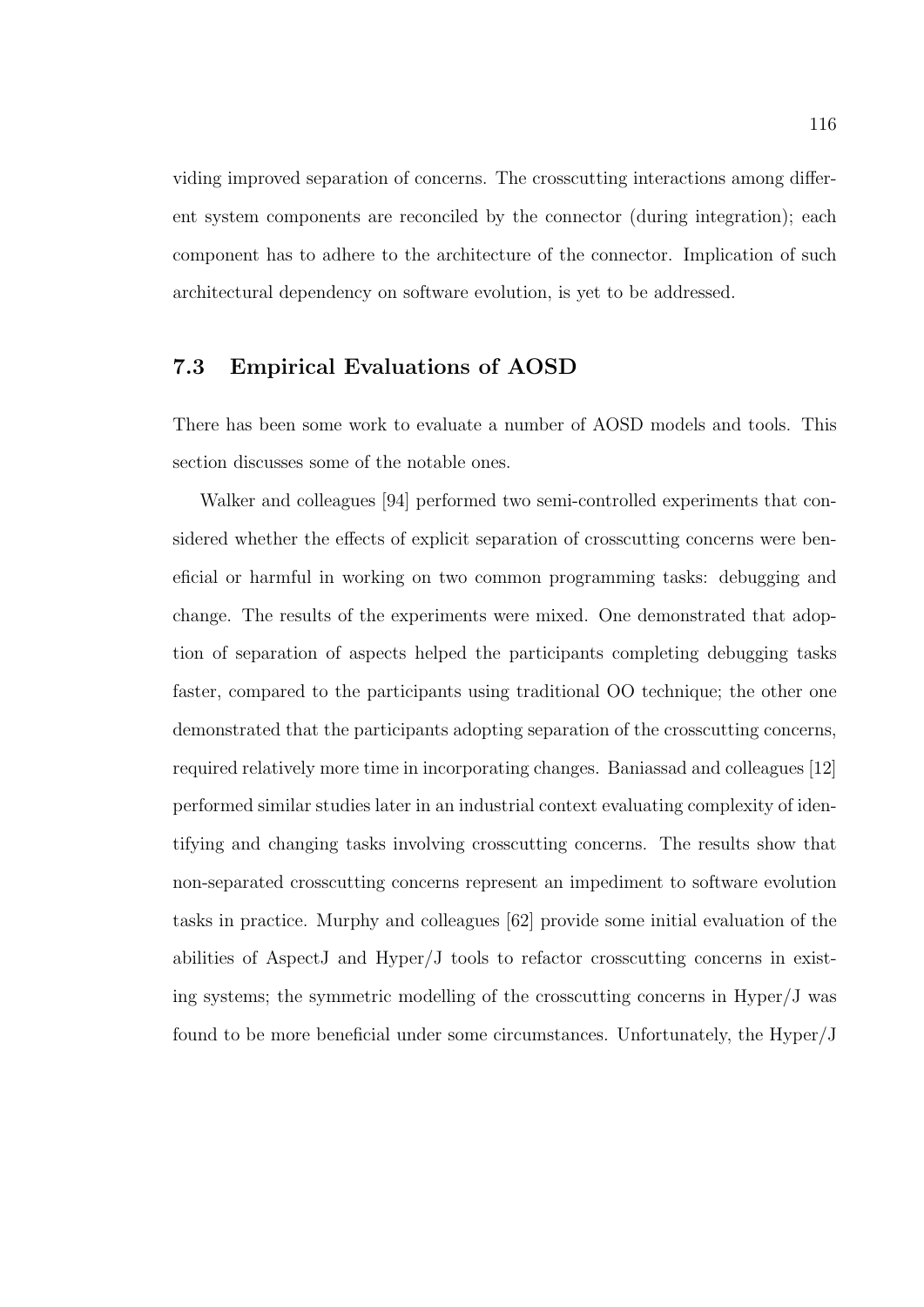viding improved separation of concerns. The crosscutting interactions among different system components are reconciled by the connector (during integration); each component has to adhere to the architecture of the connector. Implication of such architectural dependency on software evolution, is yet to be addressed.

## 7.3 Empirical Evaluations of AOSD

There has been some work to evaluate a number of AOSD models and tools. This section discusses some of the notable ones.

Walker and colleagues [94] performed two semi-controlled experiments that considered whether the effects of explicit separation of crosscutting concerns were beneficial or harmful in working on two common programming tasks: debugging and change. The results of the experiments were mixed. One demonstrated that adoption of separation of aspects helped the participants completing debugging tasks faster, compared to the participants using traditional OO technique; the other one demonstrated that the participants adopting separation of the crosscutting concerns, required relatively more time in incorporating changes. Baniassad and colleagues [12] performed similar studies later in an industrial context evaluating complexity of identifying and changing tasks involving crosscutting concerns. The results show that non-separated crosscutting concerns represent an impediment to software evolution tasks in practice. Murphy and colleagues [62] provide some initial evaluation of the abilities of AspectJ and Hyper/J tools to refactor crosscutting concerns in existing systems; the symmetric modelling of the crosscutting concerns in Hyper/J was found to be more beneficial under some circumstances. Unfortunately, the Hyper/J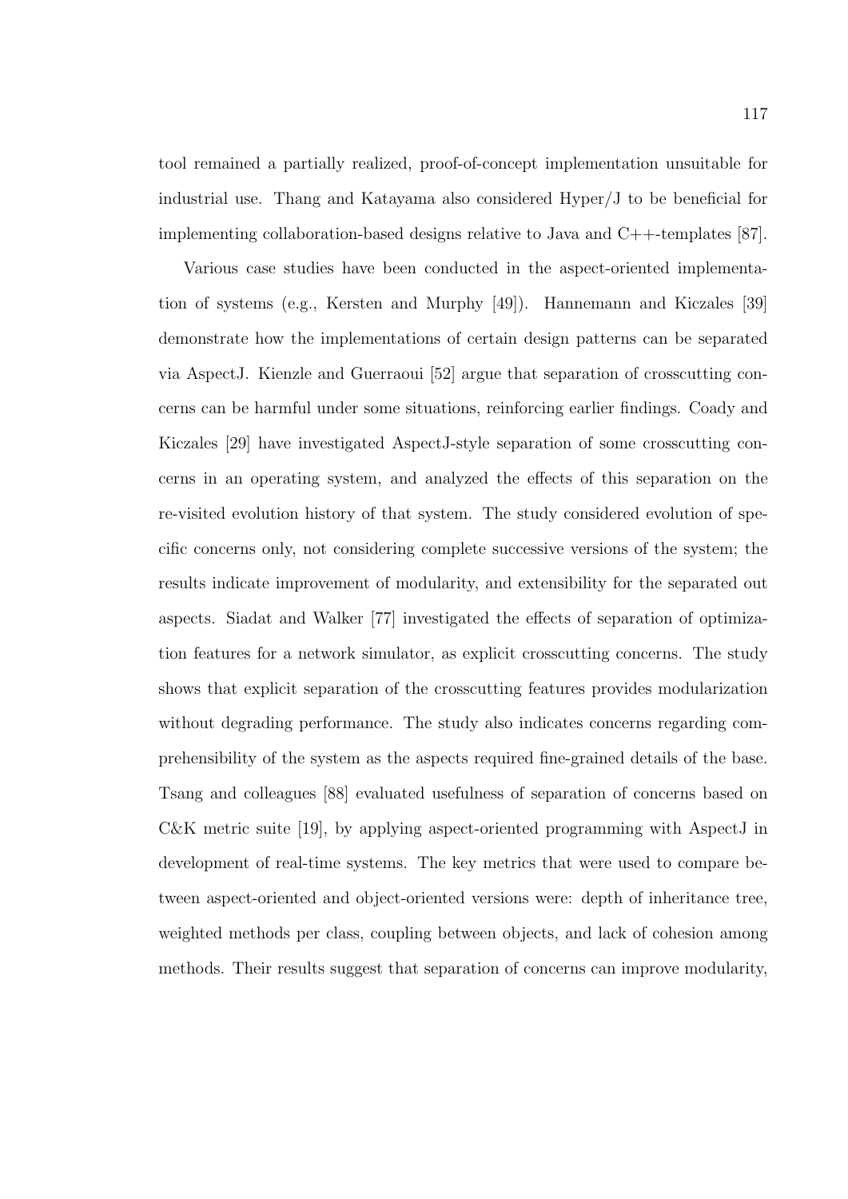tool remained a partially realized, proof-of-concept implementation unsuitable for industrial use. Thang and Katayama also considered Hyper/J to be beneficial for implementing collaboration-based designs relative to Java and C++-templates [87].

Various case studies have been conducted in the aspect-oriented implementation of systems (e.g., Kersten and Murphy [49]). Hannemann and Kiczales [39] demonstrate how the implementations of certain design patterns can be separated via AspectJ. Kienzle and Guerraoui [52] argue that separation of crosscutting concerns can be harmful under some situations, reinforcing earlier findings. Coady and Kiczales [29] have investigated AspectJ-style separation of some crosscutting concerns in an operating system, and analyzed the effects of this separation on the re-visited evolution history of that system. The study considered evolution of specific concerns only, not considering complete successive versions of the system; the results indicate improvement of modularity, and extensibility for the separated out aspects. Siadat and Walker [77] investigated the effects of separation of optimization features for a network simulator, as explicit crosscutting concerns. The study shows that explicit separation of the crosscutting features provides modularization without degrading performance. The study also indicates concerns regarding comprehensibility of the system as the aspects required fine-grained details of the base. Tsang and colleagues [88] evaluated usefulness of separation of concerns based on C&K metric suite [19], by applying aspect-oriented programming with AspectJ in development of real-time systems. The key metrics that were used to compare between aspect-oriented and object-oriented versions were: depth of inheritance tree, weighted methods per class, coupling between objects, and lack of cohesion among methods. Their results suggest that separation of concerns can improve modularity,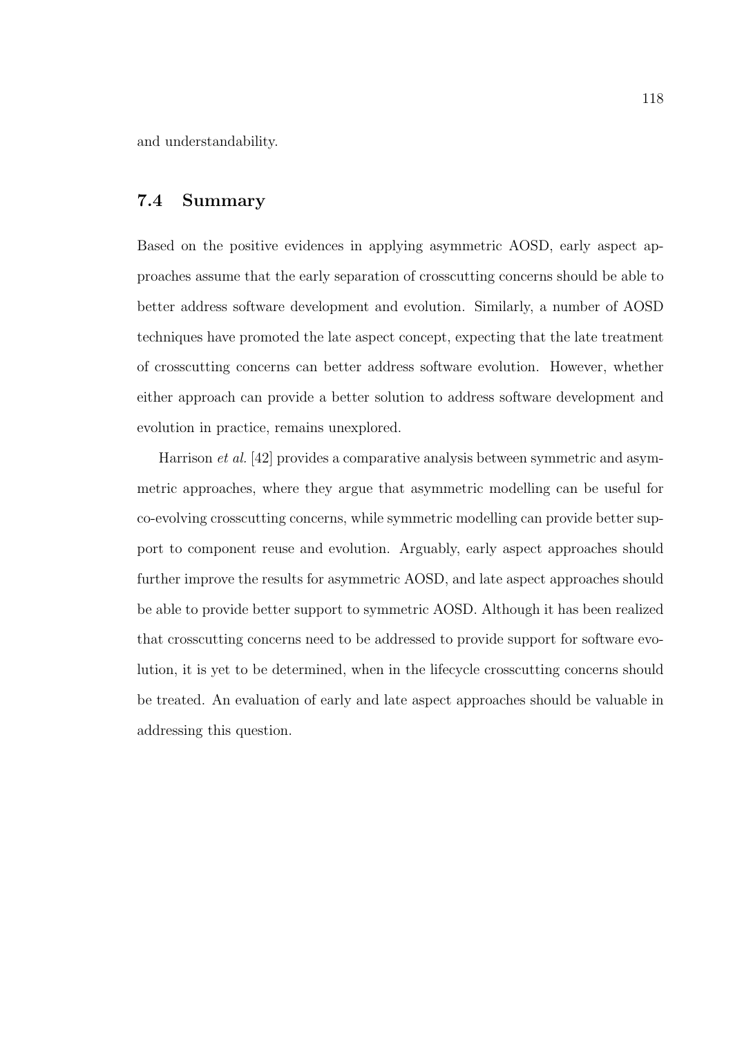and understandability.

## 7.4 Summary

Based on the positive evidences in applying asymmetric AOSD, early aspect approaches assume that the early separation of crosscutting concerns should be able to better address software development and evolution. Similarly, a number of AOSD techniques have promoted the late aspect concept, expecting that the late treatment of crosscutting concerns can better address software evolution. However, whether either approach can provide a better solution to address software development and evolution in practice, remains unexplored.

Harrison *et al.* [42] provides a comparative analysis between symmetric and asymmetric approaches, where they argue that asymmetric modelling can be useful for co-evolving crosscutting concerns, while symmetric modelling can provide better support to component reuse and evolution. Arguably, early aspect approaches should further improve the results for asymmetric AOSD, and late aspect approaches should be able to provide better support to symmetric AOSD. Although it has been realized that crosscutting concerns need to be addressed to provide support for software evolution, it is yet to be determined, when in the lifecycle crosscutting concerns should be treated. An evaluation of early and late aspect approaches should be valuable in addressing this question.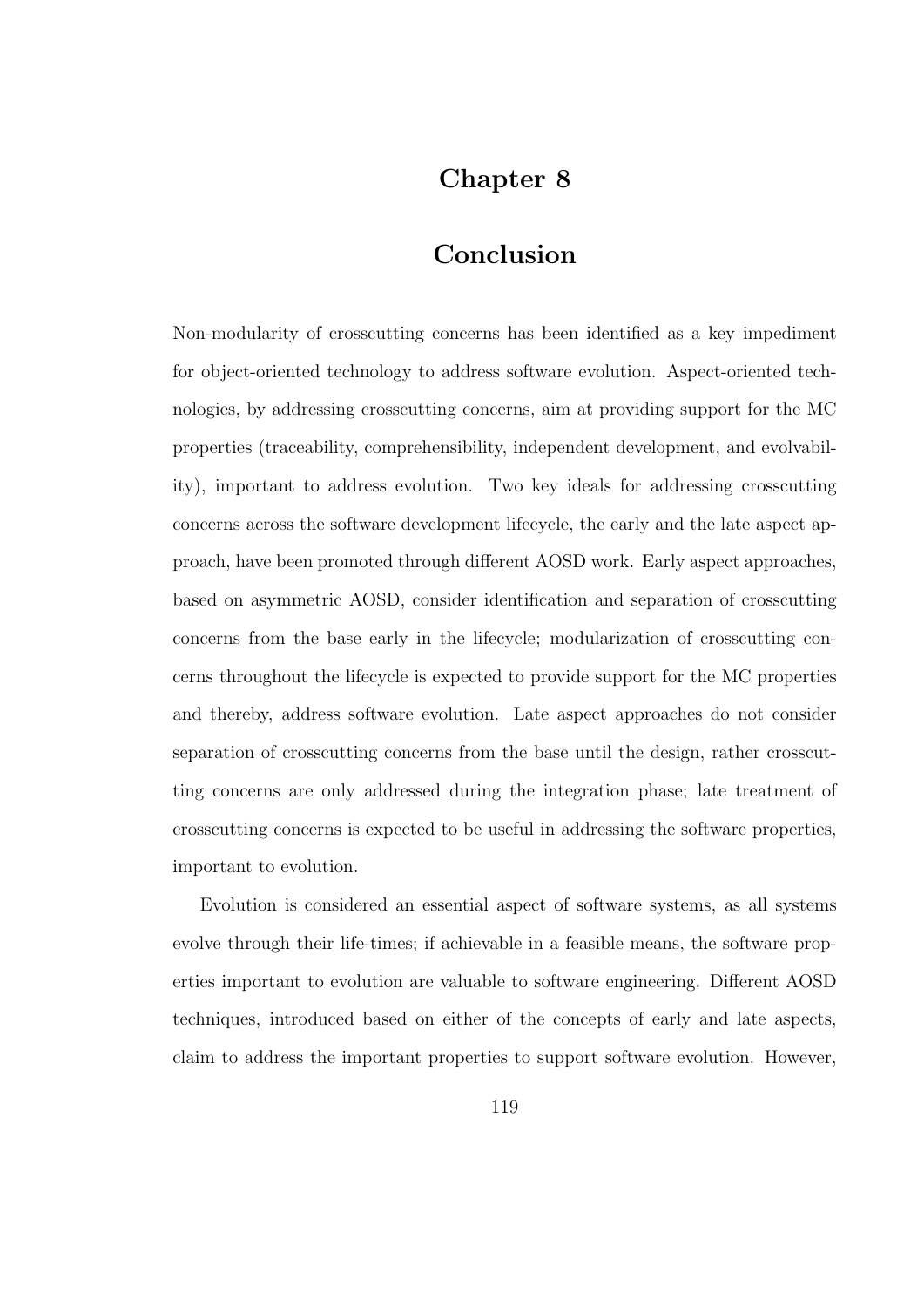# Chapter 8

# Conclusion

Non-modularity of crosscutting concerns has been identified as a key impediment for object-oriented technology to address software evolution. Aspect-oriented technologies, by addressing crosscutting concerns, aim at providing support for the MC properties (traceability, comprehensibility, independent development, and evolvability), important to address evolution. Two key ideals for addressing crosscutting concerns across the software development lifecycle, the early and the late aspect approach, have been promoted through different AOSD work. Early aspect approaches, based on asymmetric AOSD, consider identification and separation of crosscutting concerns from the base early in the lifecycle; modularization of crosscutting concerns throughout the lifecycle is expected to provide support for the MC properties and thereby, address software evolution. Late aspect approaches do not consider separation of crosscutting concerns from the base until the design, rather crosscutting concerns are only addressed during the integration phase; late treatment of crosscutting concerns is expected to be useful in addressing the software properties, important to evolution.

Evolution is considered an essential aspect of software systems, as all systems evolve through their life-times; if achievable in a feasible means, the software properties important to evolution are valuable to software engineering. Different AOSD techniques, introduced based on either of the concepts of early and late aspects, claim to address the important properties to support software evolution. However,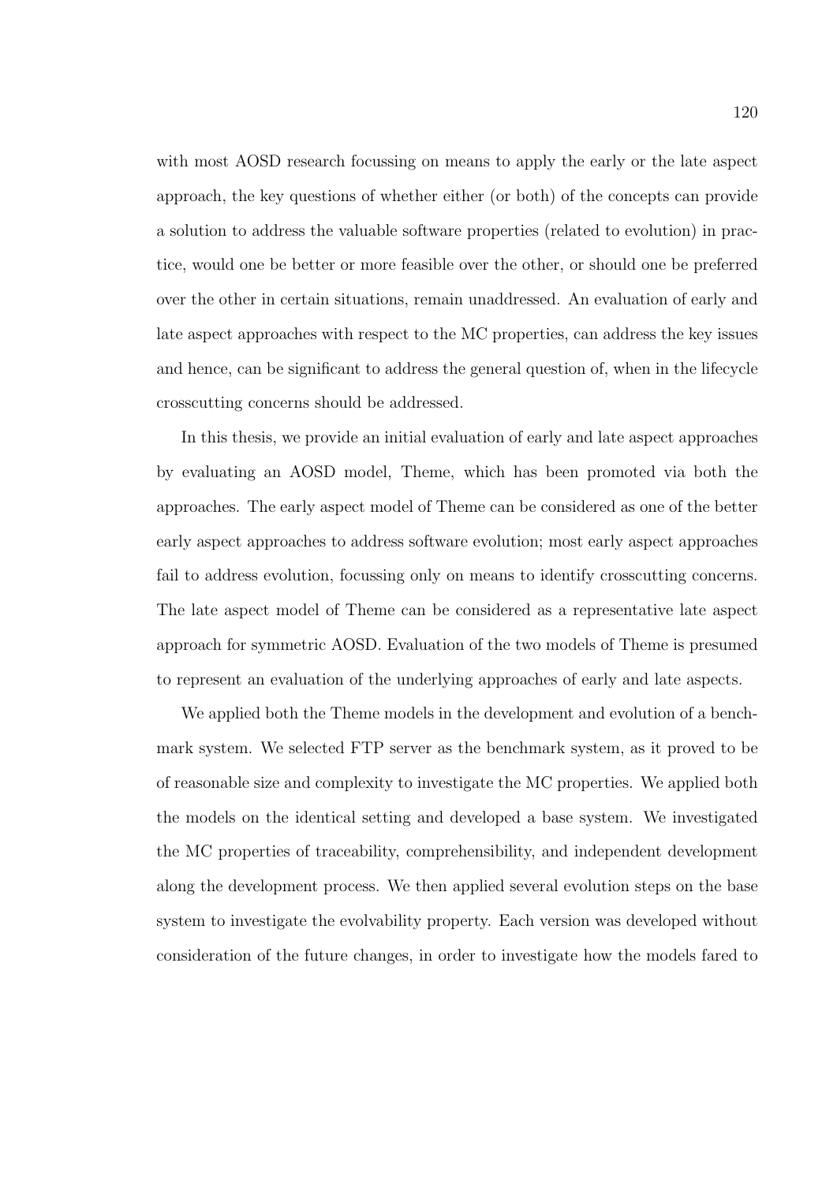with most AOSD research focussing on means to apply the early or the late aspect approach, the key questions of whether either (or both) of the concepts can provide a solution to address the valuable software properties (related to evolution) in practice, would one be better or more feasible over the other, or should one be preferred over the other in certain situations, remain unaddressed. An evaluation of early and late aspect approaches with respect to the MC properties, can address the key issues and hence, can be significant to address the general question of, when in the lifecycle crosscutting concerns should be addressed.

In this thesis, we provide an initial evaluation of early and late aspect approaches by evaluating an AOSD model, Theme, which has been promoted via both the approaches. The early aspect model of Theme can be considered as one of the better early aspect approaches to address software evolution; most early aspect approaches fail to address evolution, focussing only on means to identify crosscutting concerns. The late aspect model of Theme can be considered as a representative late aspect approach for symmetric AOSD. Evaluation of the two models of Theme is presumed to represent an evaluation of the underlying approaches of early and late aspects.

We applied both the Theme models in the development and evolution of a benchmark system. We selected FTP server as the benchmark system, as it proved to be of reasonable size and complexity to investigate the MC properties. We applied both the models on the identical setting and developed a base system. We investigated the MC properties of traceability, comprehensibility, and independent development along the development process. We then applied several evolution steps on the base system to investigate the evolvability property. Each version was developed without consideration of the future changes, in order to investigate how the models fared to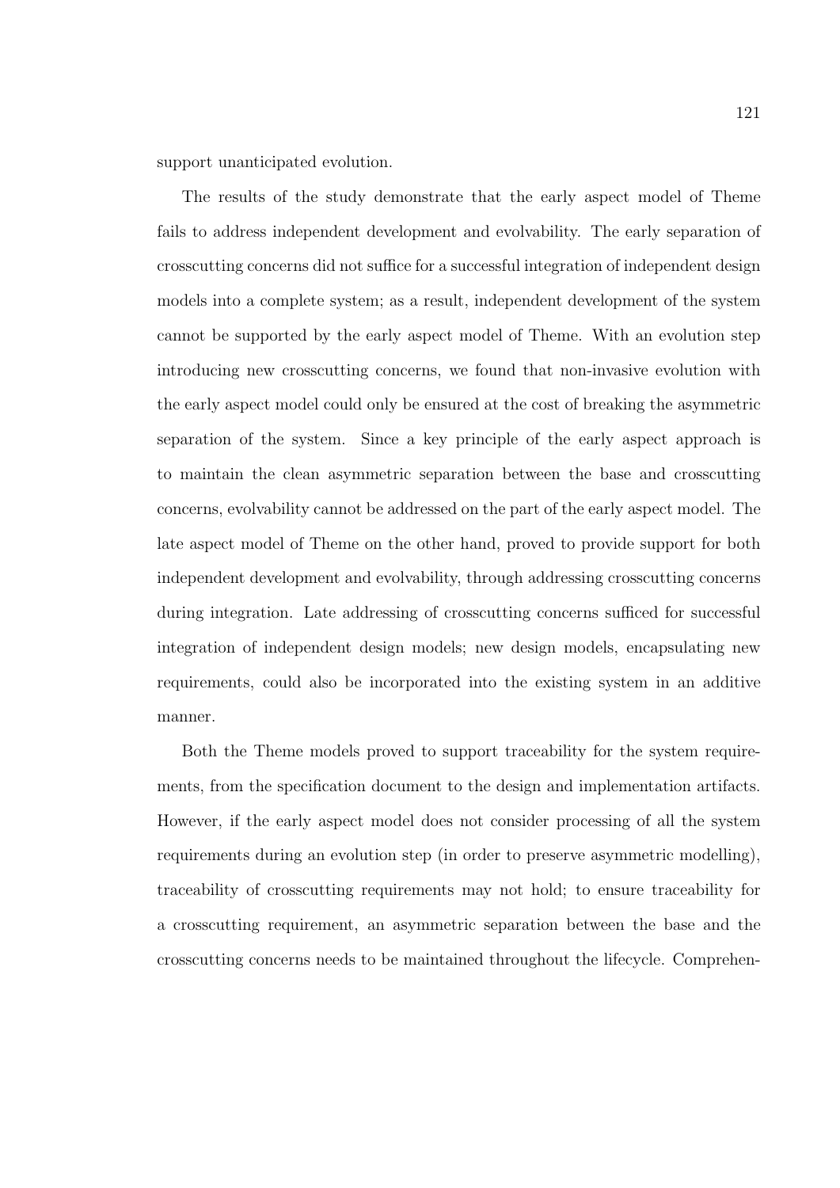support unanticipated evolution.

The results of the study demonstrate that the early aspect model of Theme fails to address independent development and evolvability. The early separation of crosscutting concerns did not suffice for a successful integration of independent design models into a complete system; as a result, independent development of the system cannot be supported by the early aspect model of Theme. With an evolution step introducing new crosscutting concerns, we found that non-invasive evolution with the early aspect model could only be ensured at the cost of breaking the asymmetric separation of the system. Since a key principle of the early aspect approach is to maintain the clean asymmetric separation between the base and crosscutting concerns, evolvability cannot be addressed on the part of the early aspect model. The late aspect model of Theme on the other hand, proved to provide support for both independent development and evolvability, through addressing crosscutting concerns during integration. Late addressing of crosscutting concerns sufficed for successful integration of independent design models; new design models, encapsulating new requirements, could also be incorporated into the existing system in an additive manner.

Both the Theme models proved to support traceability for the system requirements, from the specification document to the design and implementation artifacts. However, if the early aspect model does not consider processing of all the system requirements during an evolution step (in order to preserve asymmetric modelling), traceability of crosscutting requirements may not hold; to ensure traceability for a crosscutting requirement, an asymmetric separation between the base and the crosscutting concerns needs to be maintained throughout the lifecycle. Comprehen-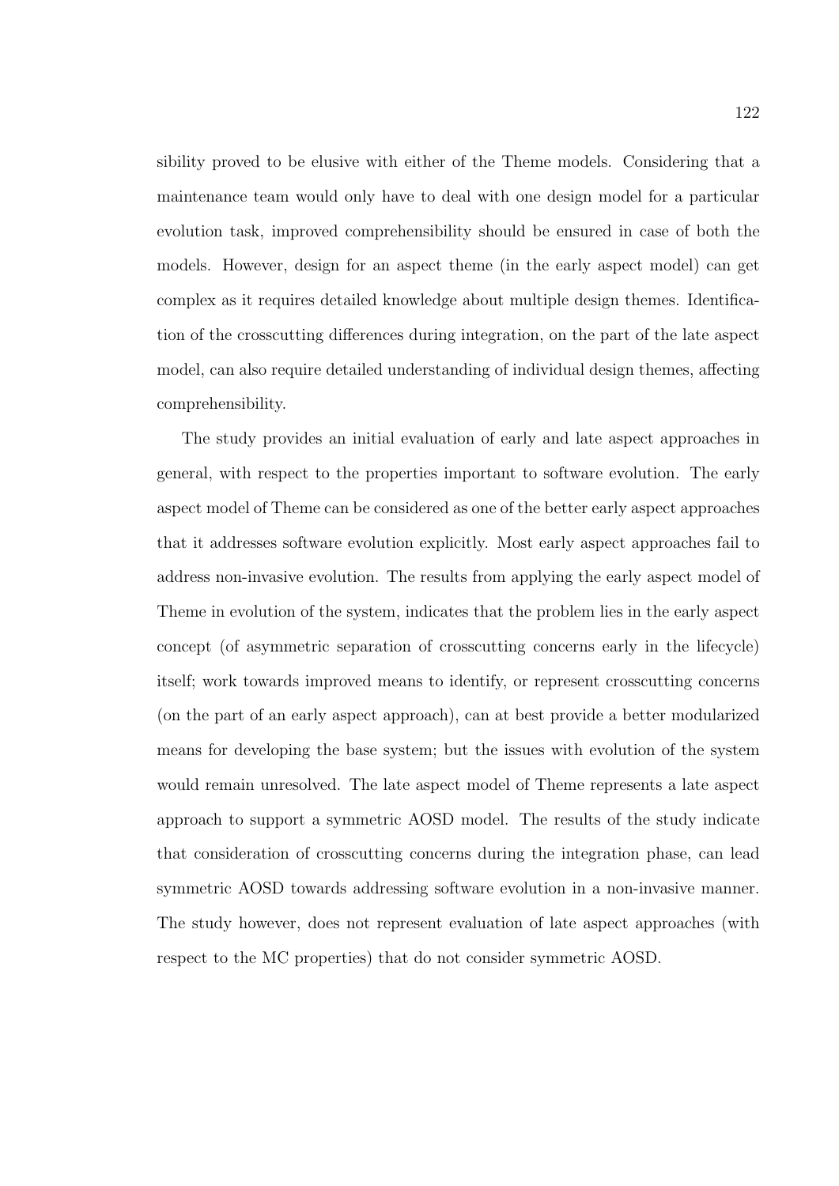sibility proved to be elusive with either of the Theme models. Considering that a maintenance team would only have to deal with one design model for a particular evolution task, improved comprehensibility should be ensured in case of both the models. However, design for an aspect theme (in the early aspect model) can get complex as it requires detailed knowledge about multiple design themes. Identification of the crosscutting differences during integration, on the part of the late aspect model, can also require detailed understanding of individual design themes, affecting comprehensibility.

The study provides an initial evaluation of early and late aspect approaches in general, with respect to the properties important to software evolution. The early aspect model of Theme can be considered as one of the better early aspect approaches that it addresses software evolution explicitly. Most early aspect approaches fail to address non-invasive evolution. The results from applying the early aspect model of Theme in evolution of the system, indicates that the problem lies in the early aspect concept (of asymmetric separation of crosscutting concerns early in the lifecycle) itself; work towards improved means to identify, or represent crosscutting concerns (on the part of an early aspect approach), can at best provide a better modularized means for developing the base system; but the issues with evolution of the system would remain unresolved. The late aspect model of Theme represents a late aspect approach to support a symmetric AOSD model. The results of the study indicate that consideration of crosscutting concerns during the integration phase, can lead symmetric AOSD towards addressing software evolution in a non-invasive manner. The study however, does not represent evaluation of late aspect approaches (with respect to the MC properties) that do not consider symmetric AOSD.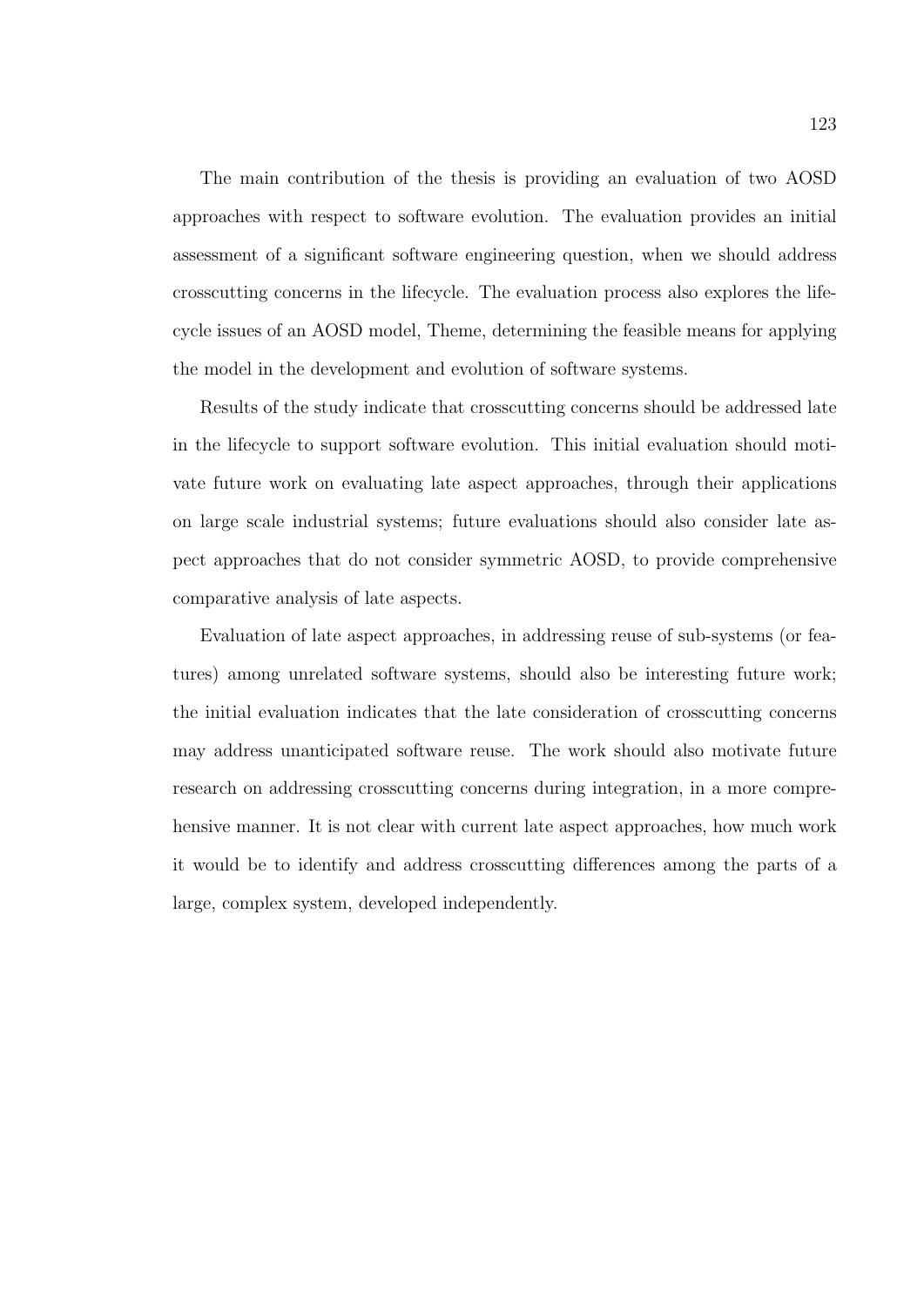The main contribution of the thesis is providing an evaluation of two AOSD approaches with respect to software evolution. The evaluation provides an initial assessment of a significant software engineering question, when we should address crosscutting concerns in the lifecycle. The evaluation process also explores the lifecycle issues of an AOSD model, Theme, determining the feasible means for applying the model in the development and evolution of software systems.

Results of the study indicate that crosscutting concerns should be addressed late in the lifecycle to support software evolution. This initial evaluation should motivate future work on evaluating late aspect approaches, through their applications on large scale industrial systems; future evaluations should also consider late aspect approaches that do not consider symmetric AOSD, to provide comprehensive comparative analysis of late aspects.

Evaluation of late aspect approaches, in addressing reuse of sub-systems (or features) among unrelated software systems, should also be interesting future work; the initial evaluation indicates that the late consideration of crosscutting concerns may address unanticipated software reuse. The work should also motivate future research on addressing crosscutting concerns during integration, in a more comprehensive manner. It is not clear with current late aspect approaches, how much work it would be to identify and address crosscutting differences among the parts of a large, complex system, developed independently.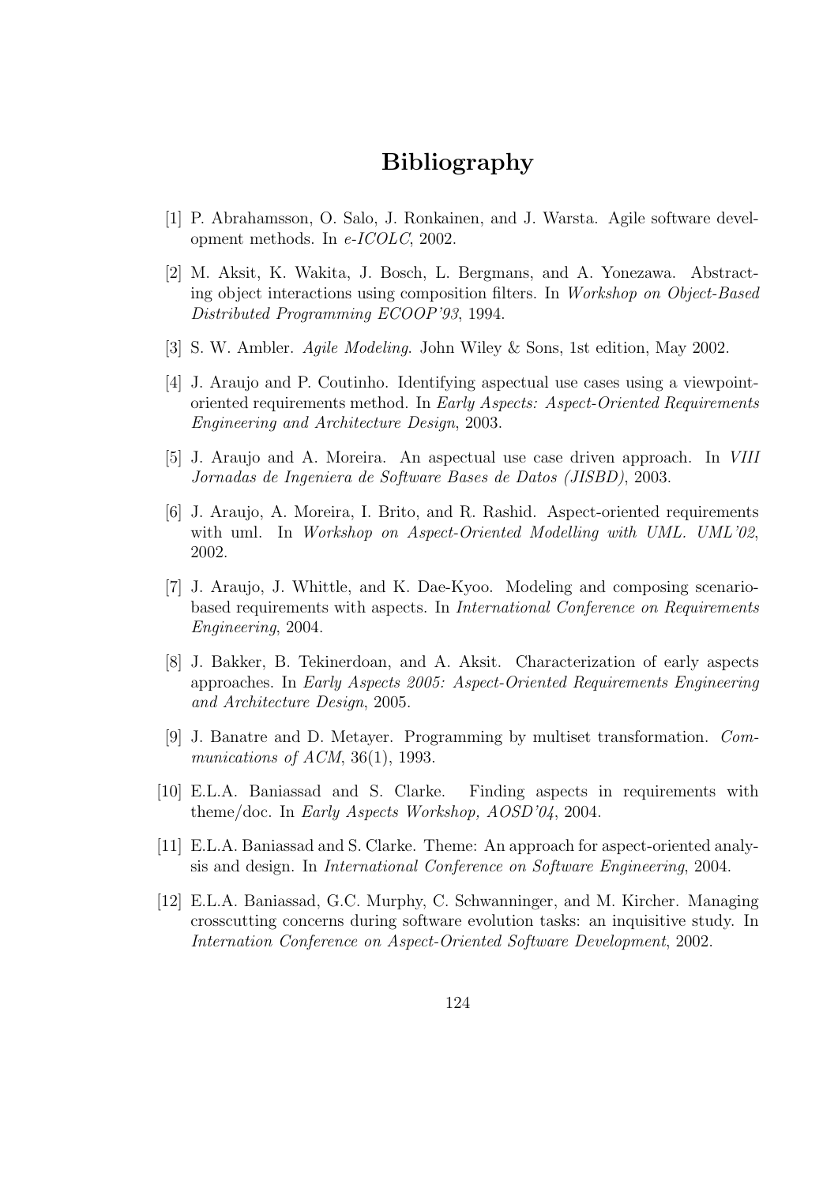# Bibliography

[1] P. Abrahamsson, O. Salo, J. Ronkainen, and J. Warsta. Agile software development methods. In *e-ICOLC*, 2002.

[2] M. Aksit, K. Wakita, J. Bosch, L. Bergmans, and A. Yonezawa. Abstracting object interactions using composition filters. In *Workshop on Object-Based Distributed Programming ECOOP'93*, 1994.

[3] S. W. Ambler. *Agile Modeling*. John Wiley & Sons, 1st edition, May 2002.

[4] J. Araujo and P. Coutinho. Identifying aspectual use cases using a viewpoint-oriented requirements method. In *Early Aspects: Aspect-Oriented Requirements Engineering and Architecture Design*, 2003.

[5] J. Araujo and A. Moreira. An aspectual use case driven approach. In *VIII Jornadas de Ingeniera de Software Bases de Datos (JISBD)*, 2003.

[6] J. Araujo, A. Moreira, I. Brito, and R. Rashid. Aspect-oriented requirements with uml. In *Workshop on Aspect-Oriented Modelling with UML. UML'02*, 2002.

[7] J. Araujo, J. Whittle, and K. Dae-Kyoo. Modeling and composing scenario-based requirements with aspects. In *International Conference on Requirements Engineering*, 2004.

[8] J. Bakker, B. Tekinerdoan, and A. Aksit. Characterization of early aspects approaches. In *Early Aspects 2005: Aspect-Oriented Requirements Engineering and Architecture Design*, 2005.

[9] J. Banatre and D. Metayer. Programming by multiset transformation. *Communications of ACM*, 36(1), 1993.

[10] E.L.A. Baniassad and S. Clarke. Finding aspects in requirements with theme/doc. In *Early Aspects Workshop, AOSD'04*, 2004.

[11] E.L.A. Baniassad and S. Clarke. Theme: An approach for aspect-oriented analysis and design. In *International Conference on Software Engineering*, 2004.

[12] E.L.A. Baniassad, G.C. Murphy, C. Schwanninger, and M. Kircher. Managing crosscutting concerns during software evolution tasks: an inquisitive study. In *Internation Conference on Aspect-Oriented Software Development*, 2002.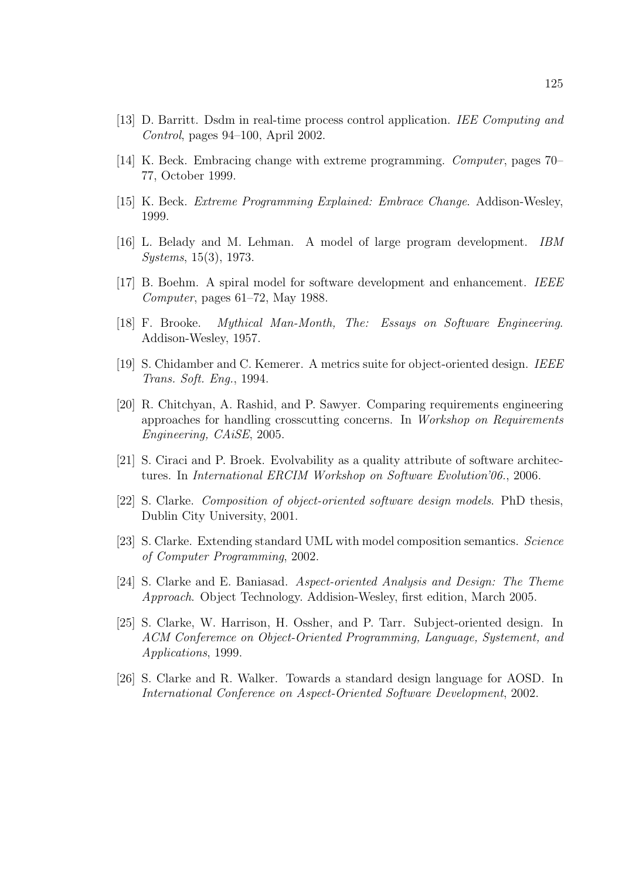[13] D. Barritt. Dsdm in real-time process control application. *IEE Computing and Control*, pages 94–100, April 2002.

[14] K. Beck. Embracing change with extreme programming. *Computer*, pages 70–77, October 1999.

[15] K. Beck. *Extreme Programming Explained: Embrace Change*. Addison-Wesley, 1999.

[16] L. Belady and M. Lehman. A model of large program development. *IBM Systems*, 15(3), 1973.

[17] B. Boehm. A spiral model for software development and enhancement. *IEEE Computer*, pages 61–72, May 1988.

[18] F. Brooke. *Mythical Man-Month, The: Essays on Software Engineering*. Addison-Wesley, 1957.

[19] S. Chidamber and C. Kemerer. A metrics suite for object-oriented design. *IEEE Trans. Soft. Eng.*, 1994.

[20] R. Chitchyan, A. Rashid, and P. Sawyer. Comparing requirements engineering approaches for handling crosscutting concerns. In *Workshop on Requirements Engineering, CAiSE*, 2005.

[21] S. Ciraci and P. Broek. Evolvability as a quality attribute of software architectures. In *International ERCIM Workshop on Software Evolution'06.*, 2006.

[22] S. Clarke. *Composition of object-oriented software design models*. PhD thesis, Dublin City University, 2001.

[23] S. Clarke. Extending standard UML with model composition semantics. *Science of Computer Programming*, 2002.

[24] S. Clarke and E. Baniasad. *Aspect-oriented Analysis and Design: The Theme Approach*. Object Technology. Addision-Wesley, first edition, March 2005.

[25] S. Clarke, W. Harrison, H. Ossher, and P. Tarr. Subject-oriented design. In *ACM Conferemce on Object-Oriented Programming, Language, Systement, and Applications*, 1999.

[26] S. Clarke and R. Walker. Towards a standard design language for AOSD. In *International Conference on Aspect-Oriented Software Development*, 2002.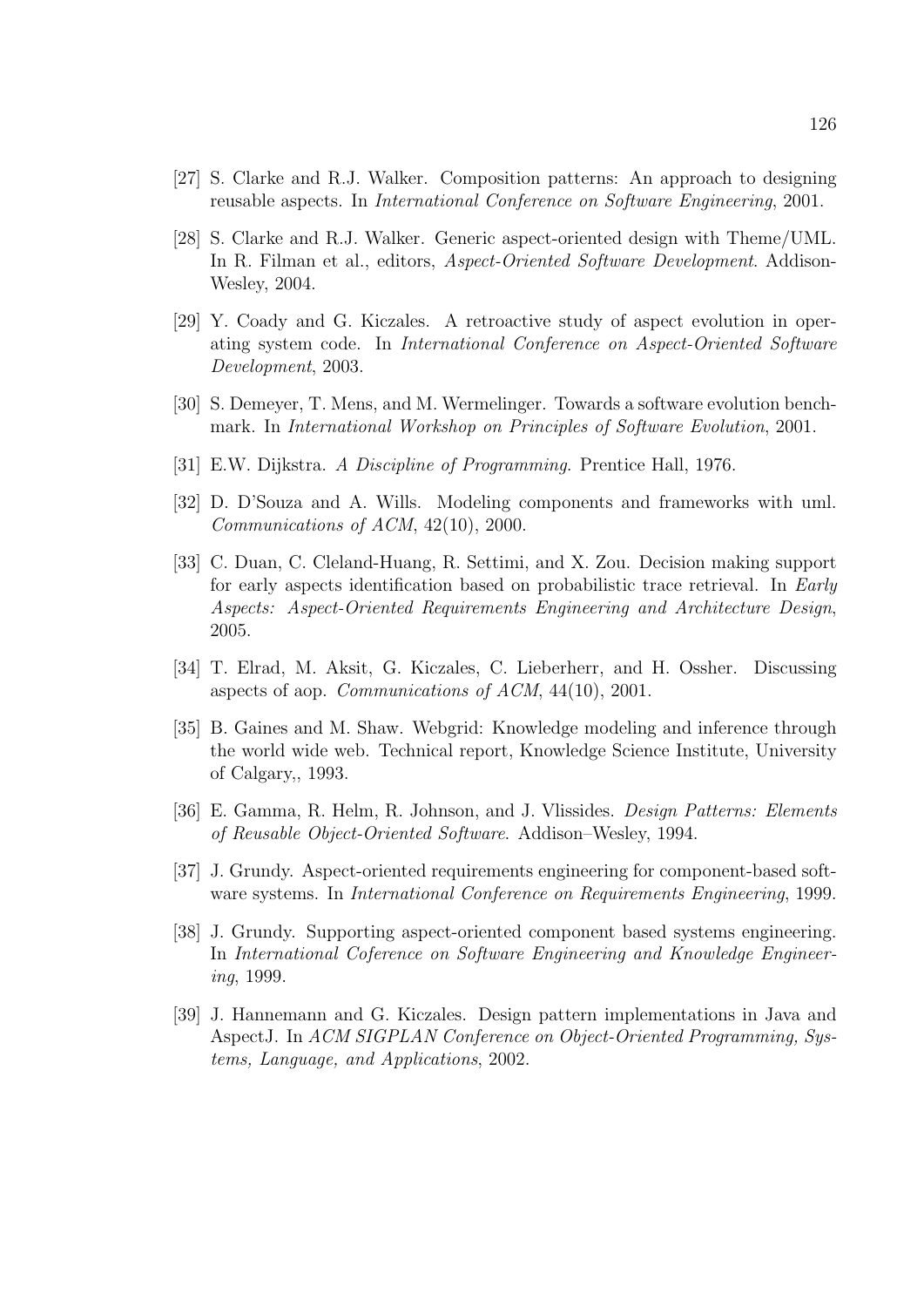[27] S. Clarke and R.J. Walker. Composition patterns: An approach to designing reusable aspects. In *International Conference on Software Engineering*, 2001.

[28] S. Clarke and R.J. Walker. Generic aspect-oriented design with Theme/UML. In R. Filman et al., editors, *Aspect-Oriented Software Development*. Addison-Wesley, 2004.

[29] Y. Coady and G. Kiczales. A retroactive study of aspect evolution in operating system code. In *International Conference on Aspect-Oriented Software Development*, 2003.

[30] S. Demeyer, T. Mens, and M. Wermelinger. Towards a software evolution benchmark. In *International Workshop on Principles of Software Evolution*, 2001.

[31] E.W. Dijkstra. *A Discipline of Programming*. Prentice Hall, 1976.

[32] D. D'Souza and A. Wills. Modeling components and frameworks with uml. *Communications of ACM*, 42(10), 2000.

[33] C. Duan, C. Cleland-Huang, R. Settimi, and X. Zou. Decision making support for early aspects identification based on probabilistic trace retrieval. In *Early Aspects: Aspect-Oriented Requirements Engineering and Architecture Design*, 2005.

[34] T. Elrad, M. Aksit, G. Kiczales, C. Lieberherr, and H. Ossher. Discussing aspects of aop. *Communications of ACM*, 44(10), 2001.

[35] B. Gaines and M. Shaw. Webgrid: Knowledge modeling and inference through the world wide web. Technical report, Knowledge Science Institute, University of Calgary,, 1993.

[36] E. Gamma, R. Helm, R. Johnson, and J. Vlissides. *Design Patterns: Elements of Reusable Object-Oriented Software*. Addison–Wesley, 1994.

[37] J. Grundy. Aspect-oriented requirements engineering for component-based software systems. In *International Conference on Requirements Engineering*, 1999.

[38] J. Grundy. Supporting aspect-oriented component based systems engineering. In *International Coference on Software Engineering and Knowledge Engineering*, 1999.

[39] J. Hannemann and G. Kiczales. Design pattern implementations in Java and AspectJ. In *ACM SIGPLAN Conference on Object-Oriented Programming, Systems, Language, and Applications*, 2002.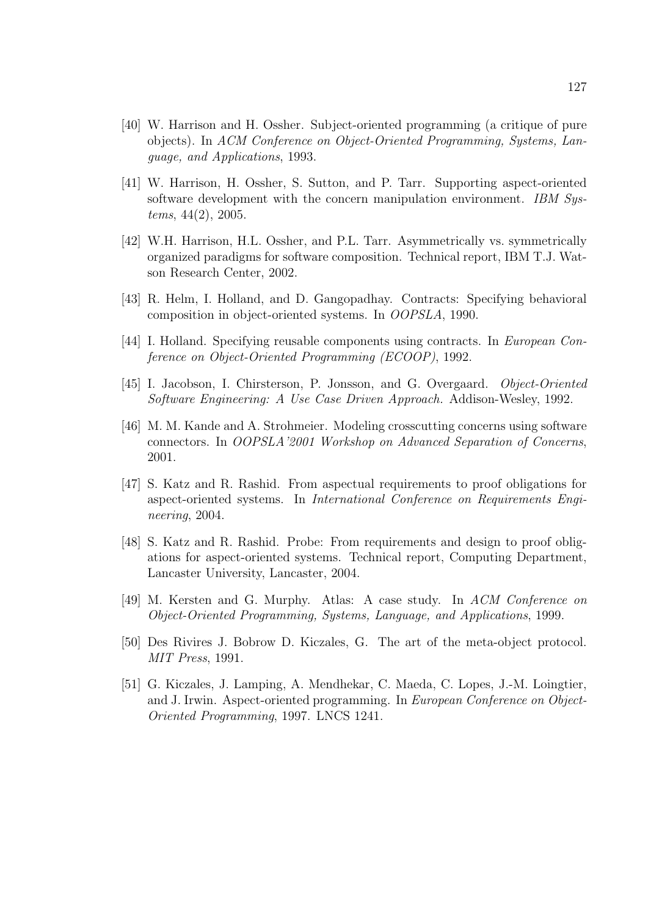[40] W. Harrison and H. Ossher. Subject-oriented programming (a critique of pure objects). In *ACM Conference on Object-Oriented Programming, Systems, Language, and Applications*, 1993.

[41] W. Harrison, H. Ossher, S. Sutton, and P. Tarr. Supporting aspect-oriented software development with the concern manipulation environment. *IBM Systems*, 44(2), 2005.

[42] W.H. Harrison, H.L. Ossher, and P.L. Tarr. Asymmetrically vs. symmetrically organized paradigms for software composition. Technical report, IBM T.J. Watson Research Center, 2002.

[43] R. Helm, I. Holland, and D. Gangopadhay. Contracts: Specifying behavioral composition in object-oriented systems. In *OOPSLA*, 1990.

[44] I. Holland. Specifying reusable components using contracts. In *European Conference on Object-Oriented Programming (ECOOP)*, 1992.

[45] I. Jacobson, I. Chirsterson, P. Jonsson, and G. Overgaard. *Object-Oriented Software Engineering: A Use Case Driven Approach.* Addison-Wesley, 1992.

[46] M. M. Kande and A. Strohmeier. Modeling crosscutting concerns using software connectors. In *OOPSLA'2001 Workshop on Advanced Separation of Concerns*, 2001.

[47] S. Katz and R. Rashid. From aspectual requirements to proof obligations for aspect-oriented systems. In *International Conference on Requirements Engineering*, 2004.

[48] S. Katz and R. Rashid. Probe: From requirements and design to proof obligations for aspect-oriented systems. Technical report, Computing Department, Lancaster University, Lancaster, 2004.

[49] M. Kersten and G. Murphy. Atlas: A case study. In *ACM Conference on Object-Oriented Programming, Systems, Language, and Applications*, 1999.

[50] Des Rivires J. Bobrow D. Kiczales, G. The art of the meta-object protocol. *MIT Press*, 1991.

[51] G. Kiczales, J. Lamping, A. Mendhekar, C. Maeda, C. Lopes, J.-M. Loingtier, and J. Irwin. Aspect-oriented programming. In *European Conference on Object-Oriented Programming*, 1997. LNCS 1241.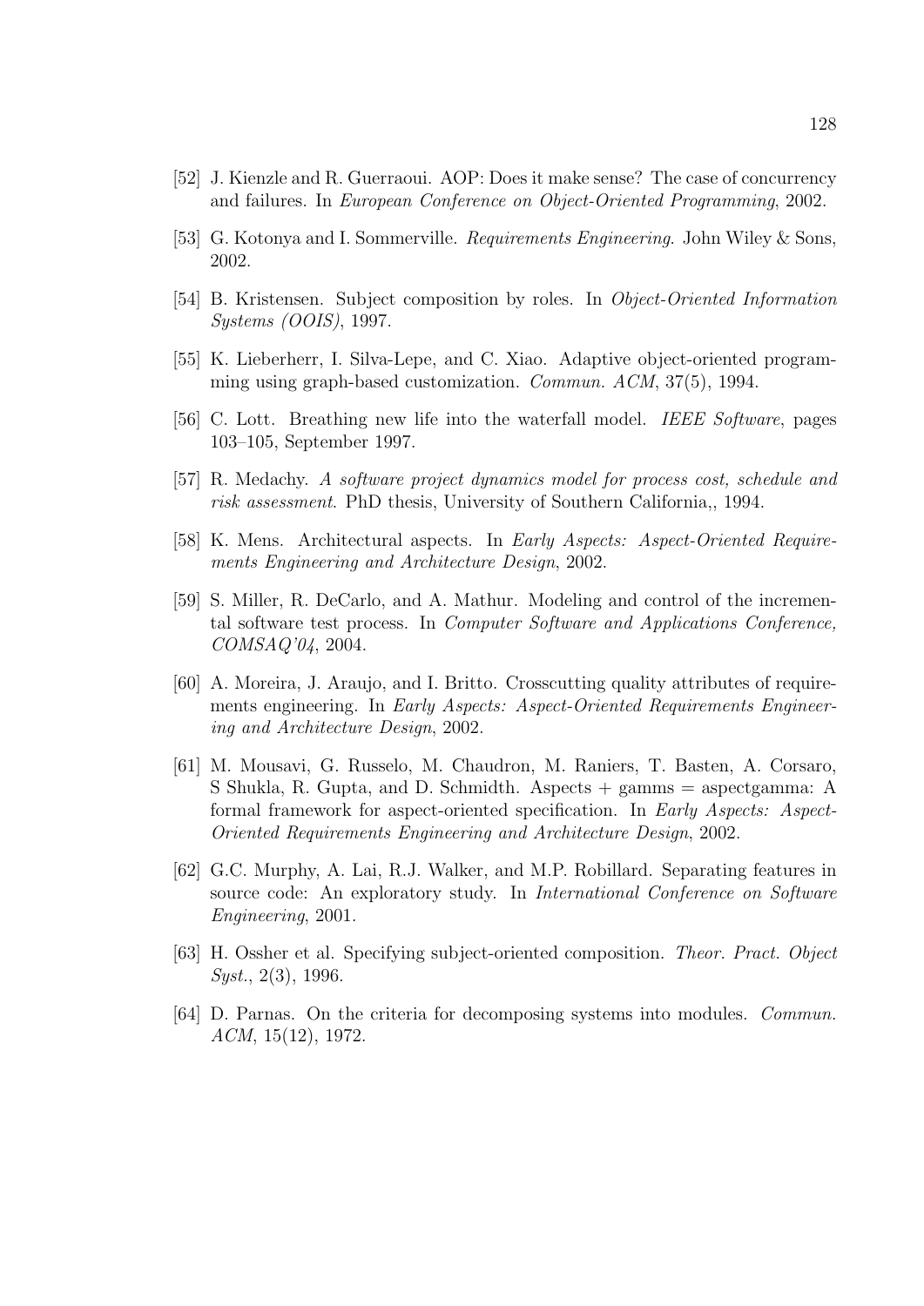[52] J. Kienzle and R. Guerraoui. AOP: Does it make sense? The case of concurrency and failures. In *European Conference on Object-Oriented Programming*, 2002.

[53] G. Kotonya and I. Sommerville. *Requirements Engineering*. John Wiley & Sons, 2002.

[54] B. Kristensen. Subject composition by roles. In *Object-Oriented Information Systems (OOIS)*, 1997.

[55] K. Lieberherr, I. Silva-Lepe, and C. Xiao. Adaptive object-oriented programming using graph-based customization. *Commun. ACM*, 37(5), 1994.

[56] C. Lott. Breathing new life into the waterfall model. *IEEE Software*, pages 103–105, September 1997.

[57] R. Medachy. *A software project dynamics model for process cost, schedule and risk assessment*. PhD thesis, University of Southern California,, 1994.

[58] K. Mens. Architectural aspects. In *Early Aspects: Aspect-Oriented Requirements Engineering and Architecture Design*, 2002.

[59] S. Miller, R. DeCarlo, and A. Mathur. Modeling and control of the incremental software test process. In *Computer Software and Applications Conference, COMSAQ'04*, 2004.

[60] A. Moreira, J. Araujo, and I. Britto. Crosscutting quality attributes of requirements engineering. In *Early Aspects: Aspect-Oriented Requirements Engineering and Architecture Design*, 2002.

[61] M. Mousavi, G. Russelo, M. Chaudron, M. Raniers, T. Basten, A. Corsaro, S Shukla, R. Gupta, and D. Schmidth. Aspects + gamms = aspectgamma: A formal framework for aspect-oriented specification. In *Early Aspects: Aspect-Oriented Requirements Engineering and Architecture Design*, 2002.

[62] G.C. Murphy, A. Lai, R.J. Walker, and M.P. Robillard. Separating features in source code: An exploratory study. In *International Conference on Software Engineering*, 2001.

[63] H. Ossher et al. Specifying subject-oriented composition. *Theor. Pract. Object Syst.*, 2(3), 1996.

[64] D. Parnas. On the criteria for decomposing systems into modules. *Commun. ACM*, 15(12), 1972.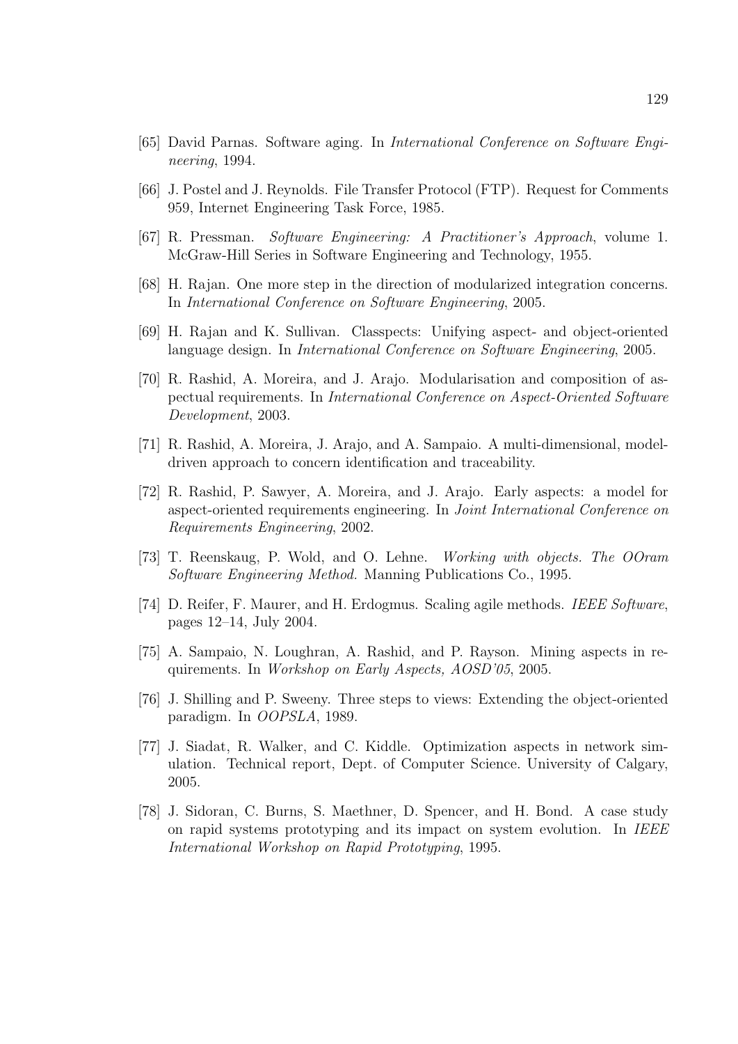[65] David Parnas. Software aging. In *International Conference on Software Engineering*, 1994.

[66] J. Postel and J. Reynolds. File Transfer Protocol (FTP). Request for Comments 959, Internet Engineering Task Force, 1985.

[67] R. Pressman. *Software Engineering: A Practitioner's Approach*, volume 1. McGraw-Hill Series in Software Engineering and Technology, 1955.

[68] H. Rajan. One more step in the direction of modularized integration concerns. In *International Conference on Software Engineering*, 2005.

[69] H. Rajan and K. Sullivan. Classpects: Unifying aspect- and object-oriented language design. In *International Conference on Software Engineering*, 2005.

[70] R. Rashid, A. Moreira, and J. Arajo. Modularisation and composition of aspectual requirements. In *International Conference on Aspect-Oriented Software Development*, 2003.

[71] R. Rashid, A. Moreira, J. Arajo, and A. Sampaio. A multi-dimensional, model-driven approach to concern identification and traceability.

[72] R. Rashid, P. Sawyer, A. Moreira, and J. Arajo. Early aspects: a model for aspect-oriented requirements engineering. In *Joint International Conference on Requirements Engineering*, 2002.

[73] T. Reenskaug, P. Wold, and O. Lehne. *Working with objects. The OOram Software Engineering Method.* Manning Publications Co., 1995.

[74] D. Reifer, F. Maurer, and H. Erdogmus. Scaling agile methods. *IEEE Software*, pages 12–14, July 2004.

[75] A. Sampaio, N. Loughran, A. Rashid, and P. Rayson. Mining aspects in requirements. In *Workshop on Early Aspects, AOSD'05*, 2005.

[76] J. Shilling and P. Sweeny. Three steps to views: Extending the object-oriented paradigm. In *OOPSLA*, 1989.

[77] J. Siadat, R. Walker, and C. Kiddle. Optimization aspects in network simulation. Technical report, Dept. of Computer Science. University of Calgary, 2005.

[78] J. Sidoran, C. Burns, S. Maethner, D. Spencer, and H. Bond. A case study on rapid systems prototyping and its impact on system evolution. In *IEEE International Workshop on Rapid Prototyping*, 1995.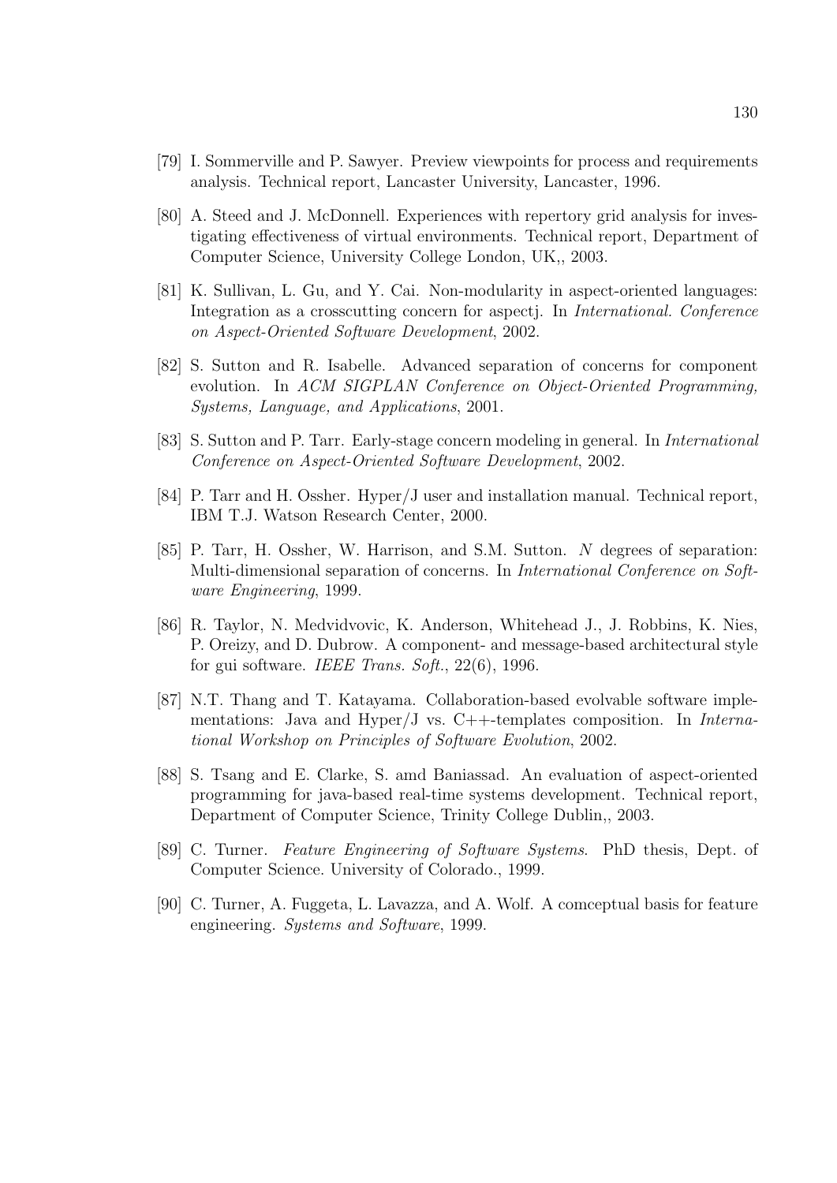[79] I. Sommerville and P. Sawyer. Preview viewpoints for process and requirements analysis. Technical report, Lancaster University, Lancaster, 1996.

[80] A. Steed and J. McDonnell. Experiences with repertory grid analysis for investigating effectiveness of virtual environments. Technical report, Department of Computer Science, University College London, UK,, 2003.

[81] K. Sullivan, L. Gu, and Y. Cai. Non-modularity in aspect-oriented languages: Integration as a crosscutting concern for aspectj. In *International. Conference on Aspect-Oriented Software Development*, 2002.

[82] S. Sutton and R. Isabelle. Advanced separation of concerns for component evolution. In *ACM SIGPLAN Conference on Object-Oriented Programming, Systems, Language, and Applications*, 2001.

[83] S. Sutton and P. Tarr. Early-stage concern modeling in general. In *International Conference on Aspect-Oriented Software Development*, 2002.

[84] P. Tarr and H. Ossher. Hyper/J user and installation manual. Technical report, IBM T.J. Watson Research Center, 2000.

[85] P. Tarr, H. Ossher, W. Harrison, and S.M. Sutton. *N* degrees of separation: Multi-dimensional separation of concerns. In *International Conference on Software Engineering*, 1999.

[86] R. Taylor, N. Medvidvovic, K. Anderson, Whitehead J., J. Robbins, K. Nies, P. Oreizy, and D. Dubrow. A component- and message-based architectural style for gui software. *IEEE Trans. Soft.*, 22(6), 1996.

[87] N.T. Thang and T. Katayama. Collaboration-based evolvable software implementations: Java and Hyper/J vs. C++-templates composition. In *International Workshop on Principles of Software Evolution*, 2002.

[88] S. Tsang and E. Clarke, S. amd Baniassad. An evaluation of aspect-oriented programming for java-based real-time systems development. Technical report, Department of Computer Science, Trinity College Dublin,, 2003.

[89] C. Turner. *Feature Engineering of Software Systems*. PhD thesis, Dept. of Computer Science. University of Colorado., 1999.

[90] C. Turner, A. Fuggeta, L. Lavazza, and A. Wolf. A comceptual basis for feature engineering. *Systems and Software*, 1999.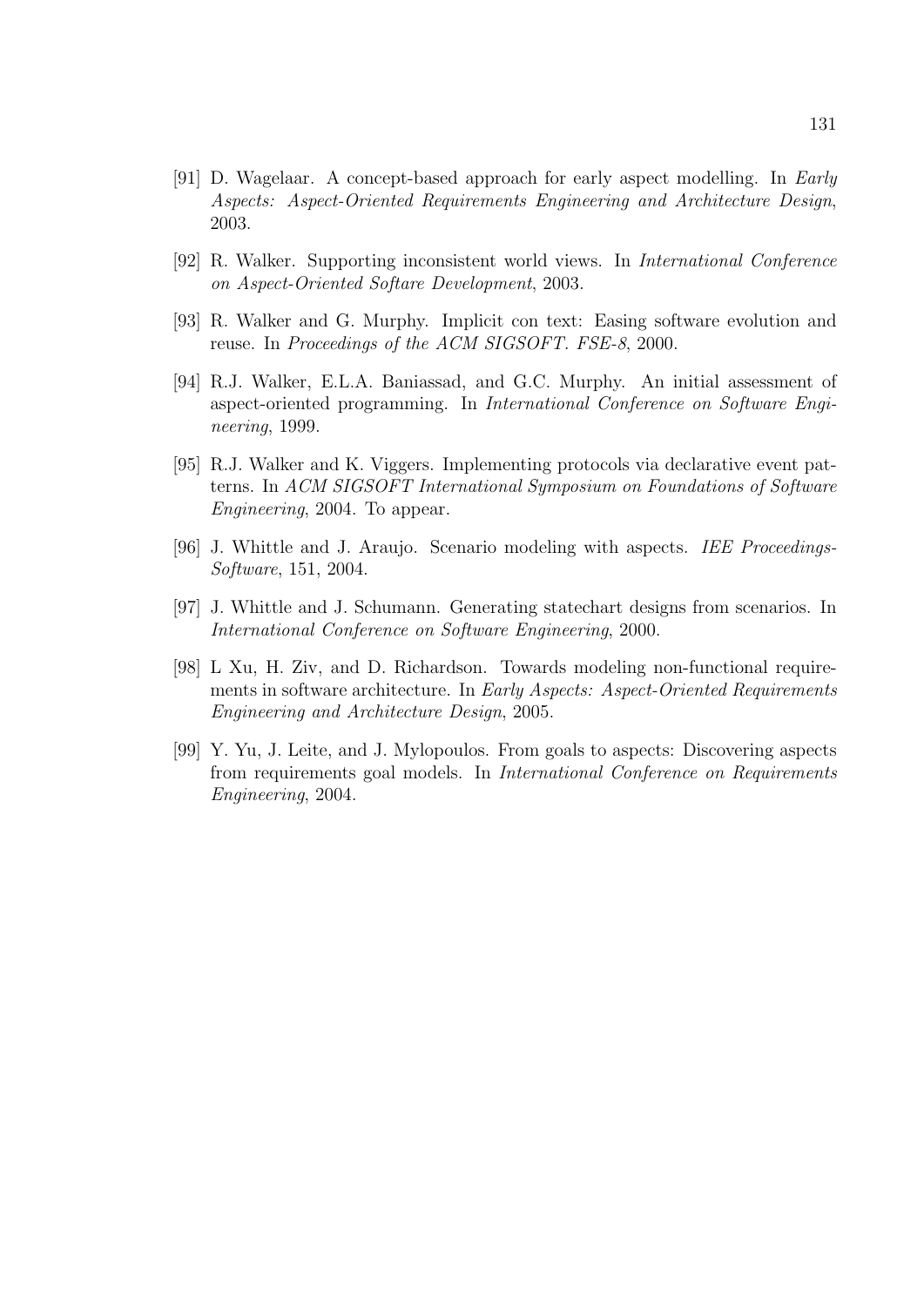[91] D. Wagelaar. A concept-based approach for early aspect modelling. In *Early Aspects: Aspect-Oriented Requirements Engineering and Architecture Design*, 2003.

[92] R. Walker. Supporting inconsistent world views. In *International Conference on Aspect-Oriented Softare Development*, 2003.

[93] R. Walker and G. Murphy. Implicit con text: Easing software evolution and reuse. In *Proceedings of the ACM SIGSOFT. FSE-8*, 2000.

[94] R.J. Walker, E.L.A. Baniassad, and G.C. Murphy. An initial assessment of aspect-oriented programming. In *International Conference on Software Engineering*, 1999.

[95] R.J. Walker and K. Viggers. Implementing protocols via declarative event patterns. In *ACM SIGSOFT International Symposium on Foundations of Software Engineering*, 2004. To appear.

[96] J. Whittle and J. Araujo. Scenario modeling with aspects. *IEE Proceedings-Software*, 151, 2004.

[97] J. Whittle and J. Schumann. Generating statechart designs from scenarios. In *International Conference on Software Engineering*, 2000.

[98] L Xu, H. Ziv, and D. Richardson. Towards modeling non-functional requirements in software architecture. In *Early Aspects: Aspect-Oriented Requirements Engineering and Architecture Design*, 2005.

[99] Y. Yu, J. Leite, and J. Mylopoulos. From goals to aspects: Discovering aspects from requirements goal models. In *International Conference on Requirements Engineering*, 2004.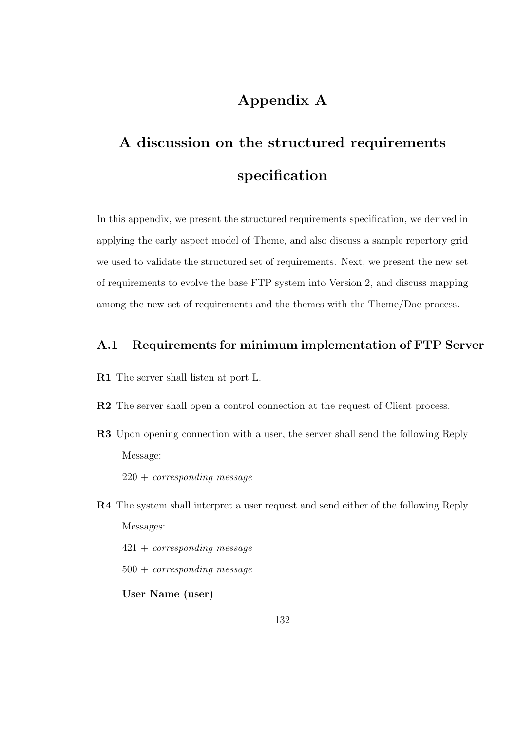# Appendix A

# A discussion on the structured requirements specification

In this appendix, we present the structured requirements specification, we derived in applying the early aspect model of Theme, and also discuss a sample repertory grid we used to validate the structured set of requirements. Next, we present the new set of requirements to evolve the base FTP system into Version 2, and discuss mapping among the new set of requirements and the themes with the Theme/Doc process.

## A.1 Requirements for minimum implementation of FTP Server

**R1** The server shall listen at port L.

**R2** The server shall open a control connection at the request of Client process.

**R3** Upon opening connection with a user, the server shall send the following Reply Message:

220 + *corresponding message*

**R4** The system shall interpret a user request and send either of the following Reply Messages:

421 + *corresponding message*

500 + *corresponding message*

**User Name (user)**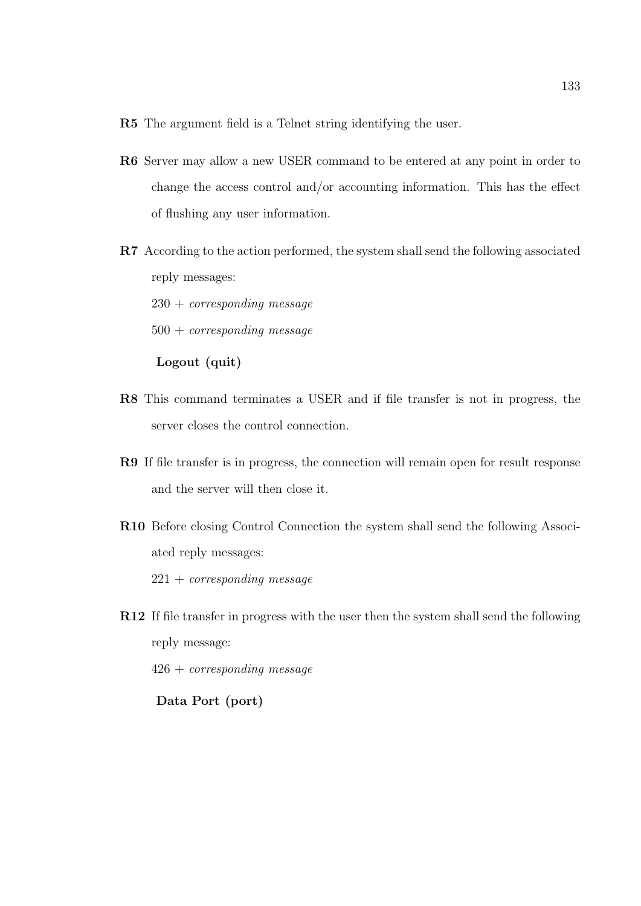**R5** The argument field is a Telnet string identifying the user.

**R6** Server may allow a new USER command to be entered at any point in order to change the access control and/or accounting information. This has the effect of flushing any user information.

**R7** According to the action performed, the system shall send the following associated reply messages:

230 + *corresponding message*

500 + *corresponding message*

**Logout (quit)**

**R8** This command terminates a USER and if file transfer is not in progress, the server closes the control connection.

**R9** If file transfer is in progress, the connection will remain open for result response and the server will then close it.

**R10** Before closing Control Connection the system shall send the following Associated reply messages:

221 + *corresponding message*

**R12** If file transfer in progress with the user then the system shall send the following reply message:

426 + *corresponding message*

**Data Port (port)**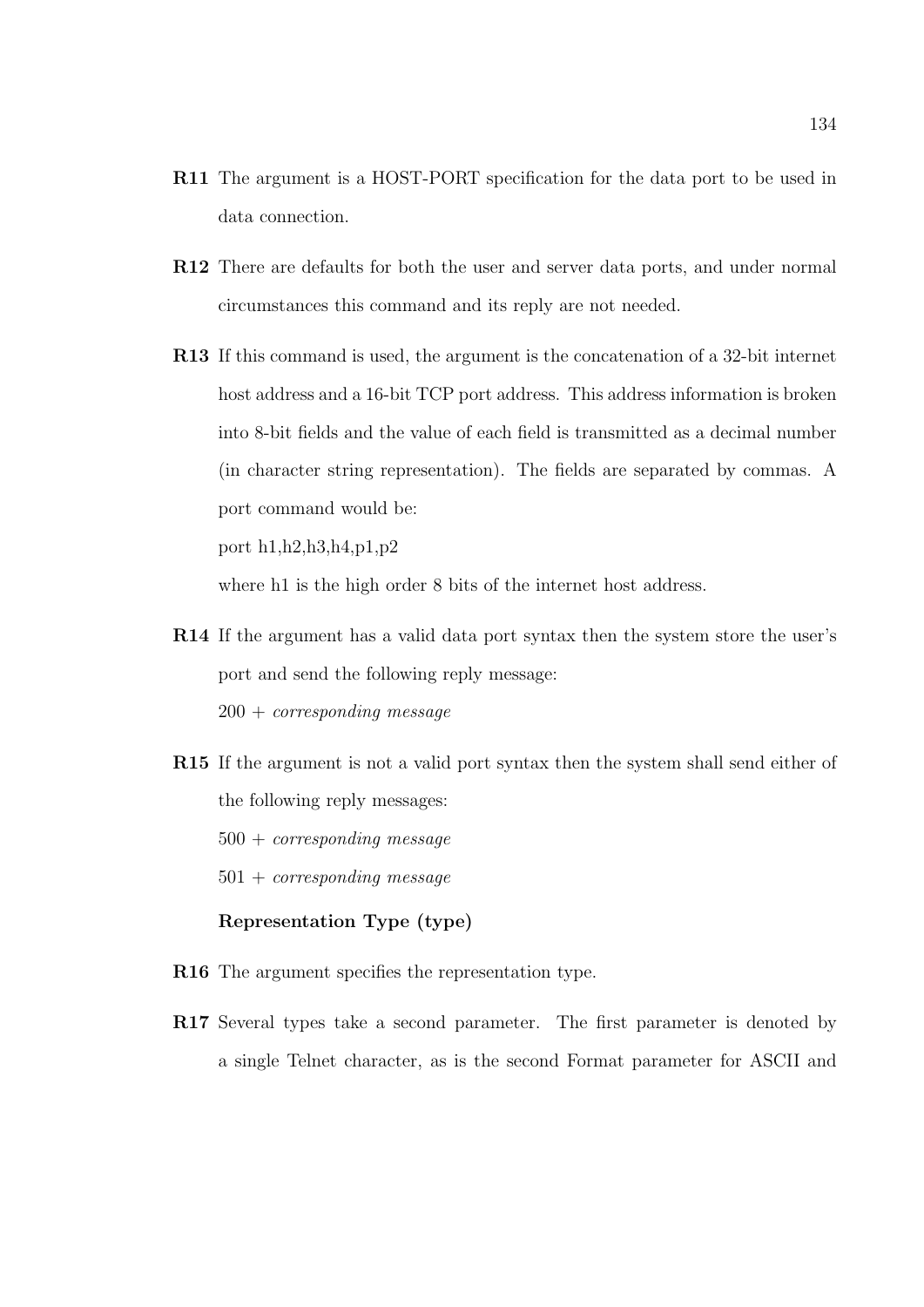**R11** The argument is a HOST-PORT specification for the data port to be used in data connection.

**R12** There are defaults for both the user and server data ports, and under normal circumstances this command and its reply are not needed.

**R13** If this command is used, the argument is the concatenation of a 32-bit internet host address and a 16-bit TCP port address. This address information is broken into 8-bit fields and the value of each field is transmitted as a decimal number (in character string representation). The fields are separated by commas. A port command would be:

port h1,h2,h3,h4,p1,p2

where h1 is the high order 8 bits of the internet host address.

**R14** If the argument has a valid data port syntax then the system store the user's port and send the following reply message:

200 + *corresponding message*

**R15** If the argument is not a valid port syntax then the system shall send either of the following reply messages:

500 + *corresponding message*

501 + *corresponding message*

**Representation Type (type)**

**R16** The argument specifies the representation type.

**R17** Several types take a second parameter. The first parameter is denoted by a single Telnet character, as is the second Format parameter for ASCII and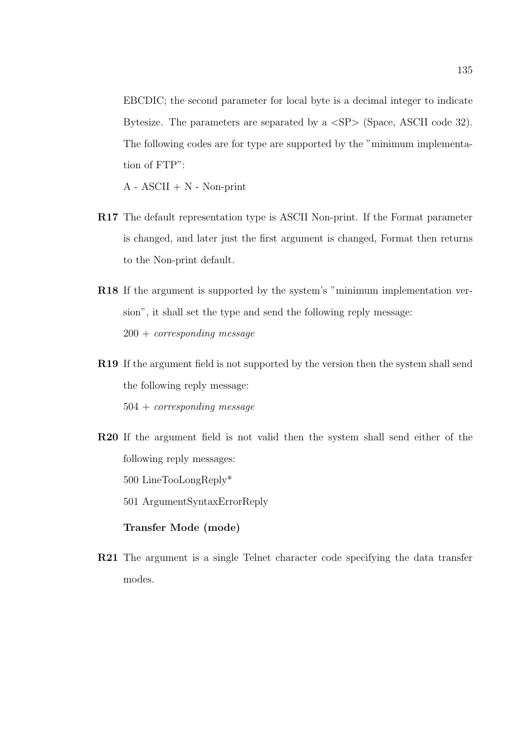EBCDIC; the second parameter for local byte is a decimal integer to indicate Bytesize. The parameters are separated by a <SP> (Space, ASCII code 32). The following codes are for type are supported by the "minimum implementation of FTP":

A - ASCII + N - Non-print

**R17** The default representation type is ASCII Non-print. If the Format parameter is changed, and later just the first argument is changed, Format then returns to the Non-print default.

**R18** If the argument is supported by the system's "minimum implementation version", it shall set the type and send the following reply message:

200 + *corresponding message*

**R19** If the argument field is not supported by the version then the system shall send the following reply message:

504 + *corresponding message*

**R20** If the argument field is not valid then the system shall send either of the following reply messages:

500 LineTooLongReply*

501 ArgumentSyntaxErrorReply

**Transfer Mode (mode)**

**R21** The argument is a single Telnet character code specifying the data transfer modes.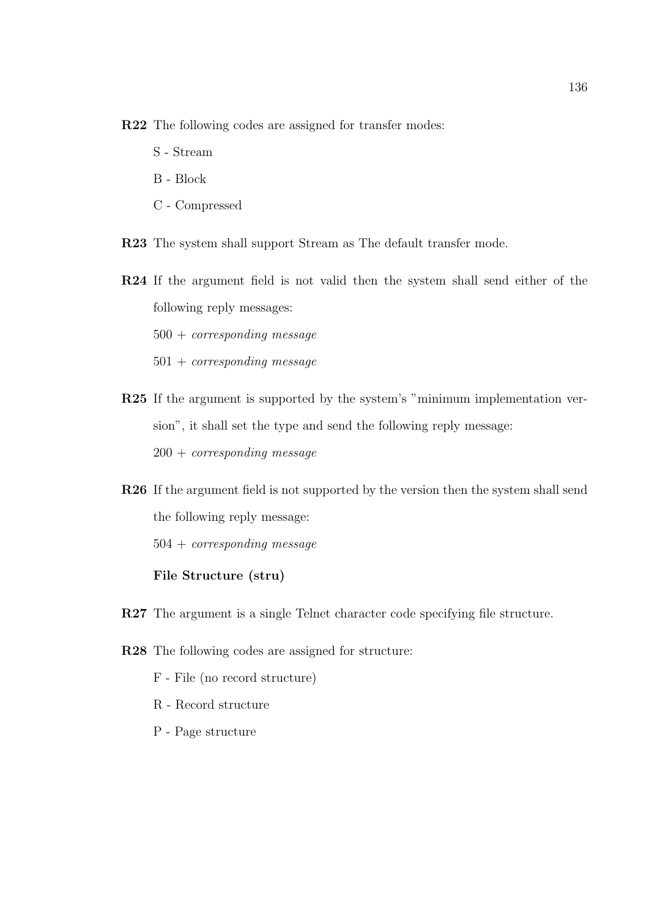**R22** The following codes are assigned for transfer modes:

S - Stream

B - Block

C - Compressed

**R23** The system shall support Stream as The default transfer mode.

**R24** If the argument field is not valid then the system shall send either of the following reply messages:

500 + *corresponding message*

501 + *corresponding message*

**R25** If the argument is supported by the system's "minimum implementation version", it shall set the type and send the following reply message:

200 + *corresponding message*

**R26** If the argument field is not supported by the version then the system shall send the following reply message:

504 + *corresponding message*

**File Structure (stru)**

**R27** The argument is a single Telnet character code specifying file structure.

**R28** The following codes are assigned for structure:

F - File (no record structure)

R - Record structure

P - Page structure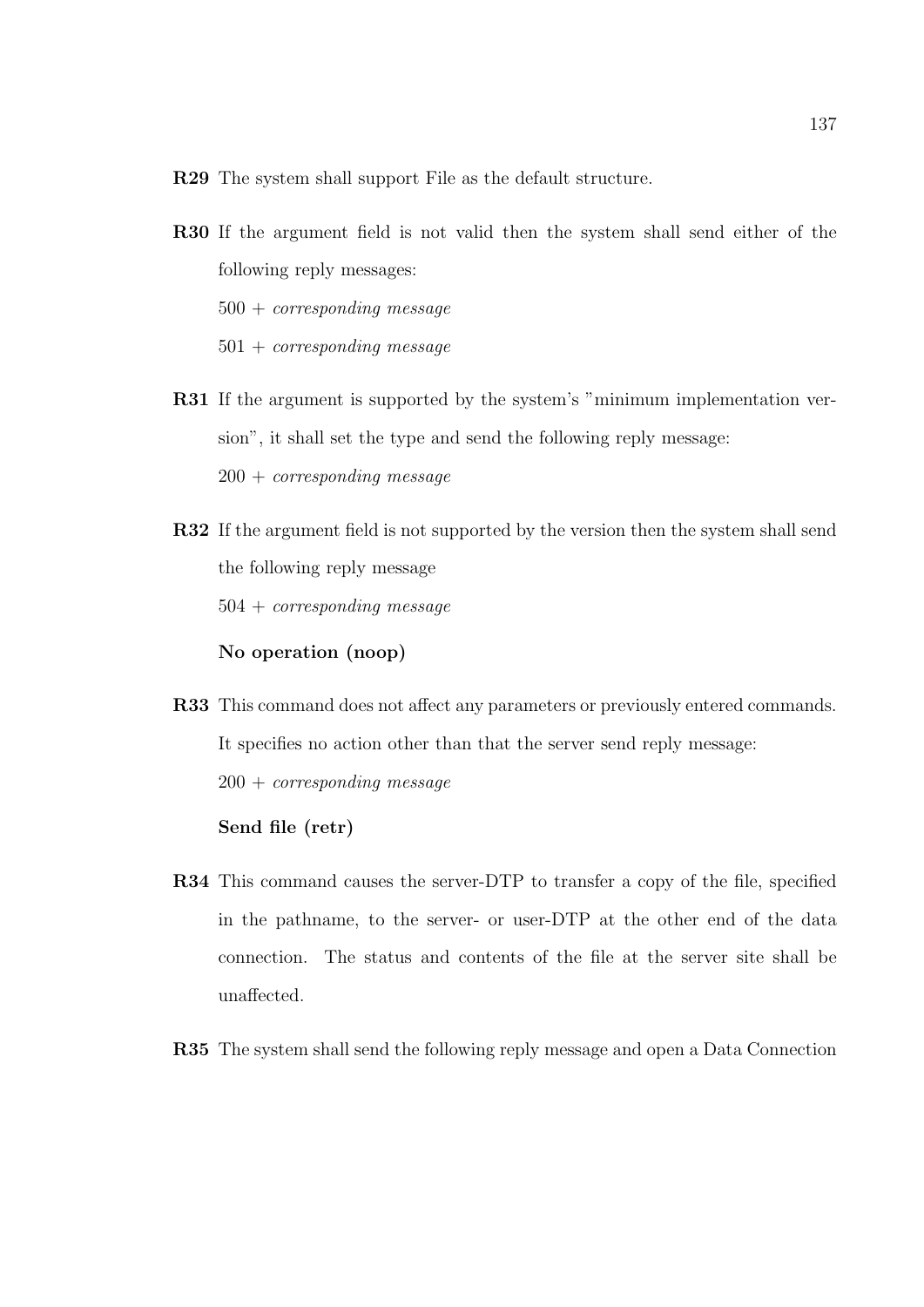**R29** The system shall support File as the default structure.

**R30** If the argument field is not valid then the system shall send either of the following reply messages:

500 + *corresponding message*

501 + *corresponding message*

**R31** If the argument is supported by the system's "minimum implementation version", it shall set the type and send the following reply message:

200 + *corresponding message*

**R32** If the argument field is not supported by the version then the system shall send the following reply message

504 + *corresponding message*

**No operation (noop)**

**R33** This command does not affect any parameters or previously entered commands. It specifies no action other than that the server send reply message:

200 + *corresponding message*

**Send file (retr)**

**R34** This command causes the server-DTP to transfer a copy of the file, specified in the pathname, to the server- or user-DTP at the other end of the data connection. The status and contents of the file at the server site shall be unaffected.

**R35** The system shall send the following reply message and open a Data Connection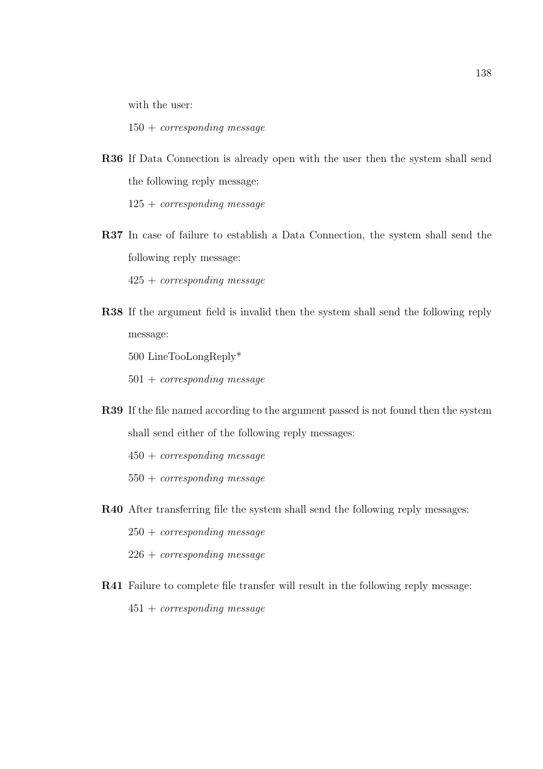with the user:

150 + *corresponding message*

**R36** If Data Connection is already open with the user then the system shall send the following reply message:

125 + *corresponding message*

**R37** In case of failure to establish a Data Connection, the system shall send the following reply message:

425 + *corresponding message*

**R38** If the argument field is invalid then the system shall send the following reply message:

500 LineTooLongReply*

501 + *corresponding message*

**R39** If the file named according to the argument passed is not found then the system shall send either of the following reply messages:

450 + *corresponding message*

550 + *corresponding message*

**R40** After transferring file the system shall send the following reply messages:

250 + *corresponding message*

226 + *corresponding message*

**R41** Failure to complete file transfer will result in the following reply message:

451 + *corresponding message*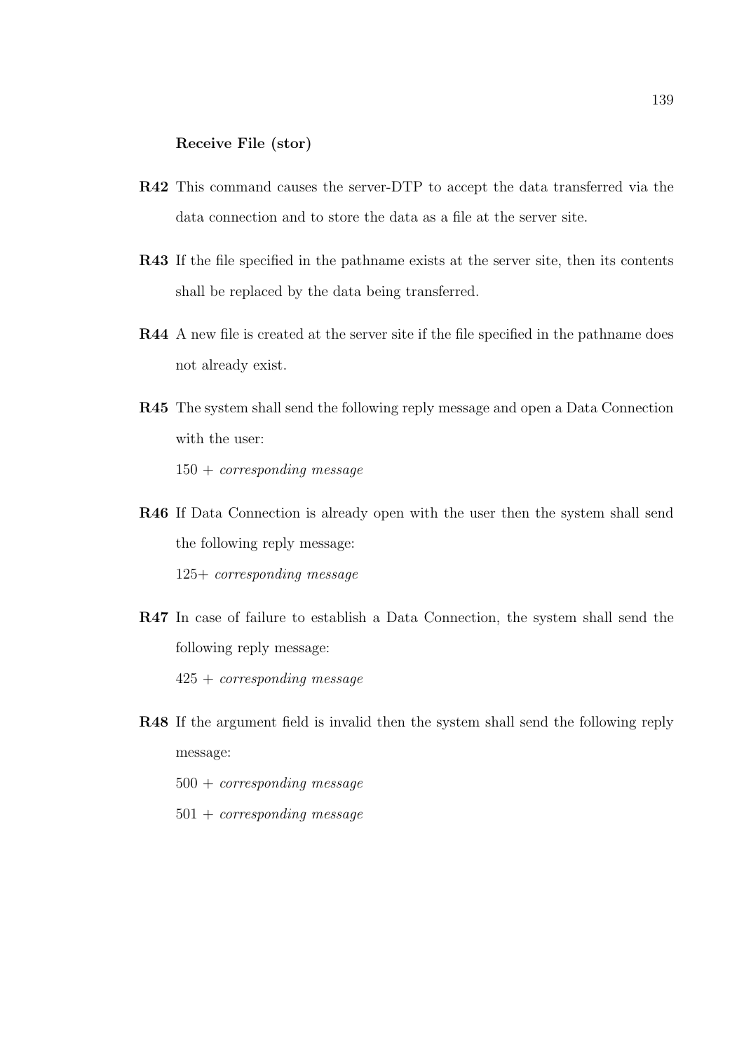**Receive File (stor)**

**R42** This command causes the server-DTP to accept the data transferred via the data connection and to store the data as a file at the server site.

**R43** If the file specified in the pathname exists at the server site, then its contents shall be replaced by the data being transferred.

**R44** A new file is created at the server site if the file specified in the pathname does not already exist.

**R45** The system shall send the following reply message and open a Data Connection with the user:

150 + *corresponding message*

**R46** If Data Connection is already open with the user then the system shall send the following reply message:

125+ *corresponding message*

**R47** In case of failure to establish a Data Connection, the system shall send the following reply message:

425 + *corresponding message*

**R48** If the argument field is invalid then the system shall send the following reply message:

500 + *corresponding message*

501 + *corresponding message*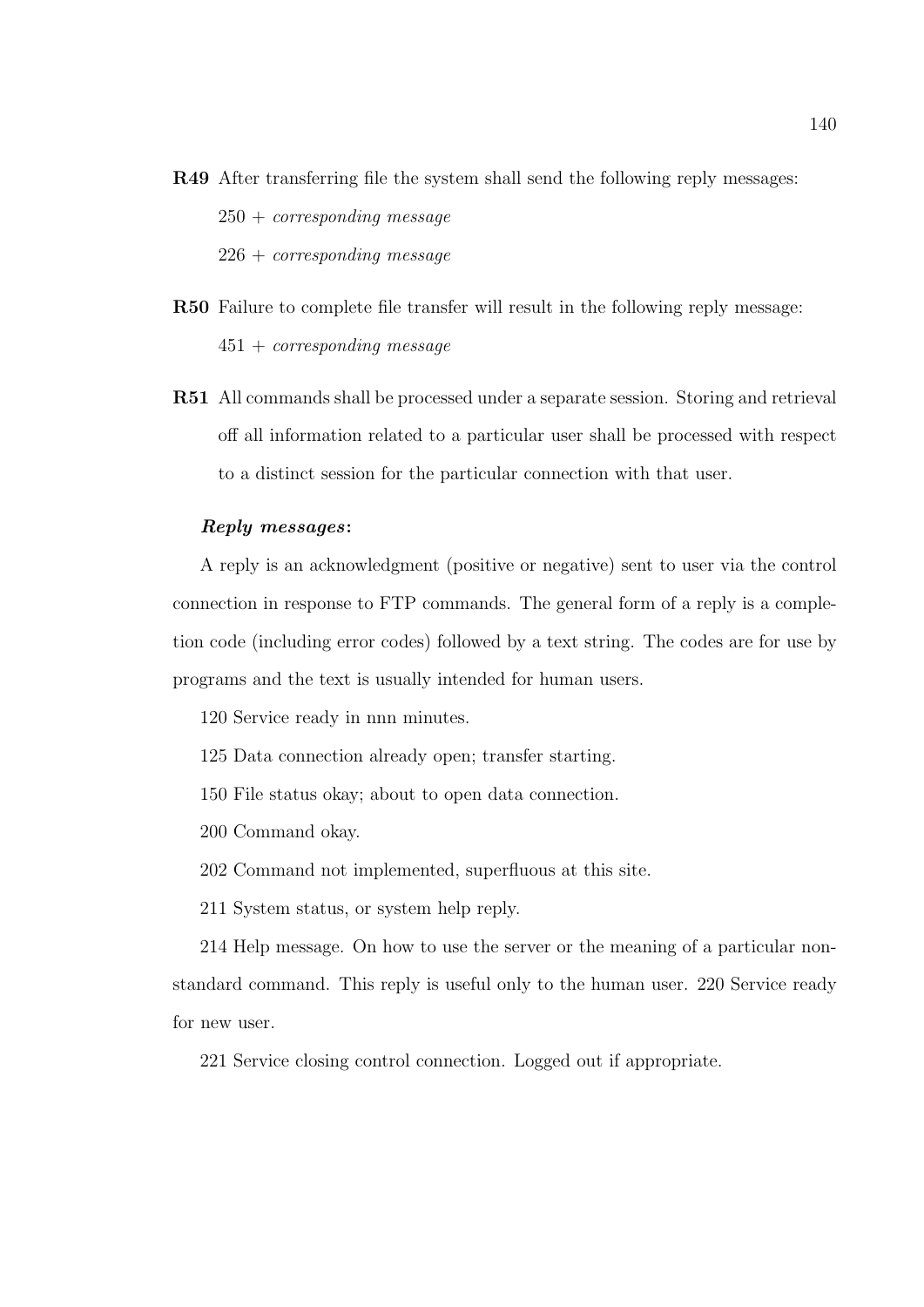**R49** After transferring file the system shall send the following reply messages:

250 + *corresponding message*

226 + *corresponding message*

**R50** Failure to complete file transfer will result in the following reply message:

451 + *corresponding message*

**R51** All commands shall be processed under a separate session. Storing and retrieval off all information related to a particular user shall be processed with respect to a distinct session for the particular connection with that user.

***Reply messages*:**

A reply is an acknowledgment (positive or negative) sent to user via the control connection in response to FTP commands. The general form of a reply is a completion code (including error codes) followed by a text string. The codes are for use by programs and the text is usually intended for human users.

120 Service ready in nnn minutes.

125 Data connection already open; transfer starting.

150 File status okay; about to open data connection.

200 Command okay.

202 Command not implemented, superfluous at this site.

211 System status, or system help reply.

214 Help message. On how to use the server or the meaning of a particular non-standard command. This reply is useful only to the human user. 220 Service ready for new user.

221 Service closing control connection. Logged out if appropriate.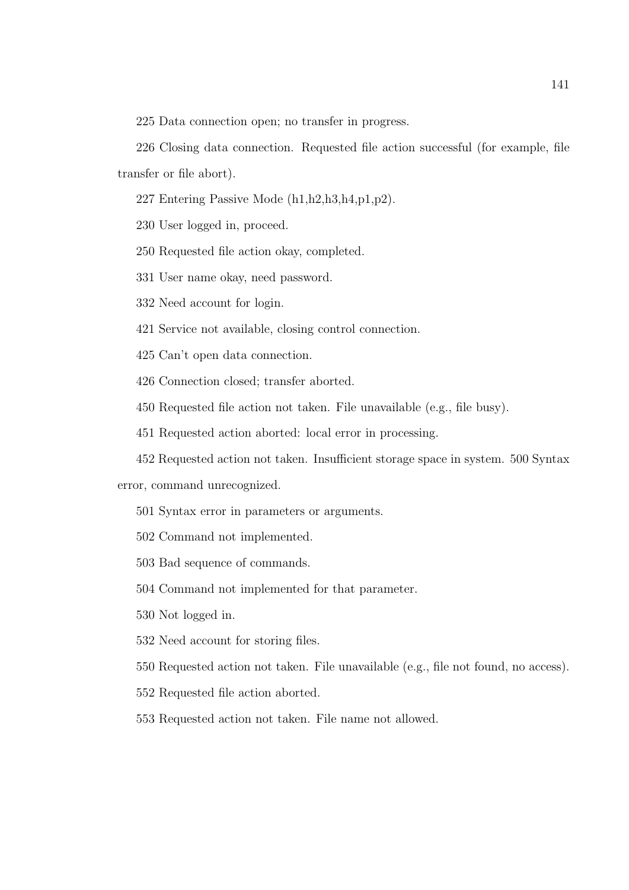225 Data connection open; no transfer in progress.

226 Closing data connection. Requested file action successful (for example, file transfer or file abort).

227 Entering Passive Mode (h1,h2,h3,h4,p1,p2).

230 User logged in, proceed.

250 Requested file action okay, completed.

331 User name okay, need password.

332 Need account for login.

421 Service not available, closing control connection.

425 Can't open data connection.

426 Connection closed; transfer aborted.

450 Requested file action not taken. File unavailable (e.g., file busy).

451 Requested action aborted: local error in processing.

452 Requested action not taken. Insufficient storage space in system. 500 Syntax error, command unrecognized.

501 Syntax error in parameters or arguments.

502 Command not implemented.

503 Bad sequence of commands.

504 Command not implemented for that parameter.

530 Not logged in.

532 Need account for storing files.

550 Requested action not taken. File unavailable (e.g., file not found, no access).

552 Requested file action aborted.

553 Requested action not taken. File name not allowed.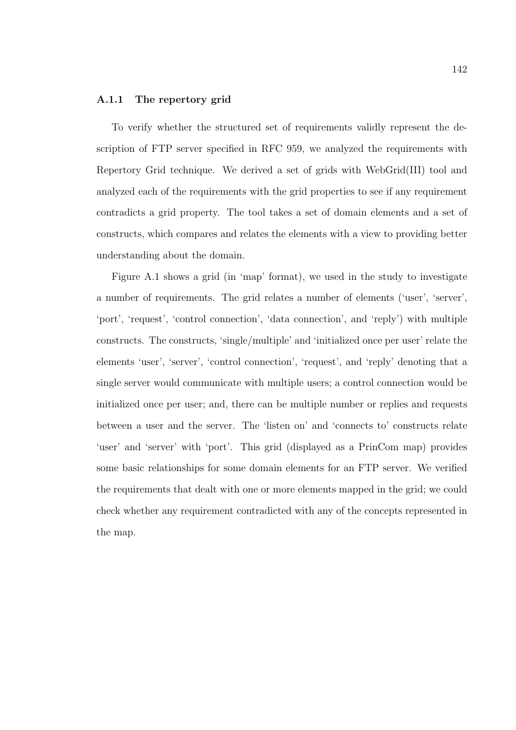### A.1.1 The repertory grid

To verify whether the structured set of requirements validly represent the description of FTP server specified in RFC 959, we analyzed the requirements with Repertory Grid technique. We derived a set of grids with WebGrid(III) tool and analyzed each of the requirements with the grid properties to see if any requirement contradicts a grid property. The tool takes a set of domain elements and a set of constructs, which compares and relates the elements with a view to providing better understanding about the domain.

Figure A.1 shows a grid (in 'map' format), we used in the study to investigate a number of requirements. The grid relates a number of elements ('user', 'server', 'port', 'request', 'control connection', 'data connection', and 'reply') with multiple constructs. The constructs, 'single/multiple' and 'initialized once per user' relate the elements 'user', 'server', 'control connection', 'request', and 'reply' denoting that a single server would communicate with multiple users; a control connection would be initialized once per user; and, there can be multiple number or replies and requests between a user and the server. The 'listen on' and 'connects to' constructs relate 'user' and 'server' with 'port'. This grid (displayed as a PrinCom map) provides some basic relationships for some domain elements for an FTP server. We verified the requirements that dealt with one or more elements mapped in the grid; we could check whether any requirement contradicted with any of the concepts represented in the map.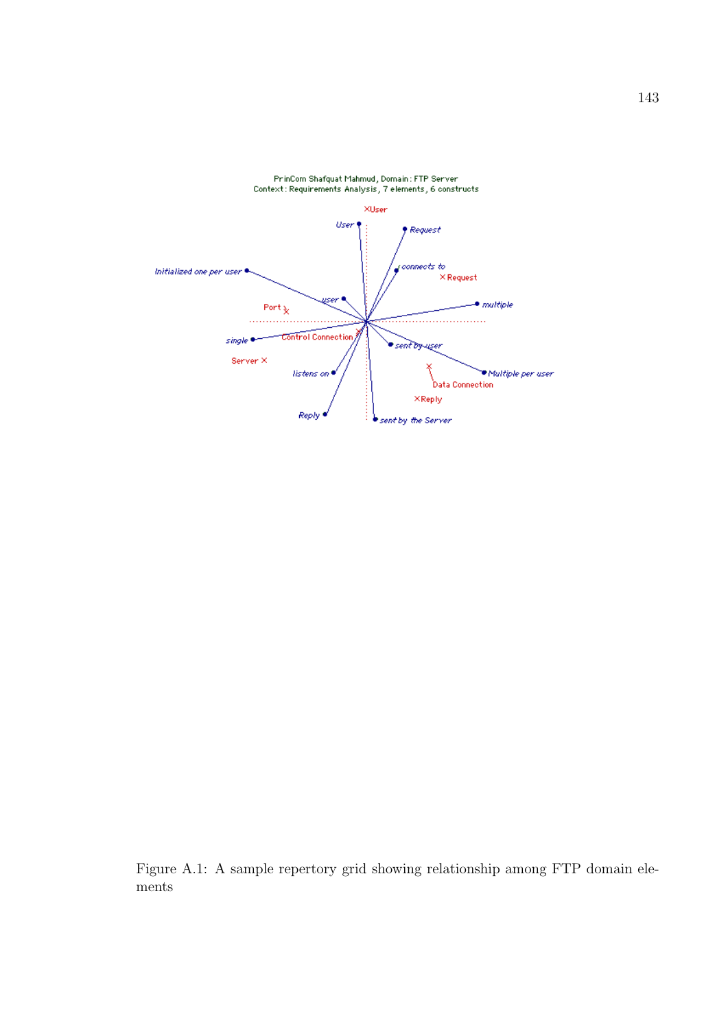PrinCom Shafquat Mahmud, Domain: FTP Server
Context: Requirements Analysis, 7 elements, 6 constructs

User, Request, connects to, Request, Initialized one per user, user, multiple, Port, single, Control Connection, sent by user, Server, listens on, Multiple per user, Data Connection, Reply, Reply, sent by the Server, User

Figure A.1: A sample repertory grid showing relationship among FTP domain elements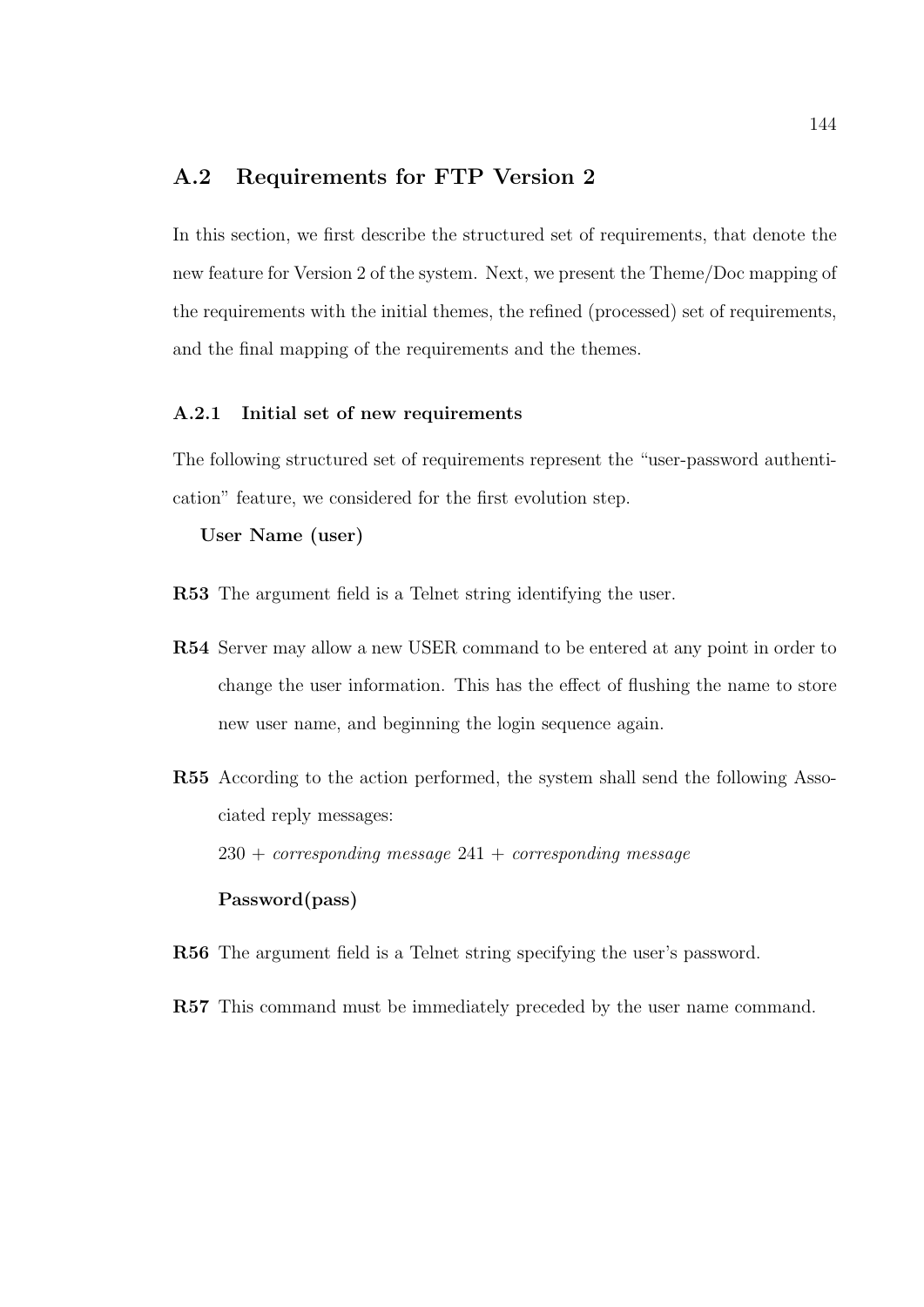## A.2 Requirements for FTP Version 2

In this section, we first describe the structured set of requirements, that denote the new feature for Version 2 of the system. Next, we present the Theme/Doc mapping of the requirements with the initial themes, the refined (processed) set of requirements, and the final mapping of the requirements and the themes.

### A.2.1 Initial set of new requirements

The following structured set of requirements represent the “user-password authentication” feature, we considered for the first evolution step.

**User Name (user)**

**R53** The argument field is a Telnet string identifying the user.

**R54** Server may allow a new USER command to be entered at any point in order to change the user information. This has the effect of flushing the name to store new user name, and beginning the login sequence again.

**R55** According to the action performed, the system shall send the following Associated reply messages:

230 + *corresponding message* 241 + *corresponding message*

**Password(pass)**

**R56** The argument field is a Telnet string specifying the user's password.

**R57** This command must be immediately preceded by the user name command.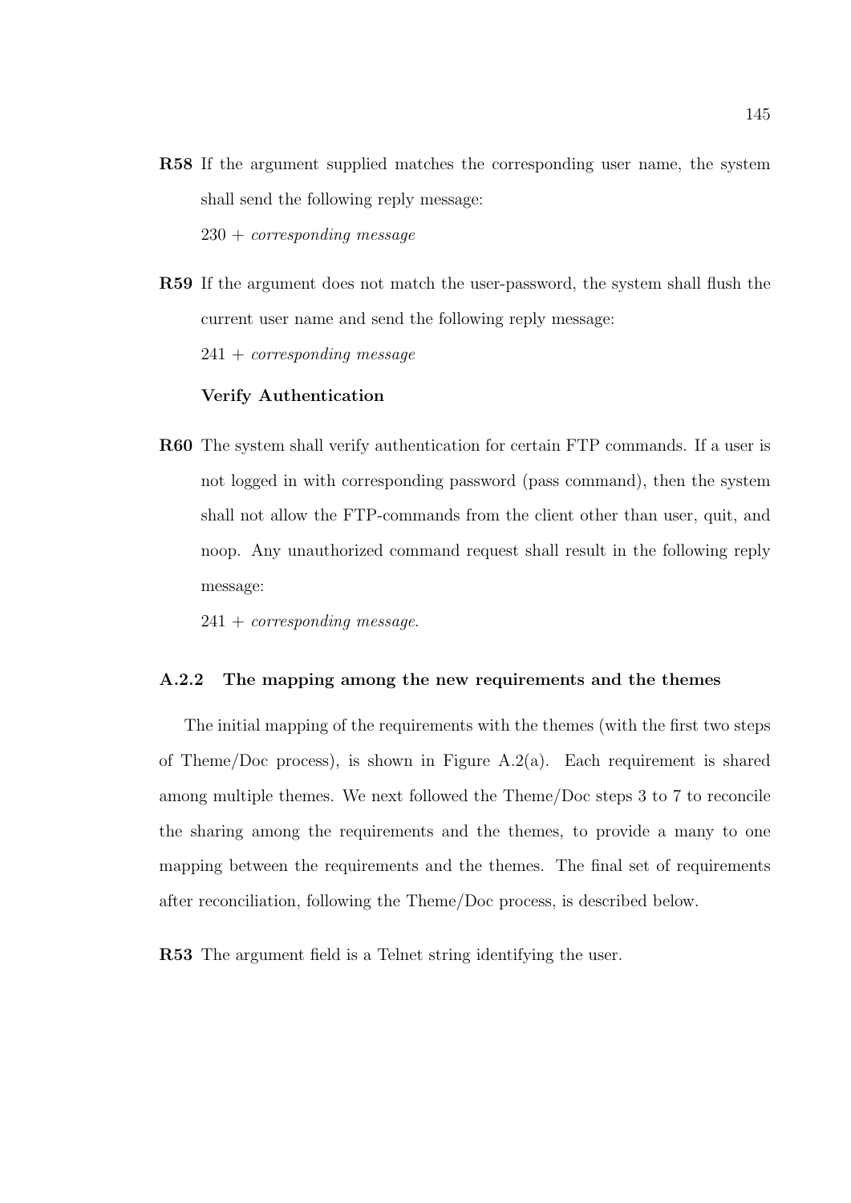**R58** If the argument supplied matches the corresponding user name, the system shall send the following reply message:

230 + *corresponding message*

**R59** If the argument does not match the user-password, the system shall flush the current user name and send the following reply message:

241 + *corresponding message*

**Verify Authentication**

**R60** The system shall verify authentication for certain FTP commands. If a user is not logged in with corresponding password (pass command), then the system shall not allow the FTP-commands from the client other than user, quit, and noop. Any unauthorized command request shall result in the following reply message:

241 + *corresponding message*.

### A.2.2 The mapping among the new requirements and the themes

The initial mapping of the requirements with the themes (with the first two steps of Theme/Doc process), is shown in Figure A.2(a). Each requirement is shared among multiple themes. We next followed the Theme/Doc steps 3 to 7 to reconcile the sharing among the requirements and the themes, to provide a many to one mapping between the requirements and the themes. The final set of requirements after reconciliation, following the Theme/Doc process, is described below.

**R53** The argument field is a Telnet string identifying the user.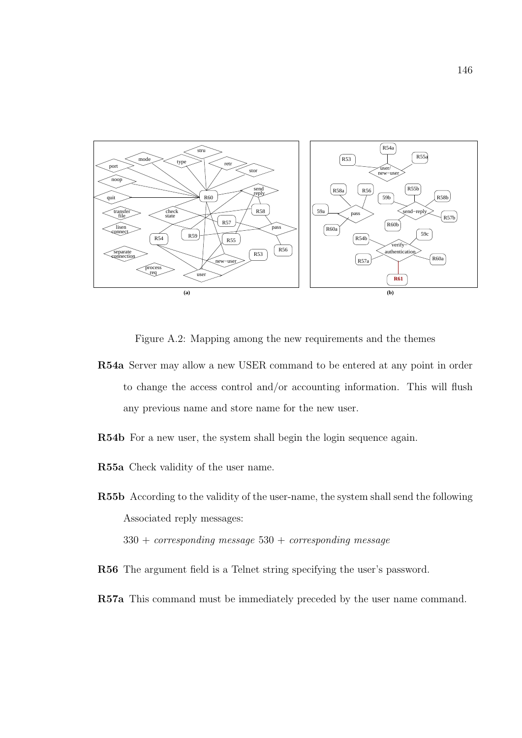Figure A.2: Mapping among the new requirements and the themes

**R54a** Server may allow a new USER command to be entered at any point in order to change the access control and/or accounting information. This will flush any previous name and store name for the new user.

**R54b** For a new user, the system shall begin the login sequence again.

**R55a** Check validity of the user name.

**R55b** According to the validity of the user-name, the system shall send the following Associated reply messages:

330 + *corresponding message* 530 + *corresponding message*

**R56** The argument field is a Telnet string specifying the user's password.

**R57a** This command must be immediately preceded by the user name command.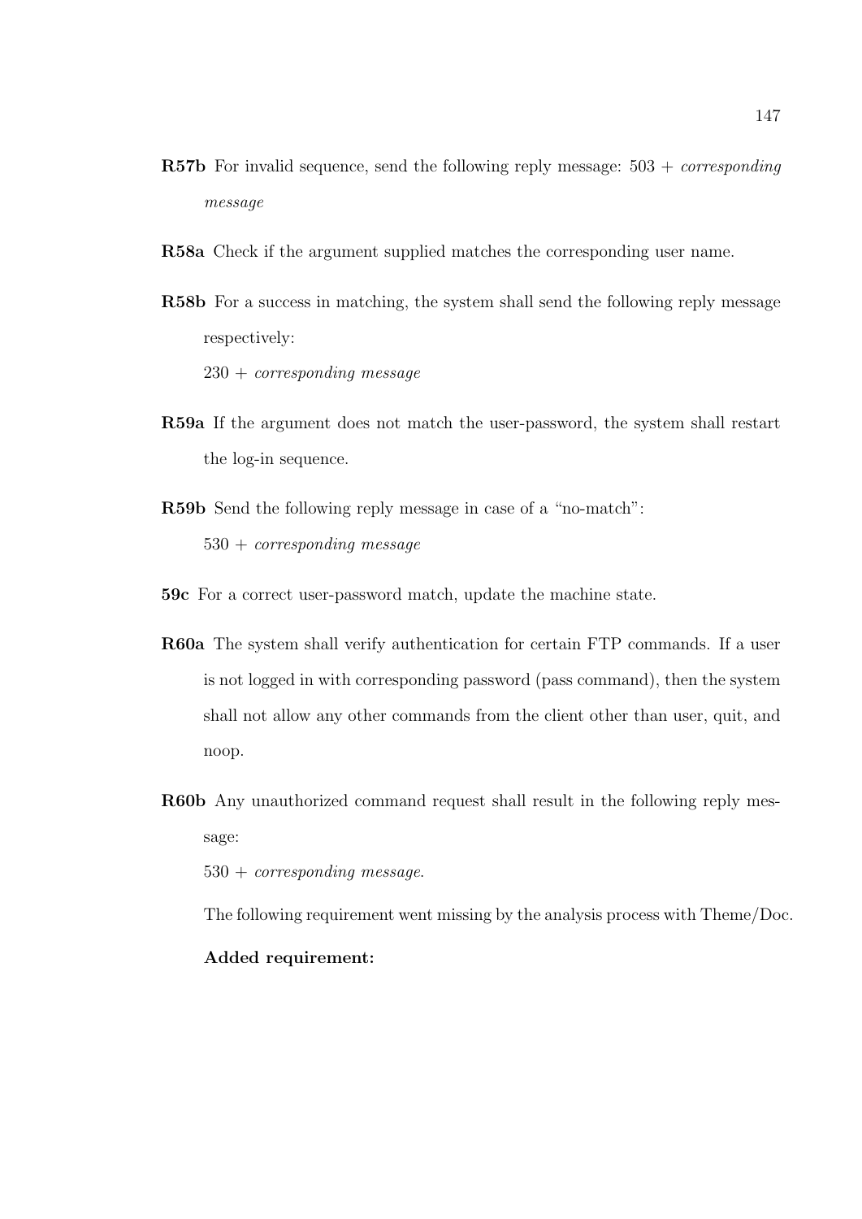**R57b** For invalid sequence, send the following reply message: 503 + *corresponding message*

**R58a** Check if the argument supplied matches the corresponding user name.

**R58b** For a success in matching, the system shall send the following reply message respectively:

230 + *corresponding message*

**R59a** If the argument does not match the user-password, the system shall restart the log-in sequence.

**R59b** Send the following reply message in case of a "no-match":

530 + *corresponding message*

**59c** For a correct user-password match, update the machine state.

**R60a** The system shall verify authentication for certain FTP commands. If a user is not logged in with corresponding password (pass command), then the system shall not allow any other commands from the client other than user, quit, and noop.

**R60b** Any unauthorized command request shall result in the following reply message:

530 + *corresponding message*.

The following requirement went missing by the analysis process with Theme/Doc.

**Added requirement:**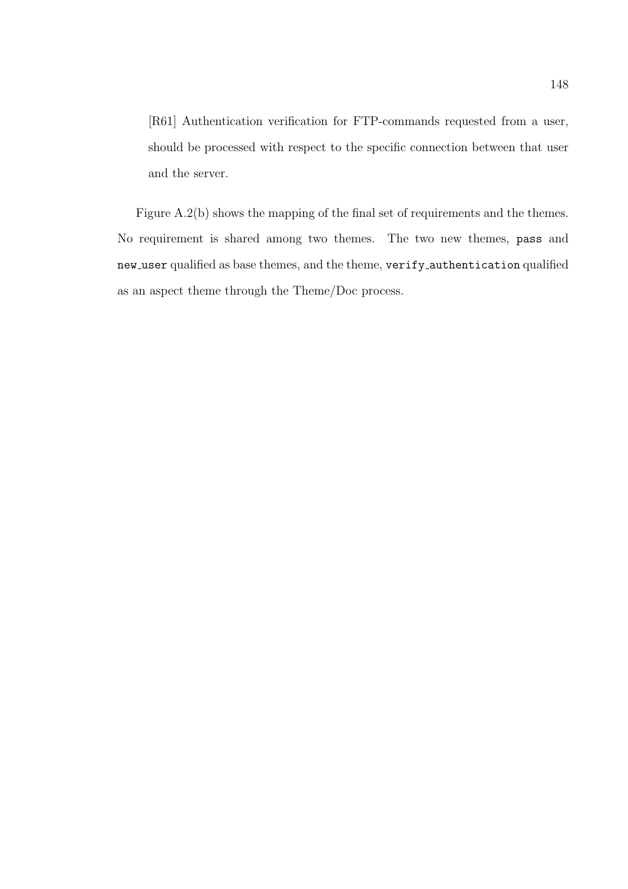> [R61] Authentication verification for FTP-commands requested from a user, should be processed with respect to the specific connection between that user and the server.

Figure A.2(b) shows the mapping of the final set of requirements and the themes. No requirement is shared among two themes. The two new themes, `pass` and `new_user` qualified as base themes, and the theme, `verify_authentication` qualified as an aspect theme through the Theme/Doc process.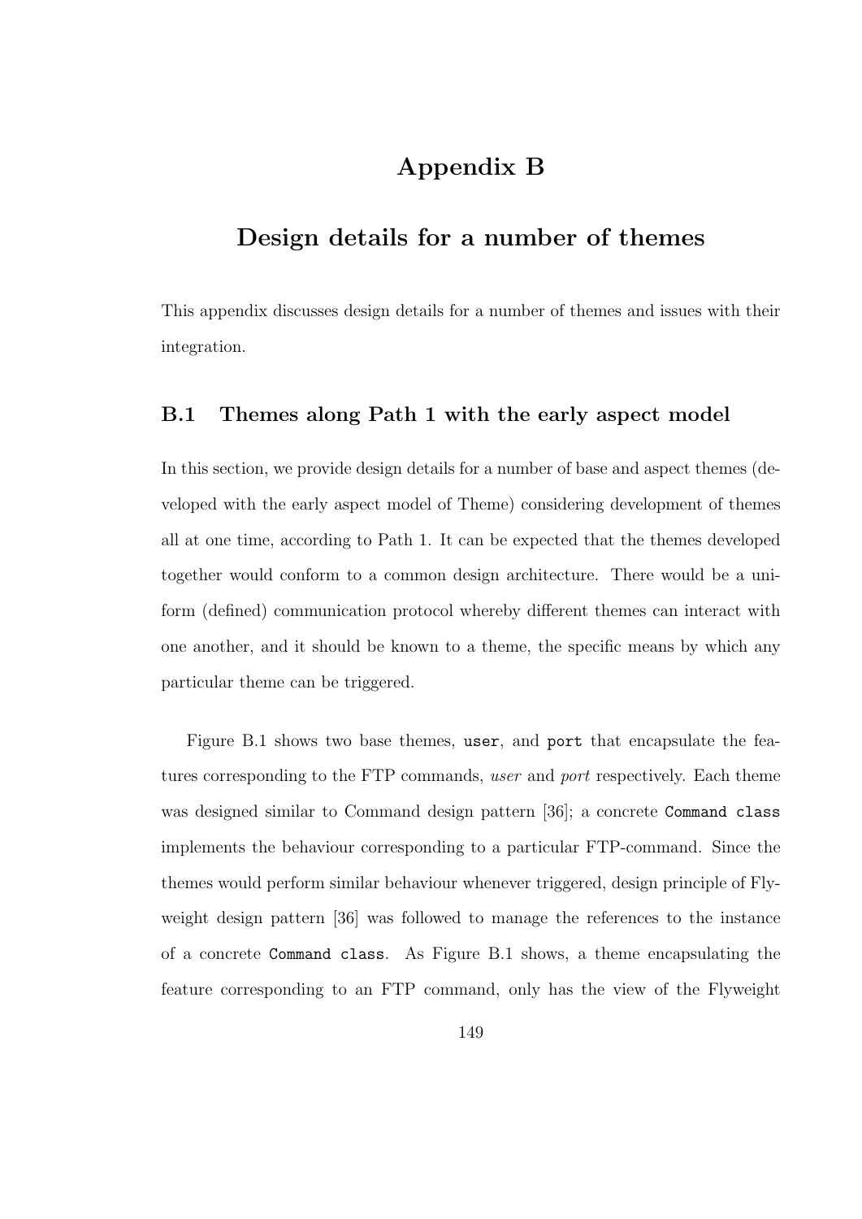# Appendix B

# Design details for a number of themes

This appendix discusses design details for a number of themes and issues with their integration.

## B.1 Themes along Path 1 with the early aspect model

In this section, we provide design details for a number of base and aspect themes (developed with the early aspect model of Theme) considering development of themes all at one time, according to Path 1. It can be expected that the themes developed together would conform to a common design architecture. There would be a uniform (defined) communication protocol whereby different themes can interact with one another, and it should be known to a theme, the specific means by which any particular theme can be triggered.

Figure B.1 shows two base themes, `user`, and `port` that encapsulate the features corresponding to the FTP commands, *user* and *port* respectively. Each theme was designed similar to Command design pattern [36]; a concrete `Command class` implements the behaviour corresponding to a particular FTP-command. Since the themes would perform similar behaviour whenever triggered, design principle of Flyweight design pattern [36] was followed to manage the references to the instance of a concrete `Command class`. As Figure B.1 shows, a theme encapsulating the feature corresponding to an FTP command, only has the view of the Flyweight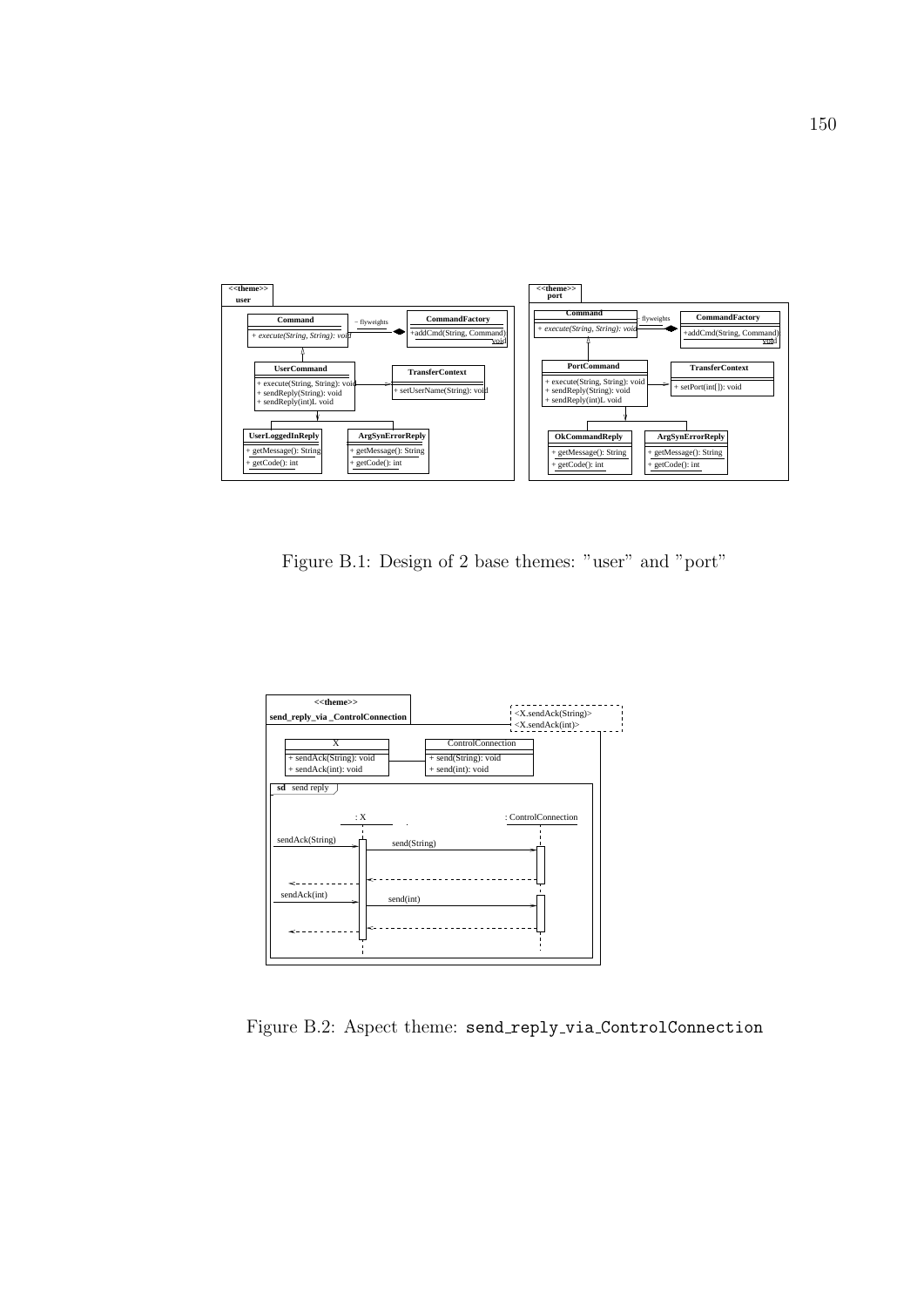Figure B.1: Design of 2 base themes: "user" and "port"

Figure B.2: Aspect theme: send_reply_via_ControlConnection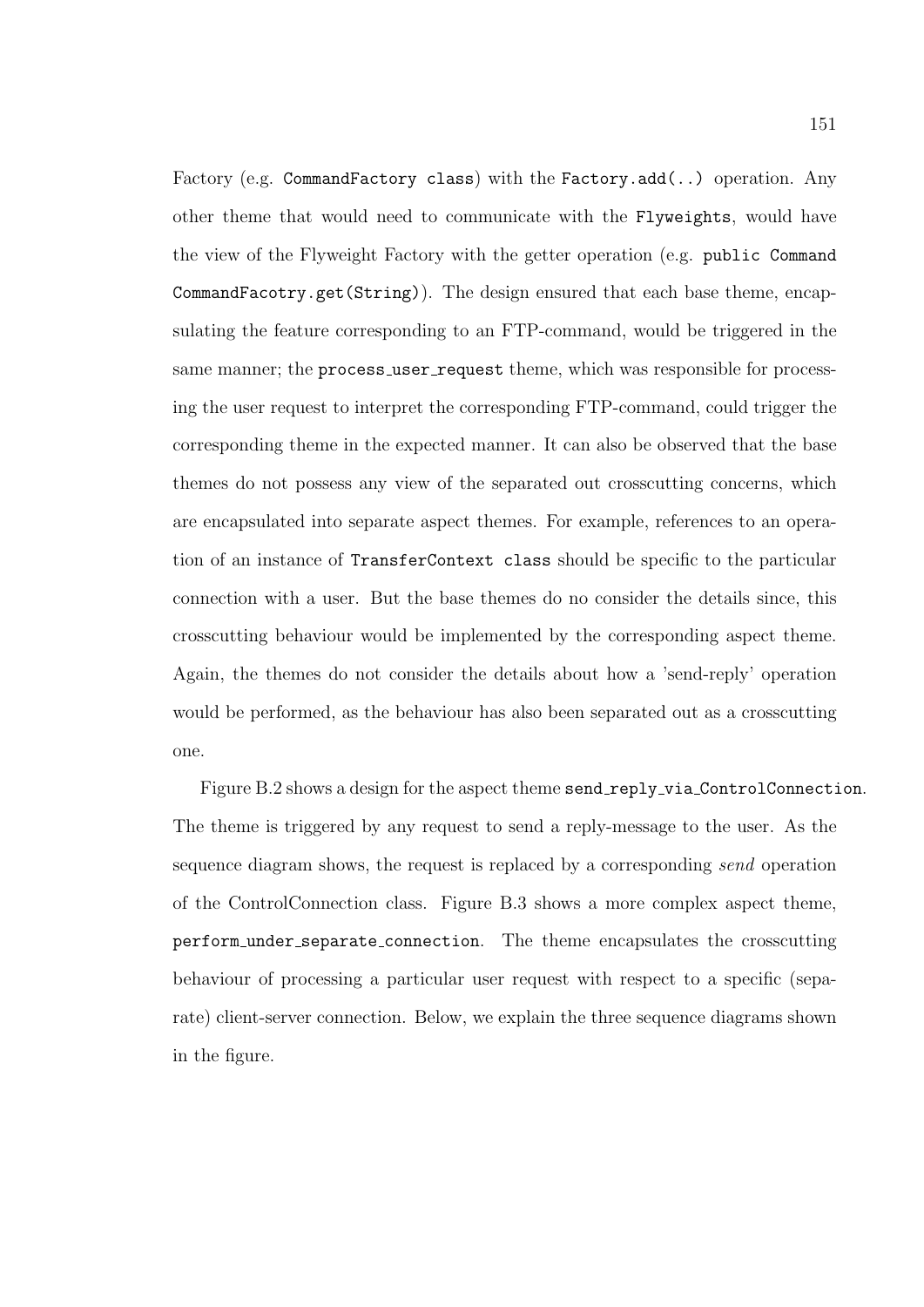Factory (e.g. `CommandFactory class`) with the `Factory.add(..)` operation. Any other theme that would need to communicate with the `Flyweights`, would have the view of the Flyweight Factory with the getter operation (e.g. `public Command CommandFacotry.get(String)`). The design ensured that each base theme, encapsulating the feature corresponding to an FTP-command, would be triggered in the same manner; the `process_user_request` theme, which was responsible for processing the user request to interpret the corresponding FTP-command, could trigger the corresponding theme in the expected manner. It can also be observed that the base themes do not possess any view of the separated out crosscutting concerns, which are encapsulated into separate aspect themes. For example, references to an operation of an instance of `TransferContext class` should be specific to the particular connection with a user. But the base themes do no consider the details since, this crosscutting behaviour would be implemented by the corresponding aspect theme. Again, the themes do not consider the details about how a 'send-reply' operation would be performed, as the behaviour has also been separated out as a crosscutting one.

Figure B.2 shows a design for the aspect theme `send_reply_via_ControlConnection`. The theme is triggered by any request to send a reply-message to the user. As the sequence diagram shows, the request is replaced by a corresponding *send* operation of the ControlConnection class. Figure B.3 shows a more complex aspect theme, `perform_under_separate_connection`. The theme encapsulates the crosscutting behaviour of processing a particular user request with respect to a specific (separate) client-server connection. Below, we explain the three sequence diagrams shown in the figure.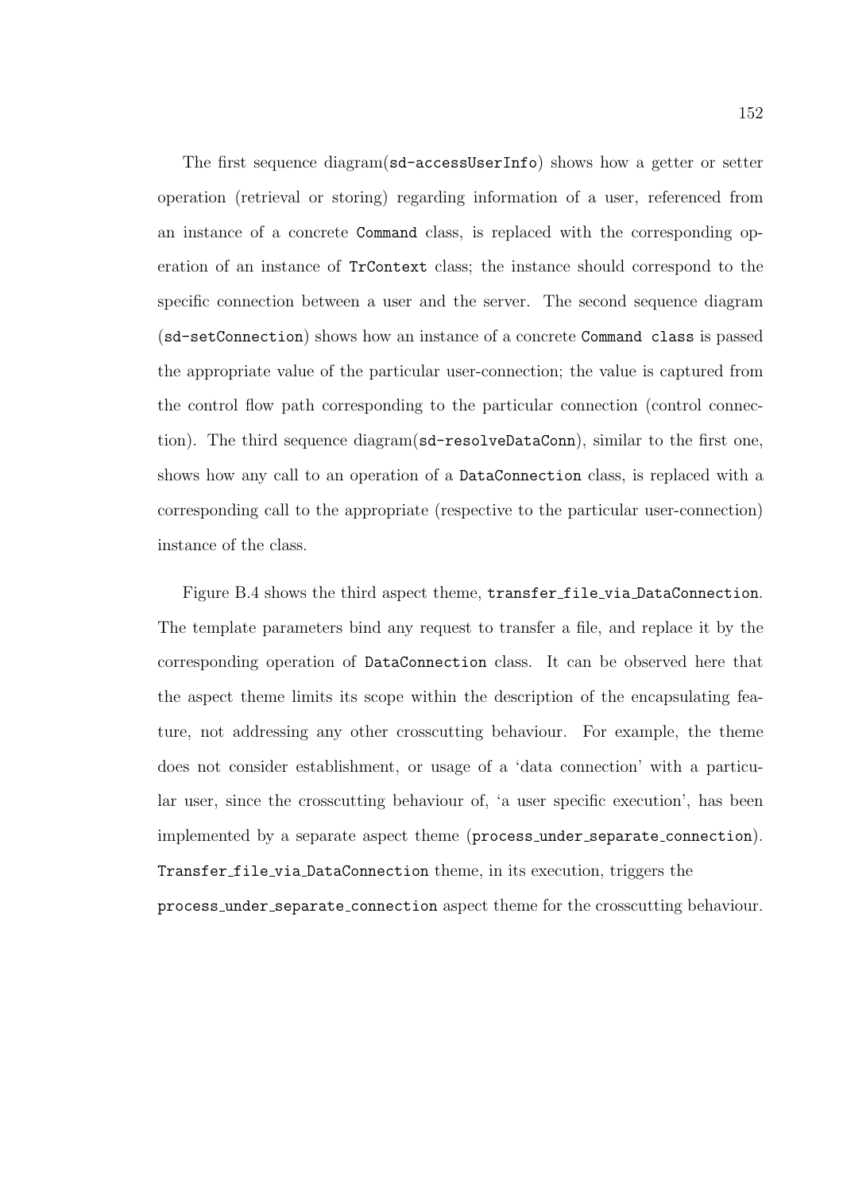The first sequence diagram(`sd-accessUserInfo`) shows how a getter or setter operation (retrieval or storing) regarding information of a user, referenced from an instance of a concrete `Command` class, is replaced with the corresponding operation of an instance of `TrContext` class; the instance should correspond to the specific connection between a user and the server. The second sequence diagram (`sd-setConnection`) shows how an instance of a concrete `Command class` is passed the appropriate value of the particular user-connection; the value is captured from the control flow path corresponding to the particular connection (control connection). The third sequence diagram(`sd-resolveDataConn`), similar to the first one, shows how any call to an operation of a `DataConnection` class, is replaced with a corresponding call to the appropriate (respective to the particular user-connection) instance of the class.

Figure B.4 shows the third aspect theme, `transfer_file_via_DataConnection`. The template parameters bind any request to transfer a file, and replace it by the corresponding operation of `DataConnection` class. It can be observed here that the aspect theme limits its scope within the description of the encapsulating feature, not addressing any other crosscutting behaviour. For example, the theme does not consider establishment, or usage of a 'data connection' with a particular user, since the crosscutting behaviour of, 'a user specific execution', has been implemented by a separate aspect theme (`process_under_separate_connection`). `Transfer_file_via_DataConnection` theme, in its execution, triggers the `process_under_separate_connection` aspect theme for the crosscutting behaviour.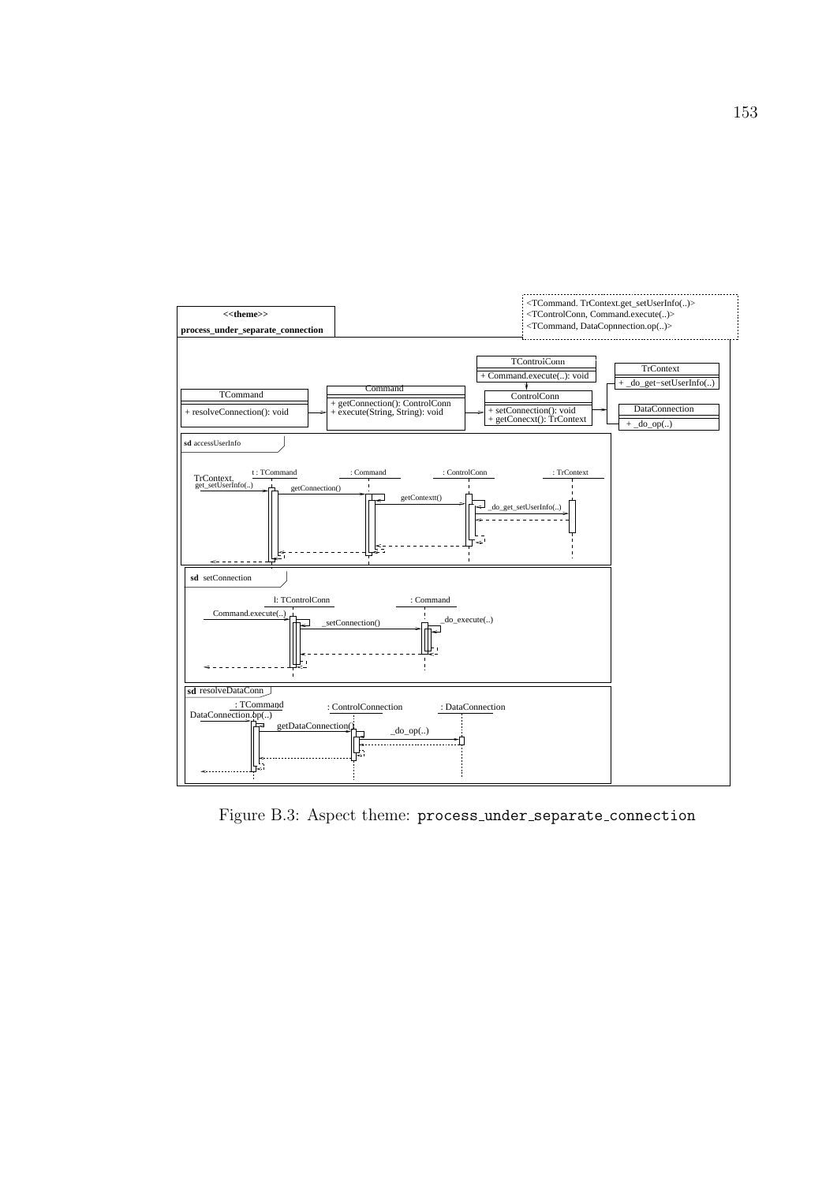Figure B.3: Aspect theme: `process_under_separate_connection`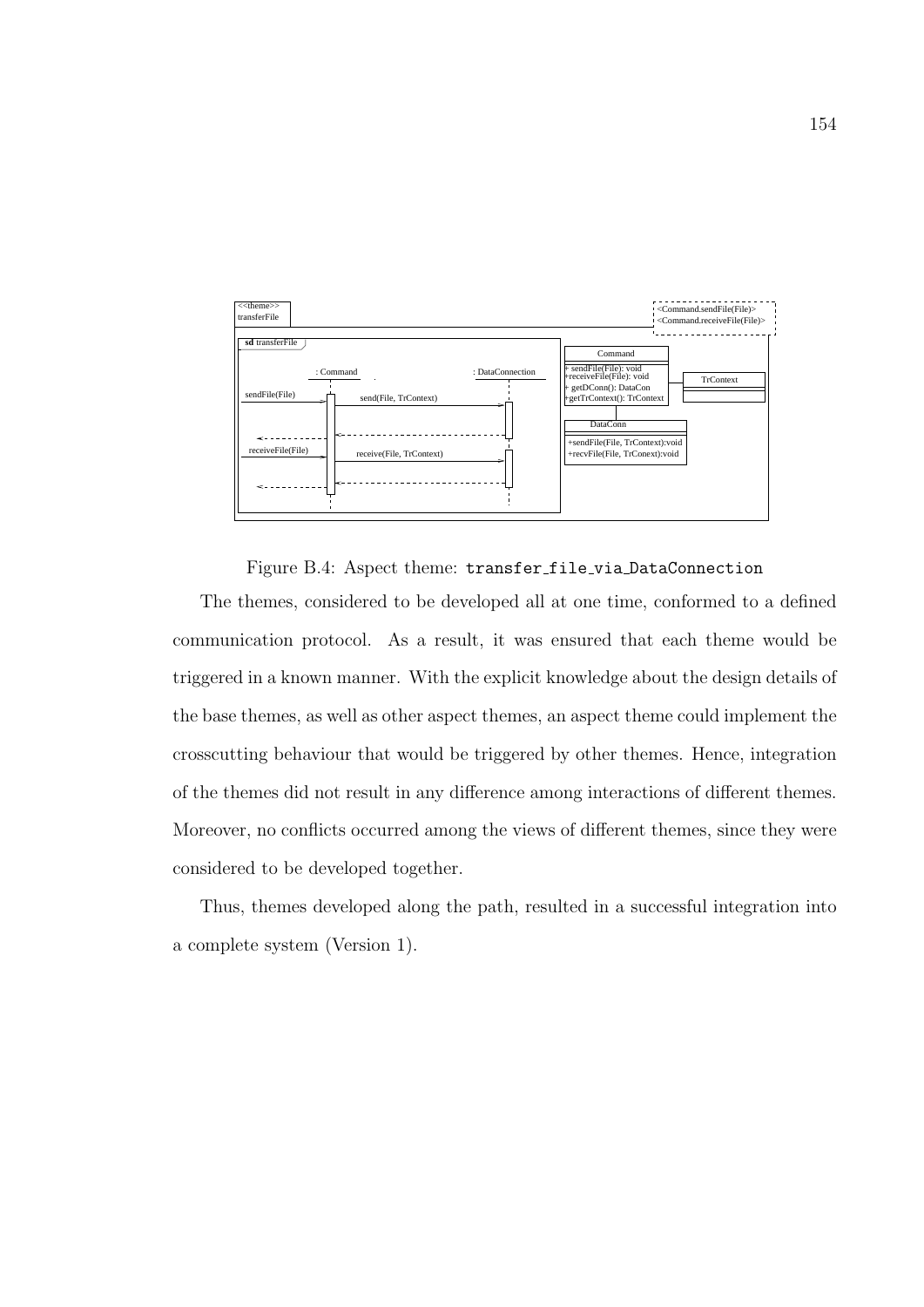Figure B.4: Aspect theme: `transfer_file_via_DataConnection`

The themes, considered to be developed all at one time, conformed to a defined communication protocol. As a result, it was ensured that each theme would be triggered in a known manner. With the explicit knowledge about the design details of the base themes, as well as other aspect themes, an aspect theme could implement the crosscutting behaviour that would be triggered by other themes. Hence, integration of the themes did not result in any difference among interactions of different themes. Moreover, no conflicts occurred among the views of different themes, since they were considered to be developed together.

Thus, themes developed along the path, resulted in a successful integration into a complete system (Version 1).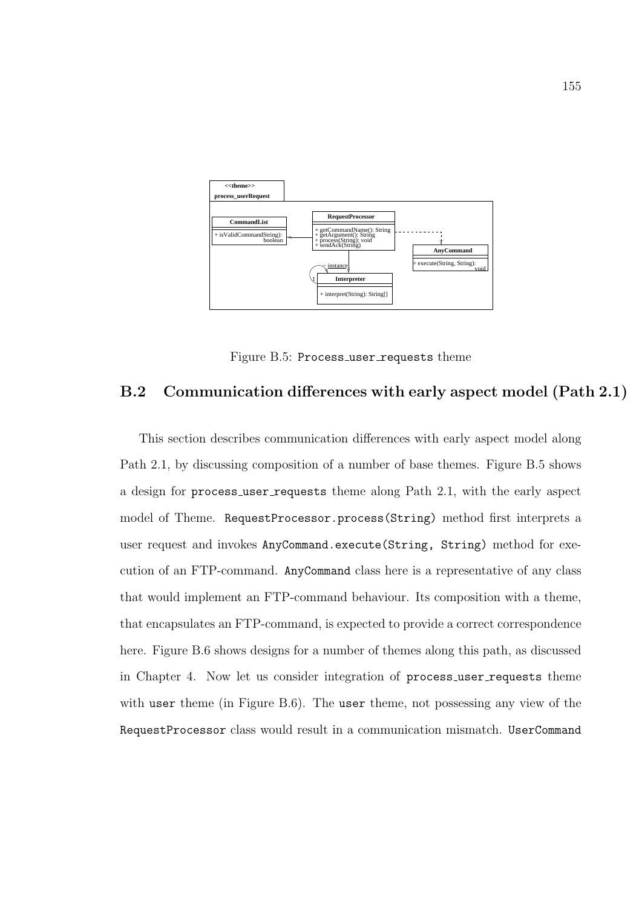Figure B.5: Process_user_requests theme

## B.2 Communication differences with early aspect model (Path 2.1)

This section describes communication differences with early aspect model along Path 2.1, by discussing composition of a number of base themes. Figure B.5 shows a design for process_user_requests theme along Path 2.1, with the early aspect model of Theme. RequestProcessor.process(String) method first interprets a user request and invokes AnyCommand.execute(String, String) method for execution of an FTP-command. AnyCommand class here is a representative of any class that would implement an FTP-command behaviour. Its composition with a theme, that encapsulates an FTP-command, is expected to provide a correct correspondence here. Figure B.6 shows designs for a number of themes along this path, as discussed in Chapter 4. Now let us consider integration of process_user_requests theme with user theme (in Figure B.6). The user theme, not possessing any view of the RequestProcessor class would result in a communication mismatch. UserCommand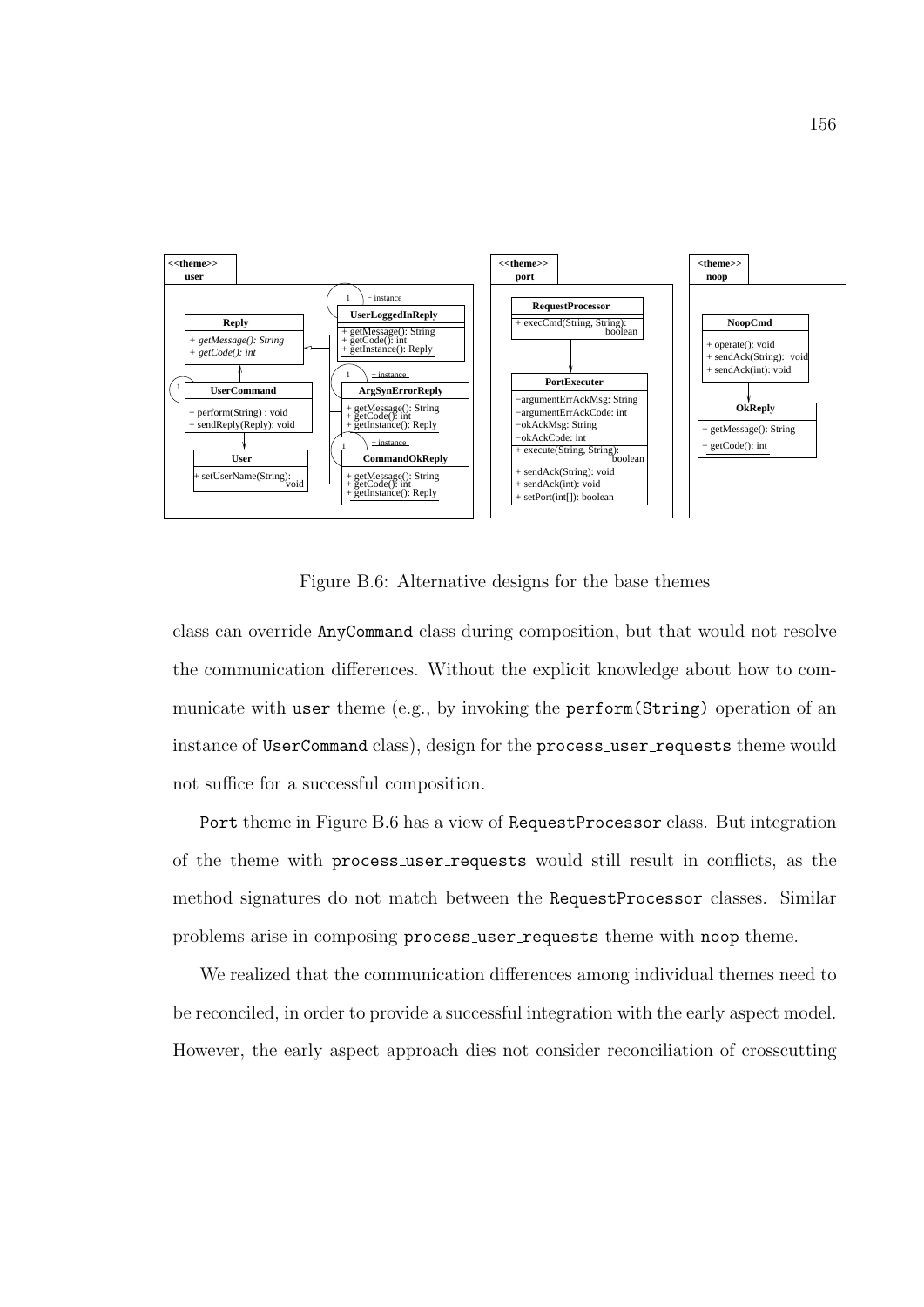Figure B.6: Alternative designs for the base themes

class can override AnyCommand class during composition, but that would not resolve the communication differences. Without the explicit knowledge about how to communicate with user theme (e.g., by invoking the perform(String) operation of an instance of UserCommand class), design for the process_user_requests theme would not suffice for a successful composition.

Port theme in Figure B.6 has a view of RequestProcessor class. But integration of the theme with process_user_requests would still result in conflicts, as the method signatures do not match between the RequestProcessor classes. Similar problems arise in composing process_user_requests theme with noop theme.

We realized that the communication differences among individual themes need to be reconciled, in order to provide a successful integration with the early aspect model. However, the early aspect approach dies not consider reconciliation of crosscutting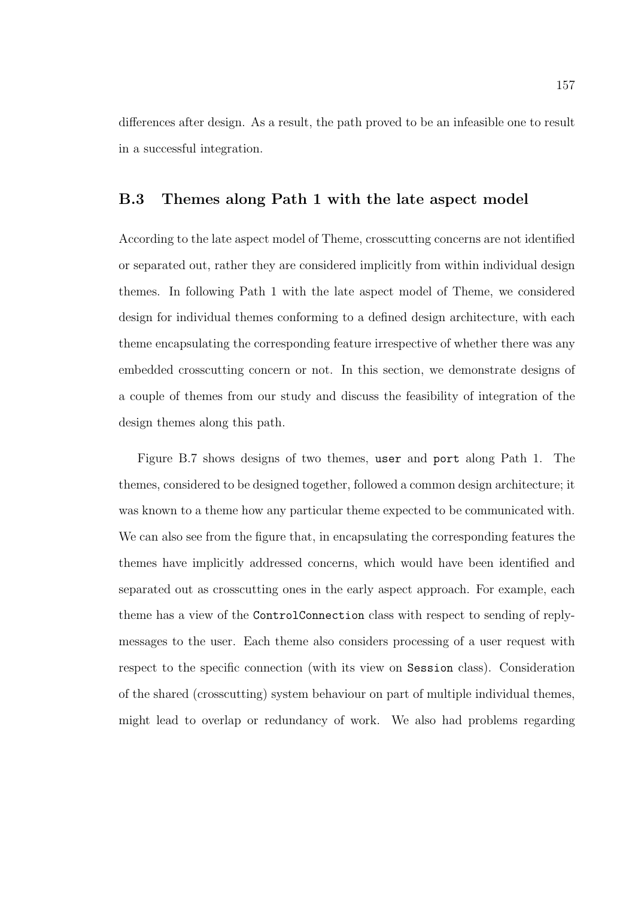differences after design. As a result, the path proved to be an infeasible one to result in a successful integration.

## B.3 Themes along Path 1 with the late aspect model

According to the late aspect model of Theme, crosscutting concerns are not identified or separated out, rather they are considered implicitly from within individual design themes. In following Path 1 with the late aspect model of Theme, we considered design for individual themes conforming to a defined design architecture, with each theme encapsulating the corresponding feature irrespective of whether there was any embedded crosscutting concern or not. In this section, we demonstrate designs of a couple of themes from our study and discuss the feasibility of integration of the design themes along this path.

Figure B.7 shows designs of two themes, `user` and `port` along Path 1. The themes, considered to be designed together, followed a common design architecture; it was known to a theme how any particular theme expected to be communicated with. We can also see from the figure that, in encapsulating the corresponding features the themes have implicitly addressed concerns, which would have been identified and separated out as crosscutting ones in the early aspect approach. For example, each theme has a view of the `ControlConnection` class with respect to sending of reply-messages to the user. Each theme also considers processing of a user request with respect to the specific connection (with its view on `Session` class). Consideration of the shared (crosscutting) system behaviour on part of multiple individual themes, might lead to overlap or redundancy of work. We also had problems regarding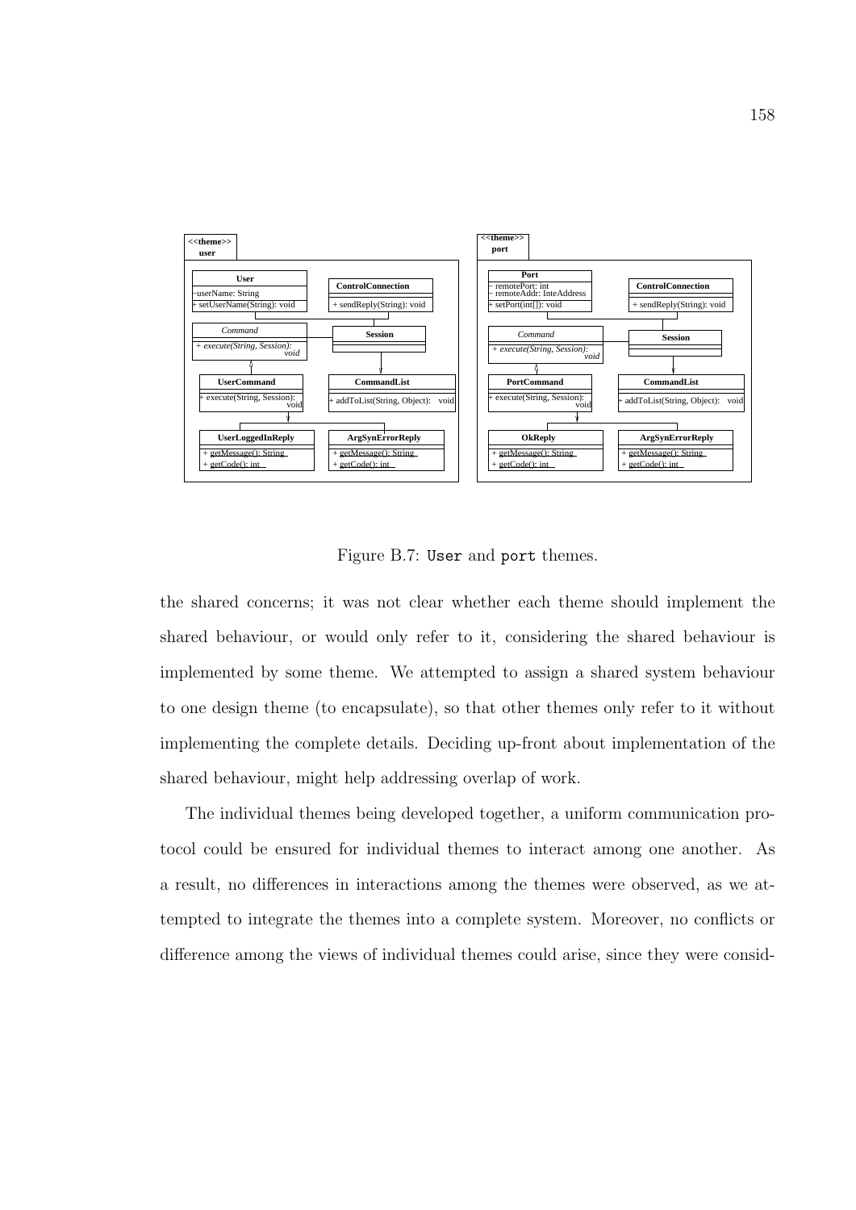Figure B.7: User and port themes.

the shared concerns; it was not clear whether each theme should implement the shared behaviour, or would only refer to it, considering the shared behaviour is implemented by some theme. We attempted to assign a shared system behaviour to one design theme (to encapsulate), so that other themes only refer to it without implementing the complete details. Deciding up-front about implementation of the shared behaviour, might help addressing overlap of work.

The individual themes being developed together, a uniform communication protocol could be ensured for individual themes to interact among one another. As a result, no differences in interactions among the themes were observed, as we attempted to integrate the themes into a complete system. Moreover, no conflicts or difference among the views of individual themes could arise, since they were consid-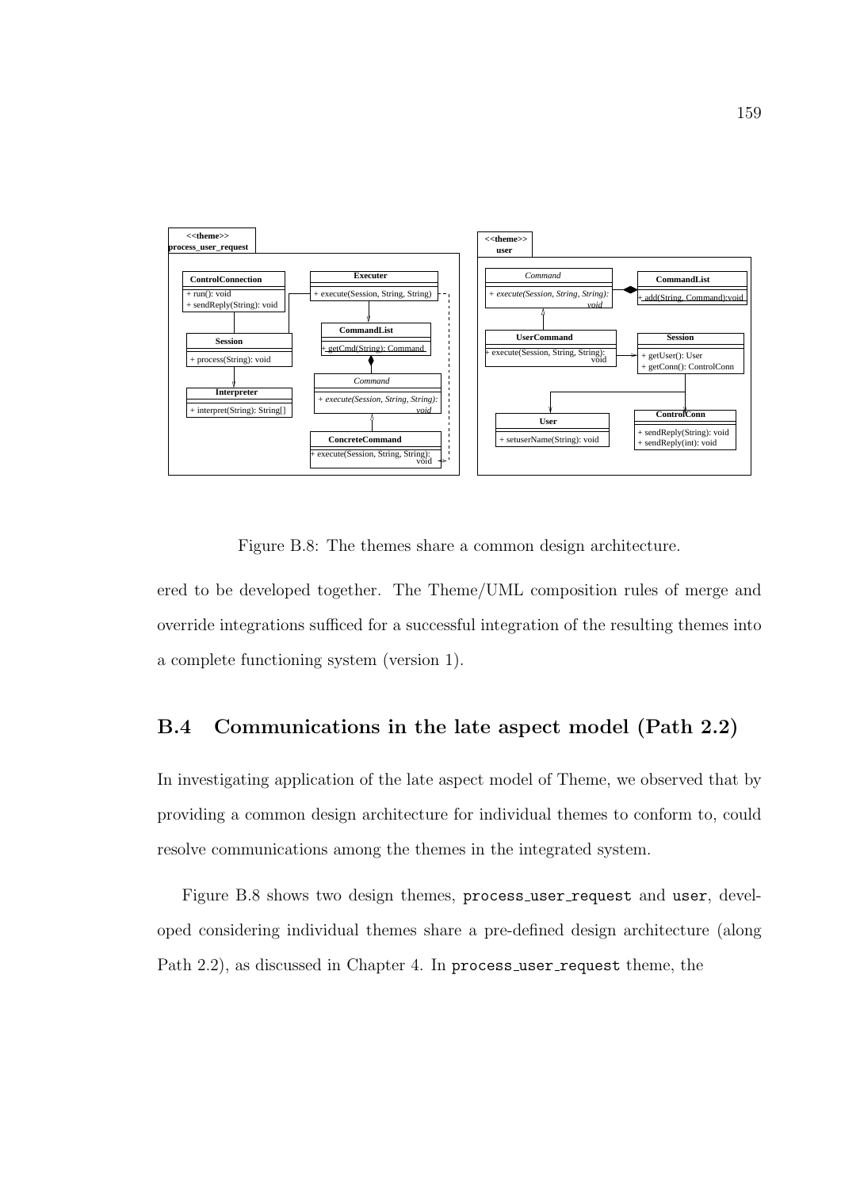Figure B.8: The themes share a common design architecture.

ered to be developed together. The Theme/UML composition rules of merge and override integrations sufficed for a successful integration of the resulting themes into a complete functioning system (version 1).

## B.4 Communications in the late aspect model (Path 2.2)

In investigating application of the late aspect model of Theme, we observed that by providing a common design architecture for individual themes to conform to, could resolve communications among the themes in the integrated system.

Figure B.8 shows two design themes, process_user_request and user, developed considering individual themes share a pre-defined design architecture (along Path 2.2), as discussed in Chapter 4. In process_user_request theme, the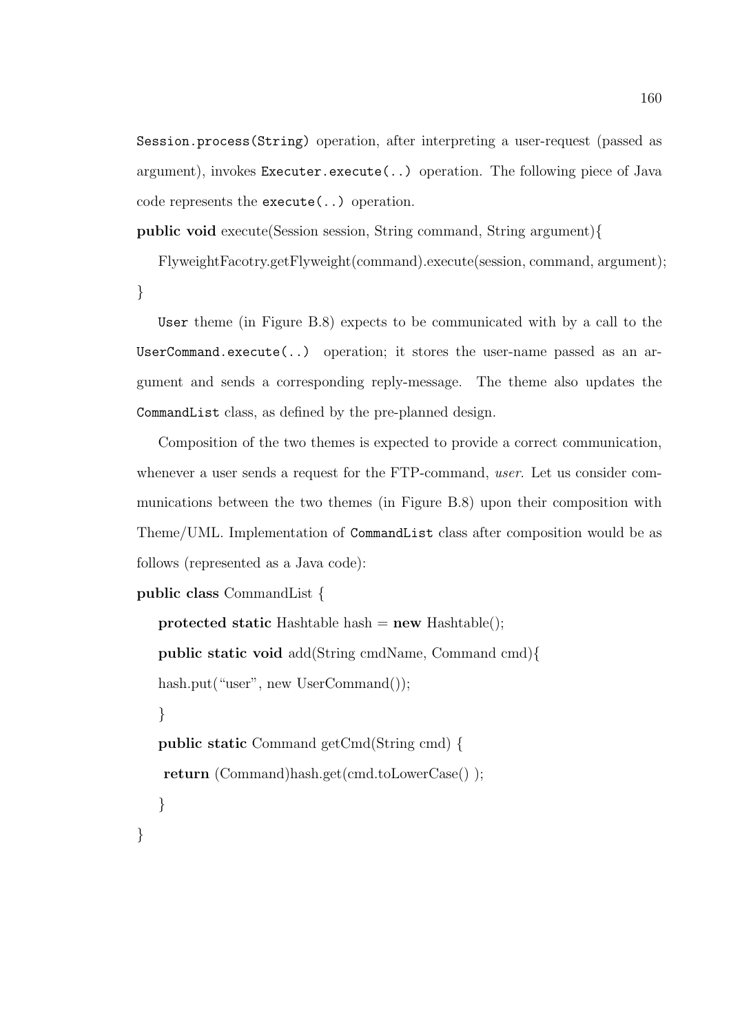`Session.process(String)` operation, after interpreting a user-request (passed as argument), invokes `Executer.execute(..)` operation. The following piece of Java code represents the `execute(..)` operation.

```
public void execute(Session session, String command, String argument){
    FlyweightFacotry.getFlyweight(command).execute(session, command, argument);
}
```

`User` theme (in Figure B.8) expects to be communicated with by a call to the `UserCommand.execute(..)` operation; it stores the user-name passed as an argument and sends a corresponding reply-message. The theme also updates the `CommandList` class, as defined by the pre-planned design.

Composition of the two themes is expected to provide a correct communication, whenever a user sends a request for the FTP-command, *user*. Let us consider communications between the two themes (in Figure B.8) upon their composition with Theme/UML. Implementation of `CommandList` class after composition would be as follows (represented as a Java code):

```
public class CommandList {
    protected static Hashtable hash = new Hashtable();
    public static void add(String cmdName, Command cmd){
    hash.put("user", new UserCommand());
    }
    public static Command getCmd(String cmd) {
     return (Command)hash.get(cmd.toLowerCase() );
    }
}
```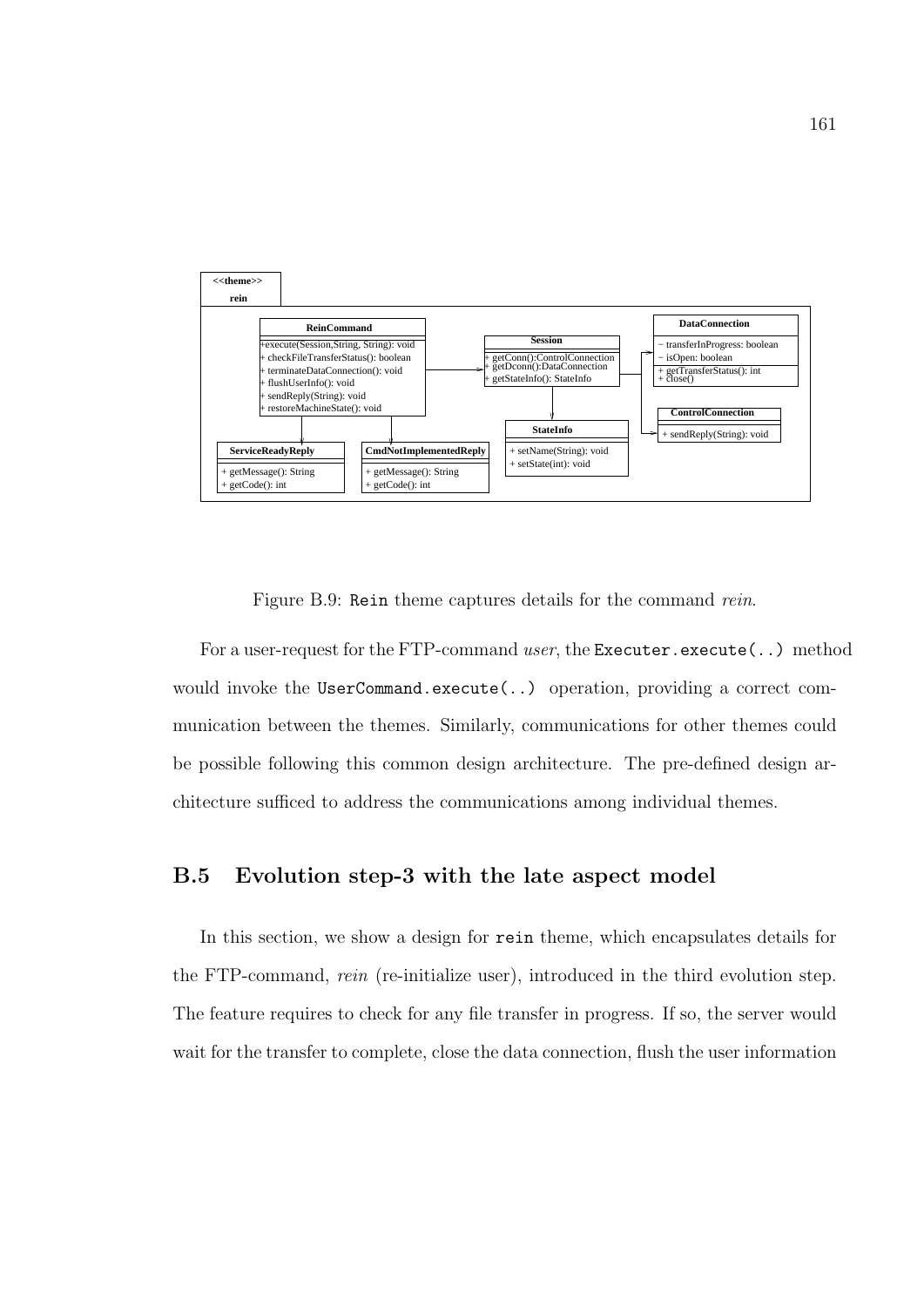Figure B.9: Rein theme captures details for the command *rein*.

For a user-request for the FTP-command *user*, the `Executer.execute(..)` method would invoke the `UserCommand.execute(..)` operation, providing a correct communication between the themes. Similarly, communications for other themes could be possible following this common design architecture. The pre-defined design architecture sufficed to address the communications among individual themes.

## B.5 Evolution step-3 with the late aspect model

In this section, we show a design for `rein` theme, which encapsulates details for the FTP-command, *rein* (re-initialize user), introduced in the third evolution step. The feature requires to check for any file transfer in progress. If so, the server would wait for the transfer to complete, close the data connection, flush the user information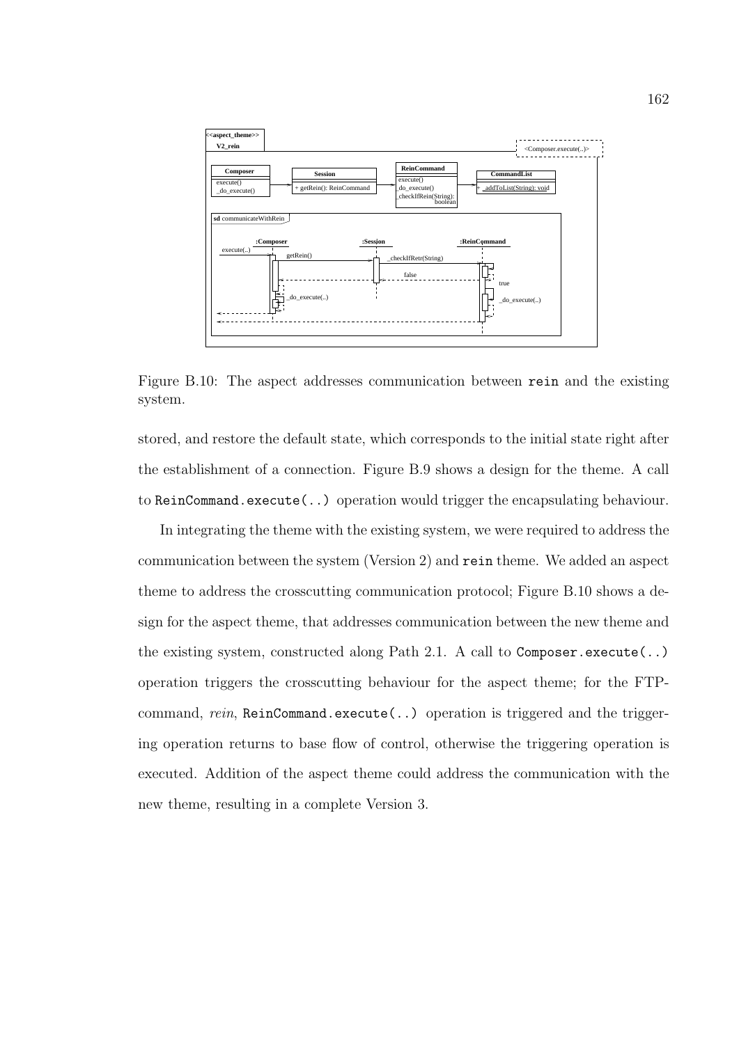<<aspect_theme>>
V2_rein

<Composer.execute(..)>

Composer
execute()
_do_execute()

Session
+ getRein(): ReinCommand

ReinCommand
execute()
_do_execute()
_checkIfRein(String): boolean

CommandList
+ _addToList(String): void

sd communicateWithRein

:Composer
:Session
:ReinCommand

execute(..)
getRein()
_checkIfRetr(String)
false
true
_do_execute(..)
_do_execute(..)

Figure B.10: The aspect addresses communication between rein and the existing system.

stored, and restore the default state, which corresponds to the initial state right after the establishment of a connection. Figure B.9 shows a design for the theme. A call to ReinCommand.execute(..) operation would trigger the encapsulating behaviour.

In integrating the theme with the existing system, we were required to address the communication between the system (Version 2) and rein theme. We added an aspect theme to address the crosscutting communication protocol; Figure B.10 shows a design for the aspect theme, that addresses communication between the new theme and the existing system, constructed along Path 2.1. A call to Composer.execute(..) operation triggers the crosscutting behaviour for the aspect theme; for the FTP-command, *rein*, ReinCommand.execute(..) operation is triggered and the triggering operation returns to base flow of control, otherwise the triggering operation is executed. Addition of the aspect theme could address the communication with the new theme, resulting in a complete Version 3.